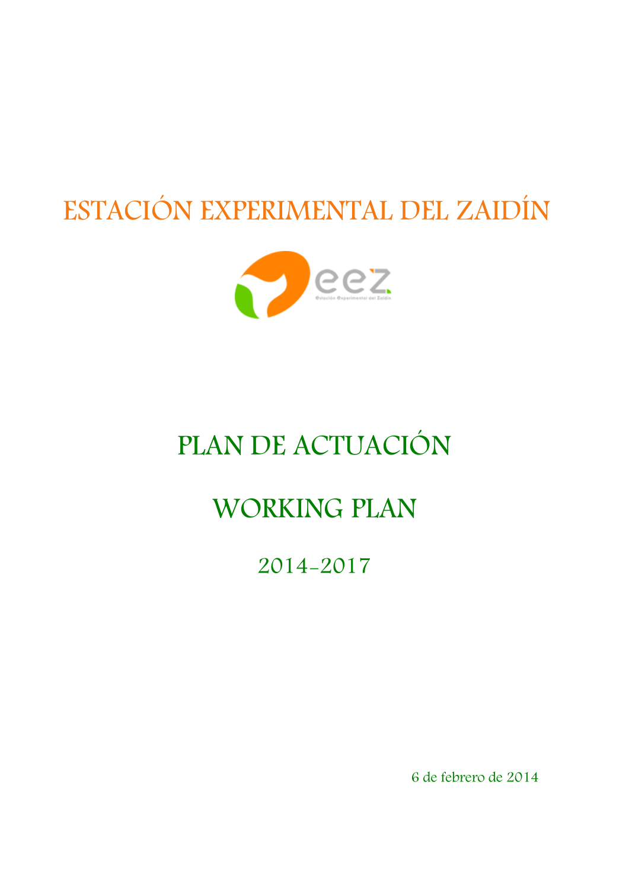# ESTACIÓN EXPERIMENTAL DEL ZAIDÍN

# PLAN DE ACTUACIÓN

# WORKING PLAN

## 2014-2017

6 de febrero de 2014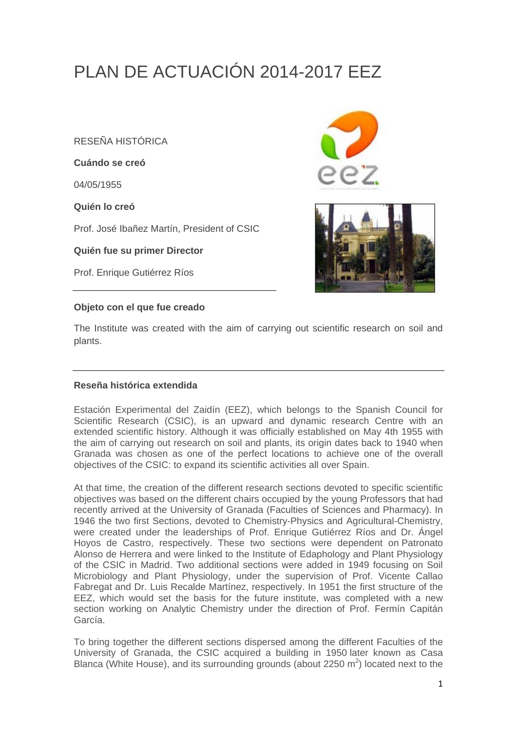# PLAN DE ACTUACIÓN 2014-2017 EEZ

RESEÑA HISTÓRICA

**Cuándo se creó**

04/05/1955

**Quién lo creó**

Prof. José Ibañez Martín, President of CSIC

**Quién fue su primer Director**

Prof. Enrique Gutiérrez Ríos

---

**Objeto con el que fue creado**

The Institute was created with the aim of carrying out scientific research on soil and plants.

---

**Reseña histórica extendida**

Estación Experimental del Zaidín (EEZ), which belongs to the Spanish Council for Scientific Research (CSIC), is an upward and dynamic research Centre with an extended scientific history. Although it was officially established on May 4th 1955 with the aim of carrying out research on soil and plants, its origin dates back to 1940 when Granada was chosen as one of the perfect locations to achieve one of the overall objectives of the CSIC: to expand its scientific activities all over Spain.

At that time, the creation of the different research sections devoted to specific scientific objectives was based on the different chairs occupied by the young Professors that had recently arrived at the University of Granada (Faculties of Sciences and Pharmacy). In 1946 the two first Sections, devoted to Chemistry-Physics and Agricultural-Chemistry, were created under the leaderships of Prof. Enrique Gutiérrez Ríos and Dr. Ángel Hoyos de Castro, respectively. These two sections were dependent on Patronato Alonso de Herrera and were linked to the Institute of Edaphology and Plant Physiology of the CSIC in Madrid. Two additional sections were added in 1949 focusing on Soil Microbiology and Plant Physiology, under the supervision of Prof. Vicente Callao Fabregat and Dr. Luis Recalde Martínez, respectively. In 1951 the first structure of the EEZ, which would set the basis for the future institute, was completed with a new section working on Analytic Chemistry under the direction of Prof. Fermín Capitán García.

To bring together the different sections dispersed among the different Faculties of the University of Granada, the CSIC acquired a building in 1950 later known as Casa Blanca (White House), and its surrounding grounds (about 2250 $m^2$) located next to the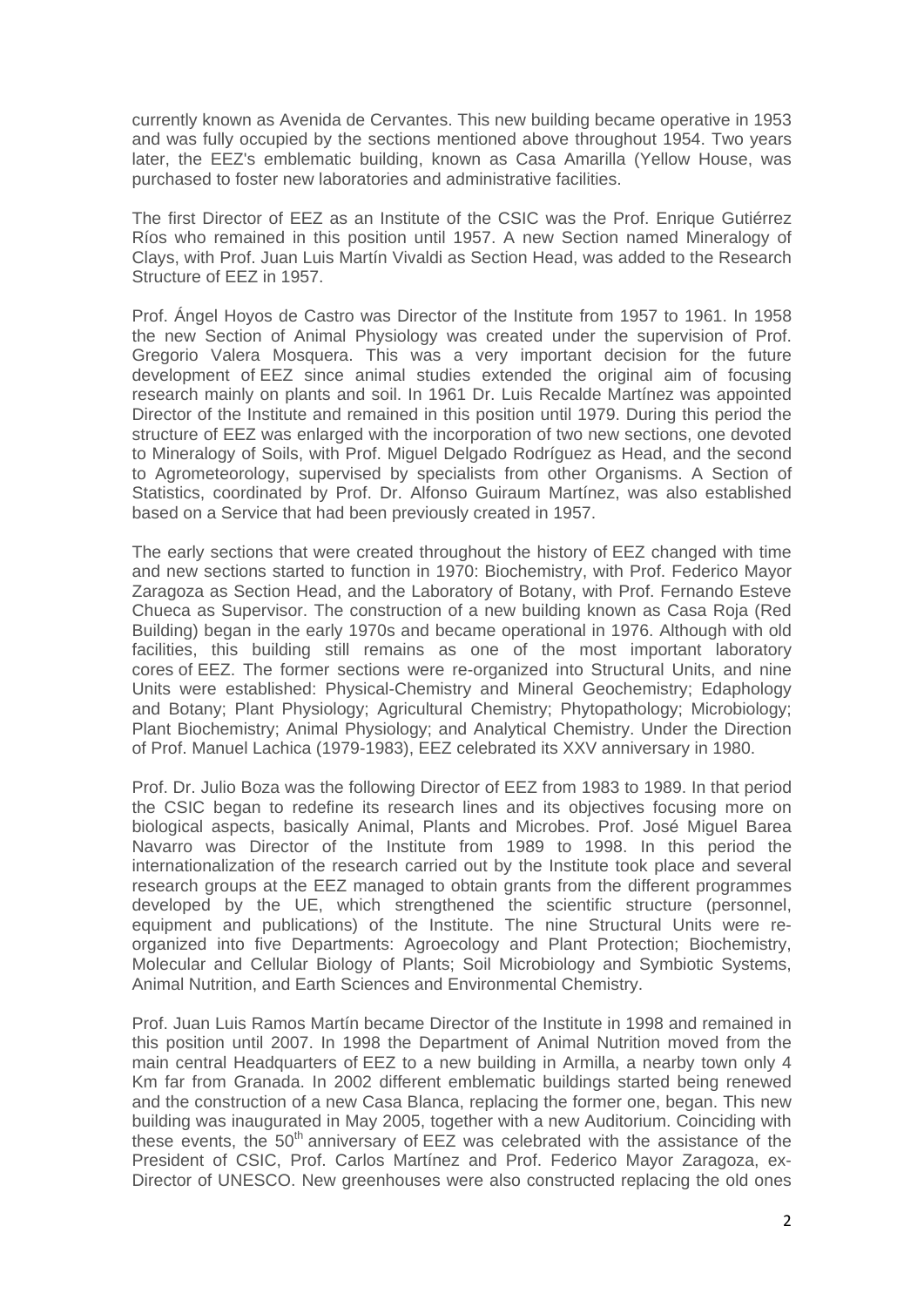currently known as Avenida de Cervantes. This new building became operative in 1953 and was fully occupied by the sections mentioned above throughout 1954. Two years later, the EEZ's emblematic building, known as Casa Amarilla (Yellow House, was purchased to foster new laboratories and administrative facilities.

The first Director of EEZ as an Institute of the CSIC was the Prof. Enrique Gutiérrez Ríos who remained in this position until 1957. A new Section named Mineralogy of Clays, with Prof. Juan Luis Martín Vivaldi as Section Head, was added to the Research Structure of EEZ in 1957.

Prof. Ángel Hoyos de Castro was Director of the Institute from 1957 to 1961. In 1958 the new Section of Animal Physiology was created under the supervision of Prof. Gregorio Valera Mosquera. This was a very important decision for the future development of EEZ since animal studies extended the original aim of focusing research mainly on plants and soil. In 1961 Dr. Luis Recalde Martínez was appointed Director of the Institute and remained in this position until 1979. During this period the structure of EEZ was enlarged with the incorporation of two new sections, one devoted to Mineralogy of Soils, with Prof. Miguel Delgado Rodríguez as Head, and the second to Agrometeorology, supervised by specialists from other Organisms. A Section of Statistics, coordinated by Prof. Dr. Alfonso Guiraum Martínez, was also established based on a Service that had been previously created in 1957.

The early sections that were created throughout the history of EEZ changed with time and new sections started to function in 1970: Biochemistry, with Prof. Federico Mayor Zaragoza as Section Head, and the Laboratory of Botany, with Prof. Fernando Esteve Chueca as Supervisor. The construction of a new building known as Casa Roja (Red Building) began in the early 1970s and became operational in 1976. Although with old facilities, this building still remains as one of the most important laboratory cores of EEZ. The former sections were re-organized into Structural Units, and nine Units were established: Physical-Chemistry and Mineral Geochemistry; Edaphology and Botany; Plant Physiology; Agricultural Chemistry; Phytopathology; Microbiology; Plant Biochemistry; Animal Physiology; and Analytical Chemistry. Under the Direction of Prof. Manuel Lachica (1979-1983), EEZ celebrated its XXV anniversary in 1980.

Prof. Dr. Julio Boza was the following Director of EEZ from 1983 to 1989. In that period the CSIC began to redefine its research lines and its objectives focusing more on biological aspects, basically Animal, Plants and Microbes. Prof. José Miguel Barea Navarro was Director of the Institute from 1989 to 1998. In this period the internationalization of the research carried out by the Institute took place and several research groups at the EEZ managed to obtain grants from the different programmes developed by the UE, which strengthened the scientific structure (personnel, equipment and publications) of the Institute. The nine Structural Units were re-organized into five Departments: Agroecology and Plant Protection; Biochemistry, Molecular and Cellular Biology of Plants; Soil Microbiology and Symbiotic Systems, Animal Nutrition, and Earth Sciences and Environmental Chemistry.

Prof. Juan Luis Ramos Martín became Director of the Institute in 1998 and remained in this position until 2007. In 1998 the Department of Animal Nutrition moved from the main central Headquarters of EEZ to a new building in Armilla, a nearby town only 4 Km far from Granada. In 2002 different emblematic buildings started being renewed and the construction of a new Casa Blanca, replacing the former one, began. This new building was inaugurated in May 2005, together with a new Auditorium. Coinciding with these events, the 50th anniversary of EEZ was celebrated with the assistance of the President of CSIC, Prof. Carlos Martínez and Prof. Federico Mayor Zaragoza, ex-Director of UNESCO. New greenhouses were also constructed replacing the old ones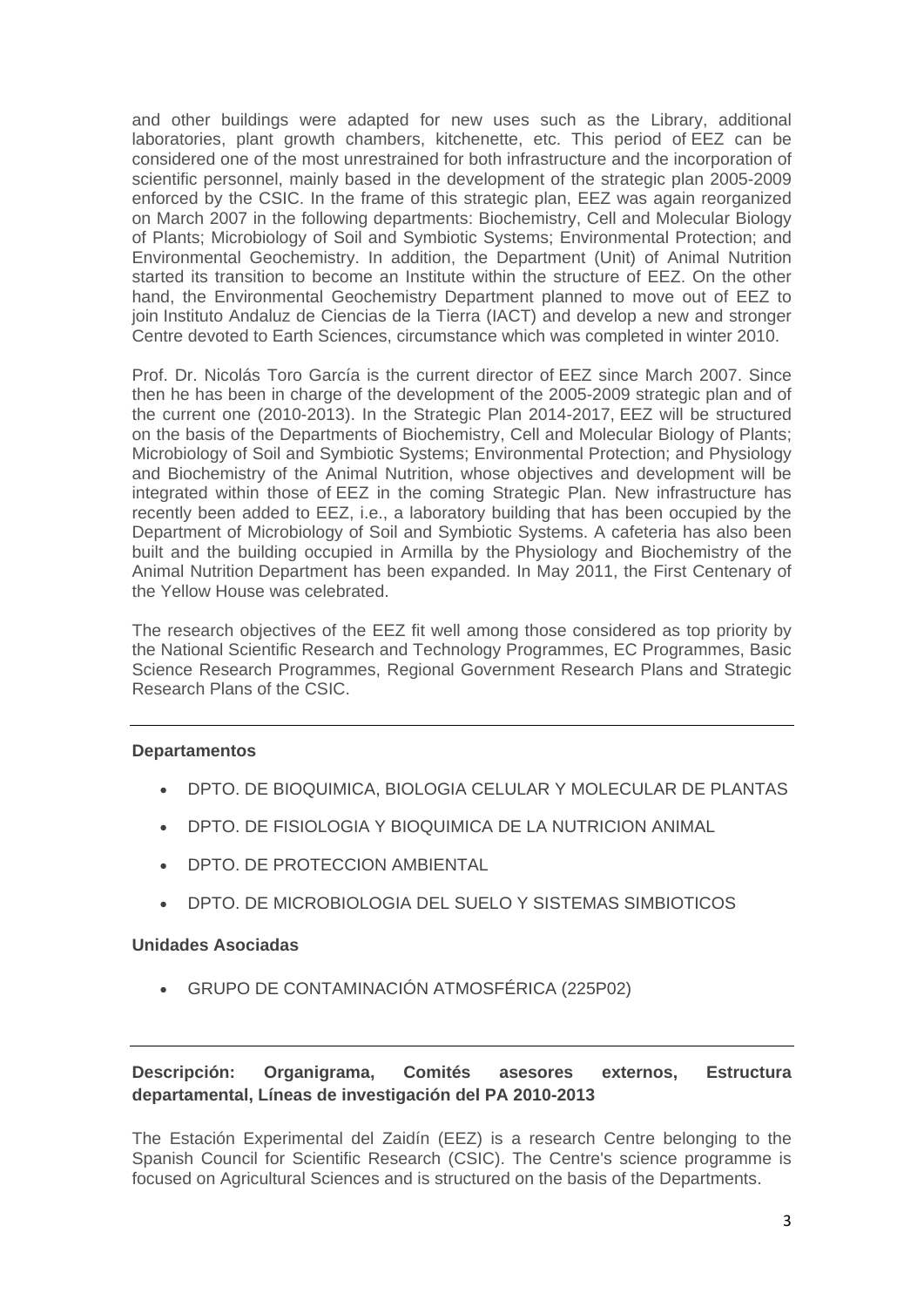and other buildings were adapted for new uses such as the Library, additional laboratories, plant growth chambers, kitchenette, etc. This period of EEZ can be considered one of the most unrestrained for both infrastructure and the incorporation of scientific personnel, mainly based in the development of the strategic plan 2005-2009 enforced by the CSIC. In the frame of this strategic plan, EEZ was again reorganized on March 2007 in the following departments: Biochemistry, Cell and Molecular Biology of Plants; Microbiology of Soil and Symbiotic Systems; Environmental Protection; and Environmental Geochemistry. In addition, the Department (Unit) of Animal Nutrition started its transition to become an Institute within the structure of EEZ. On the other hand, the Environmental Geochemistry Department planned to move out of EEZ to join Instituto Andaluz de Ciencias de la Tierra (IACT) and develop a new and stronger Centre devoted to Earth Sciences, circumstance which was completed in winter 2010.

Prof. Dr. Nicolás Toro García is the current director of EEZ since March 2007. Since then he has been in charge of the development of the 2005-2009 strategic plan and of the current one (2010-2013). In the Strategic Plan 2014-2017, EEZ will be structured on the basis of the Departments of Biochemistry, Cell and Molecular Biology of Plants; Microbiology of Soil and Symbiotic Systems; Environmental Protection; and Physiology and Biochemistry of the Animal Nutrition, whose objectives and development will be integrated within those of EEZ in the coming Strategic Plan. New infrastructure has recently been added to EEZ, i.e., a laboratory building that has been occupied by the Department of Microbiology of Soil and Symbiotic Systems. A cafeteria has also been built and the building occupied in Armilla by the Physiology and Biochemistry of the Animal Nutrition Department has been expanded. In May 2011, the First Centenary of the Yellow House was celebrated.

The research objectives of the EEZ fit well among those considered as top priority by the National Scientific Research and Technology Programmes, EC Programmes, Basic Science Research Programmes, Regional Government Research Plans and Strategic Research Plans of the CSIC.

---

**Departamentos**

- DPTO. DE BIOQUIMICA, BIOLOGIA CELULAR Y MOLECULAR DE PLANTAS
- DPTO. DE FISIOLOGIA Y BIOQUIMICA DE LA NUTRICION ANIMAL
- DPTO. DE PROTECCION AMBIENTAL
- DPTO. DE MICROBIOLOGIA DEL SUELO Y SISTEMAS SIMBIOTICOS

**Unidades Asociadas**

- GRUPO DE CONTAMINACIÓN ATMOSFÉRICA (225P02)

---

**Descripción: Organigrama, Comités asesores externos, Estructura departamental, Líneas de investigación del PA 2010-2013**

The Estación Experimental del Zaidín (EEZ) is a research Centre belonging to the Spanish Council for Scientific Research (CSIC). The Centre's science programme is focused on Agricultural Sciences and is structured on the basis of the Departments.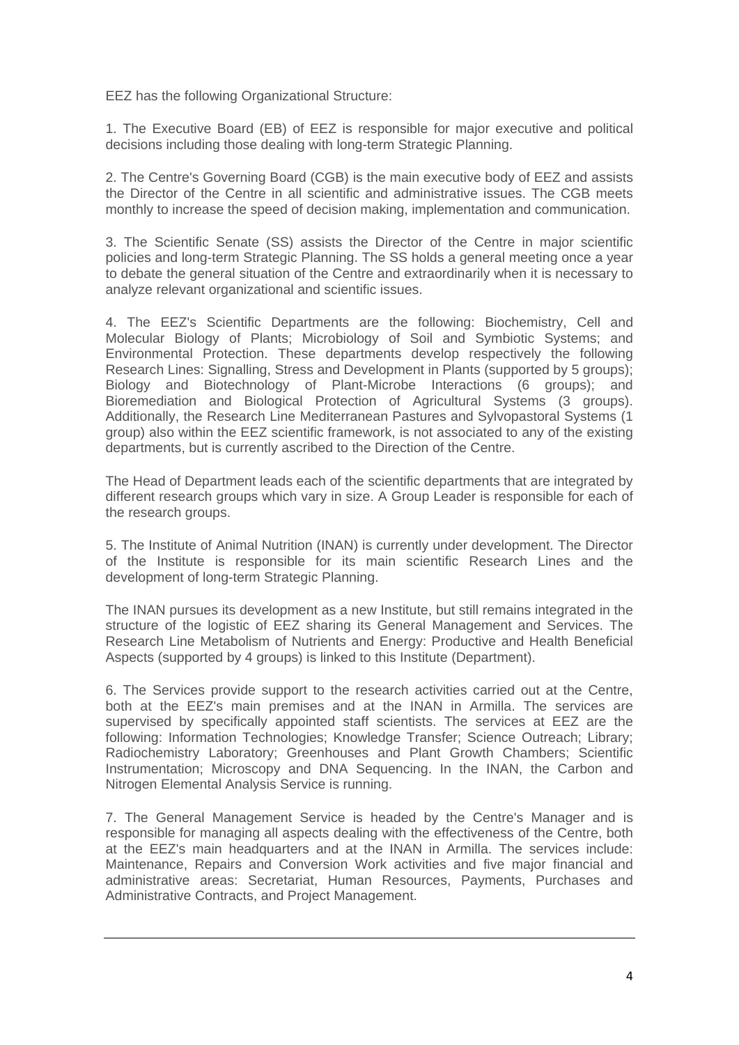EEZ has the following Organizational Structure:

1. The Executive Board (EB) of EEZ is responsible for major executive and political decisions including those dealing with long-term Strategic Planning.

2. The Centre's Governing Board (CGB) is the main executive body of EEZ and assists the Director of the Centre in all scientific and administrative issues. The CGB meets monthly to increase the speed of decision making, implementation and communication.

3. The Scientific Senate (SS) assists the Director of the Centre in major scientific policies and long-term Strategic Planning. The SS holds a general meeting once a year to debate the general situation of the Centre and extraordinarily when it is necessary to analyze relevant organizational and scientific issues.

4. The EEZ's Scientific Departments are the following: Biochemistry, Cell and Molecular Biology of Plants; Microbiology of Soil and Symbiotic Systems; and Environmental Protection. These departments develop respectively the following Research Lines: Signalling, Stress and Development in Plants (supported by 5 groups); Biology and Biotechnology of Plant-Microbe Interactions (6 groups); and Bioremediation and Biological Protection of Agricultural Systems (3 groups). Additionally, the Research Line Mediterranean Pastures and Sylvopastoral Systems (1 group) also within the EEZ scientific framework, is not associated to any of the existing departments, but is currently ascribed to the Direction of the Centre.

The Head of Department leads each of the scientific departments that are integrated by different research groups which vary in size. A Group Leader is responsible for each of the research groups.

5. The Institute of Animal Nutrition (INAN) is currently under development. The Director of the Institute is responsible for its main scientific Research Lines and the development of long-term Strategic Planning.

The INAN pursues its development as a new Institute, but still remains integrated in the structure of the logistic of EEZ sharing its General Management and Services. The Research Line Metabolism of Nutrients and Energy: Productive and Health Beneficial Aspects (supported by 4 groups) is linked to this Institute (Department).

6. The Services provide support to the research activities carried out at the Centre, both at the EEZ's main premises and at the INAN in Armilla. The services are supervised by specifically appointed staff scientists. The services at EEZ are the following: Information Technologies; Knowledge Transfer; Science Outreach; Library; Radiochemistry Laboratory; Greenhouses and Plant Growth Chambers; Scientific Instrumentation; Microscopy and DNA Sequencing. In the INAN, the Carbon and Nitrogen Elemental Analysis Service is running.

7. The General Management Service is headed by the Centre's Manager and is responsible for managing all aspects dealing with the effectiveness of the Centre, both at the EEZ's main headquarters and at the INAN in Armilla. The services include: Maintenance, Repairs and Conversion Work activities and five major financial and administrative areas: Secretariat, Human Resources, Payments, Purchases and Administrative Contracts, and Project Management.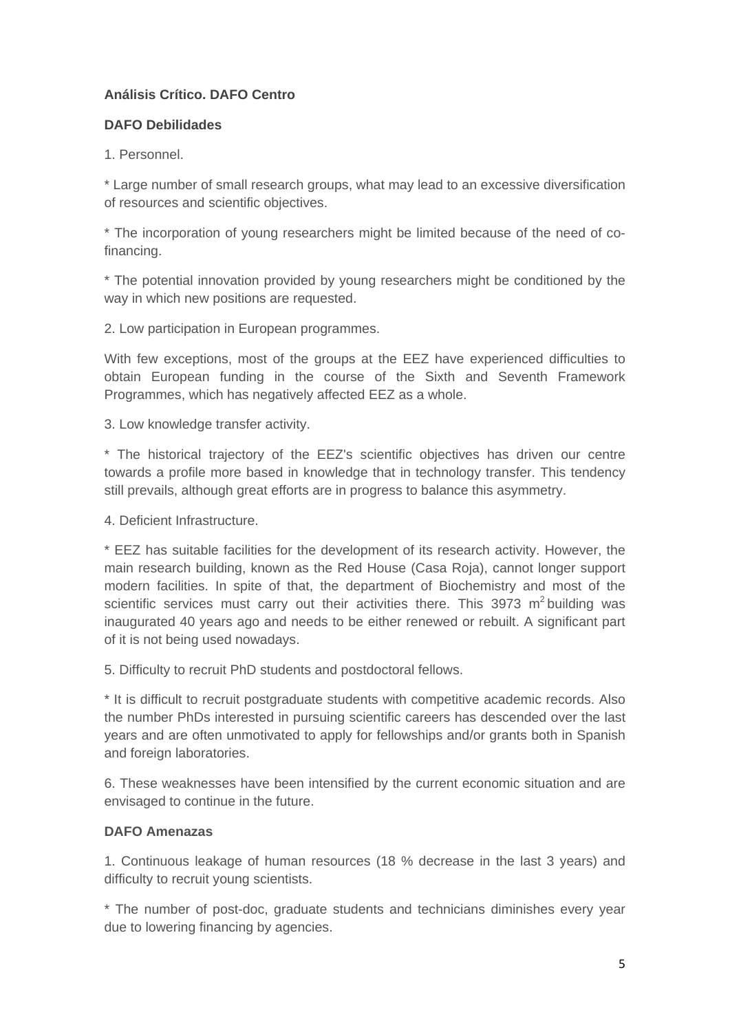**Análisis Crítico. DAFO Centro**

**DAFO Debilidades**

1. Personnel.

* Large number of small research groups, what may lead to an excessive diversification of resources and scientific objectives.

* The incorporation of young researchers might be limited because of the need of co-financing.

* The potential innovation provided by young researchers might be conditioned by the way in which new positions are requested.

2. Low participation in European programmes.

With few exceptions, most of the groups at the EEZ have experienced difficulties to obtain European funding in the course of the Sixth and Seventh Framework Programmes, which has negatively affected EEZ as a whole.

3. Low knowledge transfer activity.

* The historical trajectory of the EEZ's scientific objectives has driven our centre towards a profile more based in knowledge that in technology transfer. This tendency still prevails, although great efforts are in progress to balance this asymmetry.

4. Deficient Infrastructure.

* EEZ has suitable facilities for the development of its research activity. However, the main research building, known as the Red House (Casa Roja), cannot longer support modern facilities. In spite of that, the department of Biochemistry and most of the scientific services must carry out their activities there. This 3973 $m^2$ building was inaugurated 40 years ago and needs to be either renewed or rebuilt. A significant part of it is not being used nowadays.

5. Difficulty to recruit PhD students and postdoctoral fellows.

* It is difficult to recruit postgraduate students with competitive academic records. Also the number PhDs interested in pursuing scientific careers has descended over the last years and are often unmotivated to apply for fellowships and/or grants both in Spanish and foreign laboratories.

6. These weaknesses have been intensified by the current economic situation and are envisaged to continue in the future.

**DAFO Amenazas**

1. Continuous leakage of human resources (18 % decrease in the last 3 years) and difficulty to recruit young scientists.

* The number of post-doc, graduate students and technicians diminishes every year due to lowering financing by agencies.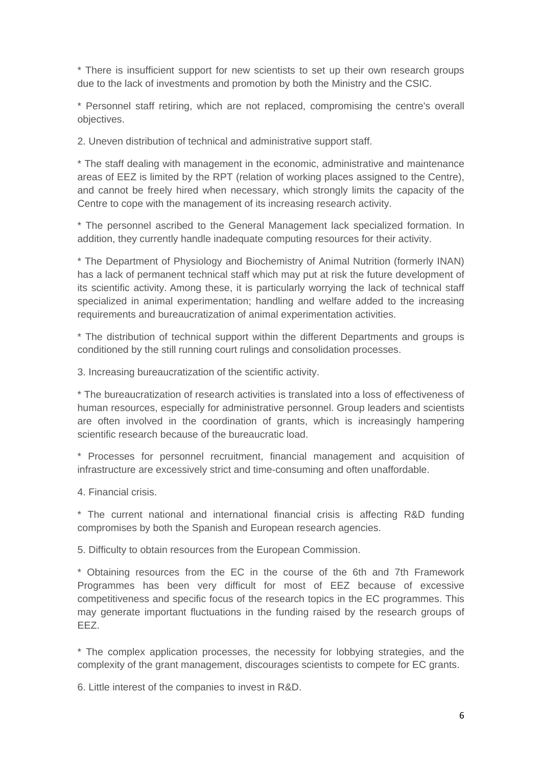* There is insufficient support for new scientists to set up their own research groups due to the lack of investments and promotion by both the Ministry and the CSIC.

* Personnel staff retiring, which are not replaced, compromising the centre's overall objectives.

2. Uneven distribution of technical and administrative support staff.

* The staff dealing with management in the economic, administrative and maintenance areas of EEZ is limited by the RPT (relation of working places assigned to the Centre), and cannot be freely hired when necessary, which strongly limits the capacity of the Centre to cope with the management of its increasing research activity.

* The personnel ascribed to the General Management lack specialized formation. In addition, they currently handle inadequate computing resources for their activity.

* The Department of Physiology and Biochemistry of Animal Nutrition (formerly INAN) has a lack of permanent technical staff which may put at risk the future development of its scientific activity. Among these, it is particularly worrying the lack of technical staff specialized in animal experimentation; handling and welfare added to the increasing requirements and bureaucratization of animal experimentation activities.

* The distribution of technical support within the different Departments and groups is conditioned by the still running court rulings and consolidation processes.

3. Increasing bureaucratization of the scientific activity.

* The bureaucratization of research activities is translated into a loss of effectiveness of human resources, especially for administrative personnel. Group leaders and scientists are often involved in the coordination of grants, which is increasingly hampering scientific research because of the bureaucratic load.

* Processes for personnel recruitment, financial management and acquisition of infrastructure are excessively strict and time-consuming and often unaffordable.

4. Financial crisis.

* The current national and international financial crisis is affecting R&D funding compromises by both the Spanish and European research agencies.

5. Difficulty to obtain resources from the European Commission.

* Obtaining resources from the EC in the course of the 6th and 7th Framework Programmes has been very difficult for most of EEZ because of excessive competitiveness and specific focus of the research topics in the EC programmes. This may generate important fluctuations in the funding raised by the research groups of EEZ.

* The complex application processes, the necessity for lobbying strategies, and the complexity of the grant management, discourages scientists to compete for EC grants.

6. Little interest of the companies to invest in R&D.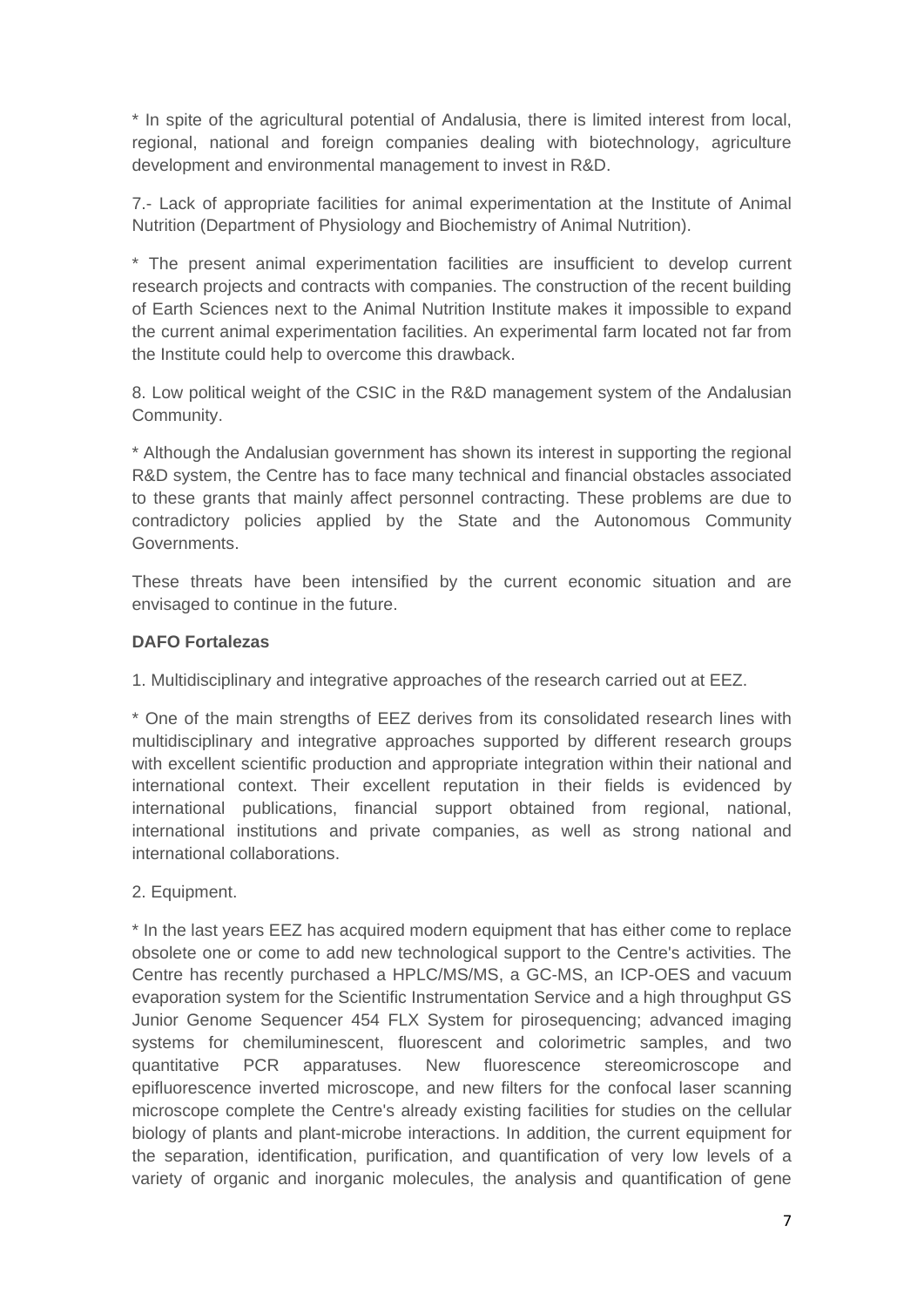* In spite of the agricultural potential of Andalusia, there is limited interest from local, regional, national and foreign companies dealing with biotechnology, agriculture development and environmental management to invest in R&D.

7.- Lack of appropriate facilities for animal experimentation at the Institute of Animal Nutrition (Department of Physiology and Biochemistry of Animal Nutrition).

* The present animal experimentation facilities are insufficient to develop current research projects and contracts with companies. The construction of the recent building of Earth Sciences next to the Animal Nutrition Institute makes it impossible to expand the current animal experimentation facilities. An experimental farm located not far from the Institute could help to overcome this drawback.

8. Low political weight of the CSIC in the R&D management system of the Andalusian Community.

* Although the Andalusian government has shown its interest in supporting the regional R&D system, the Centre has to face many technical and financial obstacles associated to these grants that mainly affect personnel contracting. These problems are due to contradictory policies applied by the State and the Autonomous Community Governments.

These threats have been intensified by the current economic situation and are envisaged to continue in the future.

**DAFO Fortalezas**

1. Multidisciplinary and integrative approaches of the research carried out at EEZ.

* One of the main strengths of EEZ derives from its consolidated research lines with multidisciplinary and integrative approaches supported by different research groups with excellent scientific production and appropriate integration within their national and international context. Their excellent reputation in their fields is evidenced by international publications, financial support obtained from regional, national, international institutions and private companies, as well as strong national and international collaborations.

2. Equipment.

* In the last years EEZ has acquired modern equipment that has either come to replace obsolete one or come to add new technological support to the Centre's activities. The Centre has recently purchased a HPLC/MS/MS, a GC-MS, an ICP-OES and vacuum evaporation system for the Scientific Instrumentation Service and a high throughput GS Junior Genome Sequencer 454 FLX System for pirosequencing; advanced imaging systems for chemiluminescent, fluorescent and colorimetric samples, and two quantitative PCR apparatuses. New fluorescence stereomicroscope and epifluorescence inverted microscope, and new filters for the confocal laser scanning microscope complete the Centre's already existing facilities for studies on the cellular biology of plants and plant-microbe interactions. In addition, the current equipment for the separation, identification, purification, and quantification of very low levels of a variety of organic and inorganic molecules, the analysis and quantification of gene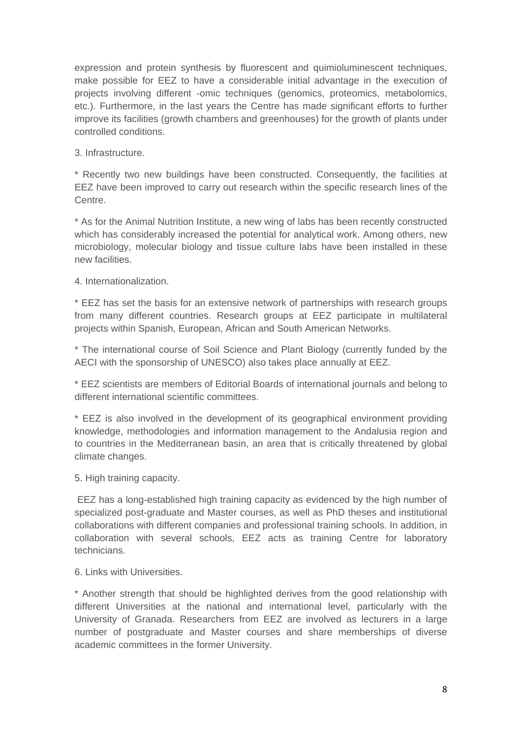expression and protein synthesis by fluorescent and quimioluminescent techniques, make possible for EEZ to have a considerable initial advantage in the execution of projects involving different -omic techniques (genomics, proteomics, metabolomics, etc.). Furthermore, in the last years the Centre has made significant efforts to further improve its facilities (growth chambers and greenhouses) for the growth of plants under controlled conditions.

3. Infrastructure.

* Recently two new buildings have been constructed. Consequently, the facilities at EEZ have been improved to carry out research within the specific research lines of the Centre.

* As for the Animal Nutrition Institute, a new wing of labs has been recently constructed which has considerably increased the potential for analytical work. Among others, new microbiology, molecular biology and tissue culture labs have been installed in these new facilities.

4. Internationalization.

* EEZ has set the basis for an extensive network of partnerships with research groups from many different countries. Research groups at EEZ participate in multilateral projects within Spanish, European, African and South American Networks.

* The international course of Soil Science and Plant Biology (currently funded by the AECI with the sponsorship of UNESCO) also takes place annually at EEZ.

* EEZ scientists are members of Editorial Boards of international journals and belong to different international scientific committees.

* EEZ is also involved in the development of its geographical environment providing knowledge, methodologies and information management to the Andalusia region and to countries in the Mediterranean basin, an area that is critically threatened by global climate changes.

5. High training capacity.

EEZ has a long-established high training capacity as evidenced by the high number of specialized post-graduate and Master courses, as well as PhD theses and institutional collaborations with different companies and professional training schools. In addition, in collaboration with several schools, EEZ acts as training Centre for laboratory technicians.

6. Links with Universities.

* Another strength that should be highlighted derives from the good relationship with different Universities at the national and international level, particularly with the University of Granada. Researchers from EEZ are involved as lecturers in a large number of postgraduate and Master courses and share memberships of diverse academic committees in the former University.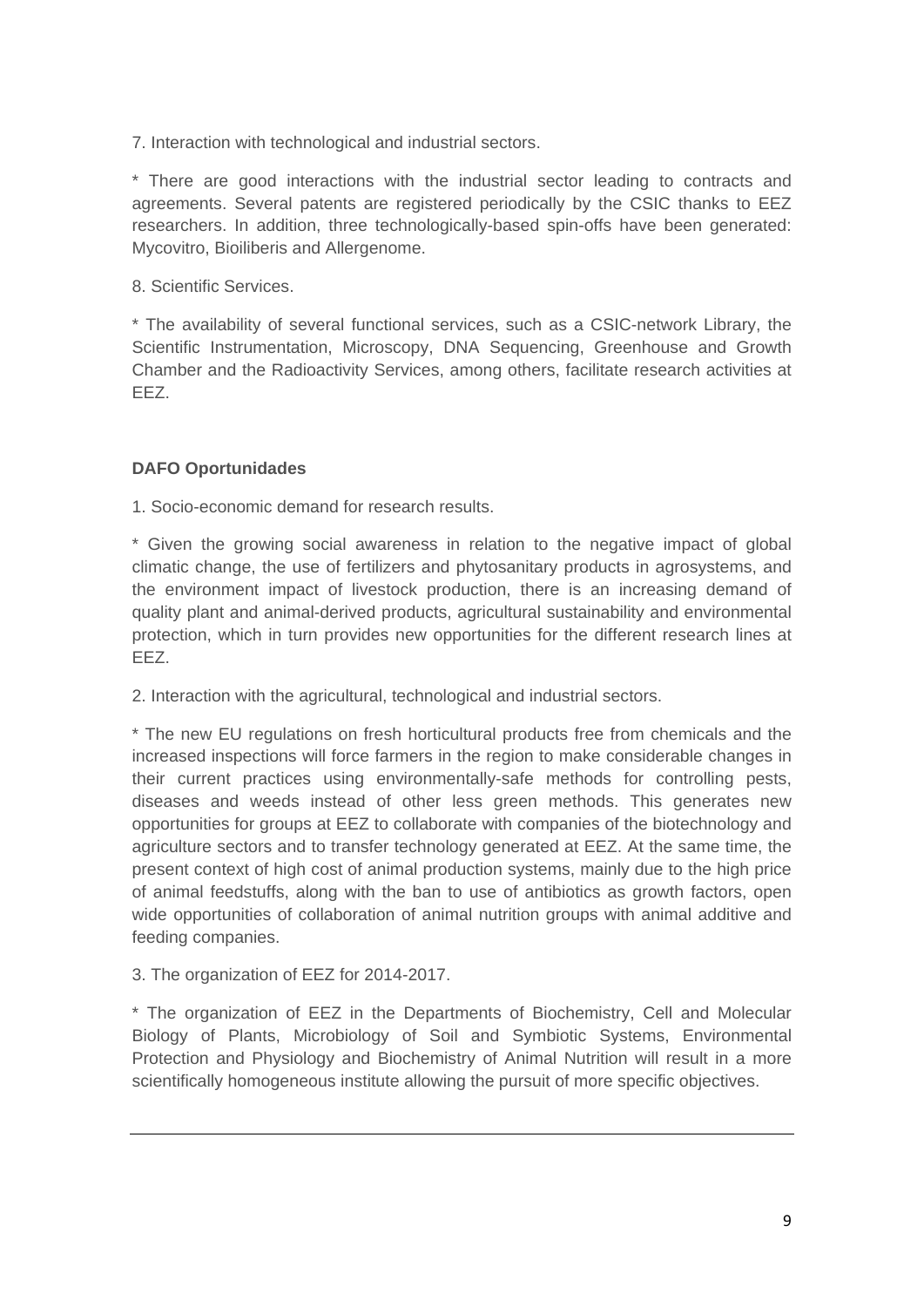7. Interaction with technological and industrial sectors.

* There are good interactions with the industrial sector leading to contracts and agreements. Several patents are registered periodically by the CSIC thanks to EEZ researchers. In addition, three technologically-based spin-offs have been generated: Mycovitro, Bioiliberis and Allergenome.

8. Scientific Services.

* The availability of several functional services, such as a CSIC-network Library, the Scientific Instrumentation, Microscopy, DNA Sequencing, Greenhouse and Growth Chamber and the Radioactivity Services, among others, facilitate research activities at EEZ.

**DAFO Oportunidades**

1. Socio-economic demand for research results.

* Given the growing social awareness in relation to the negative impact of global climatic change, the use of fertilizers and phytosanitary products in agrosystems, and the environment impact of livestock production, there is an increasing demand of quality plant and animal-derived products, agricultural sustainability and environmental protection, which in turn provides new opportunities for the different research lines at EEZ.

2. Interaction with the agricultural, technological and industrial sectors.

* The new EU regulations on fresh horticultural products free from chemicals and the increased inspections will force farmers in the region to make considerable changes in their current practices using environmentally-safe methods for controlling pests, diseases and weeds instead of other less green methods. This generates new opportunities for groups at EEZ to collaborate with companies of the biotechnology and agriculture sectors and to transfer technology generated at EEZ. At the same time, the present context of high cost of animal production systems, mainly due to the high price of animal feedstuffs, along with the ban to use of antibiotics as growth factors, open wide opportunities of collaboration of animal nutrition groups with animal additive and feeding companies.

3. The organization of EEZ for 2014-2017.

* The organization of EEZ in the Departments of Biochemistry, Cell and Molecular Biology of Plants, Microbiology of Soil and Symbiotic Systems, Environmental Protection and Physiology and Biochemistry of Animal Nutrition will result in a more scientifically homogeneous institute allowing the pursuit of more specific objectives.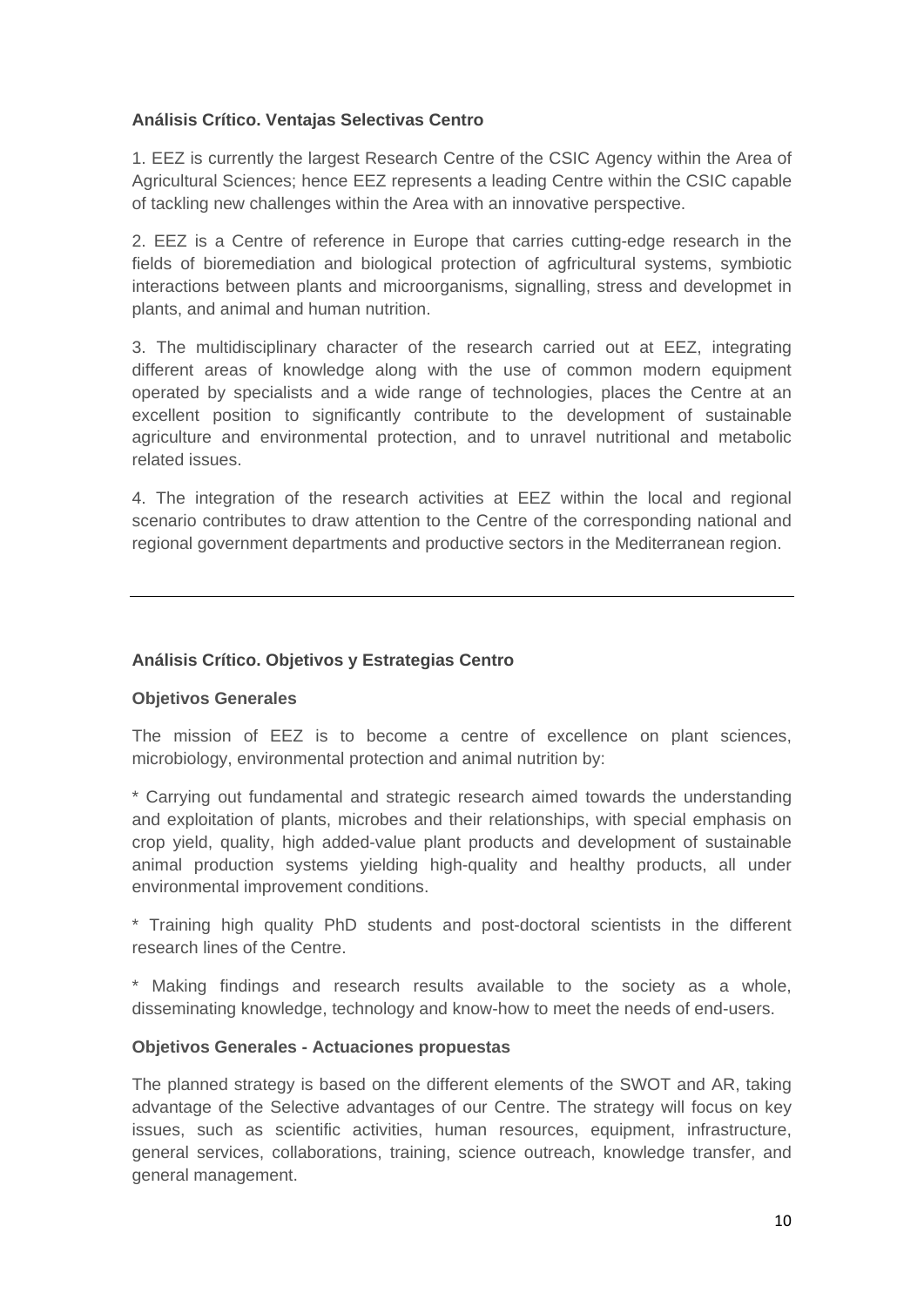**Análisis Crítico. Ventajas Selectivas Centro**

1. EEZ is currently the largest Research Centre of the CSIC Agency within the Area of Agricultural Sciences; hence EEZ represents a leading Centre within the CSIC capable of tackling new challenges within the Area with an innovative perspective.

2. EEZ is a Centre of reference in Europe that carries cutting-edge research in the fields of bioremediation and biological protection of agfricultural systems, symbiotic interactions between plants and microorganisms, signalling, stress and developmet in plants, and animal and human nutrition.

3. The multidisciplinary character of the research carried out at EEZ, integrating different areas of knowledge along with the use of common modern equipment operated by specialists and a wide range of technologies, places the Centre at an excellent position to significantly contribute to the development of sustainable agriculture and environmental protection, and to unravel nutritional and metabolic related issues.

4. The integration of the research activities at EEZ within the local and regional scenario contributes to draw attention to the Centre of the corresponding national and regional government departments and productive sectors in the Mediterranean region.

---

**Análisis Crítico. Objetivos y Estrategias Centro**

**Objetivos Generales**

The mission of EEZ is to become a centre of excellence on plant sciences, microbiology, environmental protection and animal nutrition by:

* Carrying out fundamental and strategic research aimed towards the understanding and exploitation of plants, microbes and their relationships, with special emphasis on crop yield, quality, high added-value plant products and development of sustainable animal production systems yielding high-quality and healthy products, all under environmental improvement conditions.

* Training high quality PhD students and post-doctoral scientists in the different research lines of the Centre.

* Making findings and research results available to the society as a whole, disseminating knowledge, technology and know-how to meet the needs of end-users.

**Objetivos Generales - Actuaciones propuestas**

The planned strategy is based on the different elements of the SWOT and AR, taking advantage of the Selective advantages of our Centre. The strategy will focus on key issues, such as scientific activities, human resources, equipment, infrastructure, general services, collaborations, training, science outreach, knowledge transfer, and general management.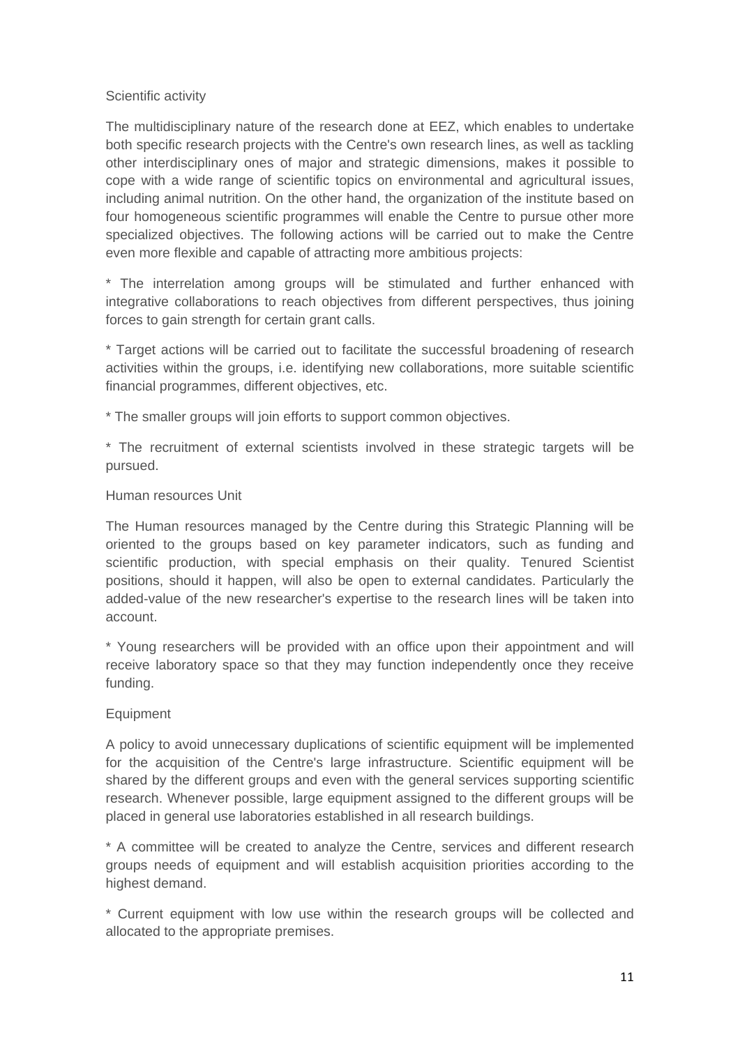## Scientific activity

The multidisciplinary nature of the research done at EEZ, which enables to undertake both specific research projects with the Centre's own research lines, as well as tackling other interdisciplinary ones of major and strategic dimensions, makes it possible to cope with a wide range of scientific topics on environmental and agricultural issues, including animal nutrition. On the other hand, the organization of the institute based on four homogeneous scientific programmes will enable the Centre to pursue other more specialized objectives. The following actions will be carried out to make the Centre even more flexible and capable of attracting more ambitious projects:

* The interrelation among groups will be stimulated and further enhanced with integrative collaborations to reach objectives from different perspectives, thus joining forces to gain strength for certain grant calls.

* Target actions will be carried out to facilitate the successful broadening of research activities within the groups, i.e. identifying new collaborations, more suitable scientific financial programmes, different objectives, etc.

* The smaller groups will join efforts to support common objectives.

* The recruitment of external scientists involved in these strategic targets will be pursued.

## Human resources Unit

The Human resources managed by the Centre during this Strategic Planning will be oriented to the groups based on key parameter indicators, such as funding and scientific production, with special emphasis on their quality. Tenured Scientist positions, should it happen, will also be open to external candidates. Particularly the added-value of the new researcher's expertise to the research lines will be taken into account.

* Young researchers will be provided with an office upon their appointment and will receive laboratory space so that they may function independently once they receive funding.

## Equipment

A policy to avoid unnecessary duplications of scientific equipment will be implemented for the acquisition of the Centre's large infrastructure. Scientific equipment will be shared by the different groups and even with the general services supporting scientific research. Whenever possible, large equipment assigned to the different groups will be placed in general use laboratories established in all research buildings.

* A committee will be created to analyze the Centre, services and different research groups needs of equipment and will establish acquisition priorities according to the highest demand.

* Current equipment with low use within the research groups will be collected and allocated to the appropriate premises.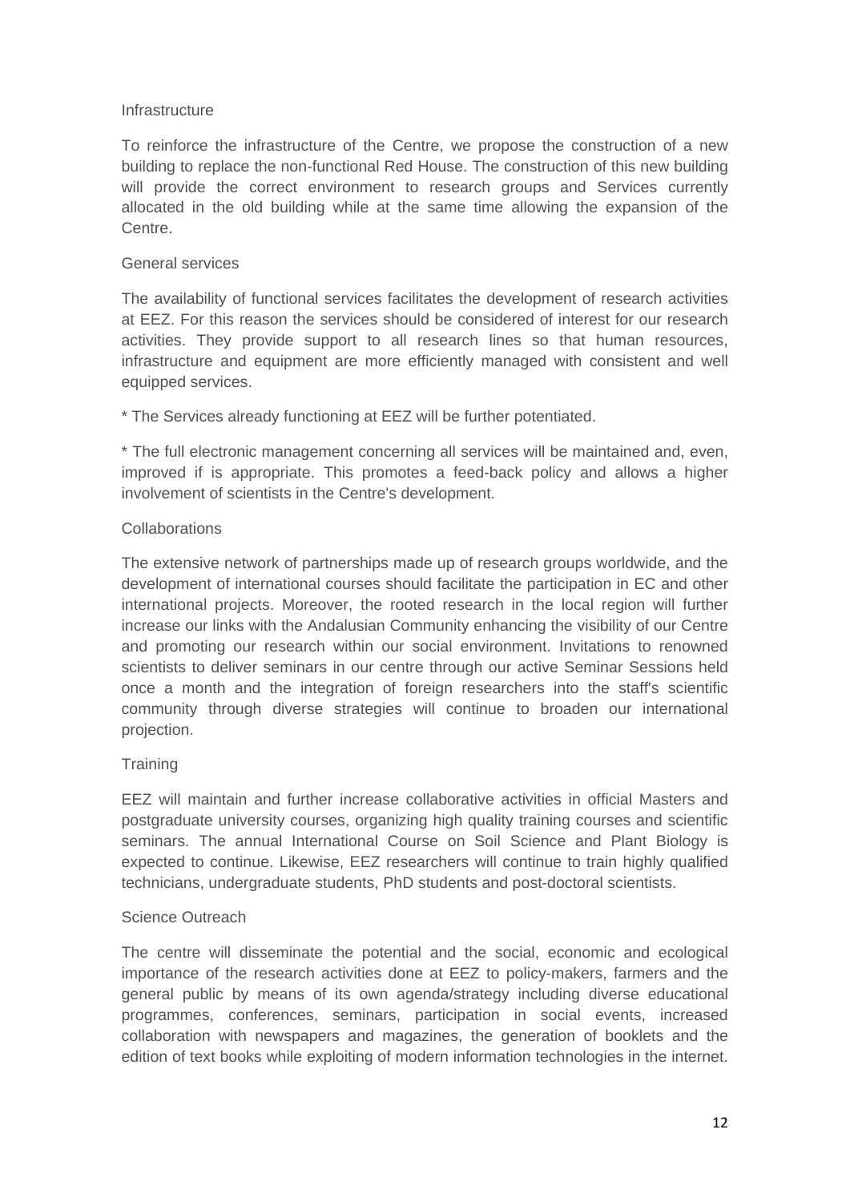### Infrastructure

To reinforce the infrastructure of the Centre, we propose the construction of a new building to replace the non-functional Red House. The construction of this new building will provide the correct environment to research groups and Services currently allocated in the old building while at the same time allowing the expansion of the Centre.

### General services

The availability of functional services facilitates the development of research activities at EEZ. For this reason the services should be considered of interest for our research activities. They provide support to all research lines so that human resources, infrastructure and equipment are more efficiently managed with consistent and well equipped services.

* The Services already functioning at EEZ will be further potentiated.

* The full electronic management concerning all services will be maintained and, even, improved if is appropriate. This promotes a feed-back policy and allows a higher involvement of scientists in the Centre's development.

### Collaborations

The extensive network of partnerships made up of research groups worldwide, and the development of international courses should facilitate the participation in EC and other international projects. Moreover, the rooted research in the local region will further increase our links with the Andalusian Community enhancing the visibility of our Centre and promoting our research within our social environment. Invitations to renowned scientists to deliver seminars in our centre through our active Seminar Sessions held once a month and the integration of foreign researchers into the staff's scientific community through diverse strategies will continue to broaden our international projection.

### Training

EEZ will maintain and further increase collaborative activities in official Masters and postgraduate university courses, organizing high quality training courses and scientific seminars. The annual International Course on Soil Science and Plant Biology is expected to continue. Likewise, EEZ researchers will continue to train highly qualified technicians, undergraduate students, PhD students and post-doctoral scientists.

### Science Outreach

The centre will disseminate the potential and the social, economic and ecological importance of the research activities done at EEZ to policy-makers, farmers and the general public by means of its own agenda/strategy including diverse educational programmes, conferences, seminars, participation in social events, increased collaboration with newspapers and magazines, the generation of booklets and the edition of text books while exploiting of modern information technologies in the internet.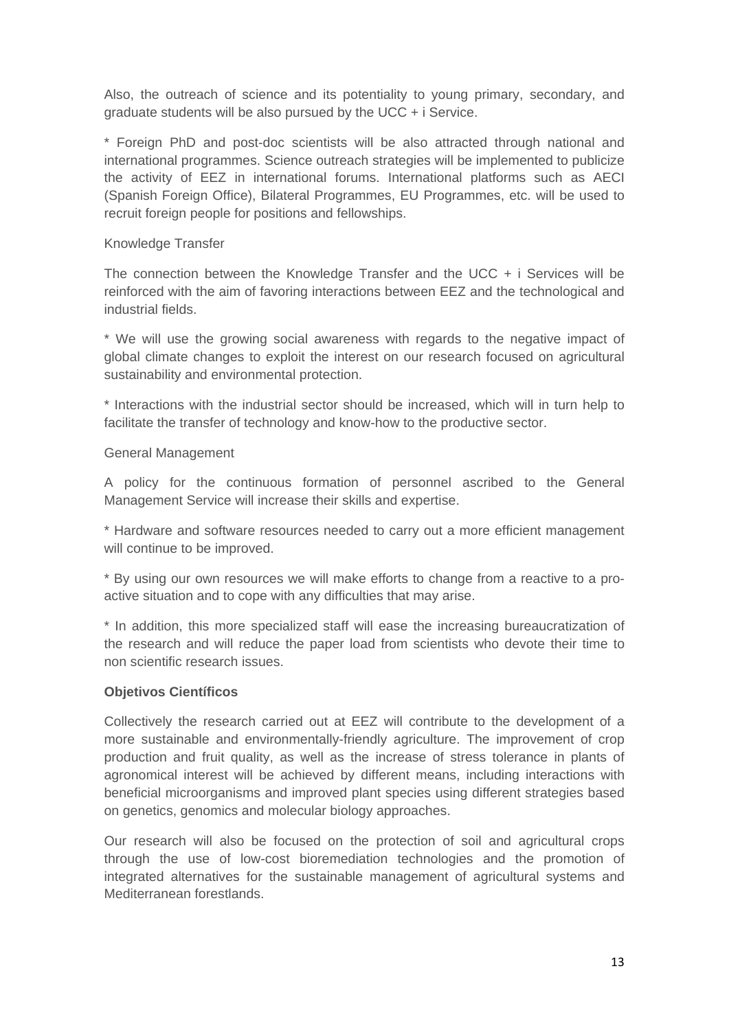Also, the outreach of science and its potentiality to young primary, secondary, and graduate students will be also pursued by the UCC + i Service.

* Foreign PhD and post-doc scientists will be also attracted through national and international programmes. Science outreach strategies will be implemented to publicize the activity of EEZ in international forums. International platforms such as AECI (Spanish Foreign Office), Bilateral Programmes, EU Programmes, etc. will be used to recruit foreign people for positions and fellowships.

Knowledge Transfer

The connection between the Knowledge Transfer and the UCC + i Services will be reinforced with the aim of favoring interactions between EEZ and the technological and industrial fields.

* We will use the growing social awareness with regards to the negative impact of global climate changes to exploit the interest on our research focused on agricultural sustainability and environmental protection.

* Interactions with the industrial sector should be increased, which will in turn help to facilitate the transfer of technology and know-how to the productive sector.

General Management

A policy for the continuous formation of personnel ascribed to the General Management Service will increase their skills and expertise.

* Hardware and software resources needed to carry out a more efficient management will continue to be improved.

* By using our own resources we will make efforts to change from a reactive to a pro-active situation and to cope with any difficulties that may arise.

* In addition, this more specialized staff will ease the increasing bureaucratization of the research and will reduce the paper load from scientists who devote their time to non scientific research issues.

**Objetivos Científicos**

Collectively the research carried out at EEZ will contribute to the development of a more sustainable and environmentally-friendly agriculture. The improvement of crop production and fruit quality, as well as the increase of stress tolerance in plants of agronomical interest will be achieved by different means, including interactions with beneficial microorganisms and improved plant species using different strategies based on genetics, genomics and molecular biology approaches.

Our research will also be focused on the protection of soil and agricultural crops through the use of low-cost bioremediation technologies and the promotion of integrated alternatives for the sustainable management of agricultural systems and Mediterranean forestlands.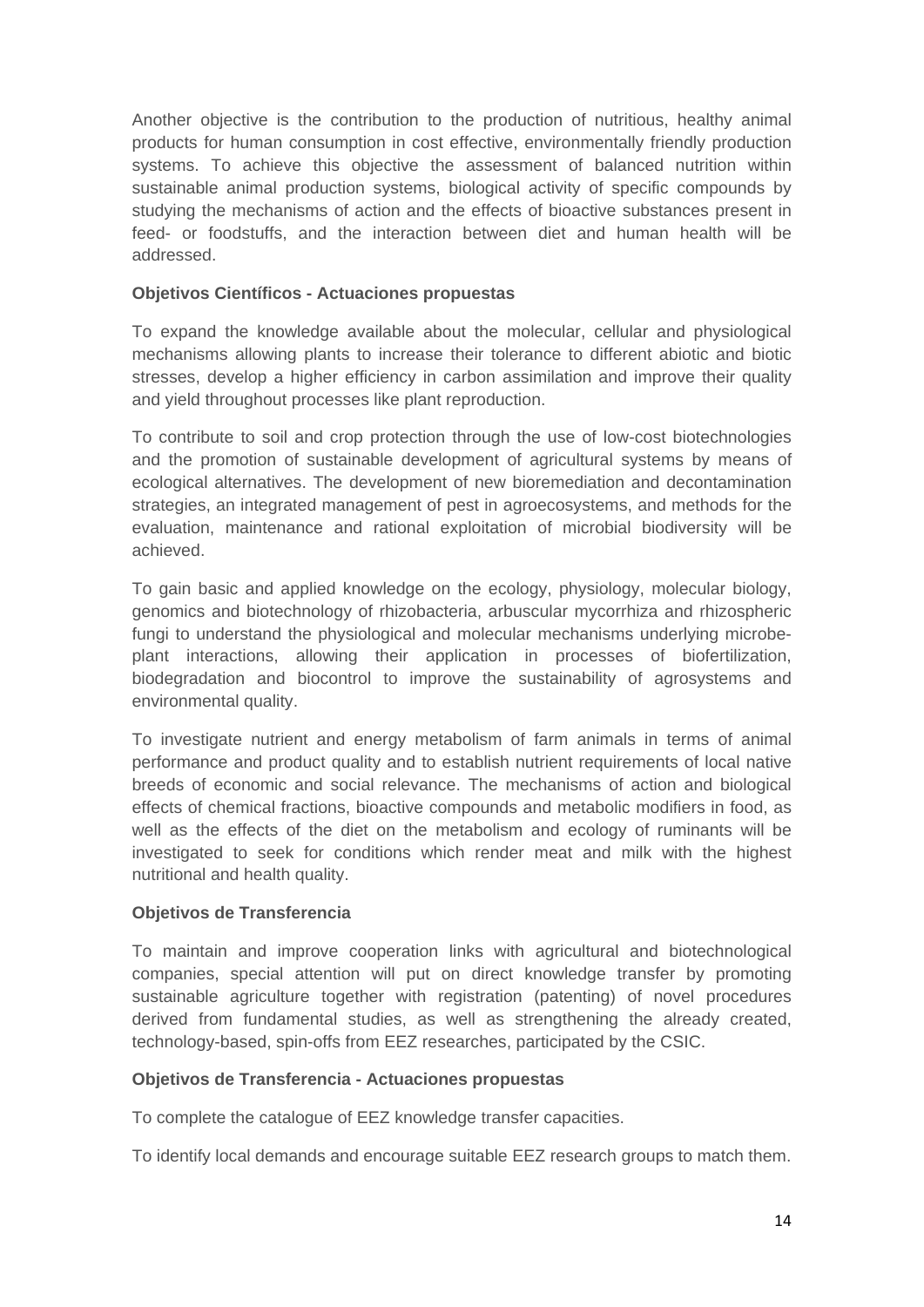Another objective is the contribution to the production of nutritious, healthy animal products for human consumption in cost effective, environmentally friendly production systems. To achieve this objective the assessment of balanced nutrition within sustainable animal production systems, biological activity of specific compounds by studying the mechanisms of action and the effects of bioactive substances present in feed- or foodstuffs, and the interaction between diet and human health will be addressed.

**Objetivos Científicos - Actuaciones propuestas**

To expand the knowledge available about the molecular, cellular and physiological mechanisms allowing plants to increase their tolerance to different abiotic and biotic stresses, develop a higher efficiency in carbon assimilation and improve their quality and yield throughout processes like plant reproduction.

To contribute to soil and crop protection through the use of low-cost biotechnologies and the promotion of sustainable development of agricultural systems by means of ecological alternatives. The development of new bioremediation and decontamination strategies, an integrated management of pest in agroecosystems, and methods for the evaluation, maintenance and rational exploitation of microbial biodiversity will be achieved.

To gain basic and applied knowledge on the ecology, physiology, molecular biology, genomics and biotechnology of rhizobacteria, arbuscular mycorrhiza and rhizospheric fungi to understand the physiological and molecular mechanisms underlying microbe-plant interactions, allowing their application in processes of biofertilization, biodegradation and biocontrol to improve the sustainability of agrosystems and environmental quality.

To investigate nutrient and energy metabolism of farm animals in terms of animal performance and product quality and to establish nutrient requirements of local native breeds of economic and social relevance. The mechanisms of action and biological effects of chemical fractions, bioactive compounds and metabolic modifiers in food, as well as the effects of the diet on the metabolism and ecology of ruminants will be investigated to seek for conditions which render meat and milk with the highest nutritional and health quality.

**Objetivos de Transferencia**

To maintain and improve cooperation links with agricultural and biotechnological companies, special attention will put on direct knowledge transfer by promoting sustainable agriculture together with registration (patenting) of novel procedures derived from fundamental studies, as well as strengthening the already created, technology-based, spin-offs from EEZ researches, participated by the CSIC.

**Objetivos de Transferencia - Actuaciones propuestas**

To complete the catalogue of EEZ knowledge transfer capacities.

To identify local demands and encourage suitable EEZ research groups to match them.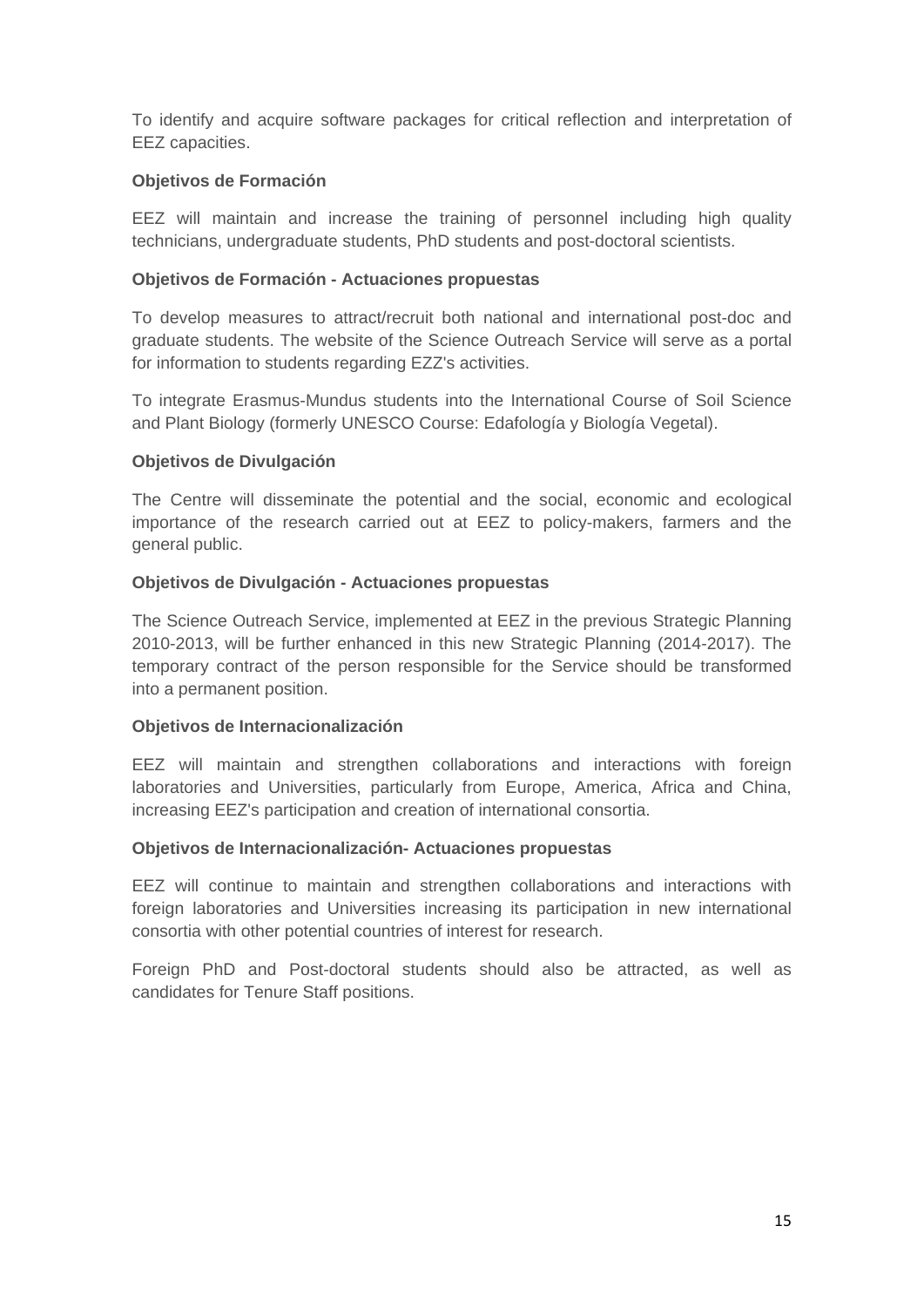To identify and acquire software packages for critical reflection and interpretation of EEZ capacities.

**Objetivos de Formación**

EEZ will maintain and increase the training of personnel including high quality technicians, undergraduate students, PhD students and post-doctoral scientists.

**Objetivos de Formación - Actuaciones propuestas**

To develop measures to attract/recruit both national and international post-doc and graduate students. The website of the Science Outreach Service will serve as a portal for information to students regarding EZZ's activities.

To integrate Erasmus-Mundus students into the International Course of Soil Science and Plant Biology (formerly UNESCO Course: Edafología y Biología Vegetal).

**Objetivos de Divulgación**

The Centre will disseminate the potential and the social, economic and ecological importance of the research carried out at EEZ to policy-makers, farmers and the general public.

**Objetivos de Divulgación - Actuaciones propuestas**

The Science Outreach Service, implemented at EEZ in the previous Strategic Planning 2010-2013, will be further enhanced in this new Strategic Planning (2014-2017). The temporary contract of the person responsible for the Service should be transformed into a permanent position.

**Objetivos de Internacionalización**

EEZ will maintain and strengthen collaborations and interactions with foreign laboratories and Universities, particularly from Europe, America, Africa and China, increasing EEZ's participation and creation of international consortia.

**Objetivos de Internacionalización- Actuaciones propuestas**

EEZ will continue to maintain and strengthen collaborations and interactions with foreign laboratories and Universities increasing its participation in new international consortia with other potential countries of interest for research.

Foreign PhD and Post-doctoral students should also be attracted, as well as candidates for Tenure Staff positions.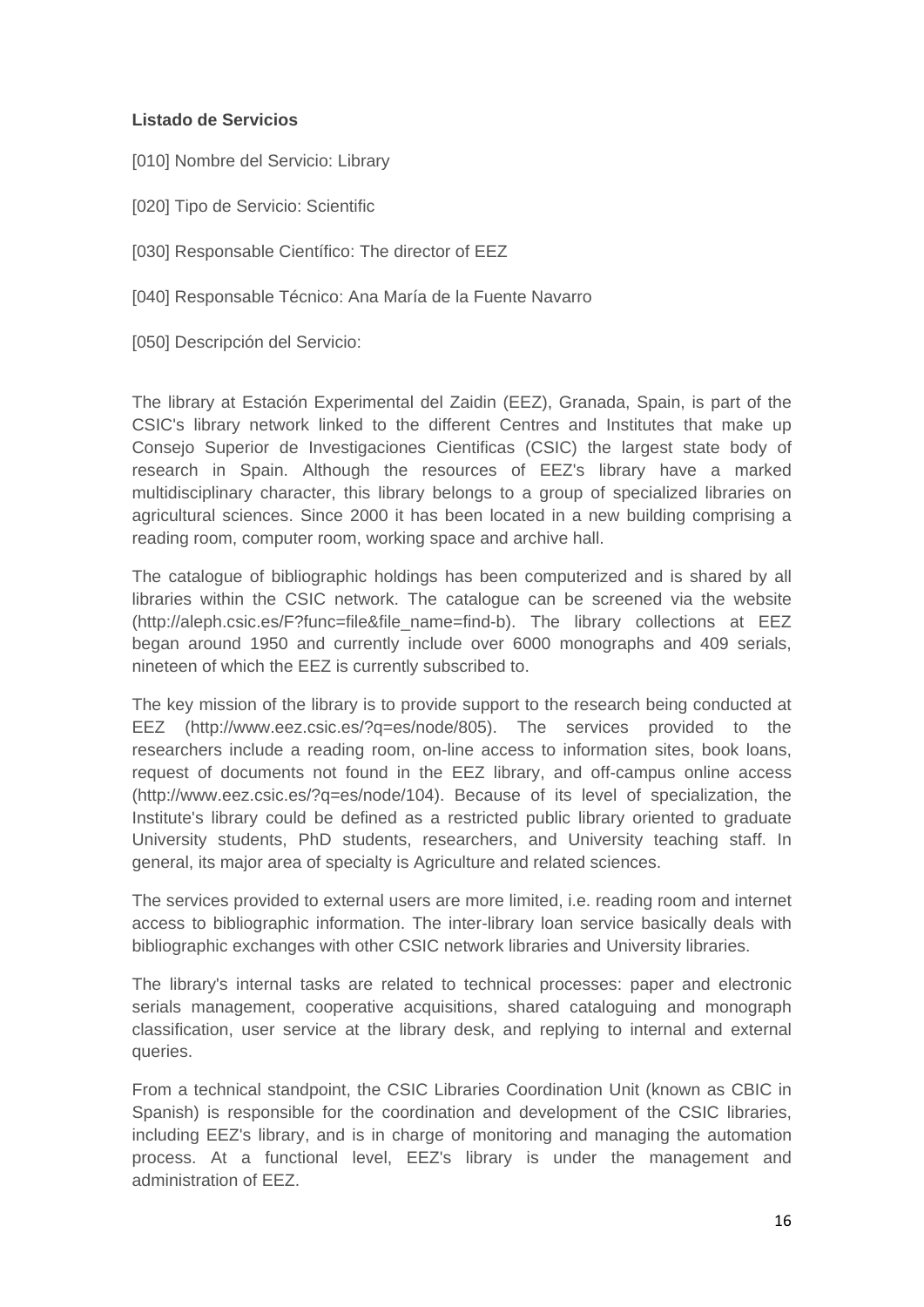**Listado de Servicios**

[010] Nombre del Servicio: Library

[020] Tipo de Servicio: Scientific

[030] Responsable Científico: The director of EEZ

[040] Responsable Técnico: Ana María de la Fuente Navarro

[050] Descripción del Servicio:

The library at Estación Experimental del Zaidin (EEZ), Granada, Spain, is part of the CSIC's library network linked to the different Centres and Institutes that make up Consejo Superior de Investigaciones Cientificas (CSIC) the largest state body of research in Spain. Although the resources of EEZ's library have a marked multidisciplinary character, this library belongs to a group of specialized libraries on agricultural sciences. Since 2000 it has been located in a new building comprising a reading room, computer room, working space and archive hall.

The catalogue of bibliographic holdings has been computerized and is shared by all libraries within the CSIC network. The catalogue can be screened via the website (http://aleph.csic.es/F?func=file&file_name=find-b). The library collections at EEZ began around 1950 and currently include over 6000 monographs and 409 serials, nineteen of which the EEZ is currently subscribed to.

The key mission of the library is to provide support to the research being conducted at EEZ (http://www.eez.csic.es/?q=es/node/805). The services provided to the researchers include a reading room, on-line access to information sites, book loans, request of documents not found in the EEZ library, and off-campus online access (http://www.eez.csic.es/?q=es/node/104). Because of its level of specialization, the Institute's library could be defined as a restricted public library oriented to graduate University students, PhD students, researchers, and University teaching staff. In general, its major area of specialty is Agriculture and related sciences.

The services provided to external users are more limited, i.e. reading room and internet access to bibliographic information. The inter-library loan service basically deals with bibliographic exchanges with other CSIC network libraries and University libraries.

The library's internal tasks are related to technical processes: paper and electronic serials management, cooperative acquisitions, shared cataloguing and monograph classification, user service at the library desk, and replying to internal and external queries.

From a technical standpoint, the CSIC Libraries Coordination Unit (known as CBIC in Spanish) is responsible for the coordination and development of the CSIC libraries, including EEZ's library, and is in charge of monitoring and managing the automation process. At a functional level, EEZ's library is under the management and administration of EEZ.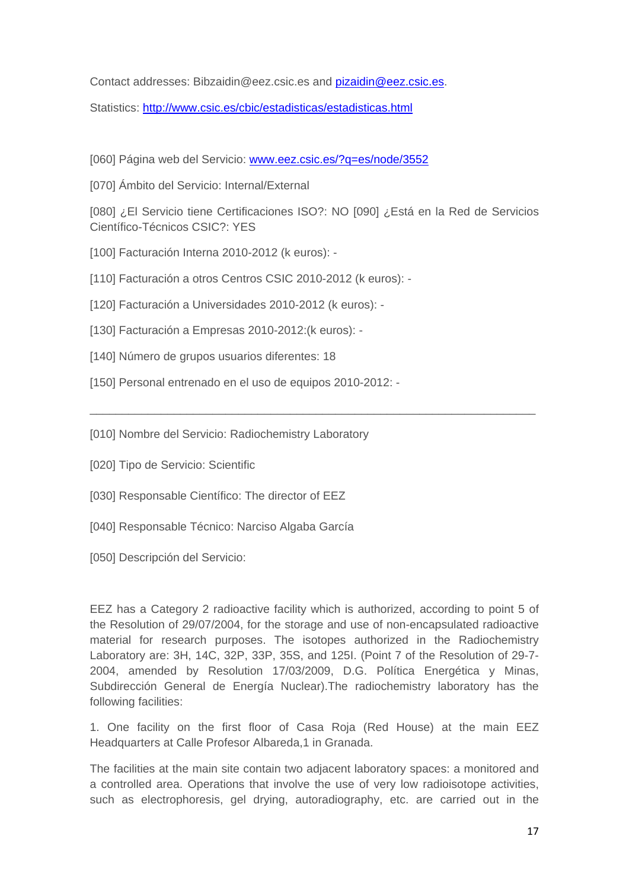Contact addresses: Bibzaidin@eez.csic.es and pizaidin@eez.csic.es.

Statistics: http://www.csic.es/cbic/estadisticas/estadisticas.html

[060] Página web del Servicio: www.eez.csic.es/?q=es/node/3552

[070] Ámbito del Servicio: Internal/External

[080] ¿El Servicio tiene Certificaciones ISO?: NO [090] ¿Está en la Red de Servicios Científico-Técnicos CSIC?: YES

[100] Facturación Interna 2010-2012 (k euros): -

[110] Facturación a otros Centros CSIC 2010-2012 (k euros): -

[120] Facturación a Universidades 2010-2012 (k euros): -

[130] Facturación a Empresas 2010-2012:(k euros): -

[140] Número de grupos usuarios diferentes: 18

[150] Personal entrenado en el uso de equipos 2010-2012: -

---

[010] Nombre del Servicio: Radiochemistry Laboratory

[020] Tipo de Servicio: Scientific

[030] Responsable Científico: The director of EEZ

[040] Responsable Técnico: Narciso Algaba García

[050] Descripción del Servicio:

EEZ has a Category 2 radioactive facility which is authorized, according to point 5 of the Resolution of 29/07/2004, for the storage and use of non-encapsulated radioactive material for research purposes. The isotopes authorized in the Radiochemistry Laboratory are: 3H, 14C, 32P, 33P, 35S, and 125I. (Point 7 of the Resolution of 29-7-2004, amended by Resolution 17/03/2009, D.G. Política Energética y Minas, Subdirección General de Energía Nuclear).The radiochemistry laboratory has the following facilities:

1. One facility on the first floor of Casa Roja (Red House) at the main EEZ Headquarters at Calle Profesor Albareda,1 in Granada.

The facilities at the main site contain two adjacent laboratory spaces: a monitored and a controlled area. Operations that involve the use of very low radioisotope activities, such as electrophoresis, gel drying, autoradiography, etc. are carried out in the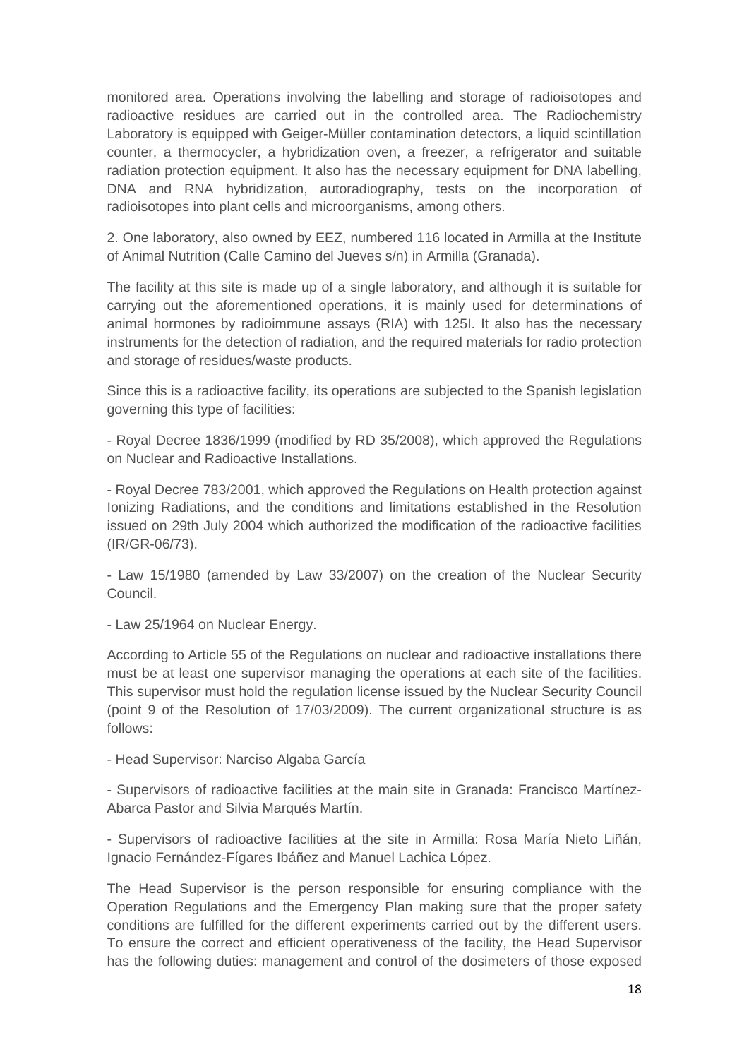monitored area. Operations involving the labelling and storage of radioisotopes and radioactive residues are carried out in the controlled area. The Radiochemistry Laboratory is equipped with Geiger-Müller contamination detectors, a liquid scintillation counter, a thermocycler, a hybridization oven, a freezer, a refrigerator and suitable radiation protection equipment. It also has the necessary equipment for DNA labelling, DNA and RNA hybridization, autoradiography, tests on the incorporation of radioisotopes into plant cells and microorganisms, among others.

2. One laboratory, also owned by EEZ, numbered 116 located in Armilla at the Institute of Animal Nutrition (Calle Camino del Jueves s/n) in Armilla (Granada).

The facility at this site is made up of a single laboratory, and although it is suitable for carrying out the aforementioned operations, it is mainly used for determinations of animal hormones by radioimmune assays (RIA) with 125I. It also has the necessary instruments for the detection of radiation, and the required materials for radio protection and storage of residues/waste products.

Since this is a radioactive facility, its operations are subjected to the Spanish legislation governing this type of facilities:

- Royal Decree 1836/1999 (modified by RD 35/2008), which approved the Regulations on Nuclear and Radioactive Installations.

- Royal Decree 783/2001, which approved the Regulations on Health protection against Ionizing Radiations, and the conditions and limitations established in the Resolution issued on 29th July 2004 which authorized the modification of the radioactive facilities (IR/GR-06/73).

- Law 15/1980 (amended by Law 33/2007) on the creation of the Nuclear Security Council.

- Law 25/1964 on Nuclear Energy.

According to Article 55 of the Regulations on nuclear and radioactive installations there must be at least one supervisor managing the operations at each site of the facilities. This supervisor must hold the regulation license issued by the Nuclear Security Council (point 9 of the Resolution of 17/03/2009). The current organizational structure is as follows:

- Head Supervisor: Narciso Algaba García

- Supervisors of radioactive facilities at the main site in Granada: Francisco Martínez-Abarca Pastor and Silvia Marqués Martín.

- Supervisors of radioactive facilities at the site in Armilla: Rosa María Nieto Liñán, Ignacio Fernández-Fígares Ibáñez and Manuel Lachica López.

The Head Supervisor is the person responsible for ensuring compliance with the Operation Regulations and the Emergency Plan making sure that the proper safety conditions are fulfilled for the different experiments carried out by the different users. To ensure the correct and efficient operativeness of the facility, the Head Supervisor has the following duties: management and control of the dosimeters of those exposed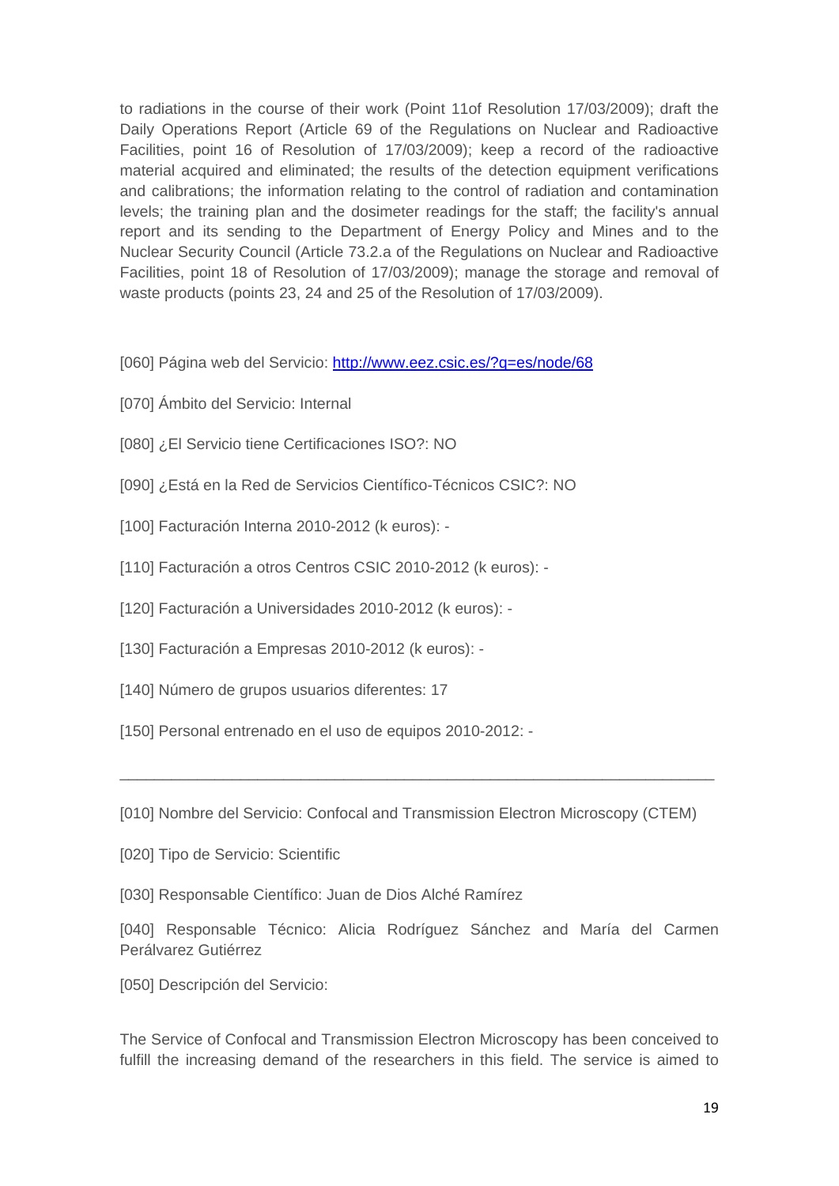to radiations in the course of their work (Point 11of Resolution 17/03/2009); draft the Daily Operations Report (Article 69 of the Regulations on Nuclear and Radioactive Facilities, point 16 of Resolution of 17/03/2009); keep a record of the radioactive material acquired and eliminated; the results of the detection equipment verifications and calibrations; the information relating to the control of radiation and contamination levels; the training plan and the dosimeter readings for the staff; the facility's annual report and its sending to the Department of Energy Policy and Mines and to the Nuclear Security Council (Article 73.2.a of the Regulations on Nuclear and Radioactive Facilities, point 18 of Resolution of 17/03/2009); manage the storage and removal of waste products (points 23, 24 and 25 of the Resolution of 17/03/2009).

[060] Página web del Servicio: http://www.eez.csic.es/?q=es/node/68

[070] Ámbito del Servicio: Internal

[080] ¿El Servicio tiene Certificaciones ISO?: NO

[090] ¿Está en la Red de Servicios Científico-Técnicos CSIC?: NO

[100] Facturación Interna 2010-2012 (k euros): -

[110] Facturación a otros Centros CSIC 2010-2012 (k euros): -

[120] Facturación a Universidades 2010-2012 (k euros): -

[130] Facturación a Empresas 2010-2012 (k euros): -

[140] Número de grupos usuarios diferentes: 17

[150] Personal entrenado en el uso de equipos 2010-2012: -

---

[010] Nombre del Servicio: Confocal and Transmission Electron Microscopy (CTEM)

[020] Tipo de Servicio: Scientific

[030] Responsable Científico: Juan de Dios Alché Ramírez

[040] Responsable Técnico: Alicia Rodríguez Sánchez and María del Carmen Perálvarez Gutiérrez

[050] Descripción del Servicio:

The Service of Confocal and Transmission Electron Microscopy has been conceived to fulfill the increasing demand of the researchers in this field. The service is aimed to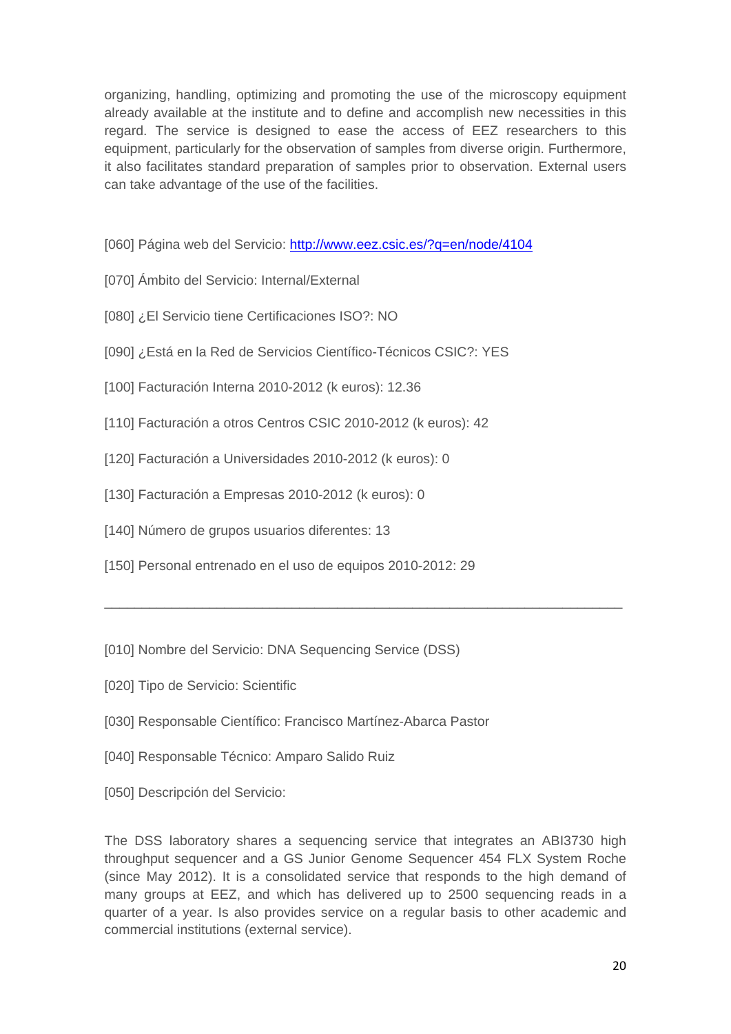organizing, handling, optimizing and promoting the use of the microscopy equipment already available at the institute and to define and accomplish new necessities in this regard. The service is designed to ease the access of EEZ researchers to this equipment, particularly for the observation of samples from diverse origin. Furthermore, it also facilitates standard preparation of samples prior to observation. External users can take advantage of the use of the facilities.

[060] Página web del Servicio: [http://www.eez.csic.es/?q=en/node/4104](http://www.eez.csic.es/?q=en/node/4104)

[070] Ámbito del Servicio: Internal/External

[080] ¿El Servicio tiene Certificaciones ISO?: NO

[090] ¿Está en la Red de Servicios Científico-Técnicos CSIC?: YES

[100] Facturación Interna 2010-2012 (k euros): 12.36

[110] Facturación a otros Centros CSIC 2010-2012 (k euros): 42

[120] Facturación a Universidades 2010-2012 (k euros): 0

[130] Facturación a Empresas 2010-2012 (k euros): 0

[140] Número de grupos usuarios diferentes: 13

[150] Personal entrenado en el uso de equipos 2010-2012: 29

---

[010] Nombre del Servicio: DNA Sequencing Service (DSS)

[020] Tipo de Servicio: Scientific

[030] Responsable Científico: Francisco Martínez-Abarca Pastor

[040] Responsable Técnico: Amparo Salido Ruiz

[050] Descripción del Servicio:

The DSS laboratory shares a sequencing service that integrates an ABI3730 high throughput sequencer and a GS Junior Genome Sequencer 454 FLX System Roche (since May 2012). It is a consolidated service that responds to the high demand of many groups at EEZ, and which has delivered up to 2500 sequencing reads in a quarter of a year. Is also provides service on a regular basis to other academic and commercial institutions (external service).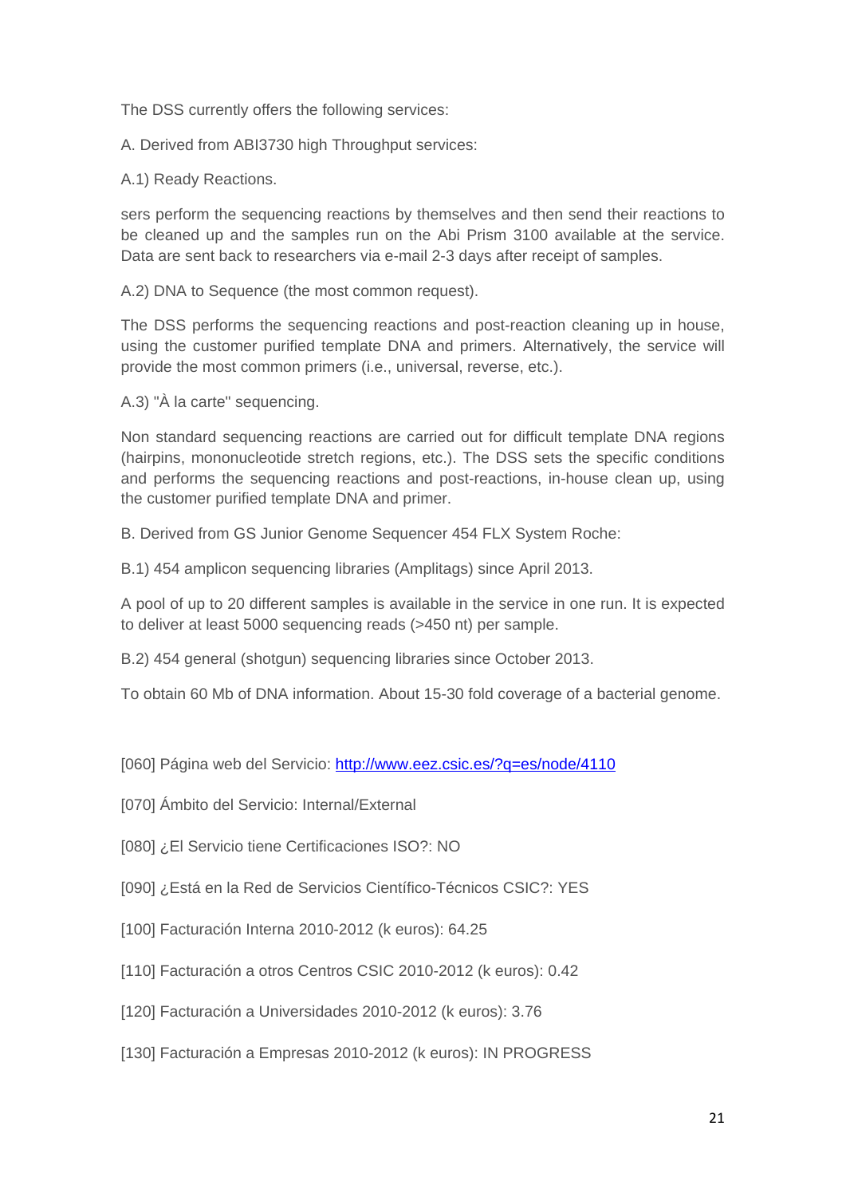The DSS currently offers the following services:

A. Derived from ABI3730 high Throughput services:

A.1) Ready Reactions.

sers perform the sequencing reactions by themselves and then send their reactions to be cleaned up and the samples run on the Abi Prism 3100 available at the service. Data are sent back to researchers via e-mail 2-3 days after receipt of samples.

A.2) DNA to Sequence (the most common request).

The DSS performs the sequencing reactions and post-reaction cleaning up in house, using the customer purified template DNA and primers. Alternatively, the service will provide the most common primers (i.e., universal, reverse, etc.).

A.3) "À la carte" sequencing.

Non standard sequencing reactions are carried out for difficult template DNA regions (hairpins, mononucleotide stretch regions, etc.). The DSS sets the specific conditions and performs the sequencing reactions and post-reactions, in-house clean up, using the customer purified template DNA and primer.

B. Derived from GS Junior Genome Sequencer 454 FLX System Roche:

B.1) 454 amplicon sequencing libraries (Amplitags) since April 2013.

A pool of up to 20 different samples is available in the service in one run. It is expected to deliver at least 5000 sequencing reads (>450 nt) per sample.

B.2) 454 general (shotgun) sequencing libraries since October 2013.

To obtain 60 Mb of DNA information. About 15-30 fold coverage of a bacterial genome.

[060] Página web del Servicio: http://www.eez.csic.es/?q=es/node/4110

[070] Ámbito del Servicio: Internal/External

[080] ¿El Servicio tiene Certificaciones ISO?: NO

[090] ¿Está en la Red de Servicios Científico-Técnicos CSIC?: YES

[100] Facturación Interna 2010-2012 (k euros): 64.25

[110] Facturación a otros Centros CSIC 2010-2012 (k euros): 0.42

[120] Facturación a Universidades 2010-2012 (k euros): 3.76

[130] Facturación a Empresas 2010-2012 (k euros): IN PROGRESS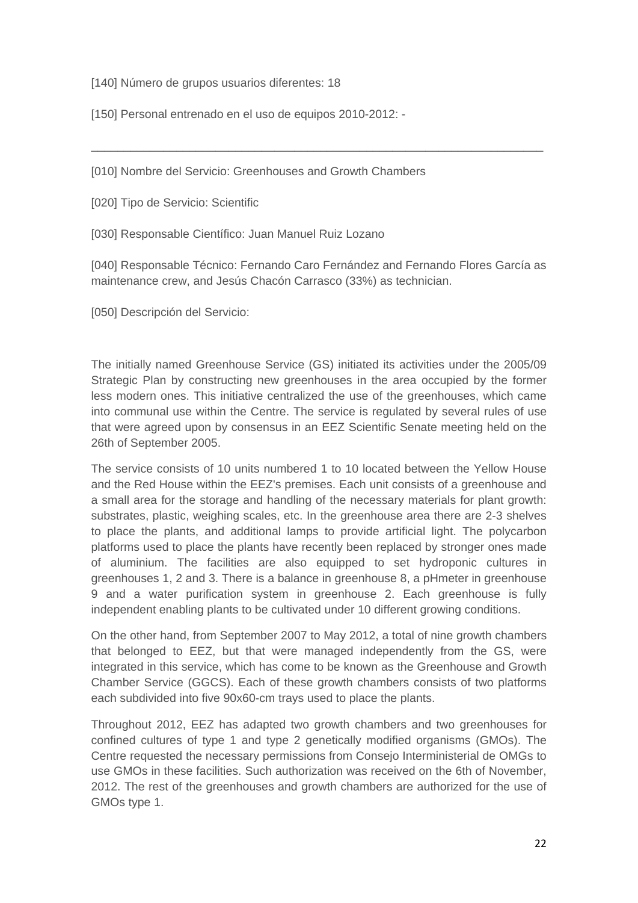[140] Número de grupos usuarios diferentes: 18

[150] Personal entrenado en el uso de equipos 2010-2012: -

---

[010] Nombre del Servicio: Greenhouses and Growth Chambers

[020] Tipo de Servicio: Scientific

[030] Responsable Científico: Juan Manuel Ruiz Lozano

[040] Responsable Técnico: Fernando Caro Fernández and Fernando Flores García as maintenance crew, and Jesús Chacón Carrasco (33%) as technician.

[050] Descripción del Servicio:

The initially named Greenhouse Service (GS) initiated its activities under the 2005/09 Strategic Plan by constructing new greenhouses in the area occupied by the former less modern ones. This initiative centralized the use of the greenhouses, which came into communal use within the Centre. The service is regulated by several rules of use that were agreed upon by consensus in an EEZ Scientific Senate meeting held on the 26th of September 2005.

The service consists of 10 units numbered 1 to 10 located between the Yellow House and the Red House within the EEZ's premises. Each unit consists of a greenhouse and a small area for the storage and handling of the necessary materials for plant growth: substrates, plastic, weighing scales, etc. In the greenhouse area there are 2-3 shelves to place the plants, and additional lamps to provide artificial light. The polycarbon platforms used to place the plants have recently been replaced by stronger ones made of aluminium. The facilities are also equipped to set hydroponic cultures in greenhouses 1, 2 and 3. There is a balance in greenhouse 8, a pHmeter in greenhouse 9 and a water purification system in greenhouse 2. Each greenhouse is fully independent enabling plants to be cultivated under 10 different growing conditions.

On the other hand, from September 2007 to May 2012, a total of nine growth chambers that belonged to EEZ, but that were managed independently from the GS, were integrated in this service, which has come to be known as the Greenhouse and Growth Chamber Service (GGCS). Each of these growth chambers consists of two platforms each subdivided into five 90x60-cm trays used to place the plants.

Throughout 2012, EEZ has adapted two growth chambers and two greenhouses for confined cultures of type 1 and type 2 genetically modified organisms (GMOs). The Centre requested the necessary permissions from Consejo Interministerial de OMGs to use GMOs in these facilities. Such authorization was received on the 6th of November, 2012. The rest of the greenhouses and growth chambers are authorized for the use of GMOs type 1.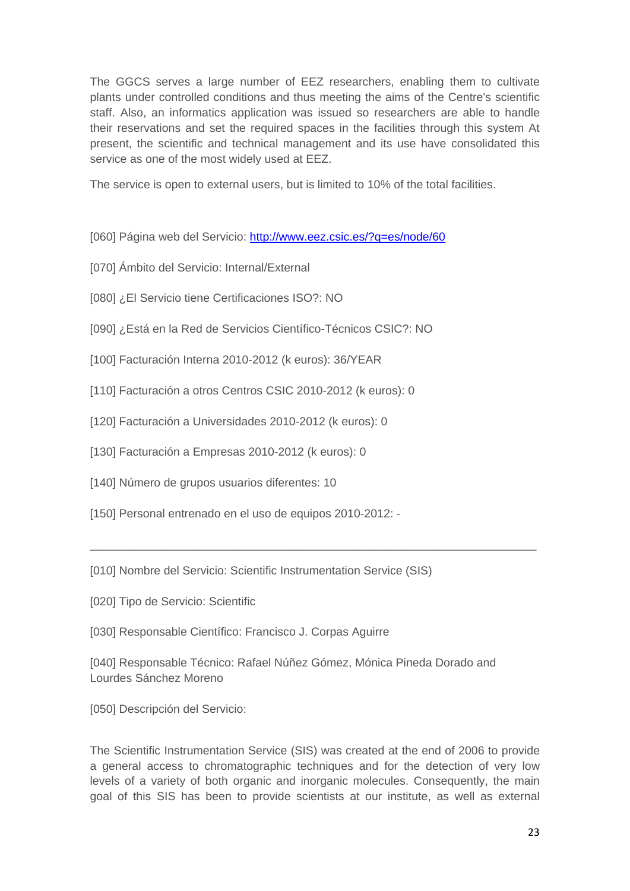The GGCS serves a large number of EEZ researchers, enabling them to cultivate plants under controlled conditions and thus meeting the aims of the Centre's scientific staff. Also, an informatics application was issued so researchers are able to handle their reservations and set the required spaces in the facilities through this system At present, the scientific and technical management and its use have consolidated this service as one of the most widely used at EEZ.

The service is open to external users, but is limited to 10% of the total facilities.

[060] Página web del Servicio: http://www.eez.csic.es/?q=es/node/60

[070] Ámbito del Servicio: Internal/External

[080] ¿El Servicio tiene Certificaciones ISO?: NO

[090] ¿Está en la Red de Servicios Científico-Técnicos CSIC?: NO

[100] Facturación Interna 2010-2012 (k euros): 36/YEAR

[110] Facturación a otros Centros CSIC 2010-2012 (k euros): 0

[120] Facturación a Universidades 2010-2012 (k euros): 0

[130] Facturación a Empresas 2010-2012 (k euros): 0

[140] Número de grupos usuarios diferentes: 10

[150] Personal entrenado en el uso de equipos 2010-2012: -

---

[010] Nombre del Servicio: Scientific Instrumentation Service (SIS)

[020] Tipo de Servicio: Scientific

[030] Responsable Científico: Francisco J. Corpas Aguirre

[040] Responsable Técnico: Rafael Núñez Gómez, Mónica Pineda Dorado and Lourdes Sánchez Moreno

[050] Descripción del Servicio:

The Scientific Instrumentation Service (SIS) was created at the end of 2006 to provide a general access to chromatographic techniques and for the detection of very low levels of a variety of both organic and inorganic molecules. Consequently, the main goal of this SIS has been to provide scientists at our institute, as well as external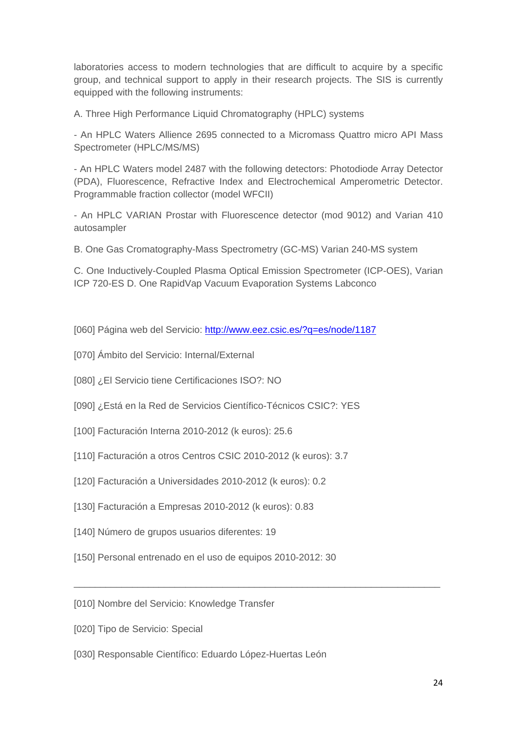laboratories access to modern technologies that are difficult to acquire by a specific group, and technical support to apply in their research projects. The SIS is currently equipped with the following instruments:

A. Three High Performance Liquid Chromatography (HPLC) systems

- An HPLC Waters Allience 2695 connected to a Micromass Quattro micro API Mass Spectrometer (HPLC/MS/MS)

- An HPLC Waters model 2487 with the following detectors: Photodiode Array Detector (PDA), Fluorescence, Refractive Index and Electrochemical Amperometric Detector. Programmable fraction collector (model WFCII)

- An HPLC VARIAN Prostar with Fluorescence detector (mod 9012) and Varian 410 autosampler

B. One Gas Cromatography-Mass Spectrometry (GC-MS) Varian 240-MS system

C. One Inductively-Coupled Plasma Optical Emission Spectrometer (ICP-OES), Varian ICP 720-ES D. One RapidVap Vacuum Evaporation Systems Labconco

[060] Página web del Servicio: http://www.eez.csic.es/?q=es/node/1187

[070] Ámbito del Servicio: Internal/External

[080] ¿El Servicio tiene Certificaciones ISO?: NO

[090] ¿Está en la Red de Servicios Científico-Técnicos CSIC?: YES

[100] Facturación Interna 2010-2012 (k euros): 25.6

[110] Facturación a otros Centros CSIC 2010-2012 (k euros): 3.7

[120] Facturación a Universidades 2010-2012 (k euros): 0.2

[130] Facturación a Empresas 2010-2012 (k euros): 0.83

[140] Número de grupos usuarios diferentes: 19

[150] Personal entrenado en el uso de equipos 2010-2012: 30

---

[010] Nombre del Servicio: Knowledge Transfer

[020] Tipo de Servicio: Special

[030] Responsable Científico: Eduardo López-Huertas León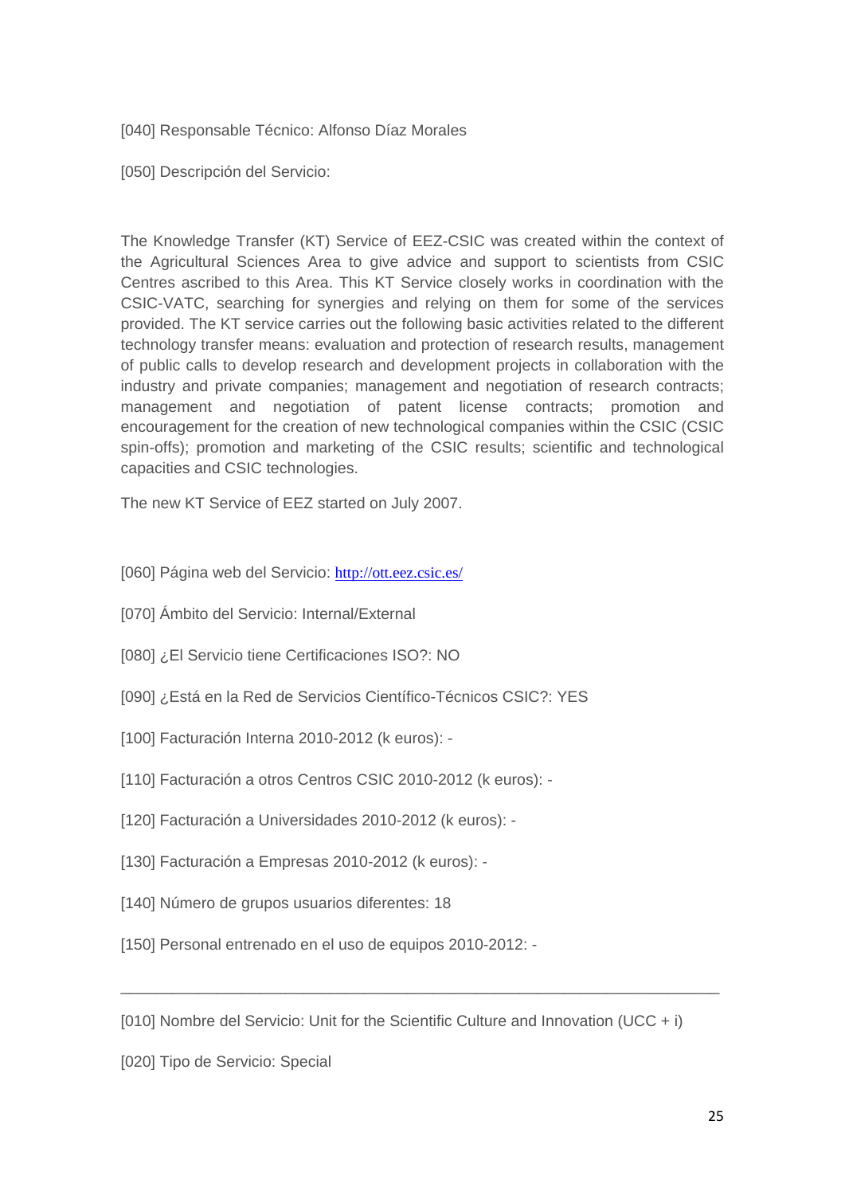[040] Responsable Técnico: Alfonso Díaz Morales

[050] Descripción del Servicio:

The Knowledge Transfer (KT) Service of EEZ-CSIC was created within the context of the Agricultural Sciences Area to give advice and support to scientists from CSIC Centres ascribed to this Area. This KT Service closely works in coordination with the CSIC-VATC, searching for synergies and relying on them for some of the services provided. The KT service carries out the following basic activities related to the different technology transfer means: evaluation and protection of research results, management of public calls to develop research and development projects in collaboration with the industry and private companies; management and negotiation of research contracts; management and negotiation of patent license contracts; promotion and encouragement for the creation of new technological companies within the CSIC (CSIC spin-offs); promotion and marketing of the CSIC results; scientific and technological capacities and CSIC technologies.

The new KT Service of EEZ started on July 2007.

[060] Página web del Servicio: http://ott.eez.csic.es/

[070] Ámbito del Servicio: Internal/External

[080] ¿El Servicio tiene Certificaciones ISO?: NO

[090] ¿Está en la Red de Servicios Científico-Técnicos CSIC?: YES

[100] Facturación Interna 2010-2012 (k euros): -

[110] Facturación a otros Centros CSIC 2010-2012 (k euros): -

[120] Facturación a Universidades 2010-2012 (k euros): -

[130] Facturación a Empresas 2010-2012 (k euros): -

[140] Número de grupos usuarios diferentes: 18

[150] Personal entrenado en el uso de equipos 2010-2012: -

---

[010] Nombre del Servicio: Unit for the Scientific Culture and Innovation (UCC + i)

[020] Tipo de Servicio: Special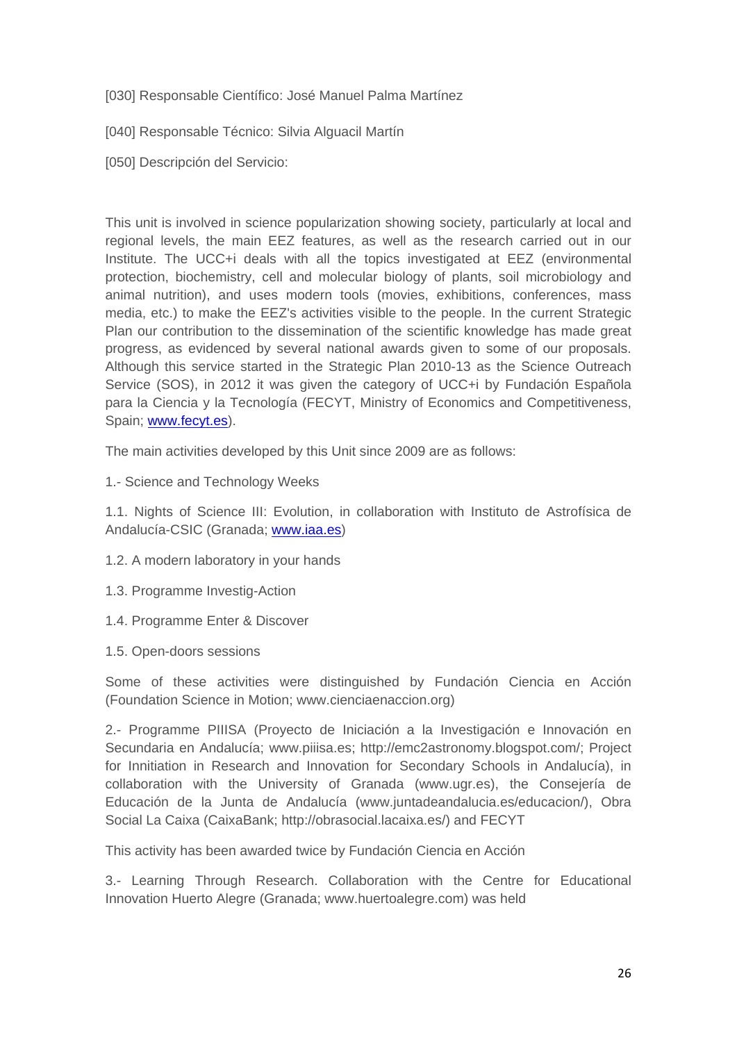[030] Responsable Científico: José Manuel Palma Martínez

[040] Responsable Técnico: Silvia Alguacil Martín

[050] Descripción del Servicio:

This unit is involved in science popularization showing society, particularly at local and regional levels, the main EEZ features, as well as the research carried out in our Institute. The UCC+i deals with all the topics investigated at EEZ (environmental protection, biochemistry, cell and molecular biology of plants, soil microbiology and animal nutrition), and uses modern tools (movies, exhibitions, conferences, mass media, etc.) to make the EEZ's activities visible to the people. In the current Strategic Plan our contribution to the dissemination of the scientific knowledge has made great progress, as evidenced by several national awards given to some of our proposals. Although this service started in the Strategic Plan 2010-13 as the Science Outreach Service (SOS), in 2012 it was given the category of UCC+i by Fundación Española para la Ciencia y la Tecnología (FECYT, Ministry of Economics and Competitiveness, Spain; www.fecyt.es).

The main activities developed by this Unit since 2009 are as follows:

1.- Science and Technology Weeks

1.1. Nights of Science III: Evolution, in collaboration with Instituto de Astrofísica de Andalucía-CSIC (Granada; www.iaa.es)

1.2. A modern laboratory in your hands

1.3. Programme Investig-Action

1.4. Programme Enter & Discover

1.5. Open-doors sessions

Some of these activities were distinguished by Fundación Ciencia en Acción (Foundation Science in Motion; www.cienciaenaccion.org)

2.- Programme PIIISA (Proyecto de Iniciación a la Investigación e Innovación en Secundaria en Andalucía; www.piiisa.es; http://emc2astronomy.blogspot.com/; Project for Innitiation in Research and Innovation for Secondary Schools in Andalucía), in collaboration with the University of Granada (www.ugr.es), the Consejería de Educación de la Junta de Andalucía (www.juntadeandalucia.es/educacion/), Obra Social La Caixa (CaixaBank; http://obrasocial.lacaixa.es/) and FECYT

This activity has been awarded twice by Fundación Ciencia en Acción

3.- Learning Through Research. Collaboration with the Centre for Educational Innovation Huerto Alegre (Granada; www.huertoalegre.com) was held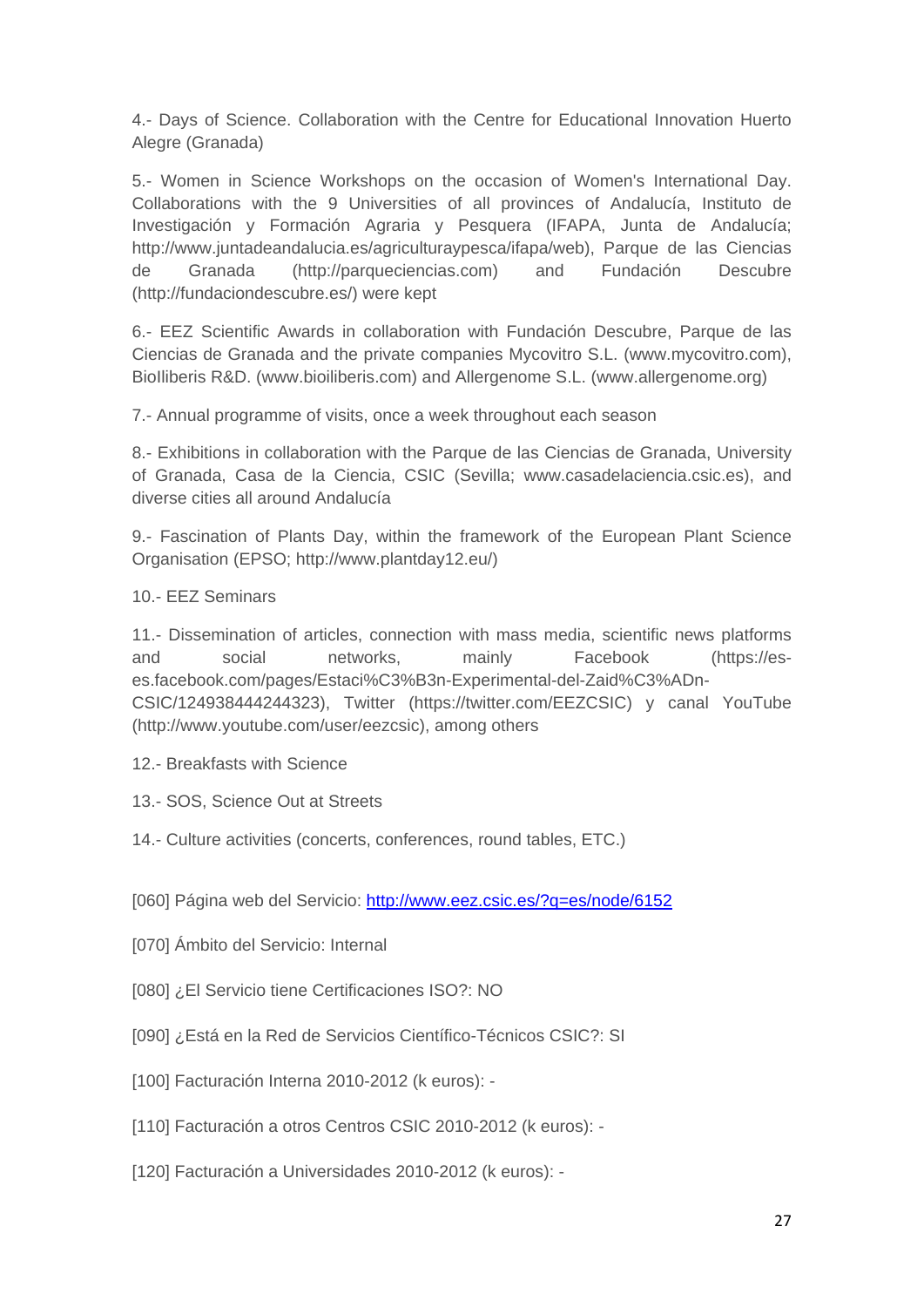4.- Days of Science. Collaboration with the Centre for Educational Innovation Huerto Alegre (Granada)

5.- Women in Science Workshops on the occasion of Women's International Day. Collaborations with the 9 Universities of all provinces of Andalucía, Instituto de Investigación y Formación Agraria y Pesquera (IFAPA, Junta de Andalucía; http://www.juntadeandalucia.es/agriculturaypesca/ifapa/web), Parque de las Ciencias de Granada (http://parqueciencias.com) and Fundación Descubre (http://fundaciondescubre.es/) were kept

6.- EEZ Scientific Awards in collaboration with Fundación Descubre, Parque de las Ciencias de Granada and the private companies Mycovitro S.L. (www.mycovitro.com), BioIliberis R&D. (www.bioiliberis.com) and Allergenome S.L. (www.allergenome.org)

7.- Annual programme of visits, once a week throughout each season

8.- Exhibitions in collaboration with the Parque de las Ciencias de Granada, University of Granada, Casa de la Ciencia, CSIC (Sevilla; www.casadelaciencia.csic.es), and diverse cities all around Andalucía

9.- Fascination of Plants Day, within the framework of the European Plant Science Organisation (EPSO; http://www.plantday12.eu/)

10.- EEZ Seminars

11.- Dissemination of articles, connection with mass media, scientific news platforms and social networks, mainly Facebook (https://es-es.facebook.com/pages/Estaci%C3%B3n-Experimental-del-Zaid%C3%ADn-CSIC/124938444244323), Twitter (https://twitter.com/EEZCSIC) y canal YouTube (http://www.youtube.com/user/eezcsic), among others

12.- Breakfasts with Science

13.- SOS, Science Out at Streets

14.- Culture activities (concerts, conferences, round tables, ETC.)

[060] Página web del Servicio: http://www.eez.csic.es/?q=es/node/6152

[070] Ámbito del Servicio: Internal

[080] ¿El Servicio tiene Certificaciones ISO?: NO

[090] ¿Está en la Red de Servicios Científico-Técnicos CSIC?: SI

[100] Facturación Interna 2010-2012 (k euros): -

[110] Facturación a otros Centros CSIC 2010-2012 (k euros): -

[120] Facturación a Universidades 2010-2012 (k euros): -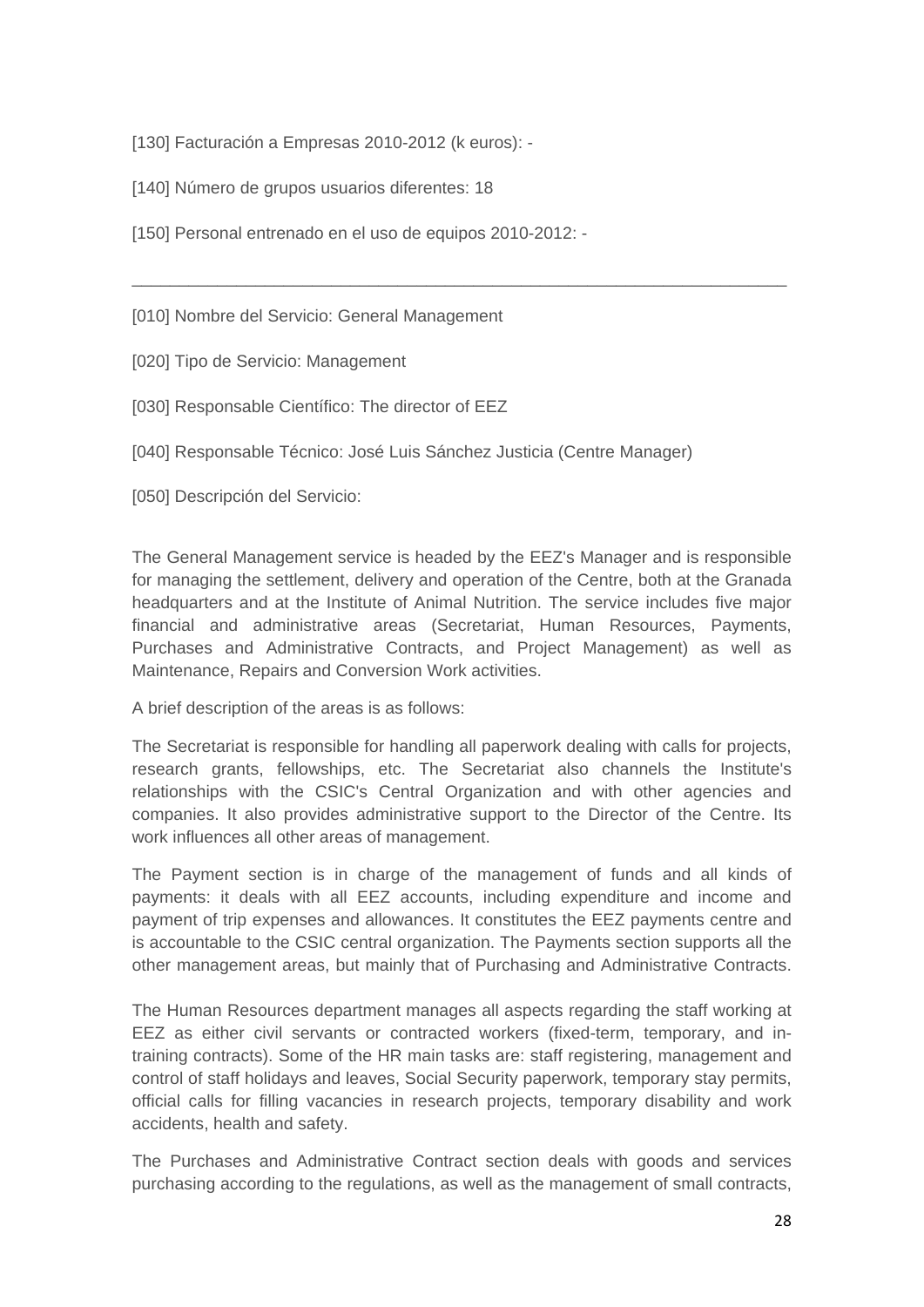[130] Facturación a Empresas 2010-2012 (k euros): -

[140] Número de grupos usuarios diferentes: 18

[150] Personal entrenado en el uso de equipos 2010-2012: -

---

[010] Nombre del Servicio: General Management

[020] Tipo de Servicio: Management

[030] Responsable Científico: The director of EEZ

[040] Responsable Técnico: José Luis Sánchez Justicia (Centre Manager)

[050] Descripción del Servicio:

The General Management service is headed by the EEZ's Manager and is responsible for managing the settlement, delivery and operation of the Centre, both at the Granada headquarters and at the Institute of Animal Nutrition. The service includes five major financial and administrative areas (Secretariat, Human Resources, Payments, Purchases and Administrative Contracts, and Project Management) as well as Maintenance, Repairs and Conversion Work activities.

A brief description of the areas is as follows:

The Secretariat is responsible for handling all paperwork dealing with calls for projects, research grants, fellowships, etc. The Secretariat also channels the Institute's relationships with the CSIC's Central Organization and with other agencies and companies. It also provides administrative support to the Director of the Centre. Its work influences all other areas of management.

The Payment section is in charge of the management of funds and all kinds of payments: it deals with all EEZ accounts, including expenditure and income and payment of trip expenses and allowances. It constitutes the EEZ payments centre and is accountable to the CSIC central organization. The Payments section supports all the other management areas, but mainly that of Purchasing and Administrative Contracts.

The Human Resources department manages all aspects regarding the staff working at EEZ as either civil servants or contracted workers (fixed-term, temporary, and in-training contracts). Some of the HR main tasks are: staff registering, management and control of staff holidays and leaves, Social Security paperwork, temporary stay permits, official calls for filling vacancies in research projects, temporary disability and work accidents, health and safety.

The Purchases and Administrative Contract section deals with goods and services purchasing according to the regulations, as well as the management of small contracts,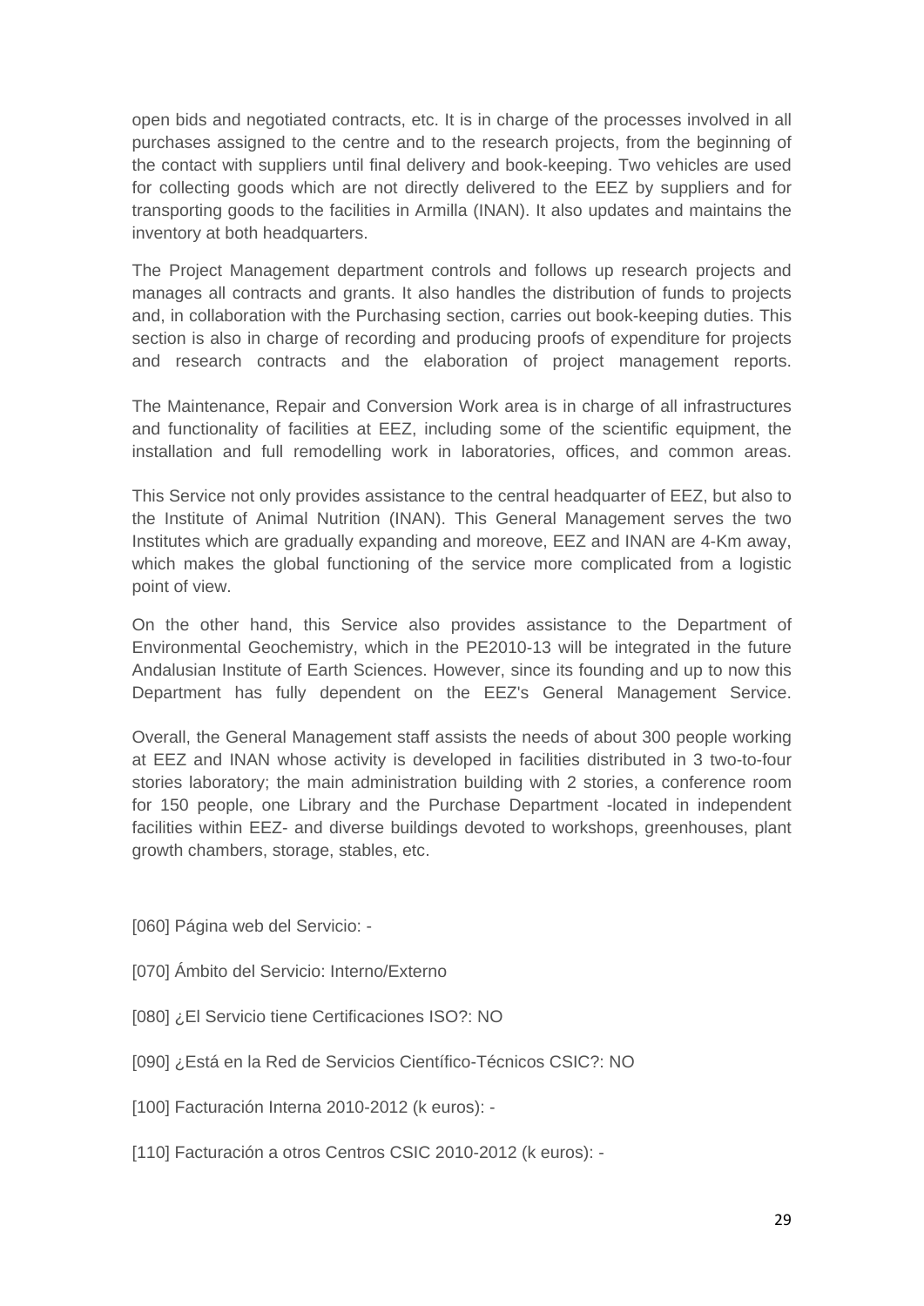open bids and negotiated contracts, etc. It is in charge of the processes involved in all purchases assigned to the centre and to the research projects, from the beginning of the contact with suppliers until final delivery and book-keeping. Two vehicles are used for collecting goods which are not directly delivered to the EEZ by suppliers and for transporting goods to the facilities in Armilla (INAN). It also updates and maintains the inventory at both headquarters.

The Project Management department controls and follows up research projects and manages all contracts and grants. It also handles the distribution of funds to projects and, in collaboration with the Purchasing section, carries out book-keeping duties. This section is also in charge of recording and producing proofs of expenditure for projects and research contracts and the elaboration of project management reports.

The Maintenance, Repair and Conversion Work area is in charge of all infrastructures and functionality of facilities at EEZ, including some of the scientific equipment, the installation and full remodelling work in laboratories, offices, and common areas.

This Service not only provides assistance to the central headquarter of EEZ, but also to the Institute of Animal Nutrition (INAN). This General Management serves the two Institutes which are gradually expanding and moreove, EEZ and INAN are 4-Km away, which makes the global functioning of the service more complicated from a logistic point of view.

On the other hand, this Service also provides assistance to the Department of Environmental Geochemistry, which in the PE2010-13 will be integrated in the future Andalusian Institute of Earth Sciences. However, since its founding and up to now this Department has fully dependent on the EEZ's General Management Service.

Overall, the General Management staff assists the needs of about 300 people working at EEZ and INAN whose activity is developed in facilities distributed in 3 two-to-four stories laboratory; the main administration building with 2 stories, a conference room for 150 people, one Library and the Purchase Department -located in independent facilities within EEZ- and diverse buildings devoted to workshops, greenhouses, plant growth chambers, storage, stables, etc.

[060] Página web del Servicio: -

[070] Ámbito del Servicio: Interno/Externo

[080] ¿El Servicio tiene Certificaciones ISO?: NO

[090] ¿Está en la Red de Servicios Científico-Técnicos CSIC?: NO

[100] Facturación Interna 2010-2012 (k euros): -

[110] Facturación a otros Centros CSIC 2010-2012 (k euros): -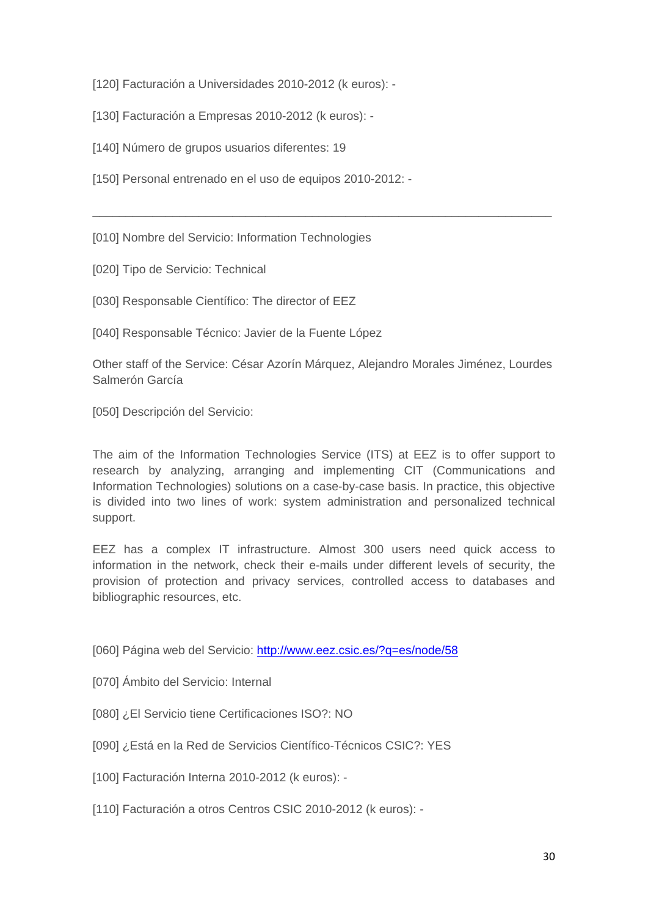[120] Facturación a Universidades 2010-2012 (k euros): -

[130] Facturación a Empresas 2010-2012 (k euros): -

[140] Número de grupos usuarios diferentes: 19

[150] Personal entrenado en el uso de equipos 2010-2012: -

---

[010] Nombre del Servicio: Information Technologies

[020] Tipo de Servicio: Technical

[030] Responsable Científico: The director of EEZ

[040] Responsable Técnico: Javier de la Fuente López

Other staff of the Service: César Azorín Márquez, Alejandro Morales Jiménez, Lourdes Salmerón García

[050] Descripción del Servicio:

The aim of the Information Technologies Service (ITS) at EEZ is to offer support to research by analyzing, arranging and implementing CIT (Communications and Information Technologies) solutions on a case-by-case basis. In practice, this objective is divided into two lines of work: system administration and personalized technical support.

EEZ has a complex IT infrastructure. Almost 300 users need quick access to information in the network, check their e-mails under different levels of security, the provision of protection and privacy services, controlled access to databases and bibliographic resources, etc.

[060] Página web del Servicio: [http://www.eez.csic.es/?q=es/node/58](http://www.eez.csic.es/?q=es/node/58)

[070] Ámbito del Servicio: Internal

[080] ¿El Servicio tiene Certificaciones ISO?: NO

[090] ¿Está en la Red de Servicios Científico-Técnicos CSIC?: YES

[100] Facturación Interna 2010-2012 (k euros): -

[110] Facturación a otros Centros CSIC 2010-2012 (k euros): -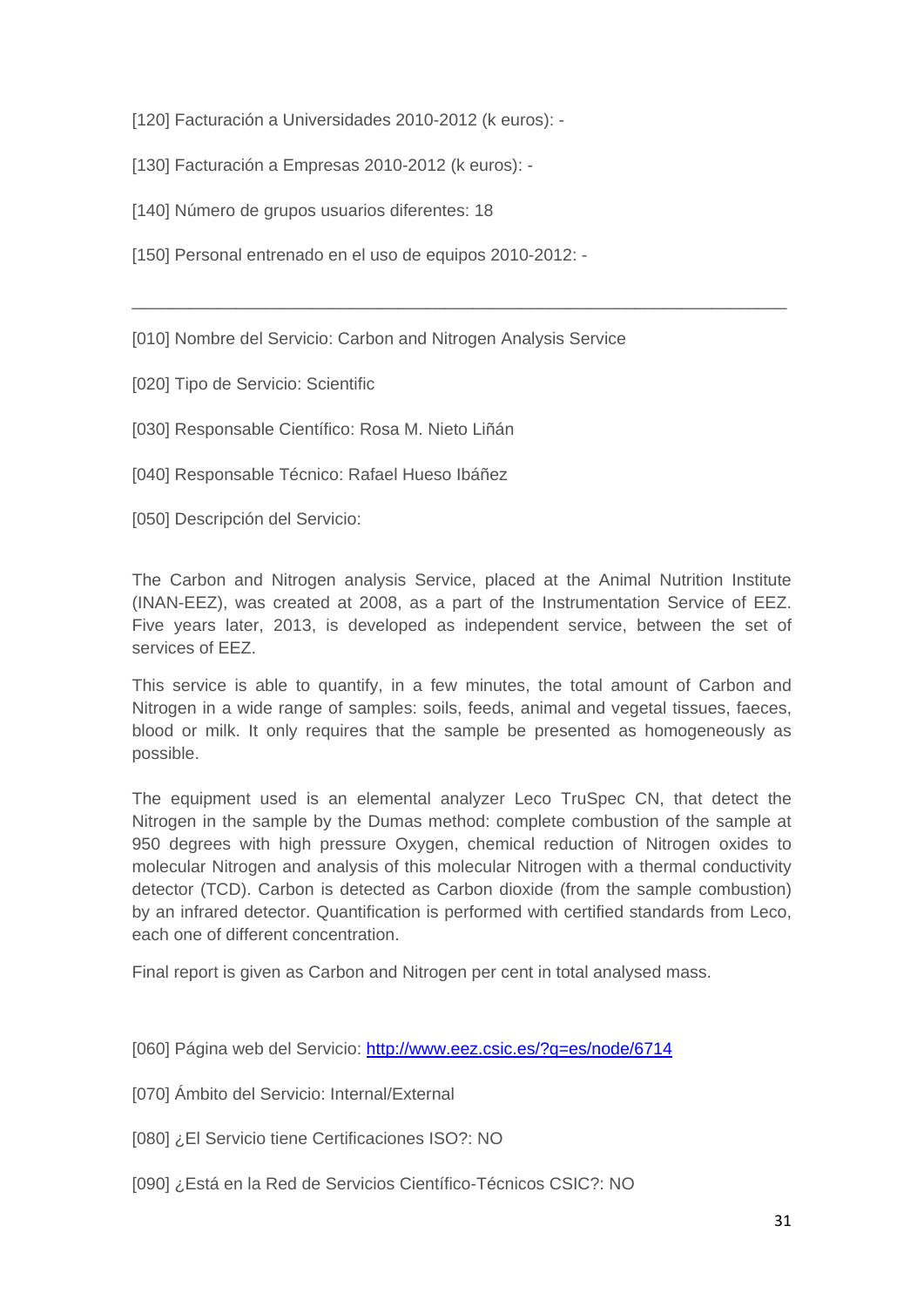[120] Facturación a Universidades 2010-2012 (k euros): -

[130] Facturación a Empresas 2010-2012 (k euros): -

[140] Número de grupos usuarios diferentes: 18

[150] Personal entrenado en el uso de equipos 2010-2012: -

---

[010] Nombre del Servicio: Carbon and Nitrogen Analysis Service

[020] Tipo de Servicio: Scientific

[030] Responsable Científico: Rosa M. Nieto Liñán

[040] Responsable Técnico: Rafael Hueso Ibáñez

[050] Descripción del Servicio:

The Carbon and Nitrogen analysis Service, placed at the Animal Nutrition Institute (INAN-EEZ), was created at 2008, as a part of the Instrumentation Service of EEZ. Five years later, 2013, is developed as independent service, between the set of services of EEZ.

This service is able to quantify, in a few minutes, the total amount of Carbon and Nitrogen in a wide range of samples: soils, feeds, animal and vegetal tissues, faeces, blood or milk. It only requires that the sample be presented as homogeneously as possible.

The equipment used is an elemental analyzer Leco TruSpec CN, that detect the Nitrogen in the sample by the Dumas method: complete combustion of the sample at 950 degrees with high pressure Oxygen, chemical reduction of Nitrogen oxides to molecular Nitrogen and analysis of this molecular Nitrogen with a thermal conductivity detector (TCD). Carbon is detected as Carbon dioxide (from the sample combustion) by an infrared detector. Quantification is performed with certified standards from Leco, each one of different concentration.

Final report is given as Carbon and Nitrogen per cent in total analysed mass.

[060] Página web del Servicio: [http://www.eez.csic.es/?q=es/node/6714](http://www.eez.csic.es/?q=es/node/6714)

[070] Ámbito del Servicio: Internal/External

[080] ¿El Servicio tiene Certificaciones ISO?: NO

[090] ¿Está en la Red de Servicios Científico-Técnicos CSIC?: NO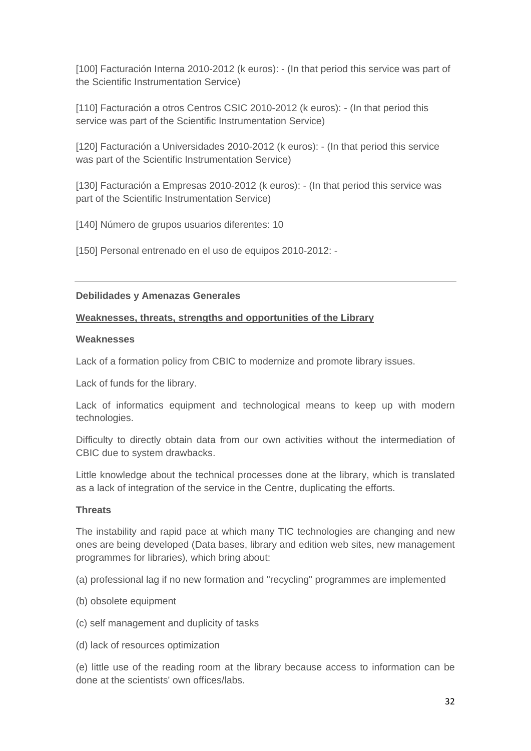[100] Facturación Interna 2010-2012 (k euros): - (In that period this service was part of the Scientific Instrumentation Service)

[110] Facturación a otros Centros CSIC 2010-2012 (k euros): - (In that period this service was part of the Scientific Instrumentation Service)

[120] Facturación a Universidades 2010-2012 (k euros): - (In that period this service was part of the Scientific Instrumentation Service)

[130] Facturación a Empresas 2010-2012 (k euros): - (In that period this service was part of the Scientific Instrumentation Service)

[140] Número de grupos usuarios diferentes: 10

[150] Personal entrenado en el uso de equipos 2010-2012: -

---

**Debilidades y Amenazas Generales**

**Weaknesses, threats, strengths and opportunities of the Library**

**Weaknesses**

Lack of a formation policy from CBIC to modernize and promote library issues.

Lack of funds for the library.

Lack of informatics equipment and technological means to keep up with modern technologies.

Difficulty to directly obtain data from our own activities without the intermediation of CBIC due to system drawbacks.

Little knowledge about the technical processes done at the library, which is translated as a lack of integration of the service in the Centre, duplicating the efforts.

**Threats**

The instability and rapid pace at which many TIC technologies are changing and new ones are being developed (Data bases, library and edition web sites, new management programmes for libraries), which bring about:

(a) professional lag if no new formation and "recycling" programmes are implemented

(b) obsolete equipment

(c) self management and duplicity of tasks

(d) lack of resources optimization

(e) little use of the reading room at the library because access to information can be done at the scientists' own offices/labs.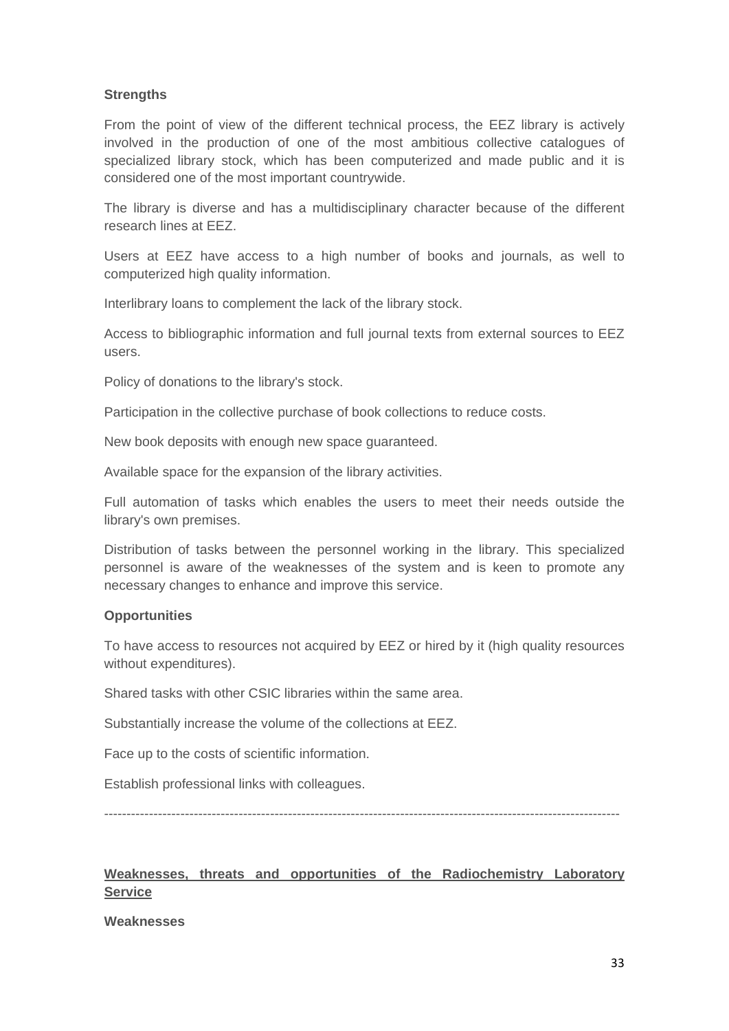**Strengths**

From the point of view of the different technical process, the EEZ library is actively involved in the production of one of the most ambitious collective catalogues of specialized library stock, which has been computerized and made public and it is considered one of the most important countrywide.

The library is diverse and has a multidisciplinary character because of the different research lines at EEZ.

Users at EEZ have access to a high number of books and journals, as well to computerized high quality information.

Interlibrary loans to complement the lack of the library stock.

Access to bibliographic information and full journal texts from external sources to EEZ users.

Policy of donations to the library's stock.

Participation in the collective purchase of book collections to reduce costs.

New book deposits with enough new space guaranteed.

Available space for the expansion of the library activities.

Full automation of tasks which enables the users to meet their needs outside the library's own premises.

Distribution of tasks between the personnel working in the library. This specialized personnel is aware of the weaknesses of the system and is keen to promote any necessary changes to enhance and improve this service.

**Opportunities**

To have access to resources not acquired by EEZ or hired by it (high quality resources without expenditures).

Shared tasks with other CSIC libraries within the same area.

Substantially increase the volume of the collections at EEZ.

Face up to the costs of scientific information.

Establish professional links with colleagues.

---

**<u>Weaknesses, threats and opportunities of the Radiochemistry Laboratory Service</u>**

**Weaknesses**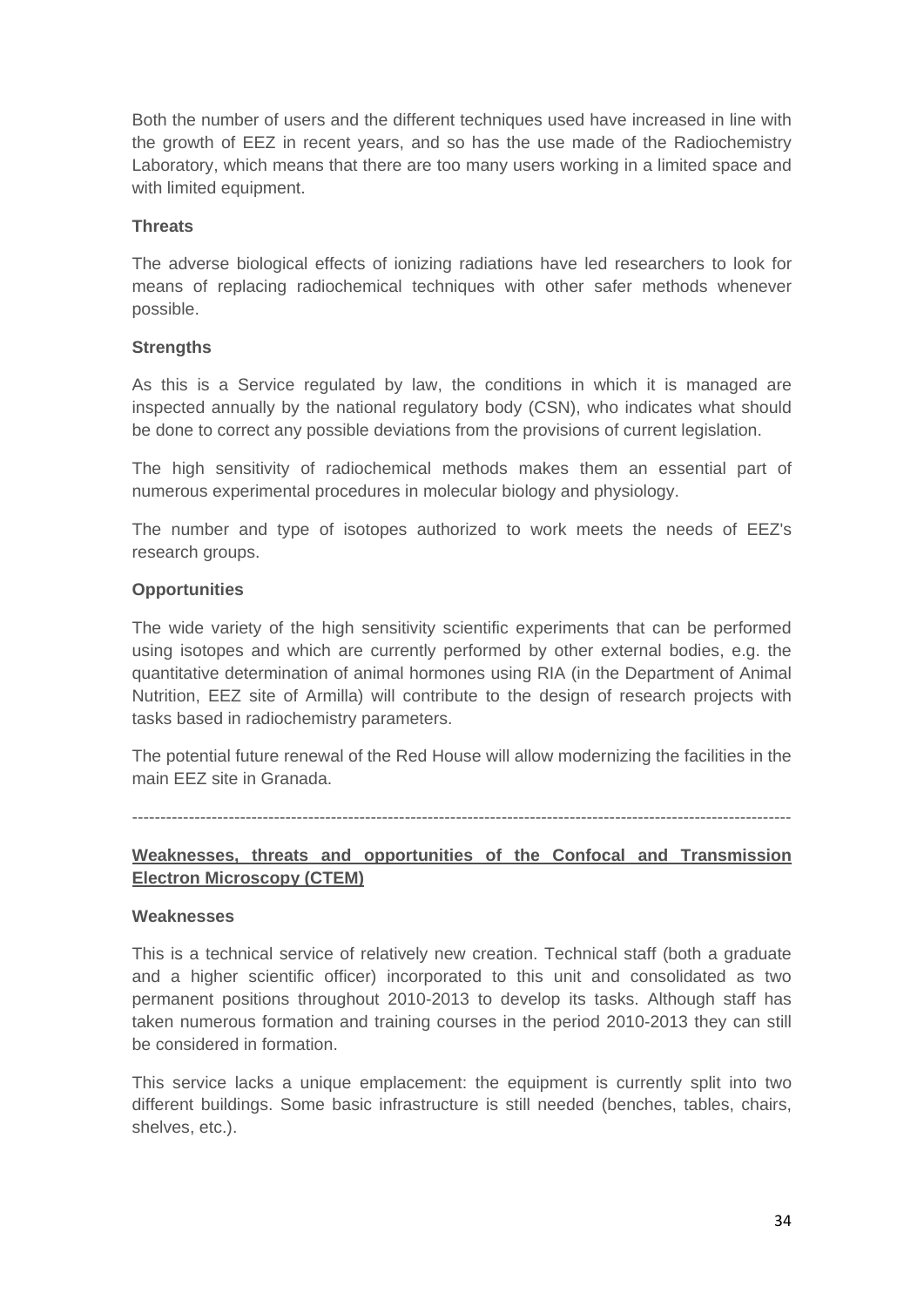Both the number of users and the different techniques used have increased in line with the growth of EEZ in recent years, and so has the use made of the Radiochemistry Laboratory, which means that there are too many users working in a limited space and with limited equipment.

**Threats**

The adverse biological effects of ionizing radiations have led researchers to look for means of replacing radiochemical techniques with other safer methods whenever possible.

**Strengths**

As this is a Service regulated by law, the conditions in which it is managed are inspected annually by the national regulatory body (CSN), who indicates what should be done to correct any possible deviations from the provisions of current legislation.

The high sensitivity of radiochemical methods makes them an essential part of numerous experimental procedures in molecular biology and physiology.

The number and type of isotopes authorized to work meets the needs of EEZ's research groups.

**Opportunities**

The wide variety of the high sensitivity scientific experiments that can be performed using isotopes and which are currently performed by other external bodies, e.g. the quantitative determination of animal hormones using RIA (in the Department of Animal Nutrition, EEZ site of Armilla) will contribute to the design of research projects with tasks based in radiochemistry parameters.

The potential future renewal of the Red House will allow modernizing the facilities in the main EEZ site in Granada.

---

**Weaknesses, threats and opportunities of the Confocal and Transmission Electron Microscopy (CTEM)**

**Weaknesses**

This is a technical service of relatively new creation. Technical staff (both a graduate and a higher scientific officer) incorporated to this unit and consolidated as two permanent positions throughout 2010-2013 to develop its tasks. Although staff has taken numerous formation and training courses in the period 2010-2013 they can still be considered in formation.

This service lacks a unique emplacement: the equipment is currently split into two different buildings. Some basic infrastructure is still needed (benches, tables, chairs, shelves, etc.).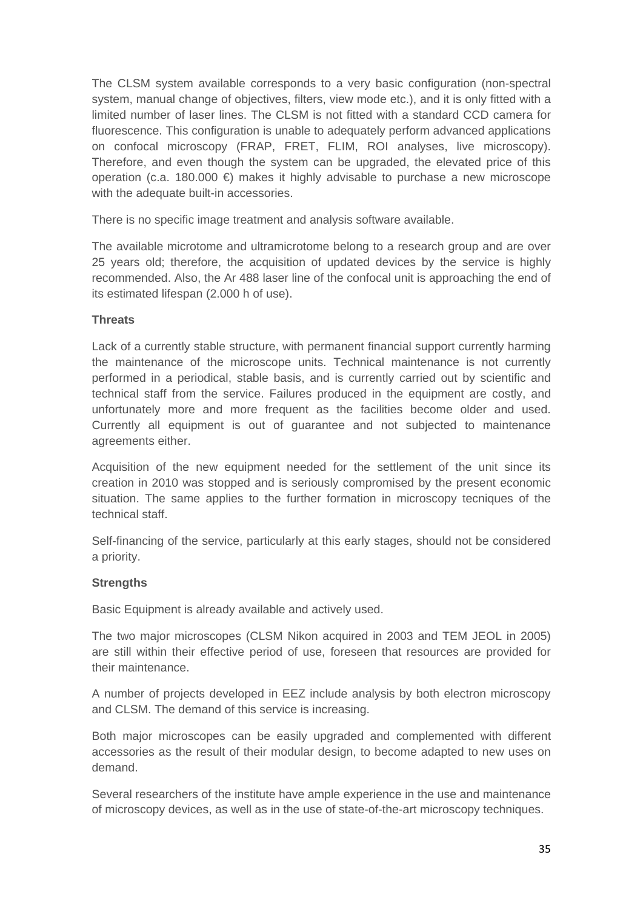The CLSM system available corresponds to a very basic configuration (non-spectral system, manual change of objectives, filters, view mode etc.), and it is only fitted with a limited number of laser lines. The CLSM is not fitted with a standard CCD camera for fluorescence. This configuration is unable to adequately perform advanced applications on confocal microscopy (FRAP, FRET, FLIM, ROI analyses, live microscopy). Therefore, and even though the system can be upgraded, the elevated price of this operation (c.a. 180.000 €) makes it highly advisable to purchase a new microscope with the adequate built-in accessories.

There is no specific image treatment and analysis software available.

The available microtome and ultramicrotome belong to a research group and are over 25 years old; therefore, the acquisition of updated devices by the service is highly recommended. Also, the Ar 488 laser line of the confocal unit is approaching the end of its estimated lifespan (2.000 h of use).

**Threats**

Lack of a currently stable structure, with permanent financial support currently harming the maintenance of the microscope units. Technical maintenance is not currently performed in a periodical, stable basis, and is currently carried out by scientific and technical staff from the service. Failures produced in the equipment are costly, and unfortunately more and more frequent as the facilities become older and used. Currently all equipment is out of guarantee and not subjected to maintenance agreements either.

Acquisition of the new equipment needed for the settlement of the unit since its creation in 2010 was stopped and is seriously compromised by the present economic situation. The same applies to the further formation in microscopy tecniques of the technical staff.

Self-financing of the service, particularly at this early stages, should not be considered a priority.

**Strengths**

Basic Equipment is already available and actively used.

The two major microscopes (CLSM Nikon acquired in 2003 and TEM JEOL in 2005) are still within their effective period of use, foreseen that resources are provided for their maintenance.

A number of projects developed in EEZ include analysis by both electron microscopy and CLSM. The demand of this service is increasing.

Both major microscopes can be easily upgraded and complemented with different accessories as the result of their modular design, to become adapted to new uses on demand.

Several researchers of the institute have ample experience in the use and maintenance of microscopy devices, as well as in the use of state-of-the-art microscopy techniques.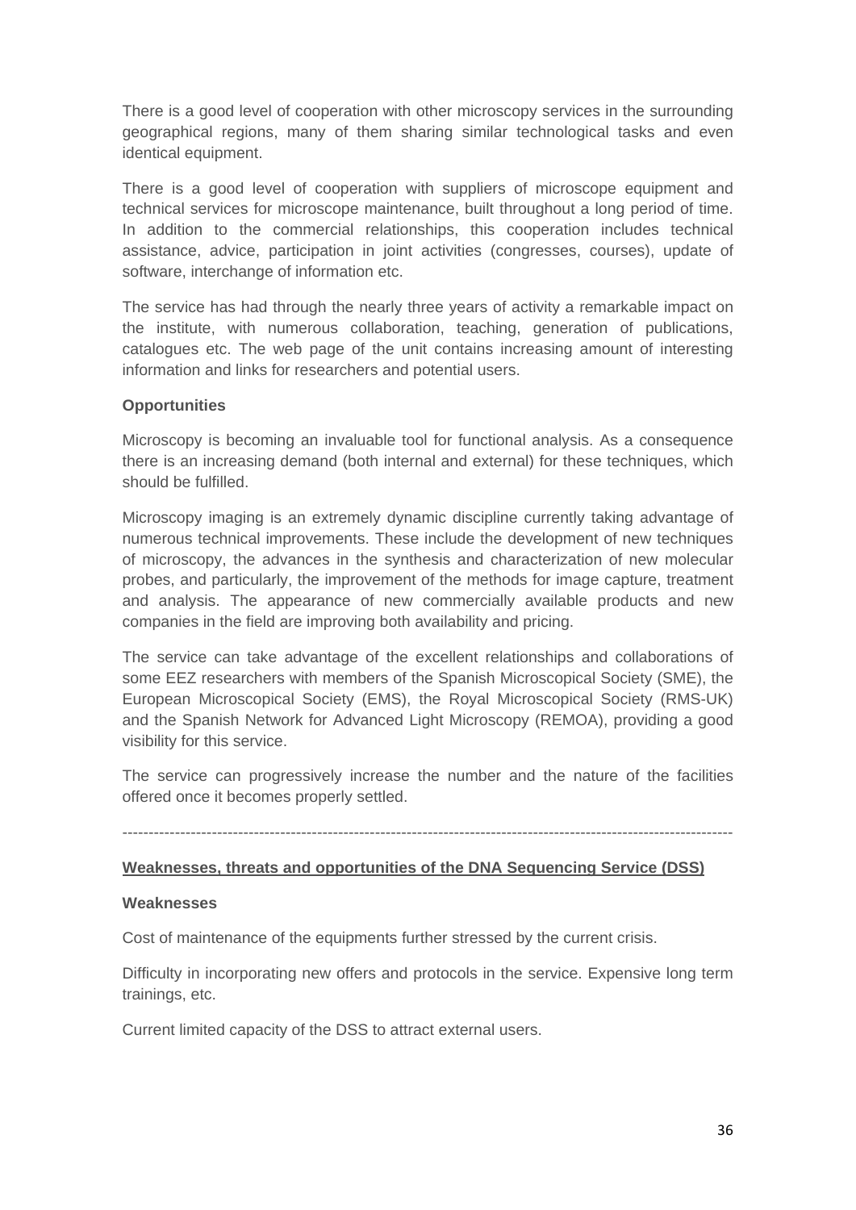There is a good level of cooperation with other microscopy services in the surrounding geographical regions, many of them sharing similar technological tasks and even identical equipment.

There is a good level of cooperation with suppliers of microscope equipment and technical services for microscope maintenance, built throughout a long period of time. In addition to the commercial relationships, this cooperation includes technical assistance, advice, participation in joint activities (congresses, courses), update of software, interchange of information etc.

The service has had through the nearly three years of activity a remarkable impact on the institute, with numerous collaboration, teaching, generation of publications, catalogues etc. The web page of the unit contains increasing amount of interesting information and links for researchers and potential users.

**Opportunities**

Microscopy is becoming an invaluable tool for functional analysis. As a consequence there is an increasing demand (both internal and external) for these techniques, which should be fulfilled.

Microscopy imaging is an extremely dynamic discipline currently taking advantage of numerous technical improvements. These include the development of new techniques of microscopy, the advances in the synthesis and characterization of new molecular probes, and particularly, the improvement of the methods for image capture, treatment and analysis. The appearance of new commercially available products and new companies in the field are improving both availability and pricing.

The service can take advantage of the excellent relationships and collaborations of some EEZ researchers with members of the Spanish Microscopical Society (SME), the European Microscopical Society (EMS), the Royal Microscopical Society (RMS-UK) and the Spanish Network for Advanced Light Microscopy (REMOA), providing a good visibility for this service.

The service can progressively increase the number and the nature of the facilities offered once it becomes properly settled.

---

**Weaknesses, threats and opportunities of the DNA Sequencing Service (DSS)**

**Weaknesses**

Cost of maintenance of the equipments further stressed by the current crisis.

Difficulty in incorporating new offers and protocols in the service. Expensive long term trainings, etc.

Current limited capacity of the DSS to attract external users.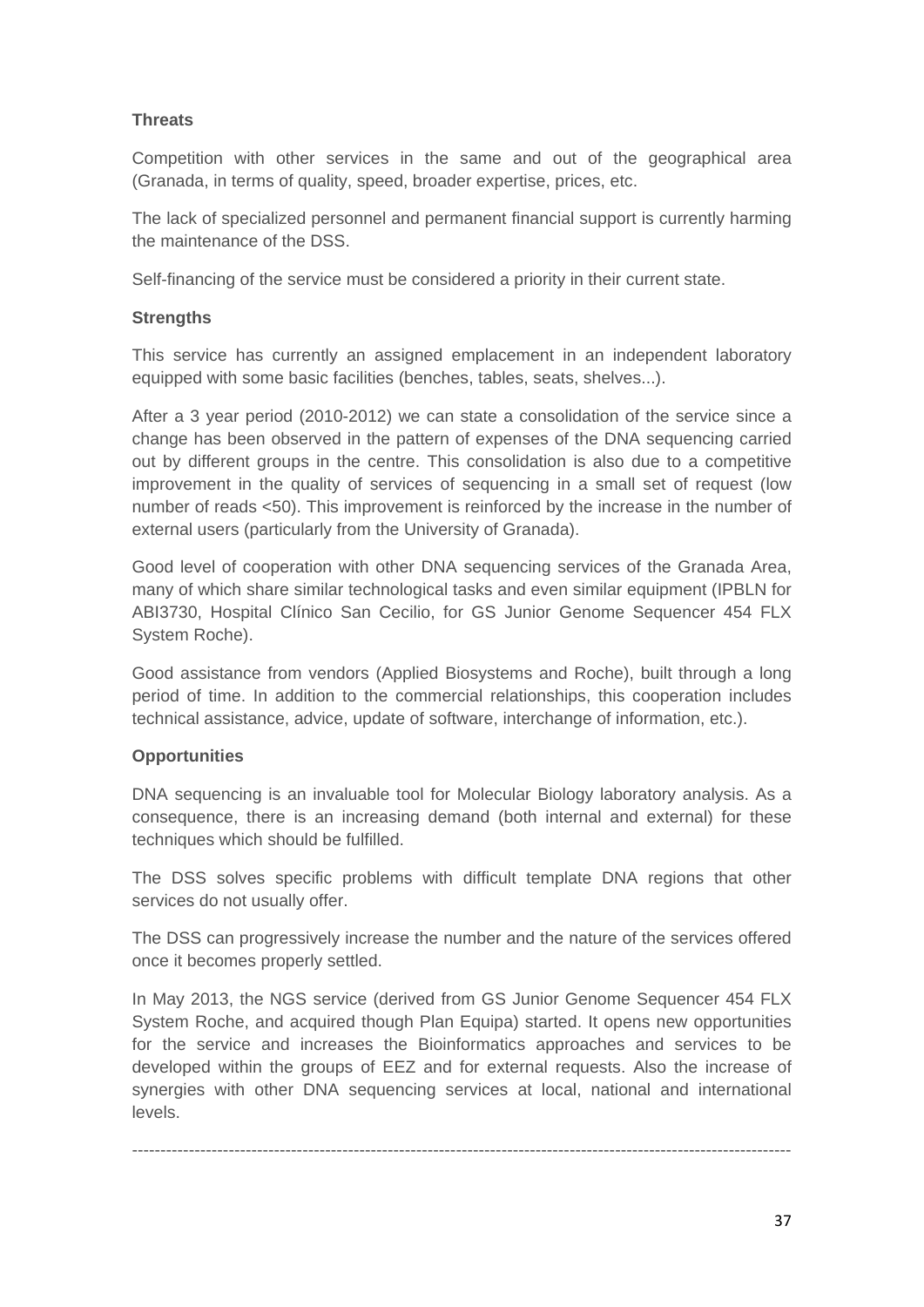**Threats**

Competition with other services in the same and out of the geographical area (Granada, in terms of quality, speed, broader expertise, prices, etc.

The lack of specialized personnel and permanent financial support is currently harming the maintenance of the DSS.

Self-financing of the service must be considered a priority in their current state.

**Strengths**

This service has currently an assigned emplacement in an independent laboratory equipped with some basic facilities (benches, tables, seats, shelves...).

After a 3 year period (2010-2012) we can state a consolidation of the service since a change has been observed in the pattern of expenses of the DNA sequencing carried out by different groups in the centre. This consolidation is also due to a competitive improvement in the quality of services of sequencing in a small set of request (low number of reads <50). This improvement is reinforced by the increase in the number of external users (particularly from the University of Granada).

Good level of cooperation with other DNA sequencing services of the Granada Area, many of which share similar technological tasks and even similar equipment (IPBLN for ABI3730, Hospital Clínico San Cecilio, for GS Junior Genome Sequencer 454 FLX System Roche).

Good assistance from vendors (Applied Biosystems and Roche), built through a long period of time. In addition to the commercial relationships, this cooperation includes technical assistance, advice, update of software, interchange of information, etc.).

**Opportunities**

DNA sequencing is an invaluable tool for Molecular Biology laboratory analysis. As a consequence, there is an increasing demand (both internal and external) for these techniques which should be fulfilled.

The DSS solves specific problems with difficult template DNA regions that other services do not usually offer.

The DSS can progressively increase the number and the nature of the services offered once it becomes properly settled.

In May 2013, the NGS service (derived from GS Junior Genome Sequencer 454 FLX System Roche, and acquired though Plan Equipa) started. It opens new opportunities for the service and increases the Bioinformatics approaches and services to be developed within the groups of EEZ and for external requests. Also the increase of synergies with other DNA sequencing services at local, national and international levels.

---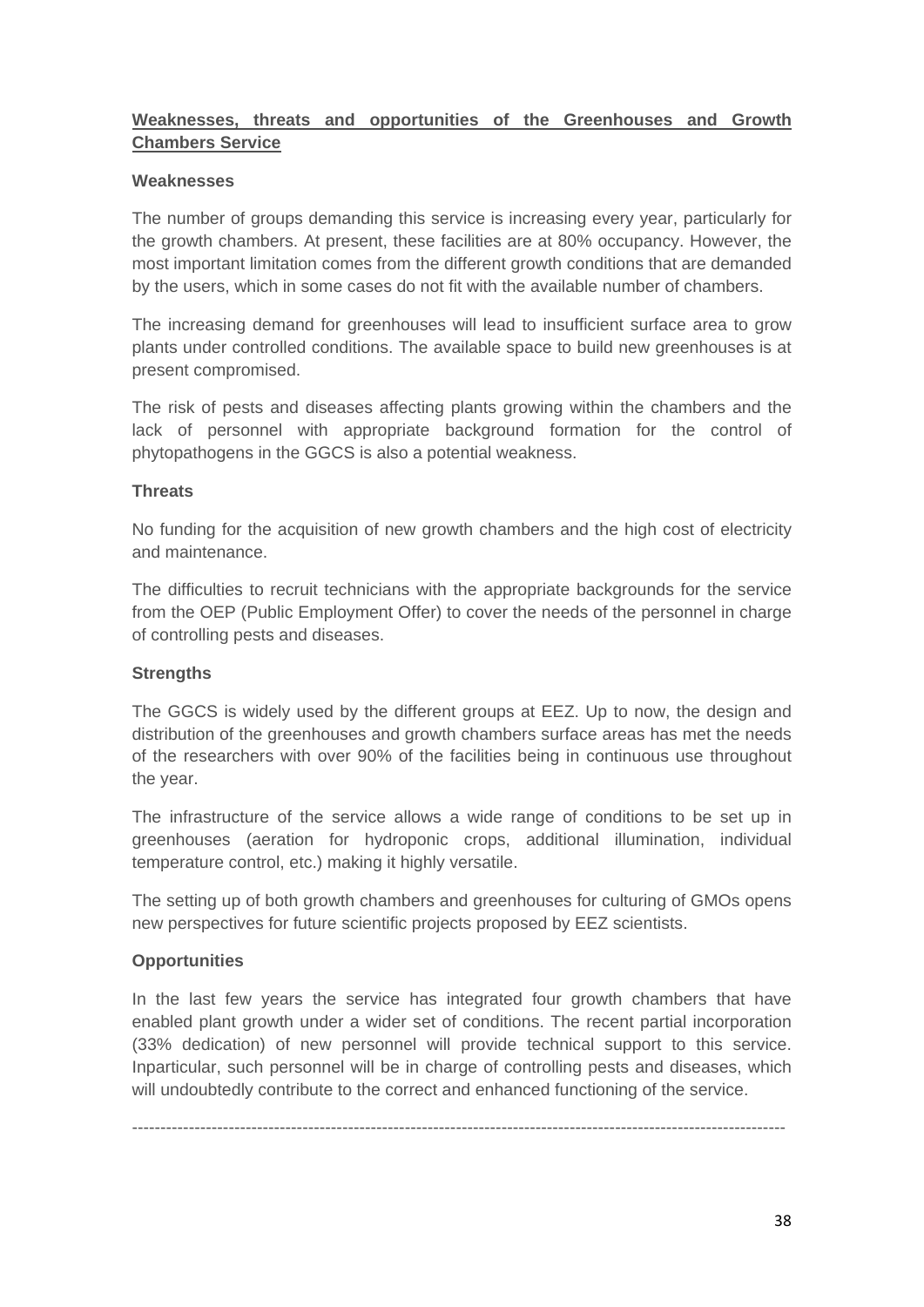## Weaknesses, threats and opportunities of the Greenhouses and Growth Chambers Service

**Weaknesses**

The number of groups demanding this service is increasing every year, particularly for the growth chambers. At present, these facilities are at 80% occupancy. However, the most important limitation comes from the different growth conditions that are demanded by the users, which in some cases do not fit with the available number of chambers.

The increasing demand for greenhouses will lead to insufficient surface area to grow plants under controlled conditions. The available space to build new greenhouses is at present compromised.

The risk of pests and diseases affecting plants growing within the chambers and the lack of personnel with appropriate background formation for the control of phytopathogens in the GGCS is also a potential weakness.

**Threats**

No funding for the acquisition of new growth chambers and the high cost of electricity and maintenance.

The difficulties to recruit technicians with the appropriate backgrounds for the service from the OEP (Public Employment Offer) to cover the needs of the personnel in charge of controlling pests and diseases.

**Strengths**

The GGCS is widely used by the different groups at EEZ. Up to now, the design and distribution of the greenhouses and growth chambers surface areas has met the needs of the researchers with over 90% of the facilities being in continuous use throughout the year.

The infrastructure of the service allows a wide range of conditions to be set up in greenhouses (aeration for hydroponic crops, additional illumination, individual temperature control, etc.) making it highly versatile.

The setting up of both growth chambers and greenhouses for culturing of GMOs opens new perspectives for future scientific projects proposed by EEZ scientists.

**Opportunities**

In the last few years the service has integrated four growth chambers that have enabled plant growth under a wider set of conditions. The recent partial incorporation (33% dedication) of new personnel will provide technical support to this service. Inparticular, such personnel will be in charge of controlling pests and diseases, which will undoubtedly contribute to the correct and enhanced functioning of the service.

---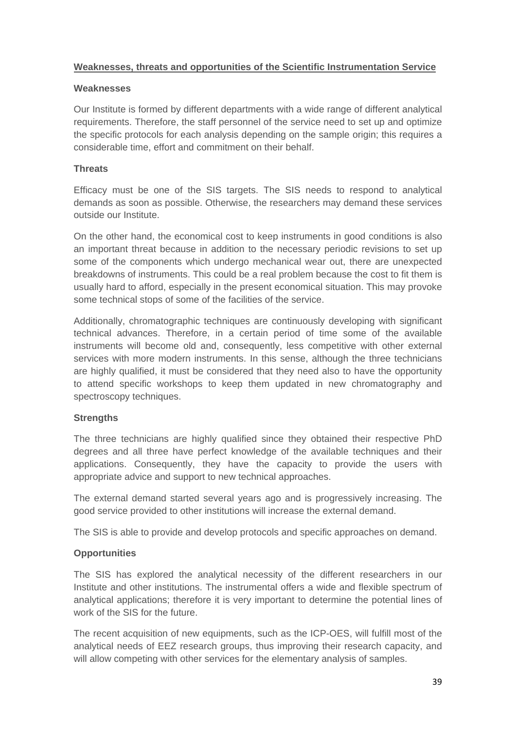## Weaknesses, threats and opportunities of the Scientific Instrumentation Service

### Weaknesses

Our Institute is formed by different departments with a wide range of different analytical requirements. Therefore, the staff personnel of the service need to set up and optimize the specific protocols for each analysis depending on the sample origin; this requires a considerable time, effort and commitment on their behalf.

### Threats

Efficacy must be one of the SIS targets. The SIS needs to respond to analytical demands as soon as possible. Otherwise, the researchers may demand these services outside our Institute.

On the other hand, the economical cost to keep instruments in good conditions is also an important threat because in addition to the necessary periodic revisions to set up some of the components which undergo mechanical wear out, there are unexpected breakdowns of instruments. This could be a real problem because the cost to fit them is usually hard to afford, especially in the present economical situation. This may provoke some technical stops of some of the facilities of the service.

Additionally, chromatographic techniques are continuously developing with significant technical advances. Therefore, in a certain period of time some of the available instruments will become old and, consequently, less competitive with other external services with more modern instruments. In this sense, although the three technicians are highly qualified, it must be considered that they need also to have the opportunity to attend specific workshops to keep them updated in new chromatography and spectroscopy techniques.

### Strengths

The three technicians are highly qualified since they obtained their respective PhD degrees and all three have perfect knowledge of the available techniques and their applications. Consequently, they have the capacity to provide the users with appropriate advice and support to new technical approaches.

The external demand started several years ago and is progressively increasing. The good service provided to other institutions will increase the external demand.

The SIS is able to provide and develop protocols and specific approaches on demand.

### Opportunities

The SIS has explored the analytical necessity of the different researchers in our Institute and other institutions. The instrumental offers a wide and flexible spectrum of analytical applications; therefore it is very important to determine the potential lines of work of the SIS for the future.

The recent acquisition of new equipments, such as the ICP-OES, will fulfill most of the analytical needs of EEZ research groups, thus improving their research capacity, and will allow competing with other services for the elementary analysis of samples.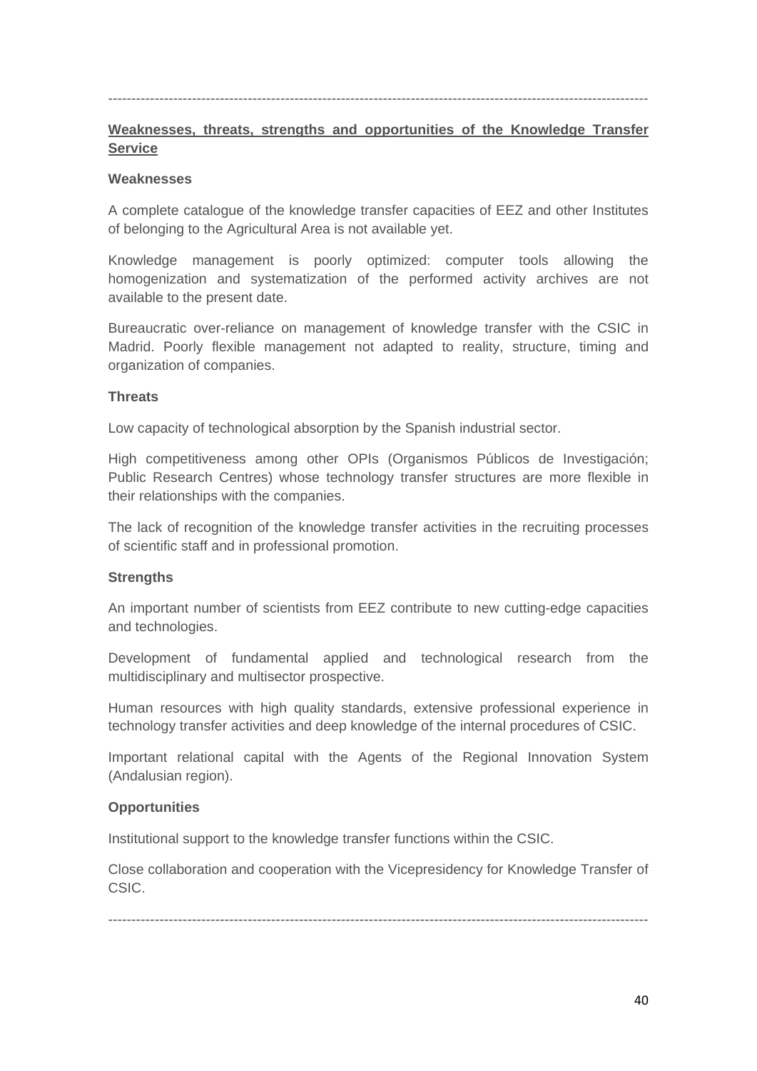---

**<u>Weaknesses, threats, strengths and opportunities of the Knowledge Transfer Service</u>**

**Weaknesses**

A complete catalogue of the knowledge transfer capacities of EEZ and other Institutes of belonging to the Agricultural Area is not available yet.

Knowledge management is poorly optimized: computer tools allowing the homogenization and systematization of the performed activity archives are not available to the present date.

Bureaucratic over-reliance on management of knowledge transfer with the CSIC in Madrid. Poorly flexible management not adapted to reality, structure, timing and organization of companies.

**Threats**

Low capacity of technological absorption by the Spanish industrial sector.

High competitiveness among other OPIs (Organismos Públicos de Investigación; Public Research Centres) whose technology transfer structures are more flexible in their relationships with the companies.

The lack of recognition of the knowledge transfer activities in the recruiting processes of scientific staff and in professional promotion.

**Strengths**

An important number of scientists from EEZ contribute to new cutting-edge capacities and technologies.

Development of fundamental applied and technological research from the multidisciplinary and multisector prospective.

Human resources with high quality standards, extensive professional experience in technology transfer activities and deep knowledge of the internal procedures of CSIC.

Important relational capital with the Agents of the Regional Innovation System (Andalusian region).

**Opportunities**

Institutional support to the knowledge transfer functions within the CSIC.

Close collaboration and cooperation with the Vicepresidency for Knowledge Transfer of CSIC.

---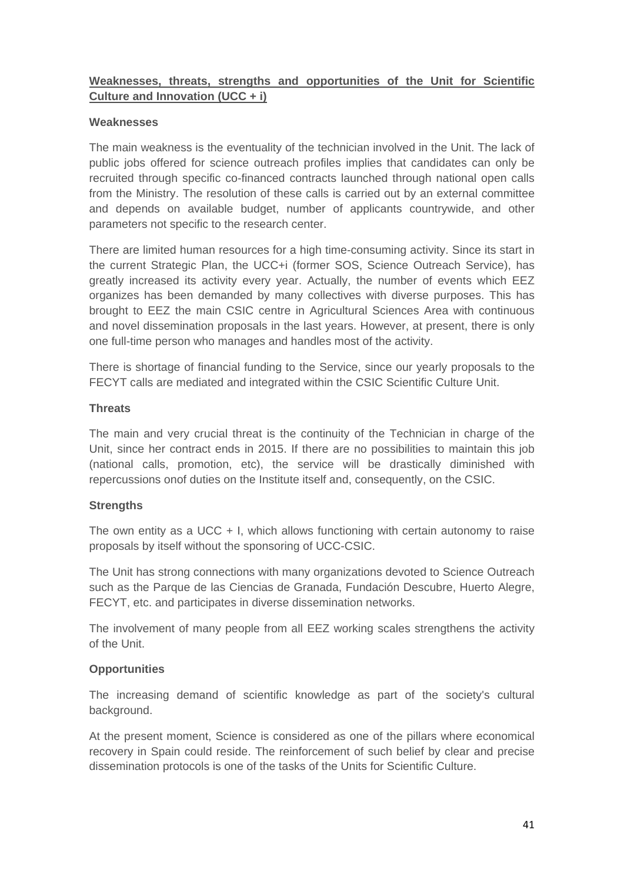## Weaknesses, threats, strengths and opportunities of the Unit for Scientific Culture and Innovation (UCC + i)

### Weaknesses

The main weakness is the eventuality of the technician involved in the Unit. The lack of public jobs offered for science outreach profiles implies that candidates can only be recruited through specific co-financed contracts launched through national open calls from the Ministry. The resolution of these calls is carried out by an external committee and depends on available budget, number of applicants countrywide, and other parameters not specific to the research center.

There are limited human resources for a high time-consuming activity. Since its start in the current Strategic Plan, the UCC+i (former SOS, Science Outreach Service), has greatly increased its activity every year. Actually, the number of events which EEZ organizes has been demanded by many collectives with diverse purposes. This has brought to EEZ the main CSIC centre in Agricultural Sciences Area with continuous and novel dissemination proposals in the last years. However, at present, there is only one full-time person who manages and handles most of the activity.

There is shortage of financial funding to the Service, since our yearly proposals to the FECYT calls are mediated and integrated within the CSIC Scientific Culture Unit.

### Threats

The main and very crucial threat is the continuity of the Technician in charge of the Unit, since her contract ends in 2015. If there are no possibilities to maintain this job (national calls, promotion, etc), the service will be drastically diminished with repercussions onof duties on the Institute itself and, consequently, on the CSIC.

### Strengths

The own entity as a UCC + I, which allows functioning with certain autonomy to raise proposals by itself without the sponsoring of UCC-CSIC.

The Unit has strong connections with many organizations devoted to Science Outreach such as the Parque de las Ciencias de Granada, Fundación Descubre, Huerto Alegre, FECYT, etc. and participates in diverse dissemination networks.

The involvement of many people from all EEZ working scales strengthens the activity of the Unit.

### Opportunities

The increasing demand of scientific knowledge as part of the society's cultural background.

At the present moment, Science is considered as one of the pillars where economical recovery in Spain could reside. The reinforcement of such belief by clear and precise dissemination protocols is one of the tasks of the Units for Scientific Culture.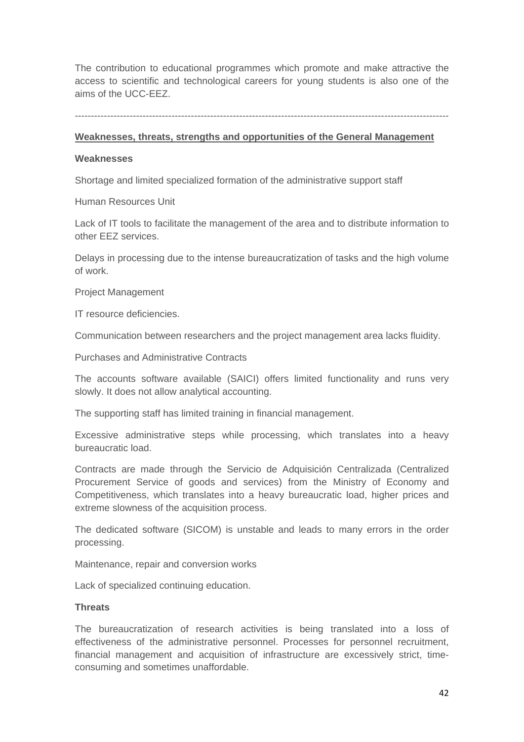The contribution to educational programmes which promote and make attractive the access to scientific and technological careers for young students is also one of the aims of the UCC-EEZ.

---

## Weaknesses, threats, strengths and opportunities of the General Management

### Weaknesses

Shortage and limited specialized formation of the administrative support staff

Human Resources Unit

Lack of IT tools to facilitate the management of the area and to distribute information to other EEZ services.

Delays in processing due to the intense bureaucratization of tasks and the high volume of work.

Project Management

IT resource deficiencies.

Communication between researchers and the project management area lacks fluidity.

Purchases and Administrative Contracts

The accounts software available (SAICI) offers limited functionality and runs very slowly. It does not allow analytical accounting.

The supporting staff has limited training in financial management.

Excessive administrative steps while processing, which translates into a heavy bureaucratic load.

Contracts are made through the Servicio de Adquisición Centralizada (Centralized Procurement Service of goods and services) from the Ministry of Economy and Competitiveness, which translates into a heavy bureaucratic load, higher prices and extreme slowness of the acquisition process.

The dedicated software (SICOM) is unstable and leads to many errors in the order processing.

Maintenance, repair and conversion works

Lack of specialized continuing education.

### Threats

The bureaucratization of research activities is being translated into a loss of effectiveness of the administrative personnel. Processes for personnel recruitment, financial management and acquisition of infrastructure are excessively strict, time-consuming and sometimes unaffordable.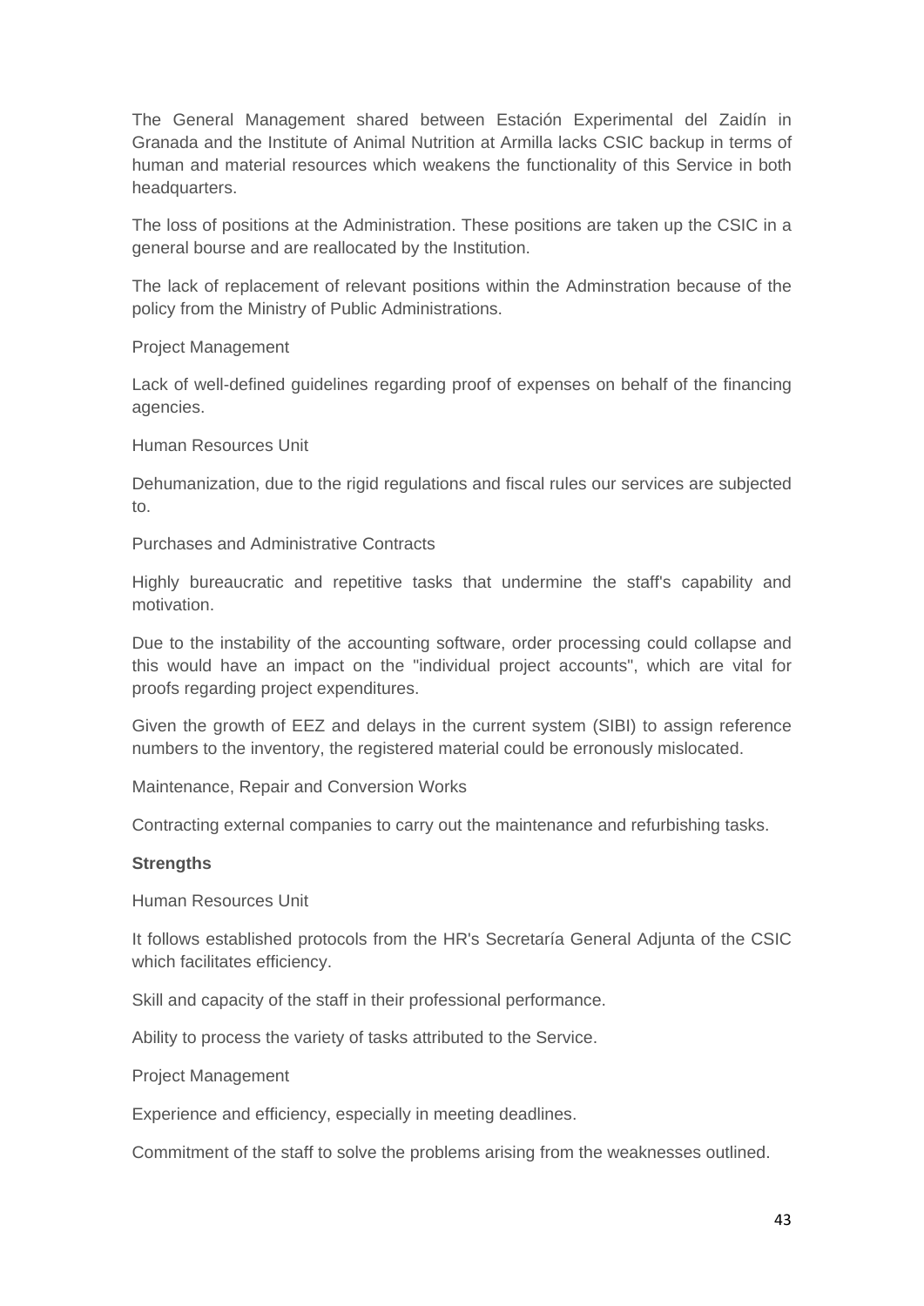The General Management shared between Estación Experimental del Zaidín in Granada and the Institute of Animal Nutrition at Armilla lacks CSIC backup in terms of human and material resources which weakens the functionality of this Service in both headquarters.

The loss of positions at the Administration. These positions are taken up the CSIC in a general bourse and are reallocated by the Institution.

The lack of replacement of relevant positions within the Adminstration because of the policy from the Ministry of Public Administrations.

Project Management

Lack of well-defined guidelines regarding proof of expenses on behalf of the financing agencies.

Human Resources Unit

Dehumanization, due to the rigid regulations and fiscal rules our services are subjected to.

Purchases and Administrative Contracts

Highly bureaucratic and repetitive tasks that undermine the staff's capability and motivation.

Due to the instability of the accounting software, order processing could collapse and this would have an impact on the "individual project accounts", which are vital for proofs regarding project expenditures.

Given the growth of EEZ and delays in the current system (SIBI) to assign reference numbers to the inventory, the registered material could be erronously mislocated.

Maintenance, Repair and Conversion Works

Contracting external companies to carry out the maintenance and refurbishing tasks.

**Strengths**

Human Resources Unit

It follows established protocols from the HR's Secretaría General Adjunta of the CSIC which facilitates efficiency.

Skill and capacity of the staff in their professional performance.

Ability to process the variety of tasks attributed to the Service.

Project Management

Experience and efficiency, especially in meeting deadlines.

Commitment of the staff to solve the problems arising from the weaknesses outlined.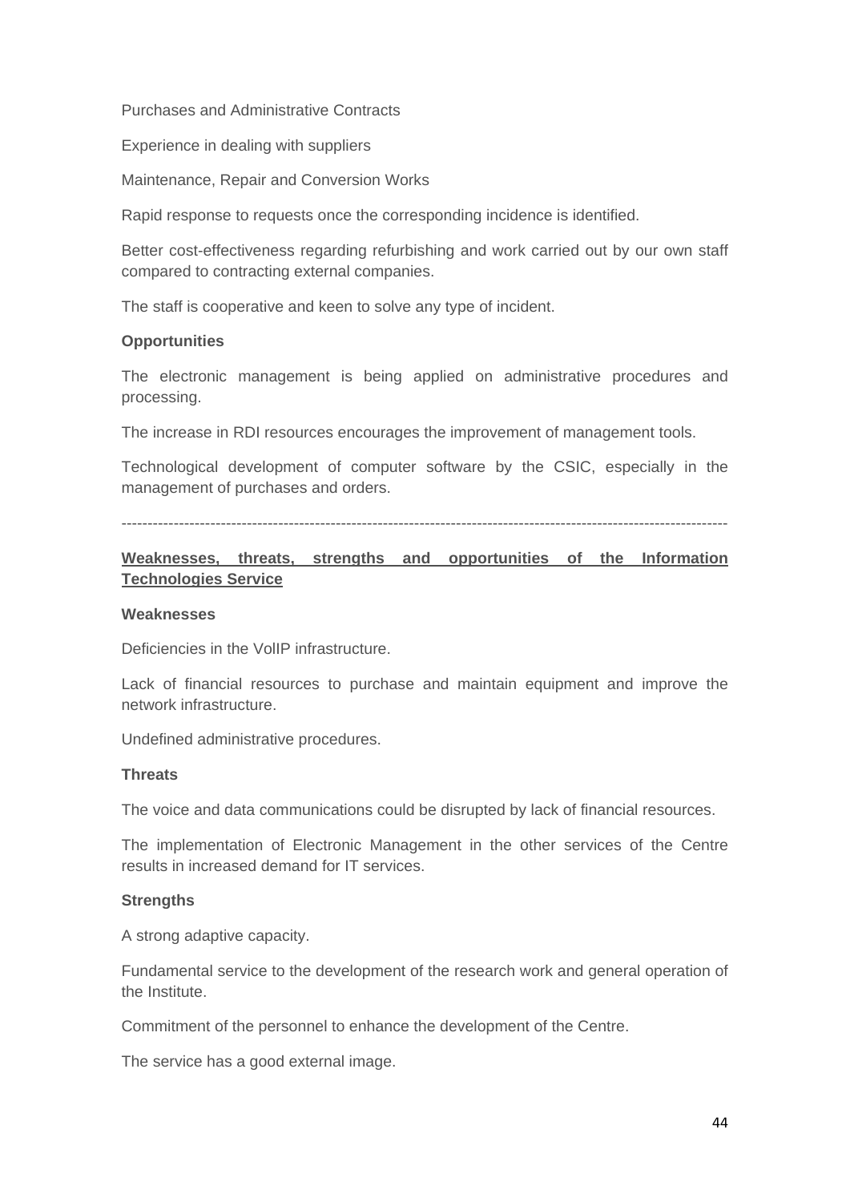Purchases and Administrative Contracts

Experience in dealing with suppliers

Maintenance, Repair and Conversion Works

Rapid response to requests once the corresponding incidence is identified.

Better cost-effectiveness regarding refurbishing and work carried out by our own staff compared to contracting external companies.

The staff is cooperative and keen to solve any type of incident.

**Opportunities**

The electronic management is being applied on administrative procedures and processing.

The increase in RDI resources encourages the improvement of management tools.

Technological development of computer software by the CSIC, especially in the management of purchases and orders.

-------------------------------------------------------------------------------------------------------------------

**Weaknesses, threats, strengths and opportunities of the Information Technologies Service**

**Weaknesses**

Deficiencies in the VoIIP infrastructure.

Lack of financial resources to purchase and maintain equipment and improve the network infrastructure.

Undefined administrative procedures.

**Threats**

The voice and data communications could be disrupted by lack of financial resources.

The implementation of Electronic Management in the other services of the Centre results in increased demand for IT services.

**Strengths**

A strong adaptive capacity.

Fundamental service to the development of the research work and general operation of the Institute.

Commitment of the personnel to enhance the development of the Centre.

The service has a good external image.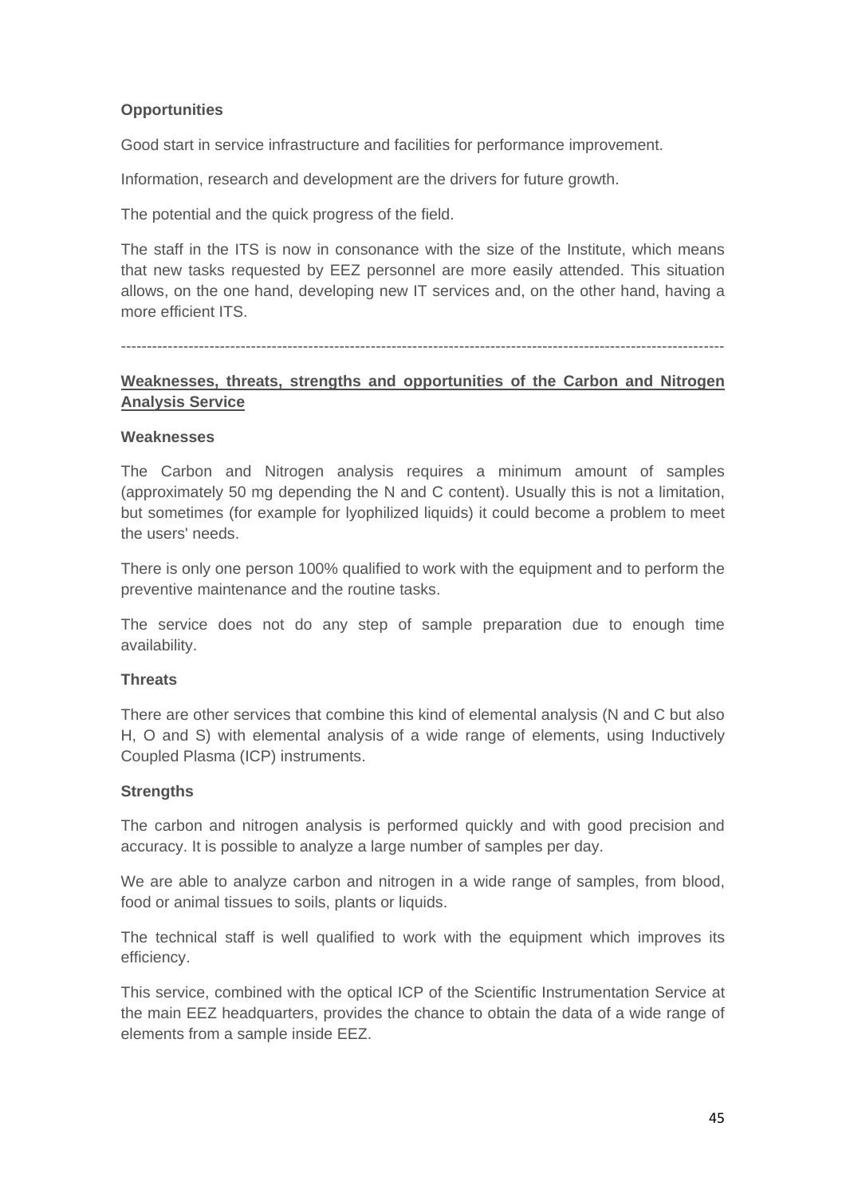**Opportunities**

Good start in service infrastructure and facilities for performance improvement.

Information, research and development are the drivers for future growth.

The potential and the quick progress of the field.

The staff in the ITS is now in consonance with the size of the Institute, which means that new tasks requested by EEZ personnel are more easily attended. This situation allows, on the one hand, developing new IT services and, on the other hand, having a more efficient ITS.

---

**Weaknesses, threats, strengths and opportunities of the Carbon and Nitrogen Analysis Service**

**Weaknesses**

The Carbon and Nitrogen analysis requires a minimum amount of samples (approximately 50 mg depending the N and C content). Usually this is not a limitation, but sometimes (for example for lyophilized liquids) it could become a problem to meet the users' needs.

There is only one person 100% qualified to work with the equipment and to perform the preventive maintenance and the routine tasks.

The service does not do any step of sample preparation due to enough time availability.

**Threats**

There are other services that combine this kind of elemental analysis (N and C but also H, O and S) with elemental analysis of a wide range of elements, using Inductively Coupled Plasma (ICP) instruments.

**Strengths**

The carbon and nitrogen analysis is performed quickly and with good precision and accuracy. It is possible to analyze a large number of samples per day.

We are able to analyze carbon and nitrogen in a wide range of samples, from blood, food or animal tissues to soils, plants or liquids.

The technical staff is well qualified to work with the equipment which improves its efficiency.

This service, combined with the optical ICP of the Scientific Instrumentation Service at the main EEZ headquarters, provides the chance to obtain the data of a wide range of elements from a sample inside EEZ.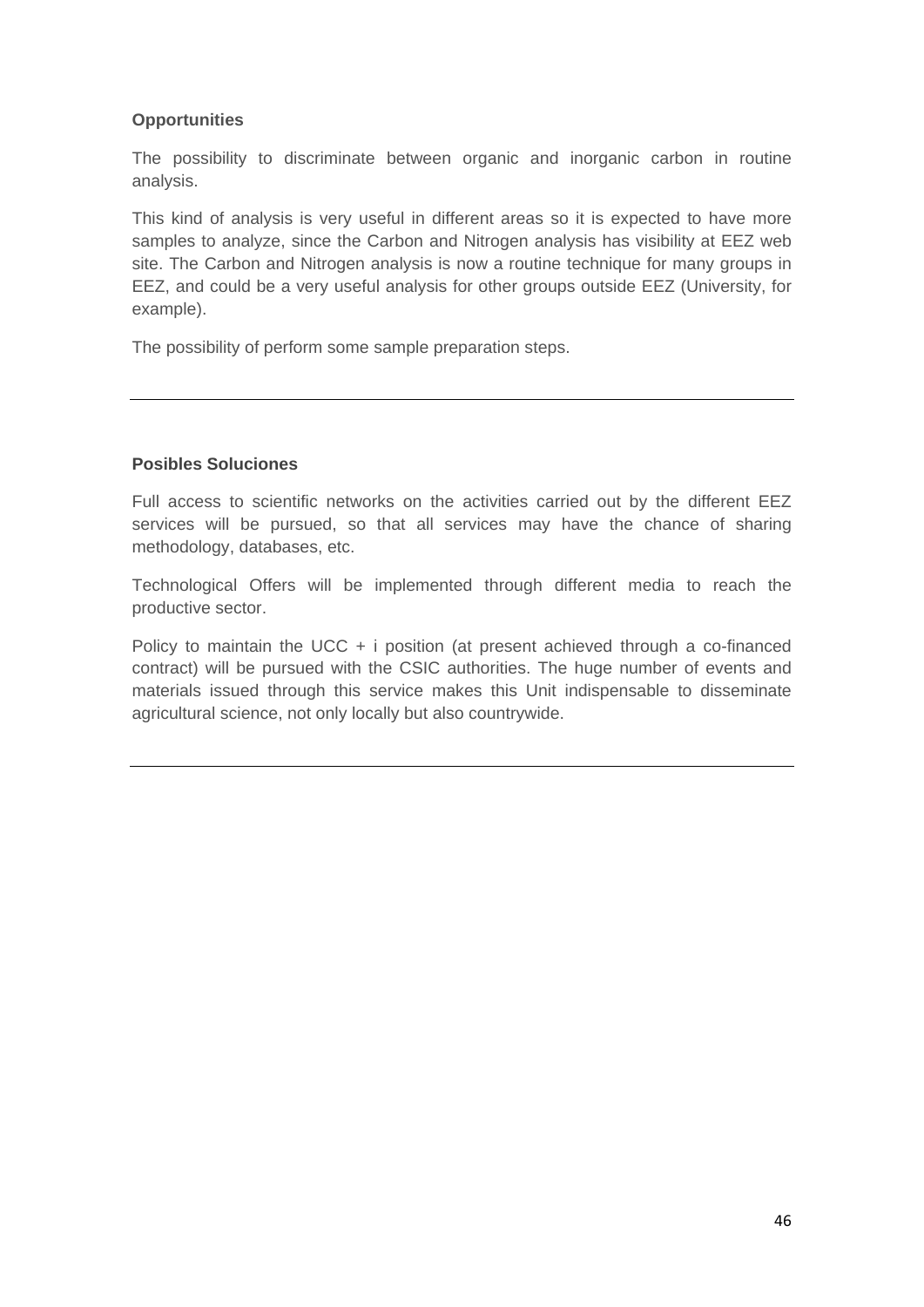**Opportunities**

The possibility to discriminate between organic and inorganic carbon in routine analysis.

This kind of analysis is very useful in different areas so it is expected to have more samples to analyze, since the Carbon and Nitrogen analysis has visibility at EEZ web site. The Carbon and Nitrogen analysis is now a routine technique for many groups in EEZ, and could be a very useful analysis for other groups outside EEZ (University, for example).

The possibility of perform some sample preparation steps.

---

**Posibles Soluciones**

Full access to scientific networks on the activities carried out by the different EEZ services will be pursued, so that all services may have the chance of sharing methodology, databases, etc.

Technological Offers will be implemented through different media to reach the productive sector.

Policy to maintain the UCC + i position (at present achieved through a co-financed contract) will be pursued with the CSIC authorities. The huge number of events and materials issued through this service makes this Unit indispensable to disseminate agricultural science, not only locally but also countrywide.

---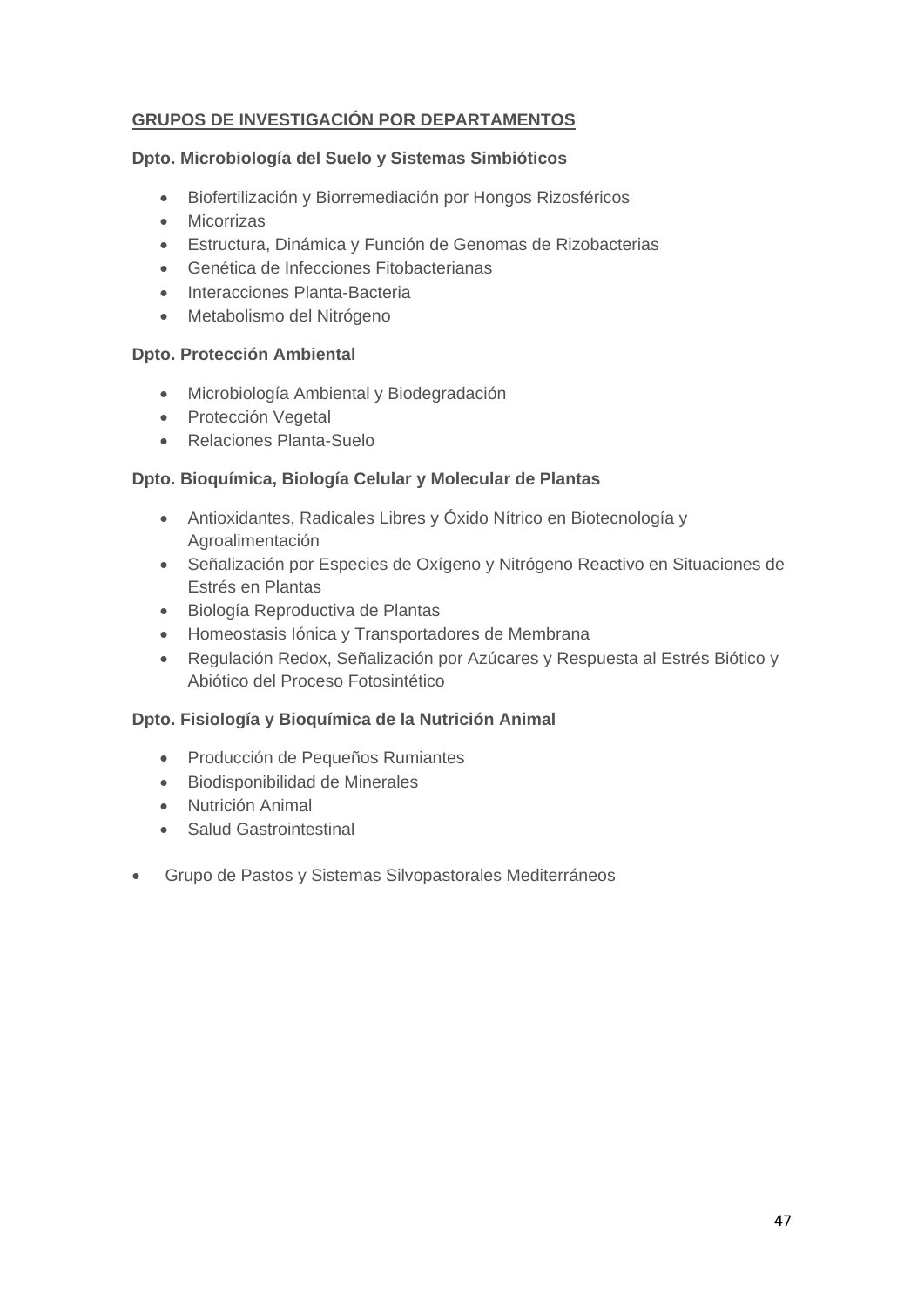## GRUPOS DE INVESTIGACIÓN POR DEPARTAMENTOS

**Dpto. Microbiología del Suelo y Sistemas Simbióticos**

- Biofertilización y Biorremediación por Hongos Rizosféricos
- Micorrizas
- Estructura, Dinámica y Función de Genomas de Rizobacterias
- Genética de Infecciones Fitobacterianas
- Interacciones Planta-Bacteria
- Metabolismo del Nitrógeno

**Dpto. Protección Ambiental**

- Microbiología Ambiental y Biodegradación
- Protección Vegetal
- Relaciones Planta-Suelo

**Dpto. Bioquímica, Biología Celular y Molecular de Plantas**

- Antioxidantes, Radicales Libres y Óxido Nítrico en Biotecnología y Agroalimentación
- Señalización por Especies de Oxígeno y Nitrógeno Reactivo en Situaciones de Estrés en Plantas
- Biología Reproductiva de Plantas
- Homeostasis Iónica y Transportadores de Membrana
- Regulación Redox, Señalización por Azúcares y Respuesta al Estrés Biótico y Abiótico del Proceso Fotosintético

**Dpto. Fisiología y Bioquímica de la Nutrición Animal**

- Producción de Pequeños Rumiantes
- Biodisponibilidad de Minerales
- Nutrición Animal
- Salud Gastrointestinal

- Grupo de Pastos y Sistemas Silvopastorales Mediterráneos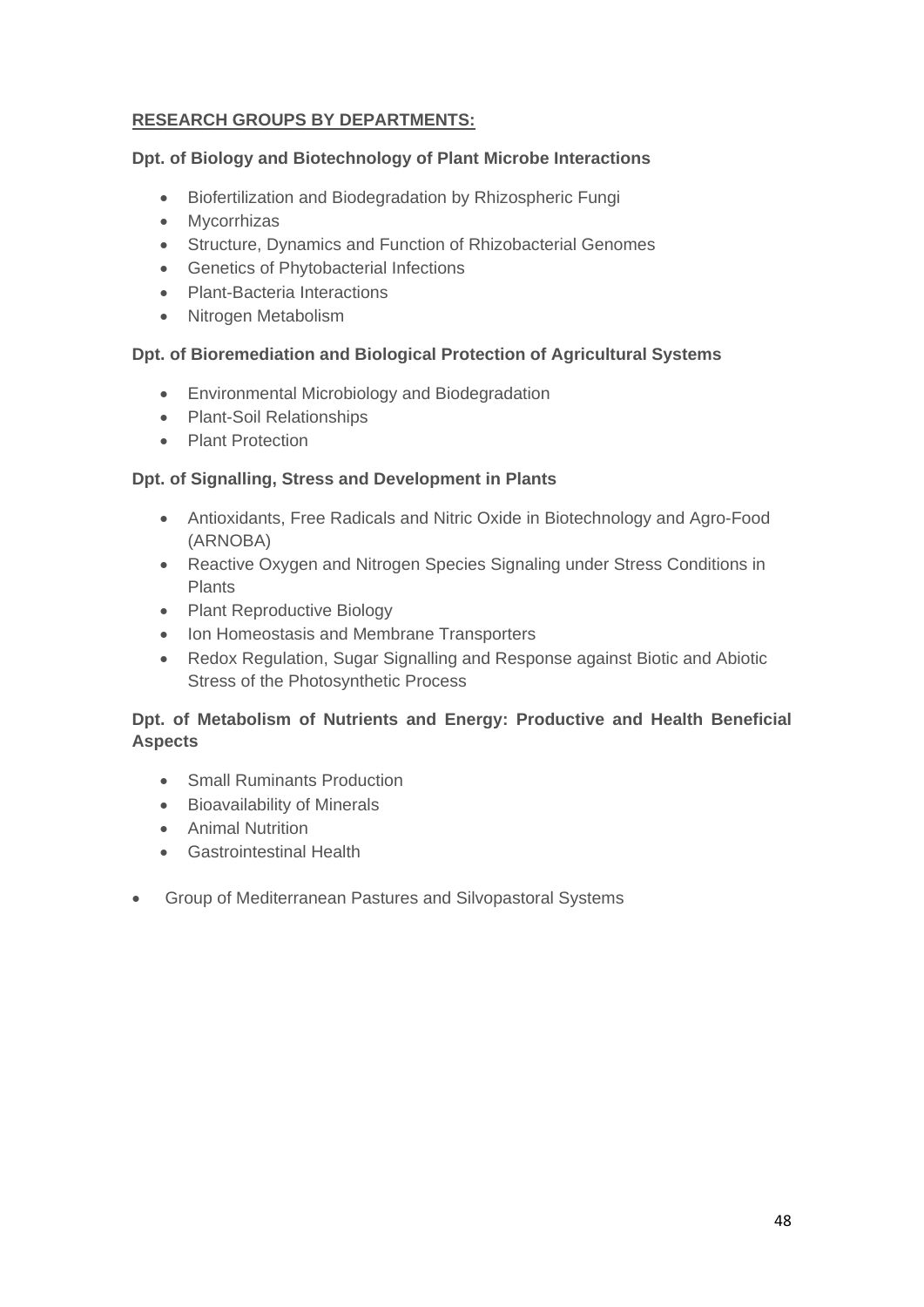**RESEARCH GROUPS BY DEPARTMENTS:**

**Dpt. of Biology and Biotechnology of Plant Microbe Interactions**

- Biofertilization and Biodegradation by Rhizospheric Fungi
- Mycorrhizas
- Structure, Dynamics and Function of Rhizobacterial Genomes
- Genetics of Phytobacterial Infections
- Plant-Bacteria Interactions
- Nitrogen Metabolism

**Dpt. of Bioremediation and Biological Protection of Agricultural Systems**

- Environmental Microbiology and Biodegradation
- Plant-Soil Relationships
- Plant Protection

**Dpt. of Signalling, Stress and Development in Plants**

- Antioxidants, Free Radicals and Nitric Oxide in Biotechnology and Agro-Food (ARNOBA)
- Reactive Oxygen and Nitrogen Species Signaling under Stress Conditions in Plants
- Plant Reproductive Biology
- Ion Homeostasis and Membrane Transporters
- Redox Regulation, Sugar Signalling and Response against Biotic and Abiotic Stress of the Photosynthetic Process

**Dpt. of Metabolism of Nutrients and Energy: Productive and Health Beneficial Aspects**

- Small Ruminants Production
- Bioavailability of Minerals
- Animal Nutrition
- Gastrointestinal Health

- Group of Mediterranean Pastures and Silvopastoral Systems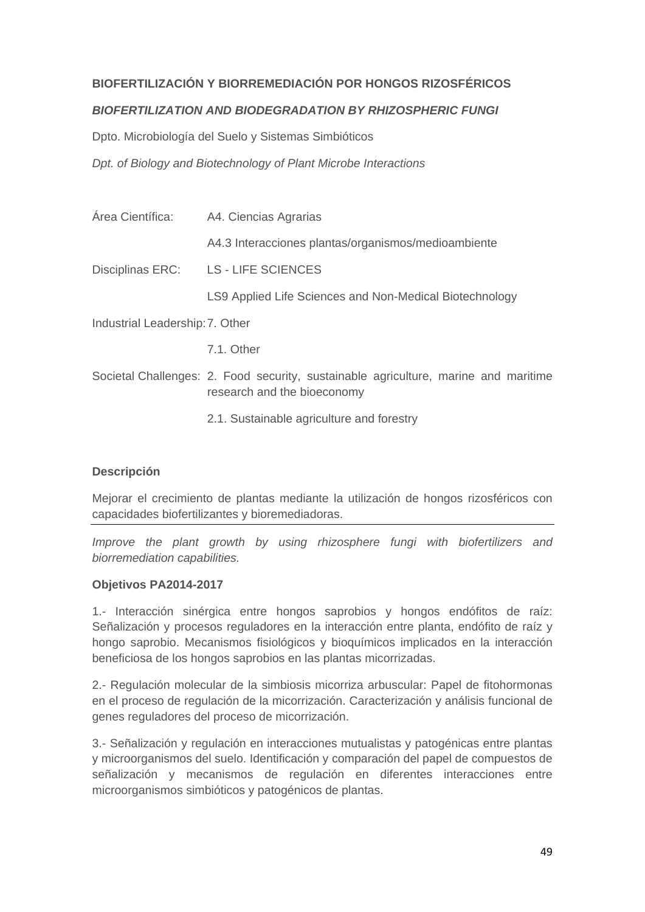**BIOFERTILIZACIÓN Y BIORREMEDIACIÓN POR HONGOS RIZOSFÉRICOS**

***BIOFERTILIZATION AND BIODEGRADATION BY RHIZOSPHERIC FUNGI***

Dpto. Microbiología del Suelo y Sistemas Simbióticos

*Dpt. of Biology and Biotechnology of Plant Microbe Interactions*

| | |
|---|---|
| Área Científica: | A4. Ciencias Agrarias |
| | A4.3 Interacciones plantas/organismos/medioambiente |
| Disciplinas ERC: | LS - LIFE SCIENCES |
| | LS9 Applied Life Sciences and Non-Medical Biotechnology |
| Industrial Leadership: | 7. Other |
| | 7.1. Other |
| Societal Challenges: | 2. Food security, sustainable agriculture, marine and maritime research and the bioeconomy |
| | 2.1. Sustainable agriculture and forestry |

**Descripción**

Mejorar el crecimiento de plantas mediante la utilización de hongos rizosféricos con capacidades biofertilizantes y bioremediadoras.

*Improve the plant growth by using rhizosphere fungi with biofertilizers and biorremediation capabilities.*

**Objetivos PA2014-2017**

1.- Interacción sinérgica entre hongos saprobios y hongos endófitos de raíz: Señalización y procesos reguladores en la interacción entre planta, endófito de raíz y hongo saprobio. Mecanismos fisiológicos y bioquímicos implicados en la interacción beneficiosa de los hongos saprobios en las plantas micorrizadas.

2.- Regulación molecular de la simbiosis micorriza arbuscular: Papel de fitohormonas en el proceso de regulación de la micorrización. Caracterización y análisis funcional de genes reguladores del proceso de micorrización.

3.- Señalización y regulación en interacciones mutualistas y patogénicas entre plantas y microorganismos del suelo. Identificación y comparación del papel de compuestos de señalización y mecanismos de regulación en diferentes interacciones entre microorganismos simbióticos y patogénicos de plantas.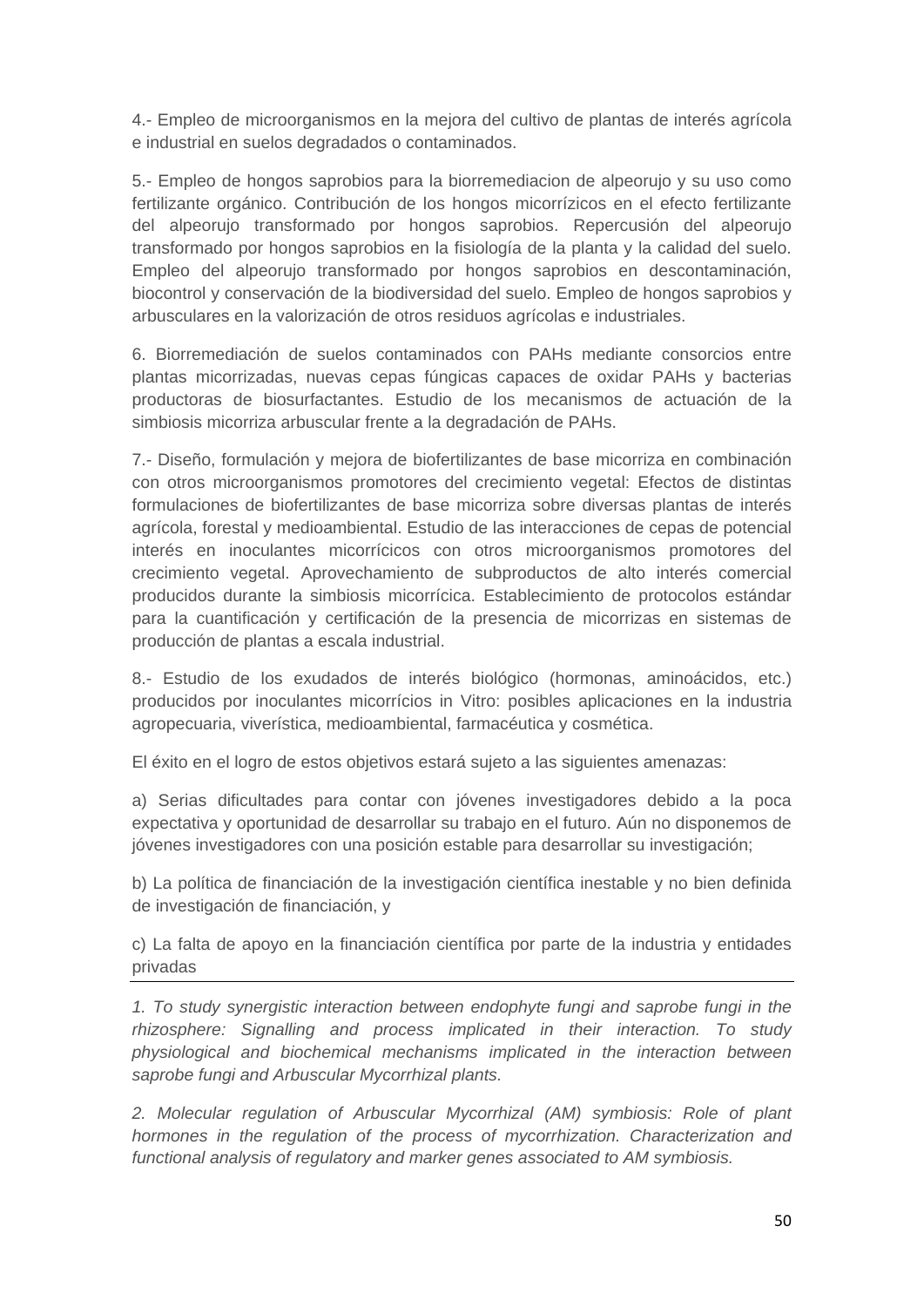4.- Empleo de microorganismos en la mejora del cultivo de plantas de interés agrícola e industrial en suelos degradados o contaminados.

5.- Empleo de hongos saprobios para la biorremediacion de alpeorujo y su uso como fertilizante orgánico. Contribución de los hongos micorrízicos en el efecto fertilizante del alpeorujo transformado por hongos saprobios. Repercusión del alpeorujo transformado por hongos saprobios en la fisiología de la planta y la calidad del suelo. Empleo del alpeorujo transformado por hongos saprobios en descontaminación, biocontrol y conservación de la biodiversidad del suelo. Empleo de hongos saprobios y arbusculares en la valorización de otros residuos agrícolas e industriales.

6. Biorremediación de suelos contaminados con PAHs mediante consorcios entre plantas micorrizadas, nuevas cepas fúngicas capaces de oxidar PAHs y bacterias productoras de biosurfactantes. Estudio de los mecanismos de actuación de la simbiosis micorriza arbuscular frente a la degradación de PAHs.

7.- Diseño, formulación y mejora de biofertilizantes de base micorriza en combinación con otros microorganismos promotores del crecimiento vegetal: Efectos de distintas formulaciones de biofertilizantes de base micorriza sobre diversas plantas de interés agrícola, forestal y medioambiental. Estudio de las interacciones de cepas de potencial interés en inoculantes micorrícicos con otros microorganismos promotores del crecimiento vegetal. Aprovechamiento de subproductos de alto interés comercial producidos durante la simbiosis micorrícica. Establecimiento de protocolos estándar para la cuantificación y certificación de la presencia de micorrizas en sistemas de producción de plantas a escala industrial.

8.- Estudio de los exudados de interés biológico (hormonas, aminoácidos, etc.) producidos por inoculantes micorrícios in Vitro: posibles aplicaciones en la industria agropecuaria, viverística, medioambiental, farmacéutica y cosmética.

El éxito en el logro de estos objetivos estará sujeto a las siguientes amenazas:

a) Serias dificultades para contar con jóvenes investigadores debido a la poca expectativa y oportunidad de desarrollar su trabajo en el futuro. Aún no disponemos de jóvenes investigadores con una posición estable para desarrollar su investigación;

b) La política de financiación de la investigación científica inestable y no bien definida de investigación de financiación, y

c) La falta de apoyo en la financiación científica por parte de la industria y entidades privadas

---

*1. To study synergistic interaction between endophyte fungi and saprobe fungi in the rhizosphere: Signalling and process implicated in their interaction. To study physiological and biochemical mechanisms implicated in the interaction between saprobe fungi and Arbuscular Mycorrhizal plants.*

*2. Molecular regulation of Arbuscular Mycorrhizal (AM) symbiosis: Role of plant hormones in the regulation of the process of mycorrhization. Characterization and functional analysis of regulatory and marker genes associated to AM symbiosis.*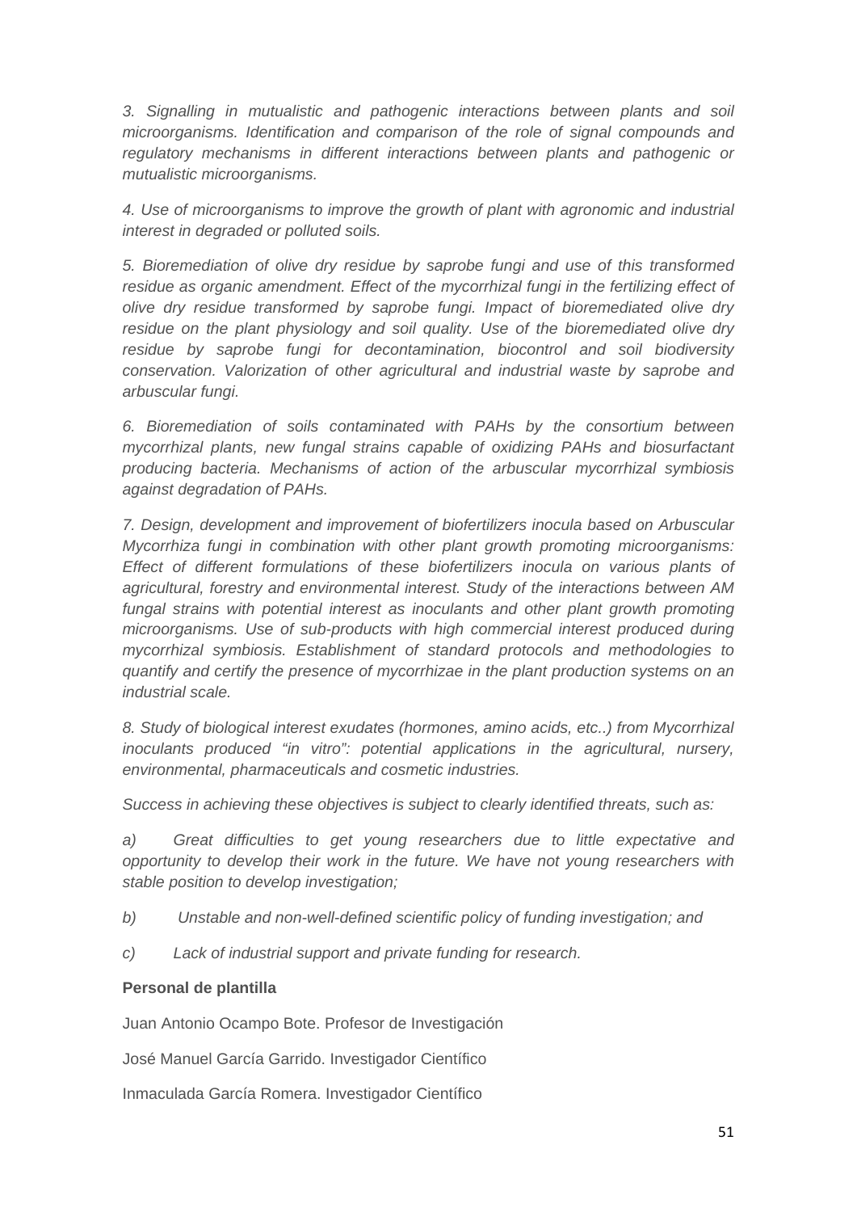*3. Signalling in mutualistic and pathogenic interactions between plants and soil microorganisms. Identification and comparison of the role of signal compounds and regulatory mechanisms in different interactions between plants and pathogenic or mutualistic microorganisms.*

*4. Use of microorganisms to improve the growth of plant with agronomic and industrial interest in degraded or polluted soils.*

*5. Bioremediation of olive dry residue by saprobe fungi and use of this transformed residue as organic amendment. Effect of the mycorrhizal fungi in the fertilizing effect of olive dry residue transformed by saprobe fungi. Impact of bioremediated olive dry residue on the plant physiology and soil quality. Use of the bioremediated olive dry residue by saprobe fungi for decontamination, biocontrol and soil biodiversity conservation. Valorization of other agricultural and industrial waste by saprobe and arbuscular fungi.*

*6. Bioremediation of soils contaminated with PAHs by the consortium between mycorrhizal plants, new fungal strains capable of oxidizing PAHs and biosurfactant producing bacteria. Mechanisms of action of the arbuscular mycorrhizal symbiosis against degradation of PAHs.*

*7. Design, development and improvement of biofertilizers inocula based on Arbuscular Mycorrhiza fungi in combination with other plant growth promoting microorganisms: Effect of different formulations of these biofertilizers inocula on various plants of agricultural, forestry and environmental interest. Study of the interactions between AM fungal strains with potential interest as inoculants and other plant growth promoting microorganisms. Use of sub-products with high commercial interest produced during mycorrhizal symbiosis. Establishment of standard protocols and methodologies to quantify and certify the presence of mycorrhizae in the plant production systems on an industrial scale.*

*8. Study of biological interest exudates (hormones, amino acids, etc..) from Mycorrhizal inoculants produced "in vitro": potential applications in the agricultural, nursery, environmental, pharmaceuticals and cosmetic industries.*

*Success in achieving these objectives is subject to clearly identified threats, such as:*

*a) Great difficulties to get young researchers due to little expectative and opportunity to develop their work in the future. We have not young researchers with stable position to develop investigation;*

*b) Unstable and non-well-defined scientific policy of funding investigation; and*

*c) Lack of industrial support and private funding for research.*

**Personal de plantilla**

Juan Antonio Ocampo Bote. Profesor de Investigación

José Manuel García Garrido. Investigador Científico

Inmaculada García Romera. Investigador Científico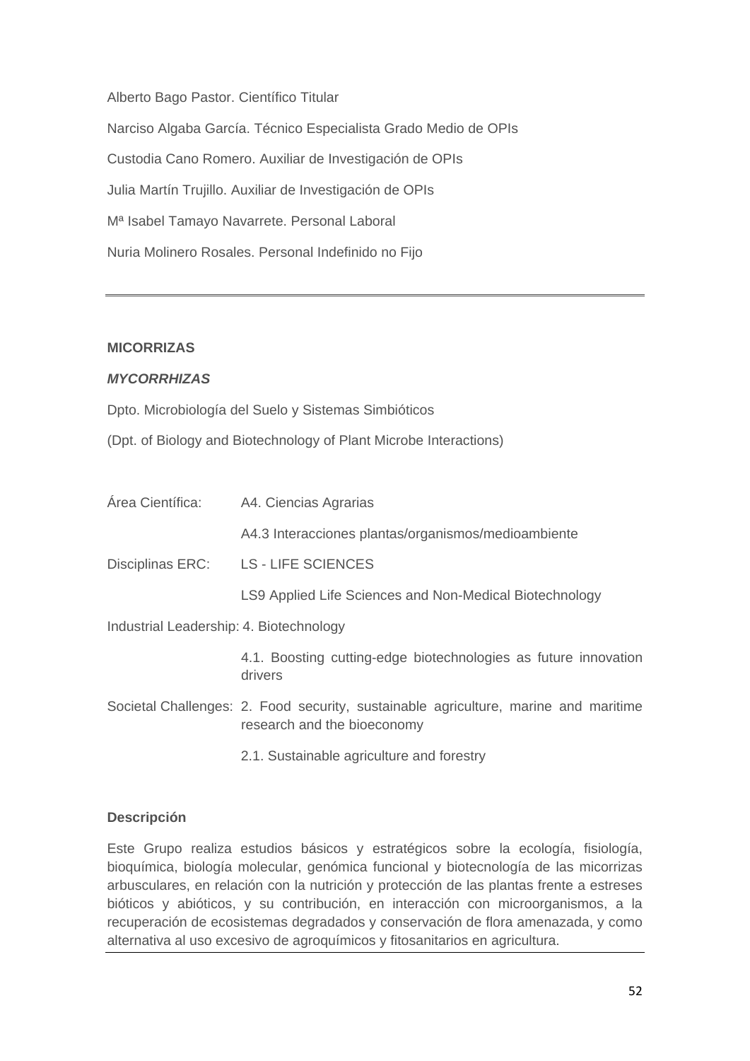Alberto Bago Pastor. Científico Titular

Narciso Algaba García. Técnico Especialista Grado Medio de OPIs

Custodia Cano Romero. Auxiliar de Investigación de OPIs

Julia Martín Trujillo. Auxiliar de Investigación de OPIs

Mª Isabel Tamayo Navarrete. Personal Laboral

Nuria Molinero Rosales. Personal Indefinido no Fijo

---

**MICORRIZAS**

***MYCORRHIZAS***

Dpto. Microbiología del Suelo y Sistemas Simbióticos

(Dpt. of Biology and Biotechnology of Plant Microbe Interactions)

| | |
|---|---|
| Área Científica: | A4. Ciencias Agrarias |
| | A4.3 Interacciones plantas/organismos/medioambiente |
| Disciplinas ERC: | LS - LIFE SCIENCES |
| | LS9 Applied Life Sciences and Non-Medical Biotechnology |
| Industrial Leadership: | 4. Biotechnology |
| | 4.1. Boosting cutting-edge biotechnologies as future innovation drivers |
| Societal Challenges: | 2. Food security, sustainable agriculture, marine and maritime research and the bioeconomy |
| | 2.1. Sustainable agriculture and forestry |

**Descripción**

Este Grupo realiza estudios básicos y estratégicos sobre la ecología, fisiología, bioquímica, biología molecular, genómica funcional y biotecnología de las micorrizas arbusculares, en relación con la nutrición y protección de las plantas frente a estreses bióticos y abióticos, y su contribución, en interacción con microorganismos, a la recuperación de ecosistemas degradados y conservación de flora amenazada, y como alternativa al uso excesivo de agroquímicos y fitosanitarios en agricultura.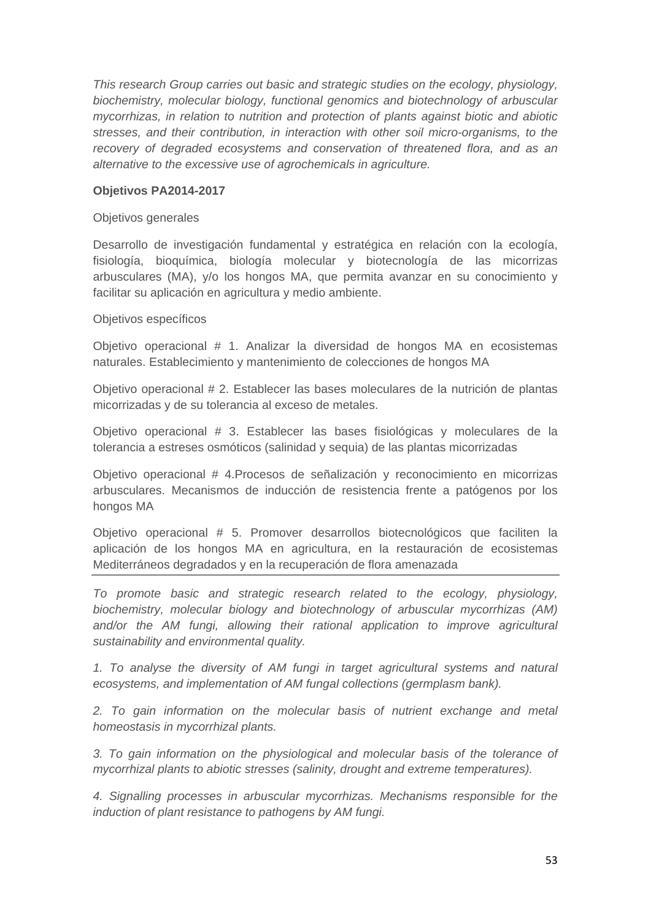*This research Group carries out basic and strategic studies on the ecology, physiology, biochemistry, molecular biology, functional genomics and biotechnology of arbuscular mycorrhizas, in relation to nutrition and protection of plants against biotic and abiotic stresses, and their contribution, in interaction with other soil micro-organisms, to the recovery of degraded ecosystems and conservation of threatened flora, and as an alternative to the excessive use of agrochemicals in agriculture.*

**Objetivos PA2014-2017**

Objetivos generales

Desarrollo de investigación fundamental y estratégica en relación con la ecología, fisiología, bioquímica, biología molecular y biotecnología de las micorrizas arbusculares (MA), y/o los hongos MA, que permita avanzar en su conocimiento y facilitar su aplicación en agricultura y medio ambiente.

Objetivos específicos

Objetivo operacional # 1. Analizar la diversidad de hongos MA en ecosistemas naturales. Establecimiento y mantenimiento de colecciones de hongos MA

Objetivo operacional # 2. Establecer las bases moleculares de la nutrición de plantas micorrizadas y de su tolerancia al exceso de metales.

Objetivo operacional # 3. Establecer las bases fisiológicas y moleculares de la tolerancia a estreses osmóticos (salinidad y sequia) de las plantas micorrizadas

Objetivo operacional # 4.Procesos de señalización y reconocimiento en micorrizas arbusculares. Mecanismos de inducción de resistencia frente a patógenos por los hongos MA

Objetivo operacional # 5. Promover desarrollos biotecnológicos que faciliten la aplicación de los hongos MA en agricultura, en la restauración de ecosistemas Mediterráneos degradados y en la recuperación de flora amenazada

---

*To promote basic and strategic research related to the ecology, physiology, biochemistry, molecular biology and biotechnology of arbuscular mycorrhizas (AM) and/or the AM fungi, allowing their rational application to improve agricultural sustainability and environmental quality.*

*1. To analyse the diversity of AM fungi in target agricultural systems and natural ecosystems, and implementation of AM fungal collections (germplasm bank).*

*2. To gain information on the molecular basis of nutrient exchange and metal homeostasis in mycorrhizal plants.*

*3. To gain information on the physiological and molecular basis of the tolerance of mycorrhizal plants to abiotic stresses (salinity, drought and extreme temperatures).*

*4. Signalling processes in arbuscular mycorrhizas. Mechanisms responsible for the induction of plant resistance to pathogens by AM fungi.*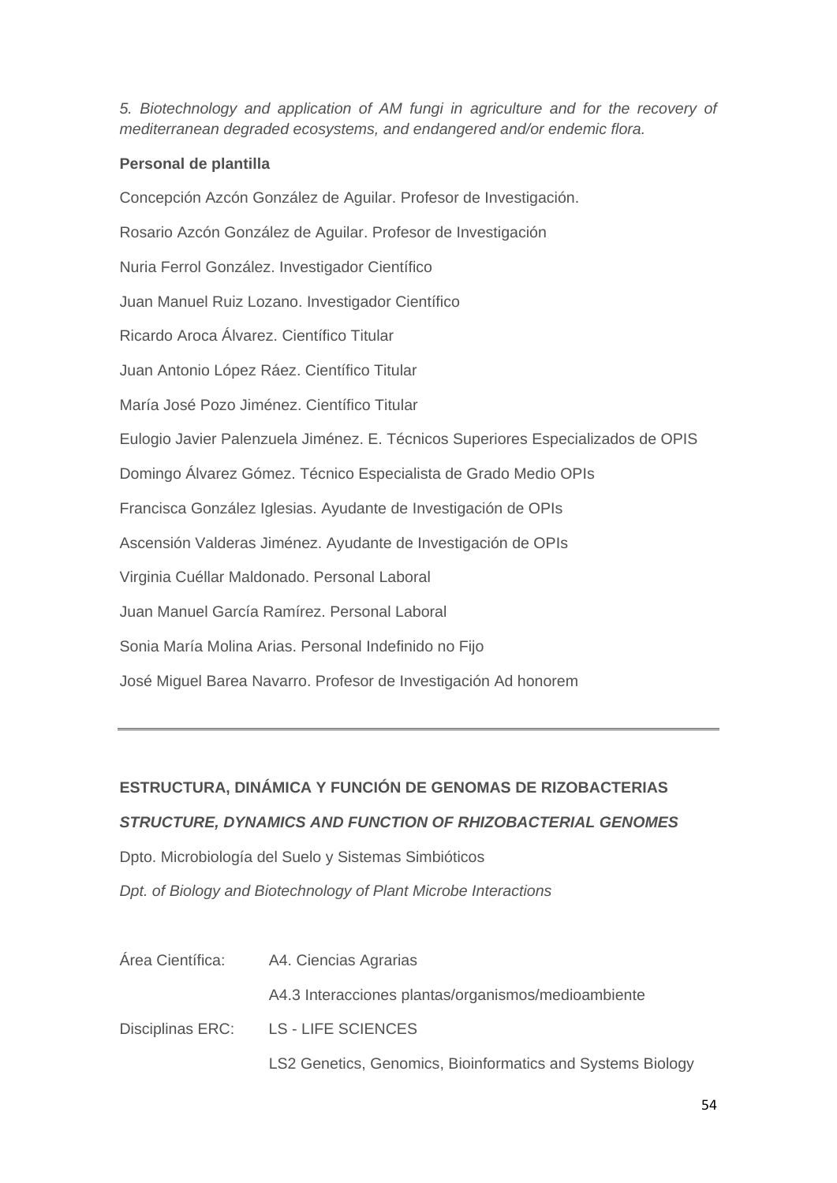*5. Biotechnology and application of AM fungi in agriculture and for the recovery of mediterranean degraded ecosystems, and endangered and/or endemic flora.*

**Personal de plantilla**

Concepción Azcón González de Aguilar. Profesor de Investigación.

Rosario Azcón González de Aguilar. Profesor de Investigación

Nuria Ferrol González. Investigador Científico

Juan Manuel Ruiz Lozano. Investigador Científico

Ricardo Aroca Álvarez. Científico Titular

Juan Antonio López Ráez. Científico Titular

María José Pozo Jiménez. Científico Titular

Eulogio Javier Palenzuela Jiménez. E. Técnicos Superiores Especializados de OPIS

Domingo Álvarez Gómez. Técnico Especialista de Grado Medio OPIs

Francisca González Iglesias. Ayudante de Investigación de OPIs

Ascensión Valderas Jiménez. Ayudante de Investigación de OPIs

Virginia Cuéllar Maldonado. Personal Laboral

Juan Manuel García Ramírez. Personal Laboral

Sonia María Molina Arias. Personal Indefinido no Fijo

José Miguel Barea Navarro. Profesor de Investigación Ad honorem

---

## ESTRUCTURA, DINÁMICA Y FUNCIÓN DE GENOMAS DE RIZOBACTERIAS

### *STRUCTURE, DYNAMICS AND FUNCTION OF RHIZOBACTERIAL GENOMES*

Dpto. Microbiología del Suelo y Sistemas Simbióticos

*Dpt. of Biology and Biotechnology of Plant Microbe Interactions*

| | |
|---|---|
| Área Científica: | A4. Ciencias Agrarias |
| | A4.3 Interacciones plantas/organismos/medioambiente |
| Disciplinas ERC: | LS - LIFE SCIENCES |
| | LS2 Genetics, Genomics, Bioinformatics and Systems Biology |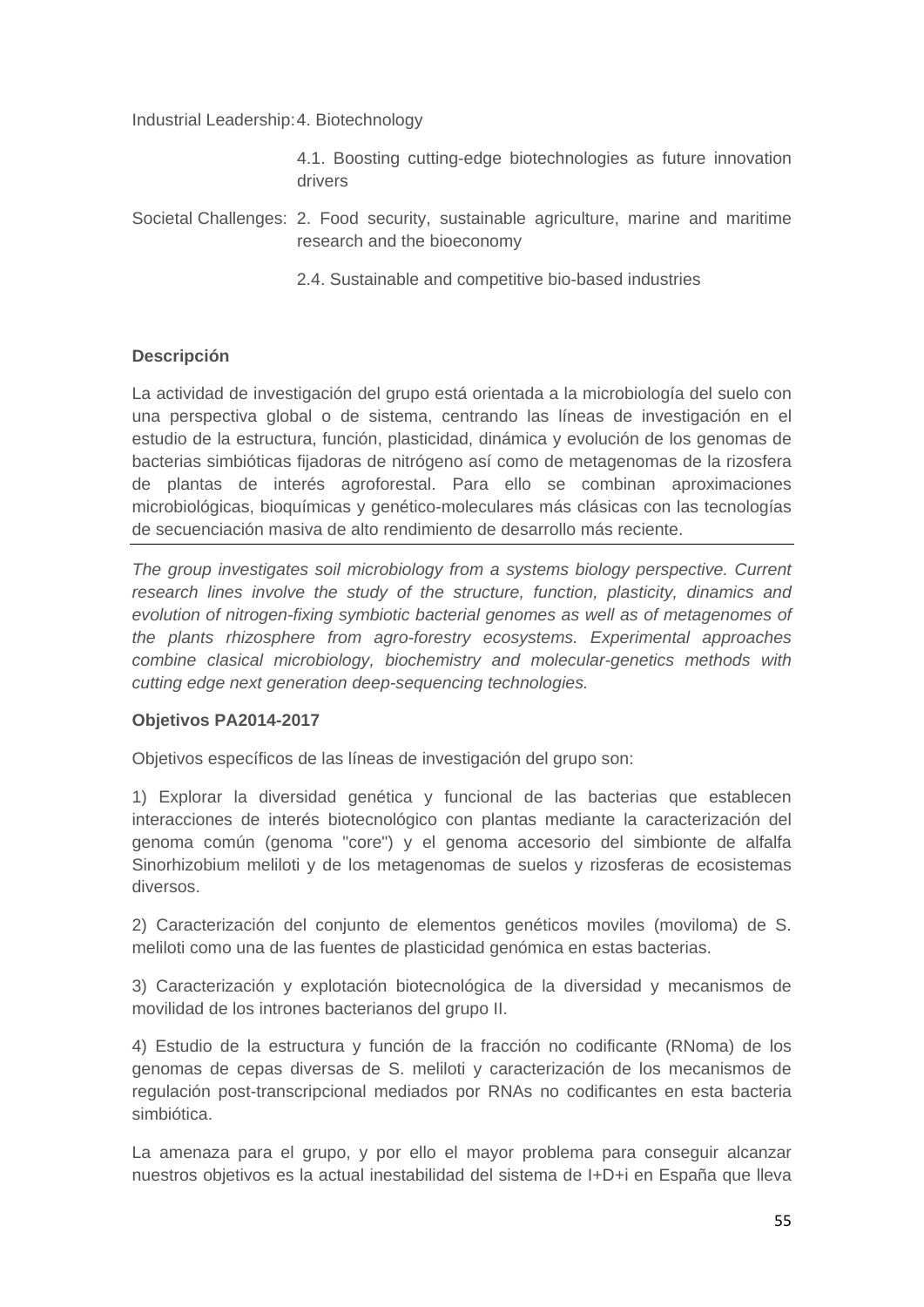| | |
|---|---|
| Industrial Leadership: | 4. Biotechnology |
| | 4.1. Boosting cutting-edge biotechnologies as future innovation drivers |
| Societal Challenges: | 2. Food security, sustainable agriculture, marine and maritime research and the bioeconomy |
| | 2.4. Sustainable and competitive bio-based industries |

**Descripción**

La actividad de investigación del grupo está orientada a la microbiología del suelo con una perspectiva global o de sistema, centrando las líneas de investigación en el estudio de la estructura, función, plasticidad, dinámica y evolución de los genomas de bacterias simbióticas fijadoras de nitrógeno así como de metagenomas de la rizosfera de plantas de interés agroforestal. Para ello se combinan aproximaciones microbiológicas, bioquímicas y genético-moleculares más clásicas con las tecnologías de secuenciación masiva de alto rendimiento de desarrollo más reciente.

---

*The group investigates soil microbiology from a systems biology perspective. Current research lines involve the study of the structure, function, plasticity, dinamics and evolution of nitrogen-fixing symbiotic bacterial genomes as well as of metagenomes of the plants rhizosphere from agro-forestry ecosystems. Experimental approaches combine clasical microbiology, biochemistry and molecular-genetics methods with cutting edge next generation deep-sequencing technologies.*

**Objetivos PA2014-2017**

Objetivos específicos de las líneas de investigación del grupo son:

1) Explorar la diversidad genética y funcional de las bacterias que establecen interacciones de interés biotecnológico con plantas mediante la caracterización del genoma común (genoma "core") y el genoma accesorio del simbionte de alfalfa Sinorhizobium meliloti y de los metagenomas de suelos y rizosferas de ecosistemas diversos.

2) Caracterización del conjunto de elementos genéticos moviles (moviloma) de S. meliloti como una de las fuentes de plasticidad genómica en estas bacterias.

3) Caracterización y explotación biotecnológica de la diversidad y mecanismos de movilidad de los intrones bacterianos del grupo II.

4) Estudio de la estructura y función de la fracción no codificante (RNoma) de los genomas de cepas diversas de S. meliloti y caracterización de los mecanismos de regulación post-transcripcional mediados por RNAs no codificantes en esta bacteria simbiótica.

La amenaza para el grupo, y por ello el mayor problema para conseguir alcanzar nuestros objetivos es la actual inestabilidad del sistema de I+D+i en España que lleva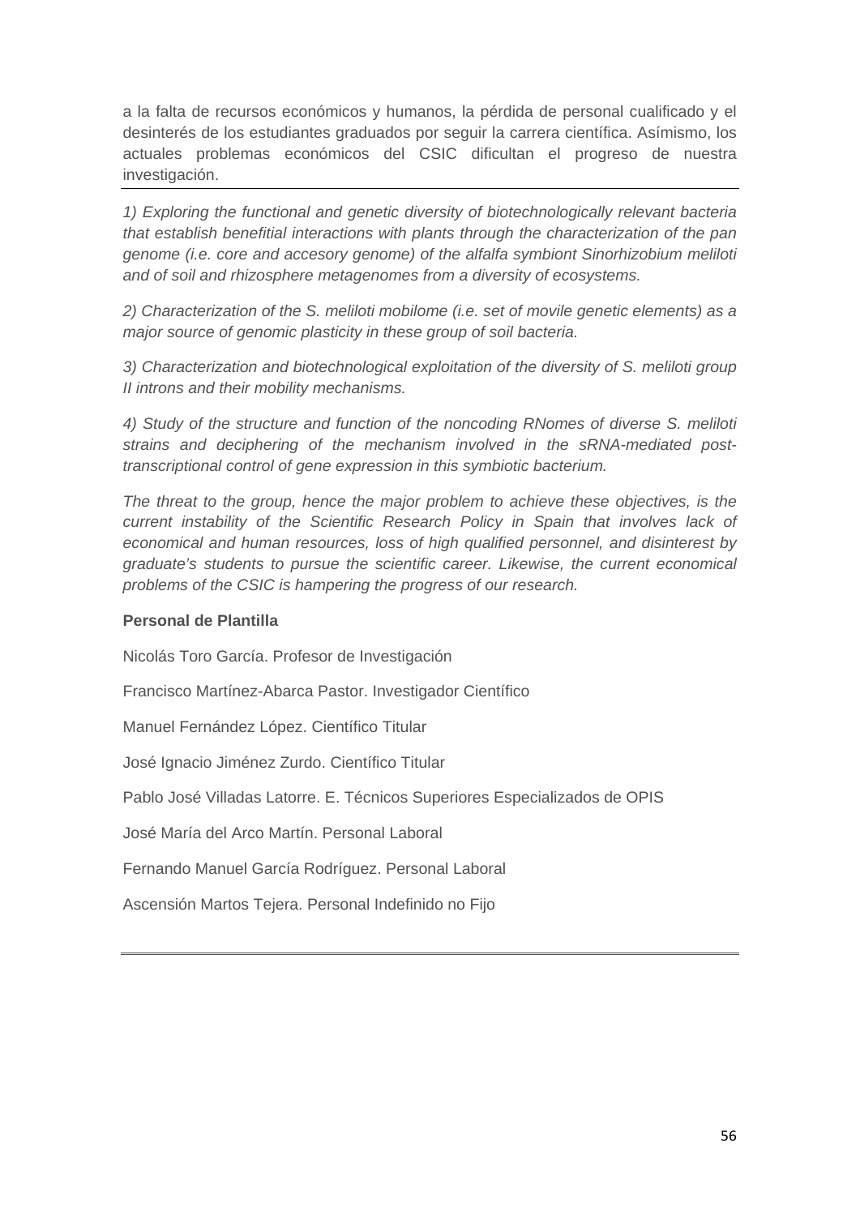a la falta de recursos económicos y humanos, la pérdida de personal cualificado y el desinterés de los estudiantes graduados por seguir la carrera científica. Asímismo, los actuales problemas económicos del CSIC dificultan el progreso de nuestra investigación.

---

*1) Exploring the functional and genetic diversity of biotechnologically relevant bacteria that establish benefitial interactions with plants through the characterization of the pan genome (i.e. core and accesory genome) of the alfalfa symbiont Sinorhizobium meliloti and of soil and rhizosphere metagenomes from a diversity of ecosystems.*

*2) Characterization of the S. meliloti mobilome (i.e. set of movile genetic elements) as a major source of genomic plasticity in these group of soil bacteria.*

*3) Characterization and biotechnological exploitation of the diversity of S. meliloti group II introns and their mobility mechanisms.*

*4) Study of the structure and function of the noncoding RNomes of diverse S. meliloti strains and deciphering of the mechanism involved in the sRNA-mediated post-transcriptional control of gene expression in this symbiotic bacterium.*

*The threat to the group, hence the major problem to achieve these objectives, is the current instability of the Scientific Research Policy in Spain that involves lack of economical and human resources, loss of high qualified personnel, and disinterest by graduate's students to pursue the scientific career. Likewise, the current economical problems of the CSIC is hampering the progress of our research.*

**Personal de Plantilla**

Nicolás Toro García. Profesor de Investigación

Francisco Martínez-Abarca Pastor. Investigador Científico

Manuel Fernández López. Científico Titular

José Ignacio Jiménez Zurdo. Científico Titular

Pablo José Villadas Latorre. E. Técnicos Superiores Especializados de OPIS

José María del Arco Martín. Personal Laboral

Fernando Manuel García Rodríguez. Personal Laboral

Ascensión Martos Tejera. Personal Indefinido no Fijo

---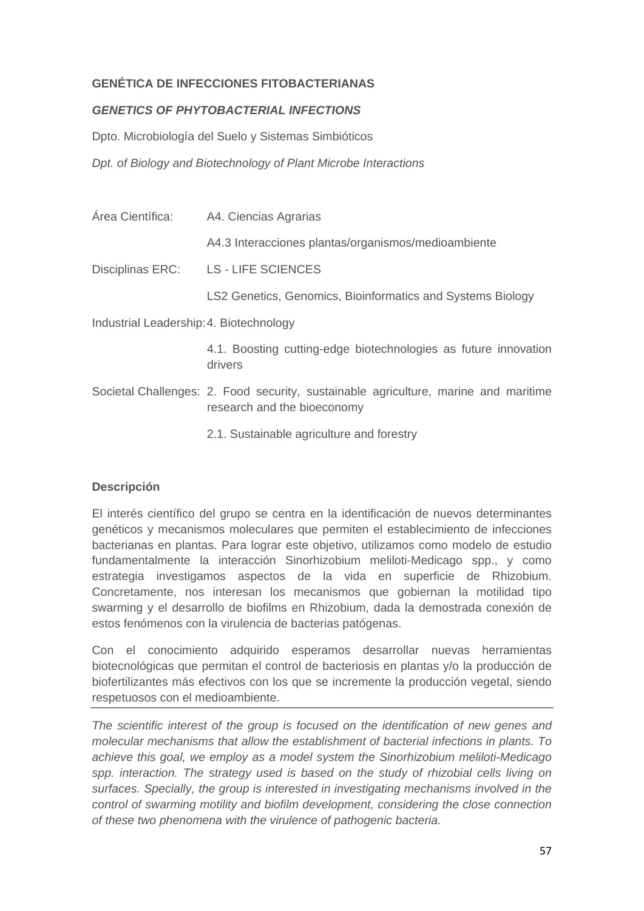**GENÉTICA DE INFECCIONES FITOBACTERIANAS**

***GENETICS OF PHYTOBACTERIAL INFECTIONS***

Dpto. Microbiología del Suelo y Sistemas Simbióticos

*Dpt. of Biology and Biotechnology of Plant Microbe Interactions*

| | |
|---|---|
| Área Científica: | A4. Ciencias Agrarias |
| | A4.3 Interacciones plantas/organismos/medioambiente |
| Disciplinas ERC: | LS - LIFE SCIENCES |
| | LS2 Genetics, Genomics, Bioinformatics and Systems Biology |
| Industrial Leadership: | 4. Biotechnology |
| | 4.1. Boosting cutting-edge biotechnologies as future innovation drivers |
| Societal Challenges: | 2. Food security, sustainable agriculture, marine and maritime research and the bioeconomy |
| | 2.1. Sustainable agriculture and forestry |

**Descripción**

El interés científico del grupo se centra en la identificación de nuevos determinantes genéticos y mecanismos moleculares que permiten el establecimiento de infecciones bacterianas en plantas. Para lograr este objetivo, utilizamos como modelo de estudio fundamentalmente la interacción Sinorhizobium meliloti-Medicago spp., y como estrategia investigamos aspectos de la vida en superficie de Rhizobium. Concretamente, nos interesan los mecanismos que gobiernan la motilidad tipo swarming y el desarrollo de biofilms en Rhizobium, dada la demostrada conexión de estos fenómenos con la virulencia de bacterias patógenas.

Con el conocimiento adquirido esperamos desarrollar nuevas herramientas biotecnológicas que permitan el control de bacteriosis en plantas y/o la producción de biofertilizantes más efectivos con los que se incremente la producción vegetal, siendo respetuosos con el medioambiente.

---

*The scientific interest of the group is focused on the identification of new genes and molecular mechanisms that allow the establishment of bacterial infections in plants. To achieve this goal, we employ as a model system the Sinorhizobium meliloti-Medicago spp. interaction. The strategy used is based on the study of rhizobial cells living on surfaces. Specially, the group is interested in investigating mechanisms involved in the control of swarming motility and biofilm development, considering the close connection of these two phenomena with the virulence of pathogenic bacteria.*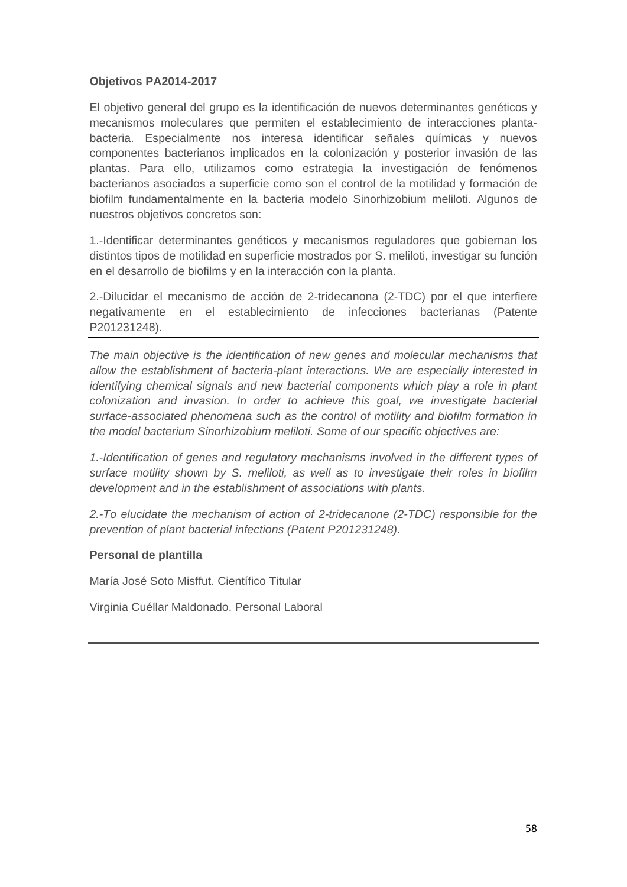**Objetivos PA2014-2017**

El objetivo general del grupo es la identificación de nuevos determinantes genéticos y mecanismos moleculares que permiten el establecimiento de interacciones planta-bacteria. Especialmente nos interesa identificar señales químicas y nuevos componentes bacterianos implicados en la colonización y posterior invasión de las plantas. Para ello, utilizamos como estrategia la investigación de fenómenos bacterianos asociados a superficie como son el control de la motilidad y formación de biofilm fundamentalmente en la bacteria modelo Sinorhizobium meliloti. Algunos de nuestros objetivos concretos son:

1.-Identificar determinantes genéticos y mecanismos reguladores que gobiernan los distintos tipos de motilidad en superficie mostrados por S. meliloti, investigar su función en el desarrollo de biofilms y en la interacción con la planta.

2.-Dilucidar el mecanismo de acción de 2-tridecanona (2-TDC) por el que interfiere negativamente en el establecimiento de infecciones bacterianas (Patente P201231248).

---

*The main objective is the identification of new genes and molecular mechanisms that allow the establishment of bacteria-plant interactions. We are especially interested in identifying chemical signals and new bacterial components which play a role in plant colonization and invasion. In order to achieve this goal, we investigate bacterial surface-associated phenomena such as the control of motility and biofilm formation in the model bacterium Sinorhizobium meliloti. Some of our specific objectives are:*

*1.-Identification of genes and regulatory mechanisms involved in the different types of surface motility shown by S. meliloti, as well as to investigate their roles in biofilm development and in the establishment of associations with plants.*

*2.-To elucidate the mechanism of action of 2-tridecanone (2-TDC) responsible for the prevention of plant bacterial infections (Patent P201231248).*

**Personal de plantilla**

María José Soto Misffut. Científico Titular

Virginia Cuéllar Maldonado. Personal Laboral

---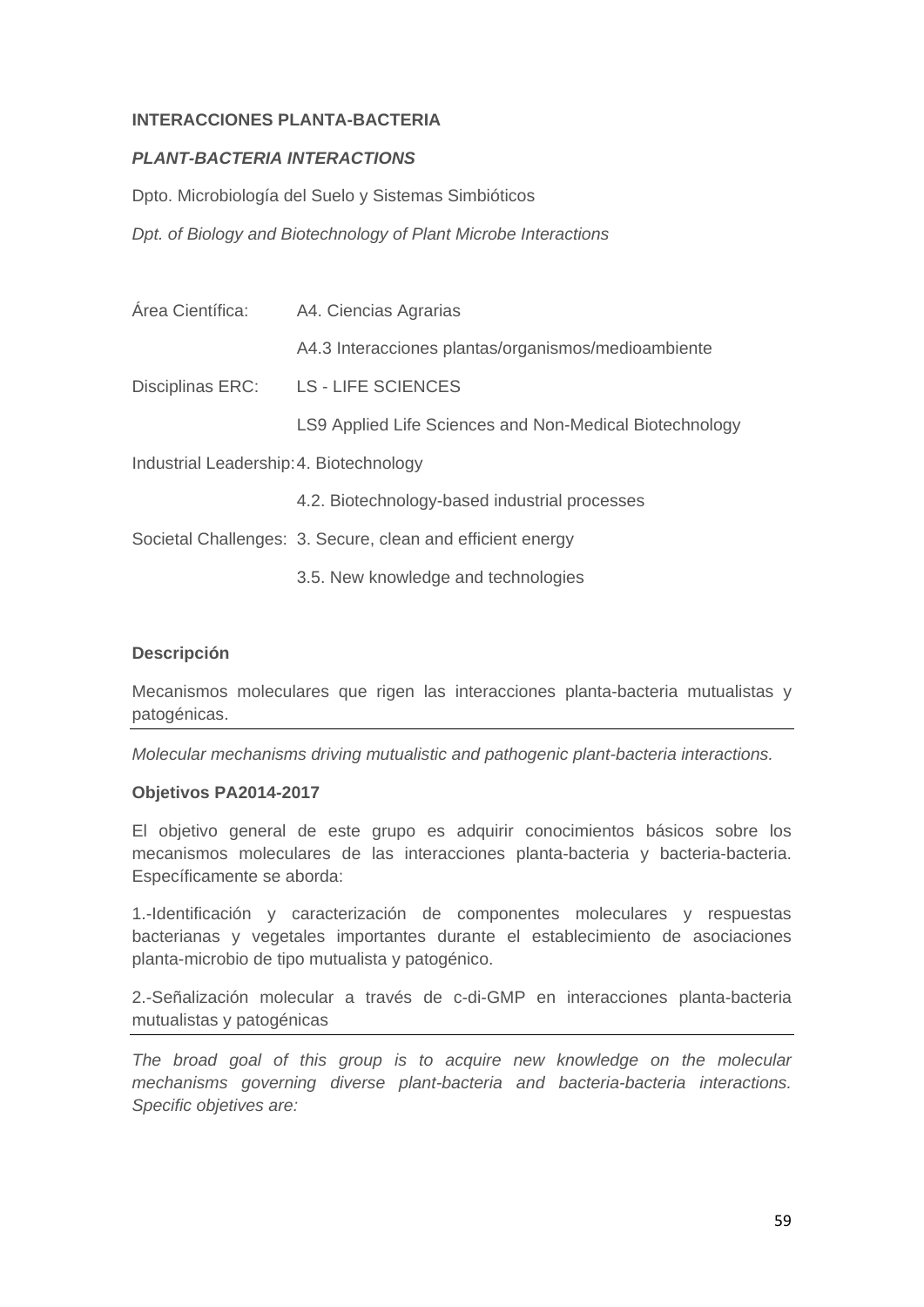**INTERACCIONES PLANTA-BACTERIA**

***PLANT-BACTERIA INTERACTIONS***

Dpto. Microbiología del Suelo y Sistemas Simbióticos

*Dpt. of Biology and Biotechnology of Plant Microbe Interactions*

| | |
|---|---|
| Área Científica: | A4. Ciencias Agrarias |
| | A4.3 Interacciones plantas/organismos/medioambiente |
| Disciplinas ERC: | LS - LIFE SCIENCES |
| | LS9 Applied Life Sciences and Non-Medical Biotechnology |
| Industrial Leadership: | 4. Biotechnology |
| | 4.2. Biotechnology-based industrial processes |
| Societal Challenges: | 3. Secure, clean and efficient energy |
| | 3.5. New knowledge and technologies |

**Descripción**

Mecanismos moleculares que rigen las interacciones planta-bacteria mutualistas y patogénicas.

---

*Molecular mechanisms driving mutualistic and pathogenic plant-bacteria interactions.*

**Objetivos PA2014-2017**

El objetivo general de este grupo es adquirir conocimientos básicos sobre los mecanismos moleculares de las interacciones planta-bacteria y bacteria-bacteria. Específicamente se aborda:

1.-Identificación y caracterización de componentes moleculares y respuestas bacterianas y vegetales importantes durante el establecimiento de asociaciones planta-microbio de tipo mutualista y patogénico.

2.-Señalización molecular a través de c-di-GMP en interacciones planta-bacteria mutualistas y patogénicas

---

*The broad goal of this group is to acquire new knowledge on the molecular mechanisms governing diverse plant-bacteria and bacteria-bacteria interactions. Specific objetives are:*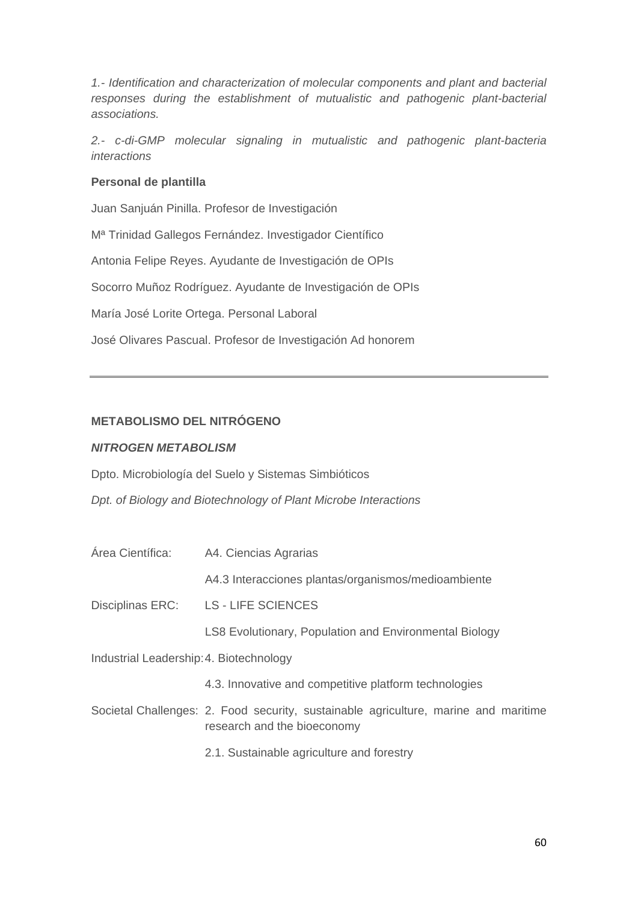*1.- Identification and characterization of molecular components and plant and bacterial responses during the establishment of mutualistic and pathogenic plant-bacterial associations.*

*2.- c-di-GMP molecular signaling in mutualistic and pathogenic plant-bacteria interactions*

**Personal de plantilla**

Juan Sanjuán Pinilla. Profesor de Investigación

Mª Trinidad Gallegos Fernández. Investigador Científico

Antonia Felipe Reyes. Ayudante de Investigación de OPIs

Socorro Muñoz Rodríguez. Ayudante de Investigación de OPIs

María José Lorite Ortega. Personal Laboral

José Olivares Pascual. Profesor de Investigación Ad honorem

---

**METABOLISMO DEL NITRÓGENO**

***NITROGEN METABOLISM***

Dpto. Microbiología del Suelo y Sistemas Simbióticos

*Dpt. of Biology and Biotechnology of Plant Microbe Interactions*

| | |
|---|---|
| Área Científica: | A4. Ciencias Agrarias |
| | A4.3 Interacciones plantas/organismos/medioambiente |
| Disciplinas ERC: | LS - LIFE SCIENCES |
| | LS8 Evolutionary, Population and Environmental Biology |
| Industrial Leadership: | 4. Biotechnology |
| | 4.3. Innovative and competitive platform technologies |
| Societal Challenges: | 2. Food security, sustainable agriculture, marine and maritime research and the bioeconomy |
| | 2.1. Sustainable agriculture and forestry |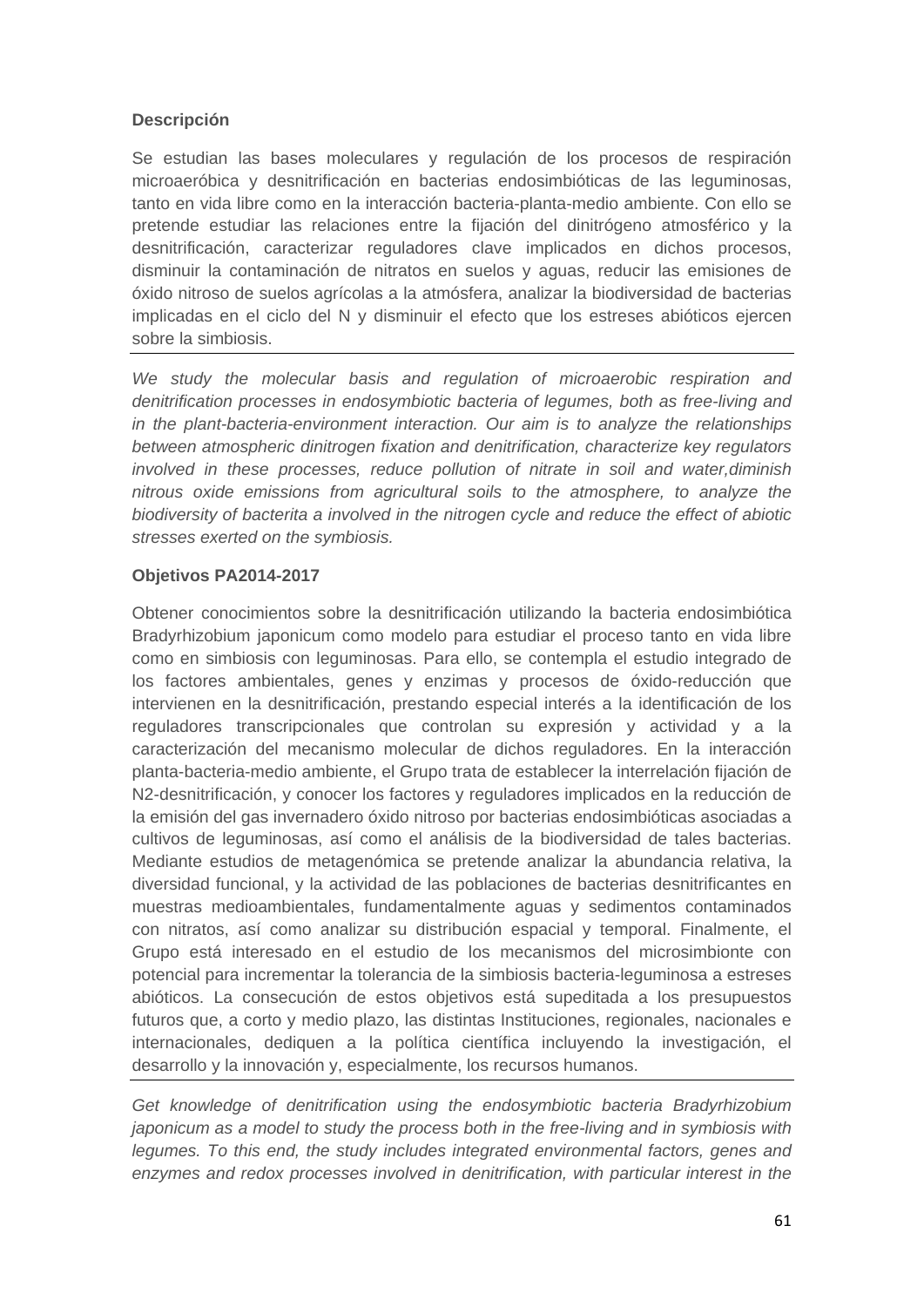**Descripción**

Se estudian las bases moleculares y regulación de los procesos de respiración microaeróbica y desnitrificación en bacterias endosimbióticas de las leguminosas, tanto en vida libre como en la interacción bacteria-planta-medio ambiente. Con ello se pretende estudiar las relaciones entre la fijación del dinitrógeno atmosférico y la desnitrificación, caracterizar reguladores clave implicados en dichos procesos, disminuir la contaminación de nitratos en suelos y aguas, reducir las emisiones de óxido nitroso de suelos agrícolas a la atmósfera, analizar la biodiversidad de bacterias implicadas en el ciclo del N y disminuir el efecto que los estreses abióticos ejercen sobre la simbiosis.

---

*We study the molecular basis and regulation of microaerobic respiration and denitrification processes in endosymbiotic bacteria of legumes, both as free-living and in the plant-bacteria-environment interaction. Our aim is to analyze the relationships between atmospheric dinitrogen fixation and denitrification, characterize key regulators involved in these processes, reduce pollution of nitrate in soil and water,diminish nitrous oxide emissions from agricultural soils to the atmosphere, to analyze the biodiversity of bacterita a involved in the nitrogen cycle and reduce the effect of abiotic stresses exerted on the symbiosis.*

**Objetivos PA2014-2017**

Obtener conocimientos sobre la desnitrificación utilizando la bacteria endosimbiótica Bradyrhizobium japonicum como modelo para estudiar el proceso tanto en vida libre como en simbiosis con leguminosas. Para ello, se contempla el estudio integrado de los factores ambientales, genes y enzimas y procesos de óxido-reducción que intervienen en la desnitrificación, prestando especial interés a la identificación de los reguladores transcripcionales que controlan su expresión y actividad y a la caracterización del mecanismo molecular de dichos reguladores. En la interacción planta-bacteria-medio ambiente, el Grupo trata de establecer la interrelación fijación de N2-desnitrificación, y conocer los factores y reguladores implicados en la reducción de la emisión del gas invernadero óxido nitroso por bacterias endosimbióticas asociadas a cultivos de leguminosas, así como el análisis de la biodiversidad de tales bacterias. Mediante estudios de metagenómica se pretende analizar la abundancia relativa, la diversidad funcional, y la actividad de las poblaciones de bacterias desnitrificantes en muestras medioambientales, fundamentalmente aguas y sedimentos contaminados con nitratos, así como analizar su distribución espacial y temporal. Finalmente, el Grupo está interesado en el estudio de los mecanismos del microsimbionte con potencial para incrementar la tolerancia de la simbiosis bacteria-leguminosa a estreses abióticos. La consecución de estos objetivos está supeditada a los presupuestos futuros que, a corto y medio plazo, las distintas Instituciones, regionales, nacionales e internacionales, dediquen a la política científica incluyendo la investigación, el desarrollo y la innovación y, especialmente, los recursos humanos.

---

*Get knowledge of denitrification using the endosymbiotic bacteria Bradyrhizobium japonicum as a model to study the process both in the free-living and in symbiosis with legumes. To this end, the study includes integrated environmental factors, genes and enzymes and redox processes involved in denitrification, with particular interest in the*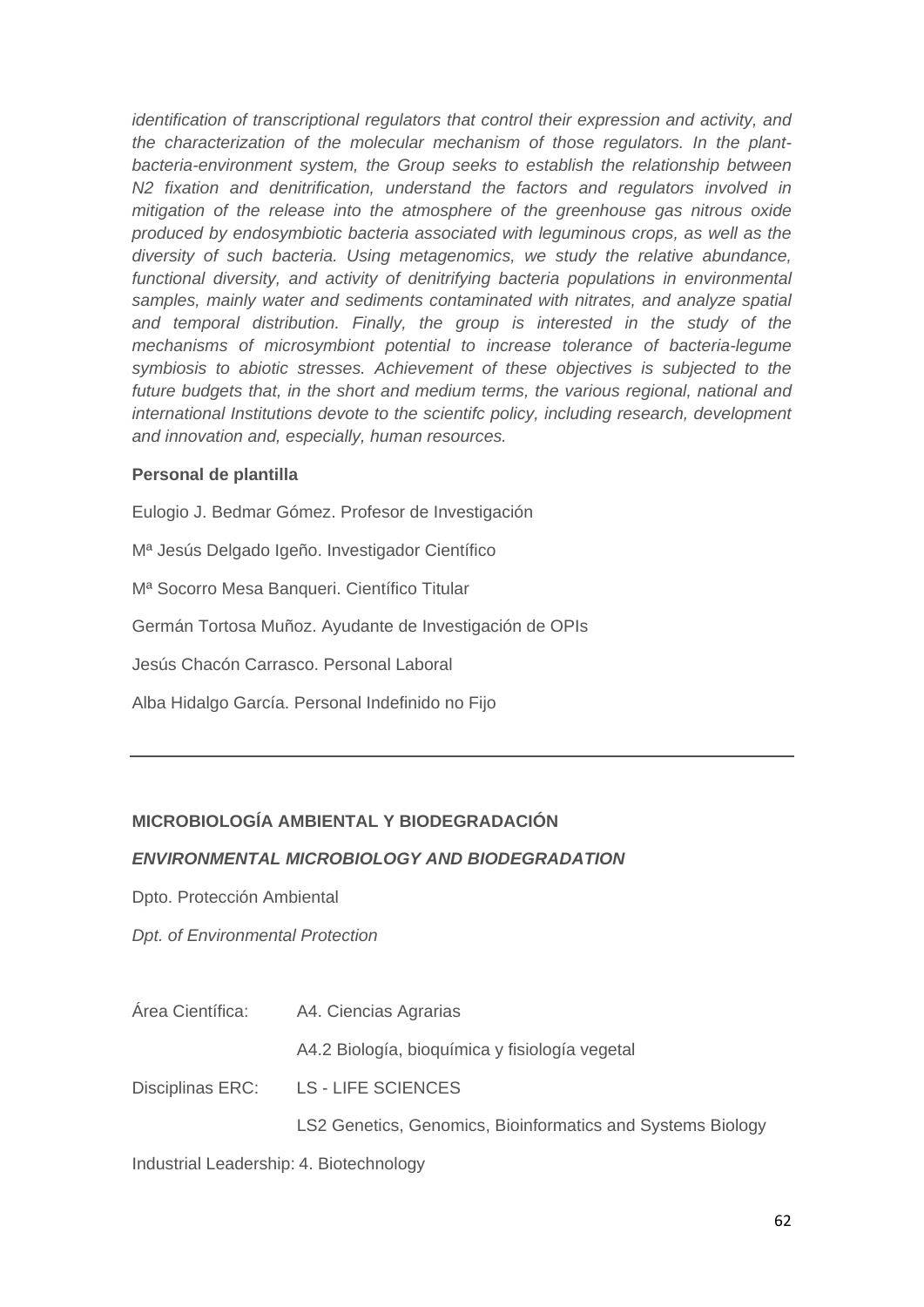*identification of transcriptional regulators that control their expression and activity, and the characterization of the molecular mechanism of those regulators. In the plant-bacteria-environment system, the Group seeks to establish the relationship between N2 fixation and denitrification, understand the factors and regulators involved in mitigation of the release into the atmosphere of the greenhouse gas nitrous oxide produced by endosymbiotic bacteria associated with leguminous crops, as well as the diversity of such bacteria. Using metagenomics, we study the relative abundance, functional diversity, and activity of denitrifying bacteria populations in environmental samples, mainly water and sediments contaminated with nitrates, and analyze spatial and temporal distribution. Finally, the group is interested in the study of the mechanisms of microsymbiont potential to increase tolerance of bacteria-legume symbiosis to abiotic stresses. Achievement of these objectives is subjected to the future budgets that, in the short and medium terms, the various regional, national and international Institutions devote to the scientifc policy, including research, development and innovation and, especially, human resources.*

**Personal de plantilla**

Eulogio J. Bedmar Gómez. Profesor de Investigación

Mª Jesús Delgado Igeño. Investigador Científico

Mª Socorro Mesa Banqueri. Científico Titular

Germán Tortosa Muñoz. Ayudante de Investigación de OPIs

Jesús Chacón Carrasco. Personal Laboral

Alba Hidalgo García. Personal Indefinido no Fijo

---

**MICROBIOLOGÍA AMBIENTAL Y BIODEGRADACIÓN**

***ENVIRONMENTAL MICROBIOLOGY AND BIODEGRADATION***

Dpto. Protección Ambiental

*Dpt. of Environmental Protection*

Área Científica: A4. Ciencias Agrarias

A4.2 Biología, bioquímica y fisiología vegetal

Disciplinas ERC: LS - LIFE SCIENCES

LS2 Genetics, Genomics, Bioinformatics and Systems Biology

Industrial Leadership: 4. Biotechnology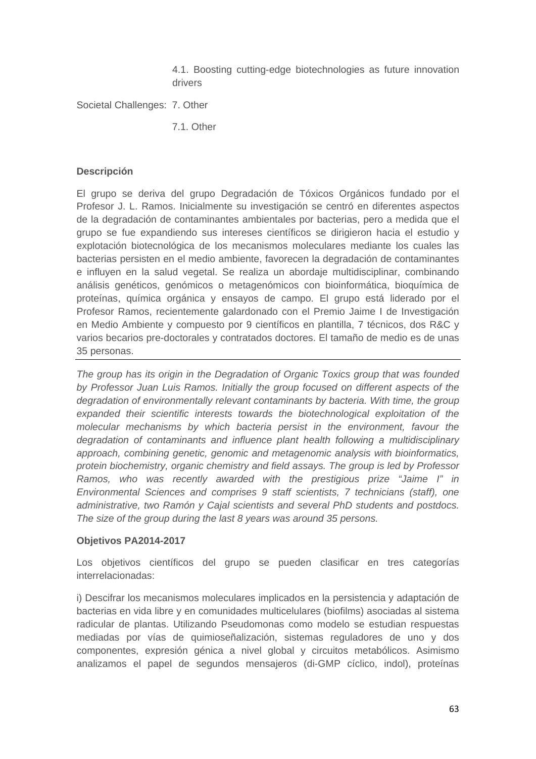4.1. Boosting cutting-edge biotechnologies as future innovation drivers

Societal Challenges: 7. Other

7.1. Other

**Descripción**

El grupo se deriva del grupo Degradación de Tóxicos Orgánicos fundado por el Profesor J. L. Ramos. Inicialmente su investigación se centró en diferentes aspectos de la degradación de contaminantes ambientales por bacterias, pero a medida que el grupo se fue expandiendo sus intereses científicos se dirigieron hacia el estudio y explotación biotecnológica de los mecanismos moleculares mediante los cuales las bacterias persisten en el medio ambiente, favorecen la degradación de contaminantes e influyen en la salud vegetal. Se realiza un abordaje multidisciplinar, combinando análisis genéticos, genómicos o metagenómicos con bioinformática, bioquímica de proteínas, química orgánica y ensayos de campo. El grupo está liderado por el Profesor Ramos, recientemente galardonado con el Premio Jaime I de Investigación en Medio Ambiente y compuesto por 9 científicos en plantilla, 7 técnicos, dos R&C y varios becarios pre-doctorales y contratados doctores. El tamaño de medio es de unas 35 personas.

---

*The group has its origin in the Degradation of Organic Toxics group that was founded by Professor Juan Luis Ramos. Initially the group focused on different aspects of the degradation of environmentally relevant contaminants by bacteria. With time, the group expanded their scientific interests towards the biotechnological exploitation of the molecular mechanisms by which bacteria persist in the environment, favour the degradation of contaminants and influence plant health following a multidisciplinary approach, combining genetic, genomic and metagenomic analysis with bioinformatics, protein biochemistry, organic chemistry and field assays. The group is led by Professor Ramos, who was recently awarded with the prestigious prize "Jaime I" in Environmental Sciences and comprises 9 staff scientists, 7 technicians (staff), one administrative, two Ramón y Cajal scientists and several PhD students and postdocs. The size of the group during the last 8 years was around 35 persons.*

**Objetivos PA2014-2017**

Los objetivos científicos del grupo se pueden clasificar en tres categorías interrelacionadas:

i) Descifrar los mecanismos moleculares implicados en la persistencia y adaptación de bacterias en vida libre y en comunidades multicelulares (biofilms) asociadas al sistema radicular de plantas. Utilizando Pseudomonas como modelo se estudian respuestas mediadas por vías de quimioseñalización, sistemas reguladores de uno y dos componentes, expresión génica a nivel global y circuitos metabólicos. Asimismo analizamos el papel de segundos mensajeros (di-GMP cíclico, indol), proteínas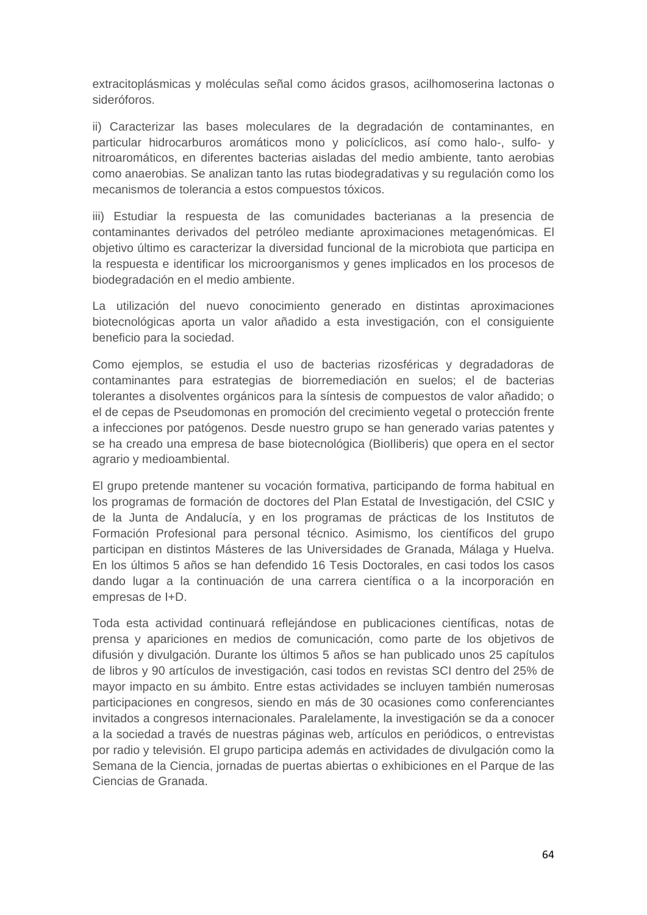extracitoplásmicas y moléculas señal como ácidos grasos, acilhomoserina lactonas o sideróforos.

ii) Caracterizar las bases moleculares de la degradación de contaminantes, en particular hidrocarburos aromáticos mono y policíclicos, así como halo-, sulfo- y nitroaromáticos, en diferentes bacterias aisladas del medio ambiente, tanto aerobias como anaerobias. Se analizan tanto las rutas biodegradativas y su regulación como los mecanismos de tolerancia a estos compuestos tóxicos.

iii) Estudiar la respuesta de las comunidades bacterianas a la presencia de contaminantes derivados del petróleo mediante aproximaciones metagenómicas. El objetivo último es caracterizar la diversidad funcional de la microbiota que participa en la respuesta e identificar los microorganismos y genes implicados en los procesos de biodegradación en el medio ambiente.

La utilización del nuevo conocimiento generado en distintas aproximaciones biotecnológicas aporta un valor añadido a esta investigación, con el consiguiente beneficio para la sociedad.

Como ejemplos, se estudia el uso de bacterias rizosféricas y degradadoras de contaminantes para estrategias de biorremediación en suelos; el de bacterias tolerantes a disolventes orgánicos para la síntesis de compuestos de valor añadido; o el de cepas de Pseudomonas en promoción del crecimiento vegetal o protección frente a infecciones por patógenos. Desde nuestro grupo se han generado varias patentes y se ha creado una empresa de base biotecnológica (BioIliberis) que opera en el sector agrario y medioambiental.

El grupo pretende mantener su vocación formativa, participando de forma habitual en los programas de formación de doctores del Plan Estatal de Investigación, del CSIC y de la Junta de Andalucía, y en los programas de prácticas de los Institutos de Formación Profesional para personal técnico. Asimismo, los científicos del grupo participan en distintos Másteres de las Universidades de Granada, Málaga y Huelva. En los últimos 5 años se han defendido 16 Tesis Doctorales, en casi todos los casos dando lugar a la continuación de una carrera científica o a la incorporación en empresas de I+D.

Toda esta actividad continuará reflejándose en publicaciones científicas, notas de prensa y apariciones en medios de comunicación, como parte de los objetivos de difusión y divulgación. Durante los últimos 5 años se han publicado unos 25 capítulos de libros y 90 artículos de investigación, casi todos en revistas SCI dentro del 25% de mayor impacto en su ámbito. Entre estas actividades se incluyen también numerosas participaciones en congresos, siendo en más de 30 ocasiones como conferenciantes invitados a congresos internacionales. Paralelamente, la investigación se da a conocer a la sociedad a través de nuestras páginas web, artículos en periódicos, o entrevistas por radio y televisión. El grupo participa además en actividades de divulgación como la Semana de la Ciencia, jornadas de puertas abiertas o exhibiciones en el Parque de las Ciencias de Granada.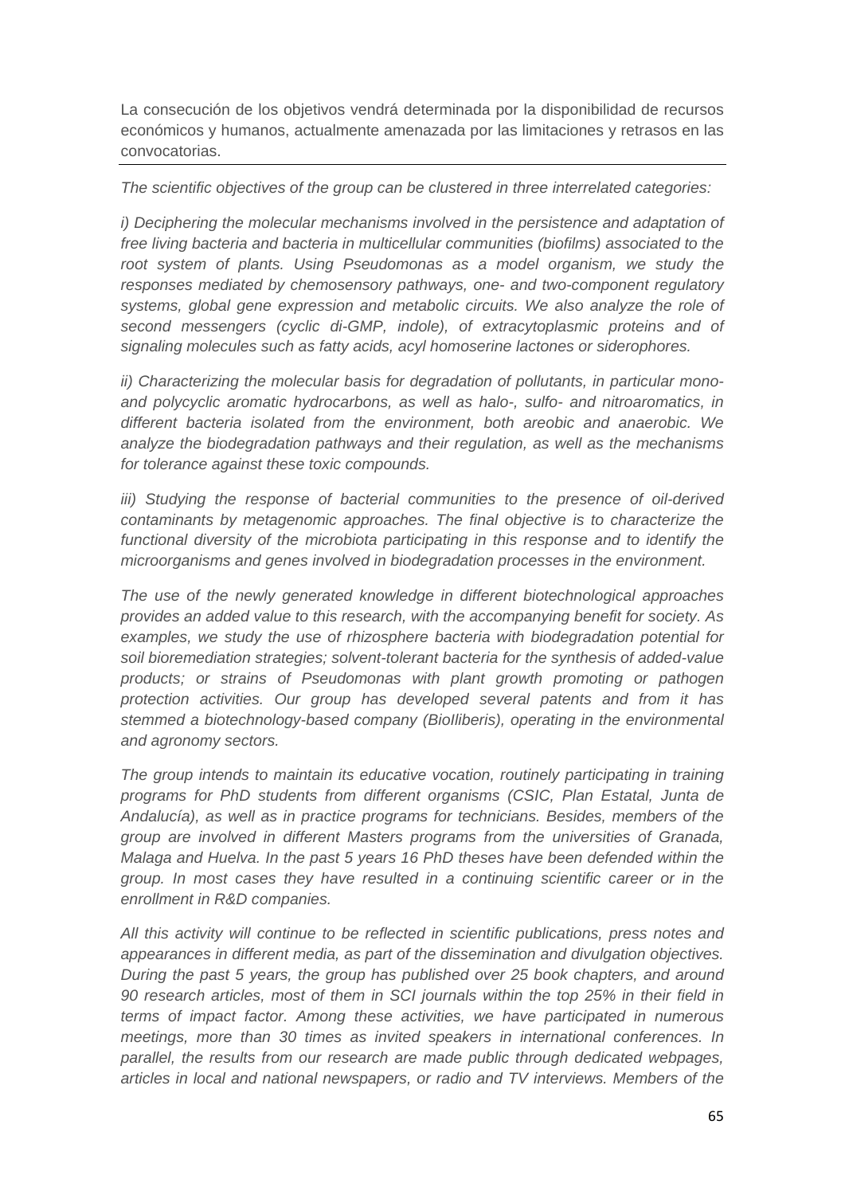La consecución de los objetivos vendrá determinada por la disponibilidad de recursos económicos y humanos, actualmente amenazada por las limitaciones y retrasos en las convocatorias.

---

*The scientific objectives of the group can be clustered in three interrelated categories:*

*i) Deciphering the molecular mechanisms involved in the persistence and adaptation of free living bacteria and bacteria in multicellular communities (biofilms) associated to the root system of plants. Using Pseudomonas as a model organism, we study the responses mediated by chemosensory pathways, one- and two-component regulatory systems, global gene expression and metabolic circuits. We also analyze the role of second messengers (cyclic di-GMP, indole), of extracytoplasmic proteins and of signaling molecules such as fatty acids, acyl homoserine lactones or siderophores.*

*ii) Characterizing the molecular basis for degradation of pollutants, in particular mono- and polycyclic aromatic hydrocarbons, as well as halo-, sulfo- and nitroaromatics, in different bacteria isolated from the environment, both areobic and anaerobic. We analyze the biodegradation pathways and their regulation, as well as the mechanisms for tolerance against these toxic compounds.*

*iii) Studying the response of bacterial communities to the presence of oil-derived contaminants by metagenomic approaches. The final objective is to characterize the functional diversity of the microbiota participating in this response and to identify the microorganisms and genes involved in biodegradation processes in the environment.*

*The use of the newly generated knowledge in different biotechnological approaches provides an added value to this research, with the accompanying benefit for society. As examples, we study the use of rhizosphere bacteria with biodegradation potential for soil bioremediation strategies; solvent-tolerant bacteria for the synthesis of added-value products; or strains of Pseudomonas with plant growth promoting or pathogen protection activities. Our group has developed several patents and from it has stemmed a biotechnology-based company (BioIliberis), operating in the environmental and agronomy sectors.*

*The group intends to maintain its educative vocation, routinely participating in training programs for PhD students from different organisms (CSIC, Plan Estatal, Junta de Andalucía), as well as in practice programs for technicians. Besides, members of the group are involved in different Masters programs from the universities of Granada, Malaga and Huelva. In the past 5 years 16 PhD theses have been defended within the group. In most cases they have resulted in a continuing scientific career or in the enrollment in R&D companies.*

*All this activity will continue to be reflected in scientific publications, press notes and appearances in different media, as part of the dissemination and divulgation objectives. During the past 5 years, the group has published over 25 book chapters, and around 90 research articles, most of them in SCI journals within the top 25% in their field in terms of impact factor. Among these activities, we have participated in numerous meetings, more than 30 times as invited speakers in international conferences. In parallel, the results from our research are made public through dedicated webpages, articles in local and national newspapers, or radio and TV interviews. Members of the*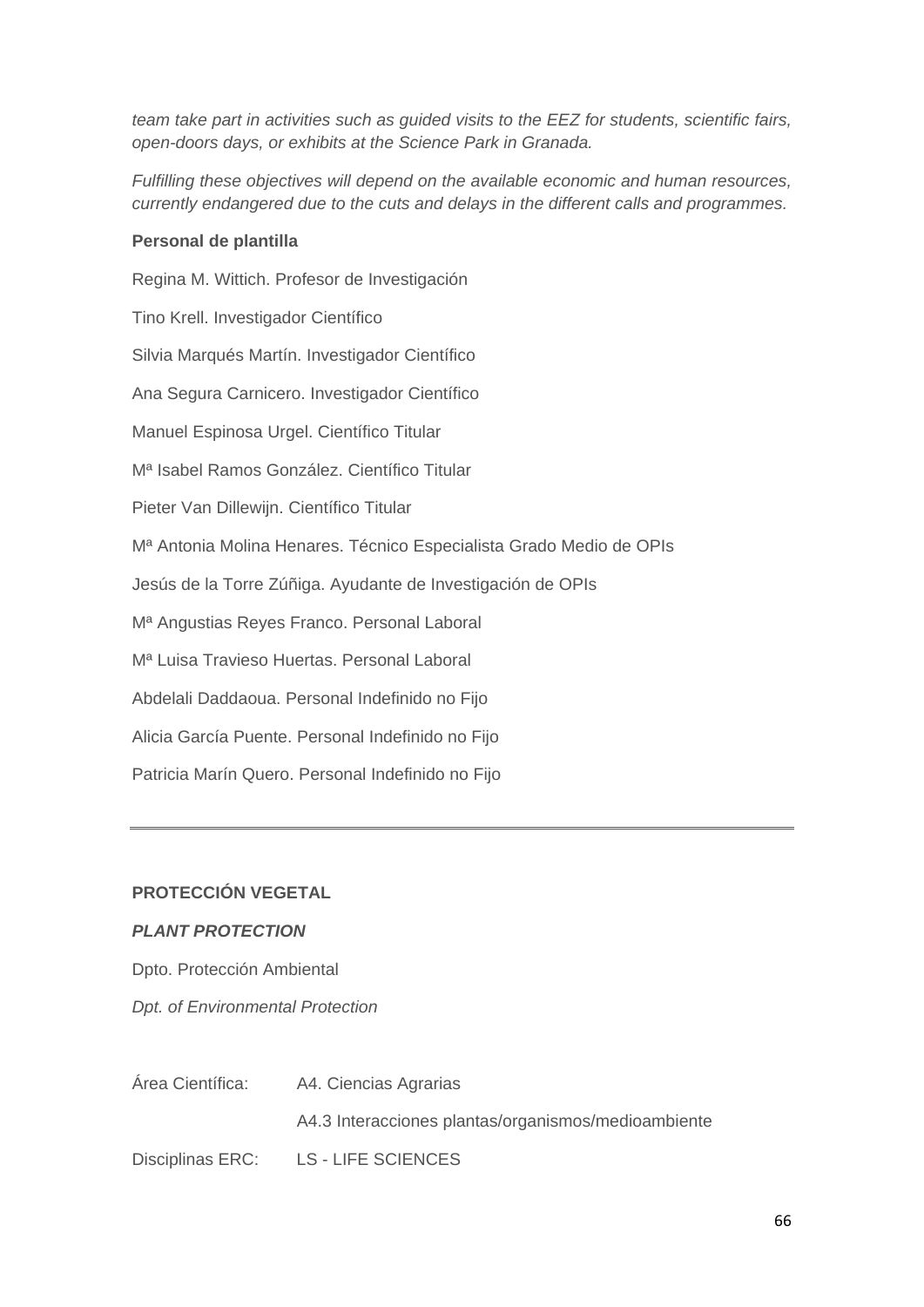*team take part in activities such as guided visits to the EEZ for students, scientific fairs, open-doors days, or exhibits at the Science Park in Granada.*

*Fulfilling these objectives will depend on the available economic and human resources, currently endangered due to the cuts and delays in the different calls and programmes.*

**Personal de plantilla**

Regina M. Wittich. Profesor de Investigación

Tino Krell. Investigador Científico

Silvia Marqués Martín. Investigador Científico

Ana Segura Carnicero. Investigador Científico

Manuel Espinosa Urgel. Científico Titular

Mª Isabel Ramos González. Científico Titular

Pieter Van Dillewijn. Científico Titular

Mª Antonia Molina Henares. Técnico Especialista Grado Medio de OPIs

Jesús de la Torre Zúñiga. Ayudante de Investigación de OPIs

Mª Angustias Reyes Franco. Personal Laboral

Mª Luisa Travieso Huertas. Personal Laboral

Abdelali Daddaoua. Personal Indefinido no Fijo

Alicia García Puente. Personal Indefinido no Fijo

Patricia Marín Quero. Personal Indefinido no Fijo

---

**PROTECCIÓN VEGETAL**

***PLANT PROTECTION***

Dpto. Protección Ambiental

*Dpt. of Environmental Protection*

Área Científica: A4. Ciencias Agrarias

A4.3 Interacciones plantas/organismos/medioambiente

Disciplinas ERC: LS - LIFE SCIENCES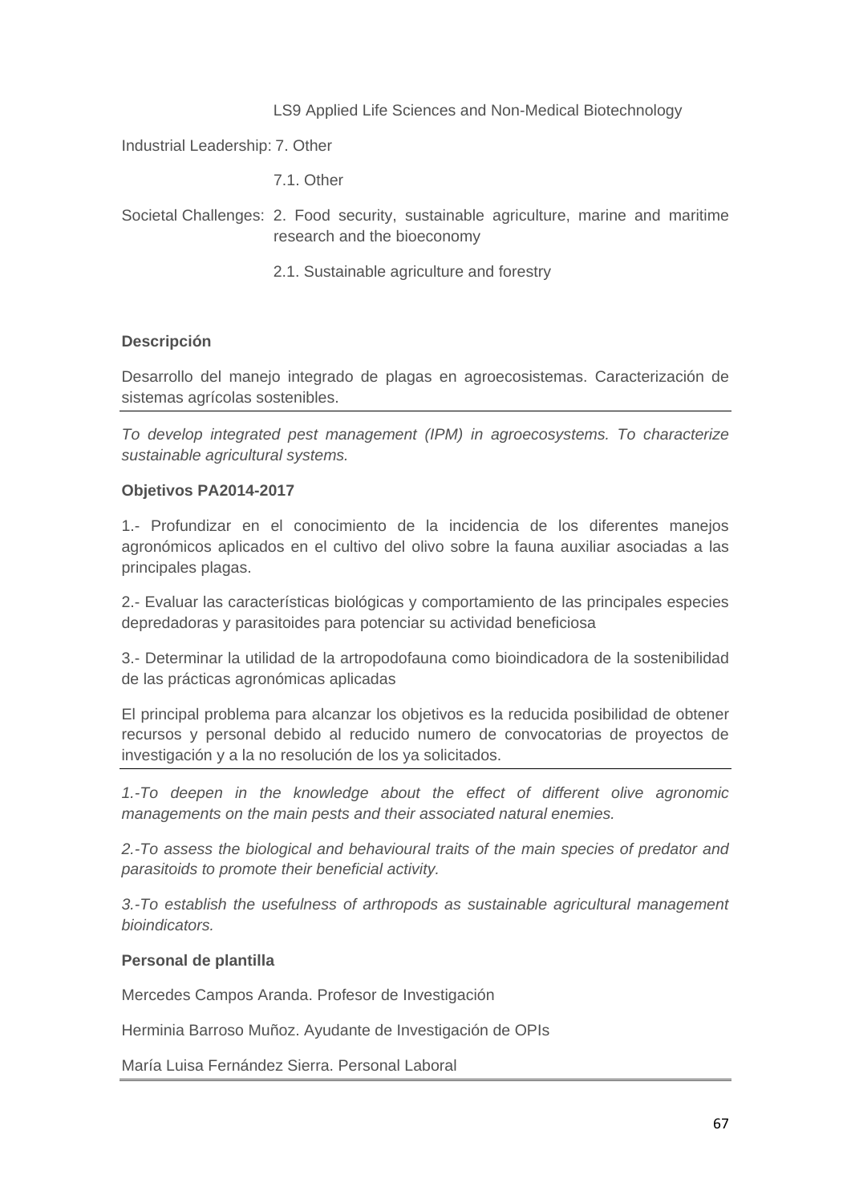| | |
|---|---|
| | LS9 Applied Life Sciences and Non-Medical Biotechnology |
| Industrial Leadership: | 7. Other |
| | 7.1. Other |
| Societal Challenges: | 2. Food security, sustainable agriculture, marine and maritime research and the bioeconomy |
| | 2.1. Sustainable agriculture and forestry |

**Descripción**

Desarrollo del manejo integrado de plagas en agroecosistemas. Caracterización de sistemas agrícolas sostenibles.

---

*To develop integrated pest management (IPM) in agroecosystems. To characterize sustainable agricultural systems.*

**Objetivos PA2014-2017**

1.- Profundizar en el conocimiento de la incidencia de los diferentes manejos agronómicos aplicados en el cultivo del olivo sobre la fauna auxiliar asociadas a las principales plagas.

2.- Evaluar las características biológicas y comportamiento de las principales especies depredadoras y parasitoides para potenciar su actividad beneficiosa

3.- Determinar la utilidad de la artropodofauna como bioindicadora de la sostenibilidad de las prácticas agronómicas aplicadas

El principal problema para alcanzar los objetivos es la reducida posibilidad de obtener recursos y personal debido al reducido numero de convocatorias de proyectos de investigación y a la no resolución de los ya solicitados.

---

*1.-To deepen in the knowledge about the effect of different olive agronomic managements on the main pests and their associated natural enemies.*

*2.-To assess the biological and behavioural traits of the main species of predator and parasitoids to promote their beneficial activity.*

*3.-To establish the usefulness of arthropods as sustainable agricultural management bioindicators.*

**Personal de plantilla**

Mercedes Campos Aranda. Profesor de Investigación

Herminia Barroso Muñoz. Ayudante de Investigación de OPIs

María Luisa Fernández Sierra. Personal Laboral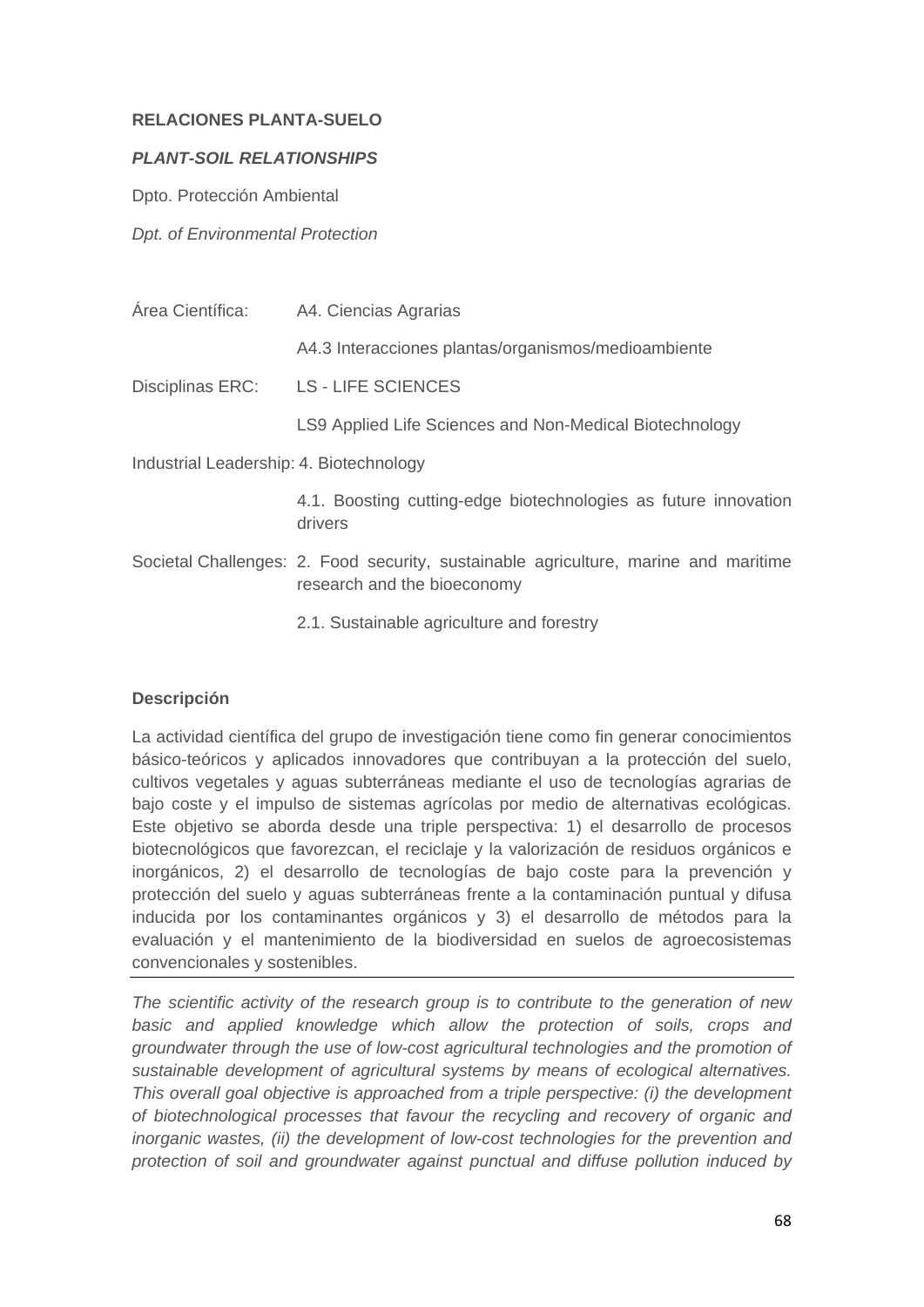**RELACIONES PLANTA-SUELO**

***PLANT-SOIL RELATIONSHIPS***

Dpto. Protección Ambiental

*Dpt. of Environmental Protection*

| | |
|---|---|
| Área Científica: | A4. Ciencias Agrarias |
| | A4.3 Interacciones plantas/organismos/medioambiente |
| Disciplinas ERC: | LS - LIFE SCIENCES |
| | LS9 Applied Life Sciences and Non-Medical Biotechnology |
| Industrial Leadership: | 4. Biotechnology |
| | 4.1. Boosting cutting-edge biotechnologies as future innovation drivers |
| Societal Challenges: | 2. Food security, sustainable agriculture, marine and maritime research and the bioeconomy |
| | 2.1. Sustainable agriculture and forestry |

**Descripción**

La actividad científica del grupo de investigación tiene como fin generar conocimientos básico-teóricos y aplicados innovadores que contribuyan a la protección del suelo, cultivos vegetales y aguas subterráneas mediante el uso de tecnologías agrarias de bajo coste y el impulso de sistemas agrícolas por medio de alternativas ecológicas. Este objetivo se aborda desde una triple perspectiva: 1) el desarrollo de procesos biotecnológicos que favorezcan, el reciclaje y la valorización de residuos orgánicos e inorgánicos, 2) el desarrollo de tecnologías de bajo coste para la prevención y protección del suelo y aguas subterráneas frente a la contaminación puntual y difusa inducida por los contaminantes orgánicos y 3) el desarrollo de métodos para la evaluación y el mantenimiento de la biodiversidad en suelos de agroecosistemas convencionales y sostenibles.

---

*The scientific activity of the research group is to contribute to the generation of new basic and applied knowledge which allow the protection of soils, crops and groundwater through the use of low-cost agricultural technologies and the promotion of sustainable development of agricultural systems by means of ecological alternatives. This overall goal objective is approached from a triple perspective: (i) the development of biotechnological processes that favour the recycling and recovery of organic and inorganic wastes, (ii) the development of low-cost technologies for the prevention and protection of soil and groundwater against punctual and diffuse pollution induced by*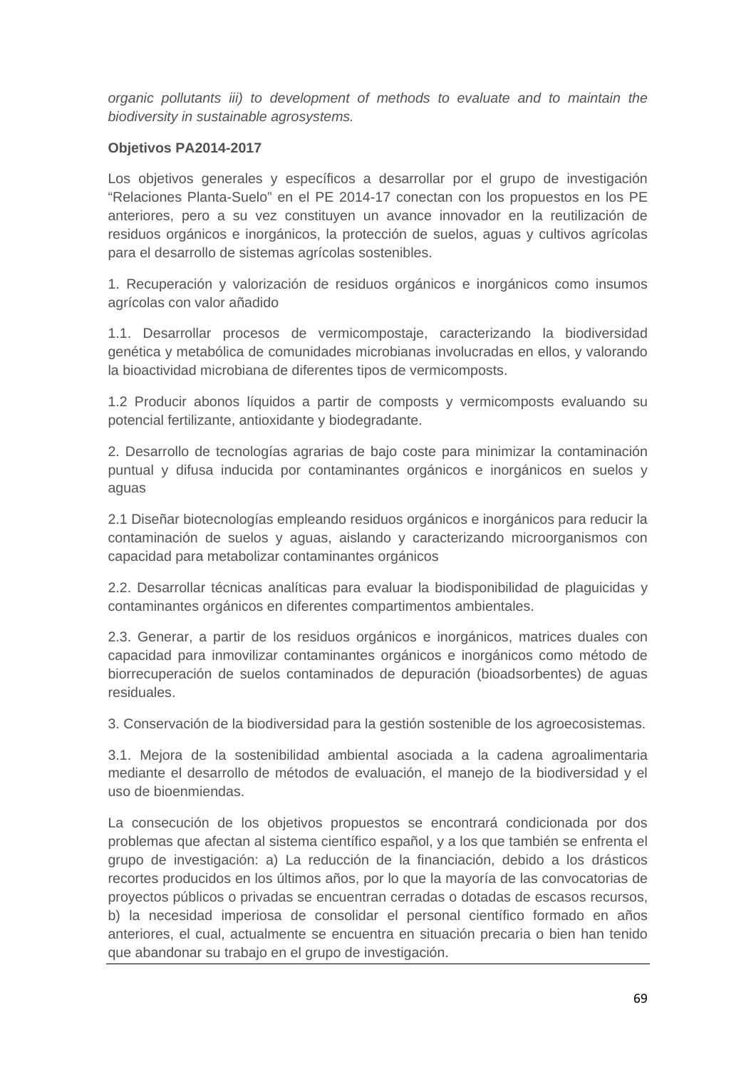*organic pollutants iii) to development of methods to evaluate and to maintain the biodiversity in sustainable agrosystems.*

**Objetivos PA2014-2017**

Los objetivos generales y específicos a desarrollar por el grupo de investigación “Relaciones Planta-Suelo” en el PE 2014-17 conectan con los propuestos en los PE anteriores, pero a su vez constituyen un avance innovador en la reutilización de residuos orgánicos e inorgánicos, la protección de suelos, aguas y cultivos agrícolas para el desarrollo de sistemas agrícolas sostenibles.

1. Recuperación y valorización de residuos orgánicos e inorgánicos como insumos agrícolas con valor añadido

1.1. Desarrollar procesos de vermicompostaje, caracterizando la biodiversidad genética y metabólica de comunidades microbianas involucradas en ellos, y valorando la bioactividad microbiana de diferentes tipos de vermicomposts.

1.2 Producir abonos líquidos a partir de composts y vermicomposts evaluando su potencial fertilizante, antioxidante y biodegradante.

2. Desarrollo de tecnologías agrarias de bajo coste para minimizar la contaminación puntual y difusa inducida por contaminantes orgánicos e inorgánicos en suelos y aguas

2.1 Diseñar biotecnologías empleando residuos orgánicos e inorgánicos para reducir la contaminación de suelos y aguas, aislando y caracterizando microorganismos con capacidad para metabolizar contaminantes orgánicos

2.2. Desarrollar técnicas analíticas para evaluar la biodisponibilidad de plaguicidas y contaminantes orgánicos en diferentes compartimentos ambientales.

2.3. Generar, a partir de los residuos orgánicos e inorgánicos, matrices duales con capacidad para inmovilizar contaminantes orgánicos e inorgánicos como método de biorrecuperación de suelos contaminados de depuración (bioadsorbentes) de aguas residuales.

3. Conservación de la biodiversidad para la gestión sostenible de los agroecosistemas.

3.1. Mejora de la sostenibilidad ambiental asociada a la cadena agroalimentaria mediante el desarrollo de métodos de evaluación, el manejo de la biodiversidad y el uso de bioenmiendas.

La consecución de los objetivos propuestos se encontrará condicionada por dos problemas que afectan al sistema científico español, y a los que también se enfrenta el grupo de investigación: a) La reducción de la financiación, debido a los drásticos recortes producidos en los últimos años, por lo que la mayoría de las convocatorias de proyectos públicos o privadas se encuentran cerradas o dotadas de escasos recursos, b) la necesidad imperiosa de consolidar el personal científico formado en años anteriores, el cual, actualmente se encuentra en situación precaria o bien han tenido que abandonar su trabajo en el grupo de investigación.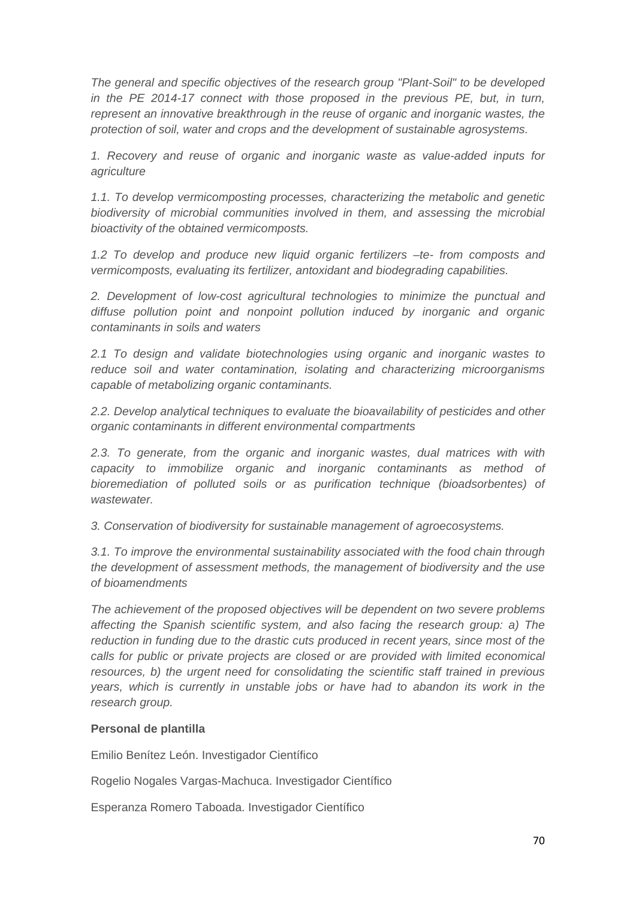*The general and specific objectives of the research group "Plant-Soil" to be developed in the PE 2014-17 connect with those proposed in the previous PE, but, in turn, represent an innovative breakthrough in the reuse of organic and inorganic wastes, the protection of soil, water and crops and the development of sustainable agrosystems.*

*1. Recovery and reuse of organic and inorganic waste as value-added inputs for agriculture*

*1.1. To develop vermicomposting processes, characterizing the metabolic and genetic biodiversity of microbial communities involved in them, and assessing the microbial bioactivity of the obtained vermicomposts.*

*1.2 To develop and produce new liquid organic fertilizers –te- from composts and vermicomposts, evaluating its fertilizer, antoxidant and biodegrading capabilities.*

*2. Development of low-cost agricultural technologies to minimize the punctual and diffuse pollution point and nonpoint pollution induced by inorganic and organic contaminants in soils and waters*

*2.1 To design and validate biotechnologies using organic and inorganic wastes to reduce soil and water contamination, isolating and characterizing microorganisms capable of metabolizing organic contaminants.*

*2.2. Develop analytical techniques to evaluate the bioavailability of pesticides and other organic contaminants in different environmental compartments*

*2.3. To generate, from the organic and inorganic wastes, dual matrices with with capacity to immobilize organic and inorganic contaminants as method of bioremediation of polluted soils or as purification technique (bioadsorbentes) of wastewater.*

*3. Conservation of biodiversity for sustainable management of agroecosystems.*

*3.1. To improve the environmental sustainability associated with the food chain through the development of assessment methods, the management of biodiversity and the use of bioamendments*

*The achievement of the proposed objectives will be dependent on two severe problems affecting the Spanish scientific system, and also facing the research group: a) The reduction in funding due to the drastic cuts produced in recent years, since most of the calls for public or private projects are closed or are provided with limited economical resources, b) the urgent need for consolidating the scientific staff trained in previous years, which is currently in unstable jobs or have had to abandon its work in the research group.*

**Personal de plantilla**

Emilio Benítez León. Investigador Científico

Rogelio Nogales Vargas-Machuca. Investigador Científico

Esperanza Romero Taboada. Investigador Científico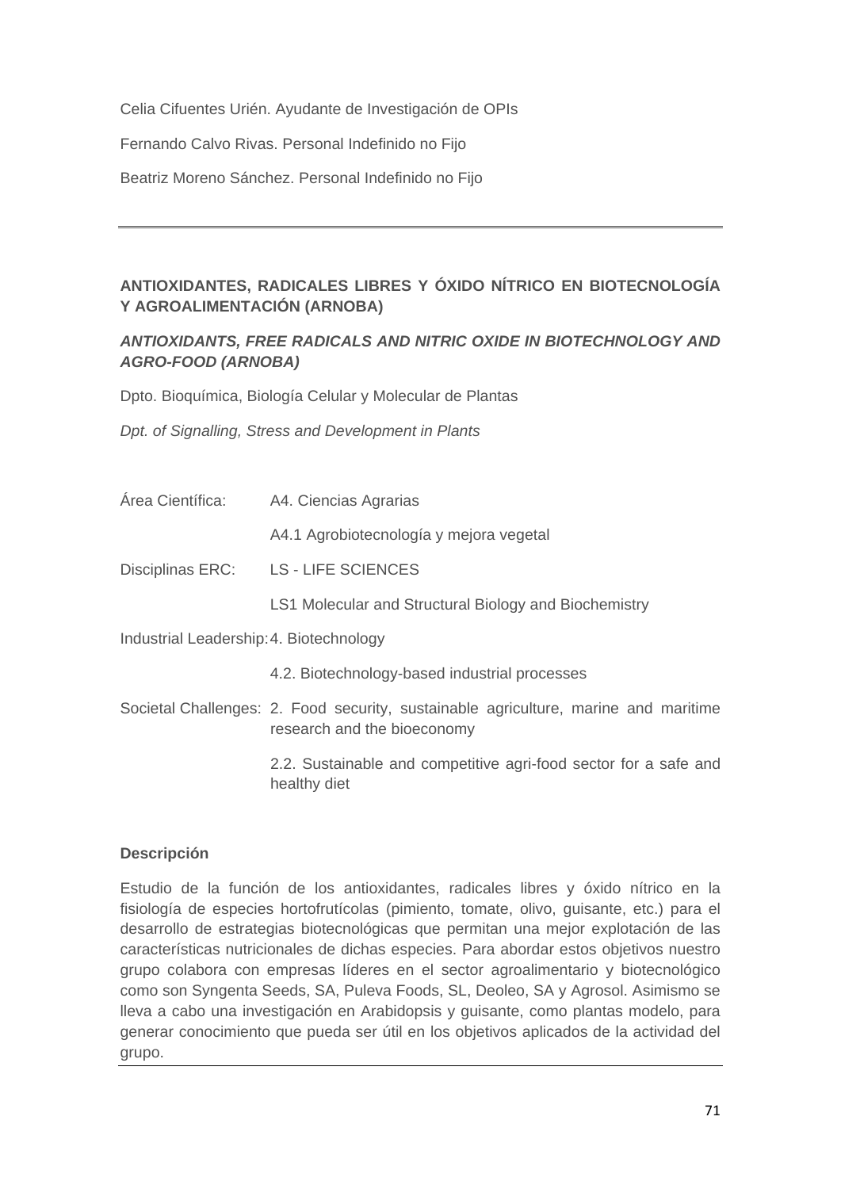Celia Cifuentes Urién. Ayudante de Investigación de OPIs

Fernando Calvo Rivas. Personal Indefinido no Fijo

Beatriz Moreno Sánchez. Personal Indefinido no Fijo

---

### ANTIOXIDANTES, RADICALES LIBRES Y ÓXIDO NÍTRICO EN BIOTECNOLOGÍA Y AGROALIMENTACIÓN (ARNOBA)

***ANTIOXIDANTS, FREE RADICALS AND NITRIC OXIDE IN BIOTECHNOLOGY AND AGRO-FOOD (ARNOBA)***

Dpto. Bioquímica, Biología Celular y Molecular de Plantas

*Dpt. of Signalling, Stress and Development in Plants*

| | |
|---|---|
| Área Científica: | A4. Ciencias Agrarias |
| | A4.1 Agrobiotecnología y mejora vegetal |
| Disciplinas ERC: | LS - LIFE SCIENCES |
| | LS1 Molecular and Structural Biology and Biochemistry |
| Industrial Leadership: | 4. Biotechnology |
| | 4.2. Biotechnology-based industrial processes |
| Societal Challenges: | 2. Food security, sustainable agriculture, marine and maritime research and the bioeconomy |
| | 2.2. Sustainable and competitive agri-food sector for a safe and healthy diet |

**Descripción**

Estudio de la función de los antioxidantes, radicales libres y óxido nítrico en la fisiología de especies hortofrutícolas (pimiento, tomate, olivo, guisante, etc.) para el desarrollo de estrategias biotecnológicas que permitan una mejor explotación de las características nutricionales de dichas especies. Para abordar estos objetivos nuestro grupo colabora con empresas líderes en el sector agroalimentario y biotecnológico como son Syngenta Seeds, SA, Puleva Foods, SL, Deoleo, SA y Agrosol. Asimismo se lleva a cabo una investigación en Arabidopsis y guisante, como plantas modelo, para generar conocimiento que pueda ser útil en los objetivos aplicados de la actividad del grupo.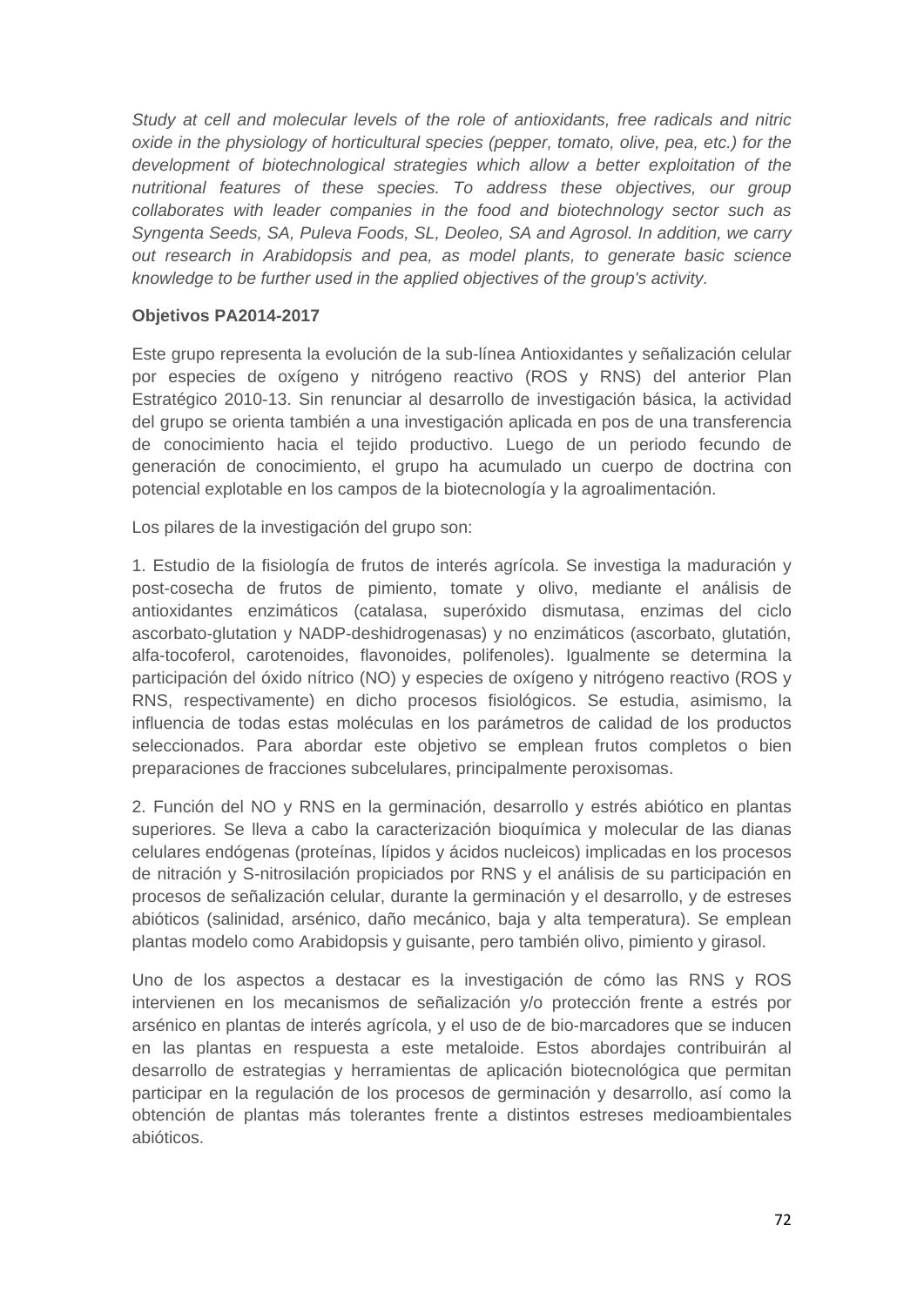*Study at cell and molecular levels of the role of antioxidants, free radicals and nitric oxide in the physiology of horticultural species (pepper, tomato, olive, pea, etc.) for the development of biotechnological strategies which allow a better exploitation of the nutritional features of these species. To address these objectives, our group collaborates with leader companies in the food and biotechnology sector such as Syngenta Seeds, SA, Puleva Foods, SL, Deoleo, SA and Agrosol. In addition, we carry out research in Arabidopsis and pea, as model plants, to generate basic science knowledge to be further used in the applied objectives of the group's activity.*

**Objetivos PA2014-2017**

Este grupo representa la evolución de la sub-línea Antioxidantes y señalización celular por especies de oxígeno y nitrógeno reactivo (ROS y RNS) del anterior Plan Estratégico 2010-13. Sin renunciar al desarrollo de investigación básica, la actividad del grupo se orienta también a una investigación aplicada en pos de una transferencia de conocimiento hacia el tejido productivo. Luego de un periodo fecundo de generación de conocimiento, el grupo ha acumulado un cuerpo de doctrina con potencial explotable en los campos de la biotecnología y la agroalimentación.

Los pilares de la investigación del grupo son:

1. Estudio de la fisiología de frutos de interés agrícola. Se investiga la maduración y post-cosecha de frutos de pimiento, tomate y olivo, mediante el análisis de antioxidantes enzimáticos (catalasa, superóxido dismutasa, enzimas del ciclo ascorbato-glutation y NADP-deshidrogenasas) y no enzimáticos (ascorbato, glutatión, alfa-tocoferol, carotenoides, flavonoides, polifenoles). Igualmente se determina la participación del óxido nítrico (NO) y especies de oxígeno y nitrógeno reactivo (ROS y RNS, respectivamente) en dicho procesos fisiológicos. Se estudia, asimismo, la influencia de todas estas moléculas en los parámetros de calidad de los productos seleccionados. Para abordar este objetivo se emplean frutos completos o bien preparaciones de fracciones subcelulares, principalmente peroxisomas.

2. Función del NO y RNS en la germinación, desarrollo y estrés abiótico en plantas superiores. Se lleva a cabo la caracterización bioquímica y molecular de las dianas celulares endógenas (proteínas, lípidos y ácidos nucleicos) implicadas en los procesos de nitración y S-nitrosilación propiciados por RNS y el análisis de su participación en procesos de señalización celular, durante la germinación y el desarrollo, y de estreses abióticos (salinidad, arsénico, daño mecánico, baja y alta temperatura). Se emplean plantas modelo como Arabidopsis y guisante, pero también olivo, pimiento y girasol.

Uno de los aspectos a destacar es la investigación de cómo las RNS y ROS intervienen en los mecanismos de señalización y/o protección frente a estrés por arsénico en plantas de interés agrícola, y el uso de de bio-marcadores que se inducen en las plantas en respuesta a este metaloide. Estos abordajes contribuirán al desarrollo de estrategias y herramientas de aplicación biotecnológica que permitan participar en la regulación de los procesos de germinación y desarrollo, así como la obtención de plantas más tolerantes frente a distintos estreses medioambientales abióticos.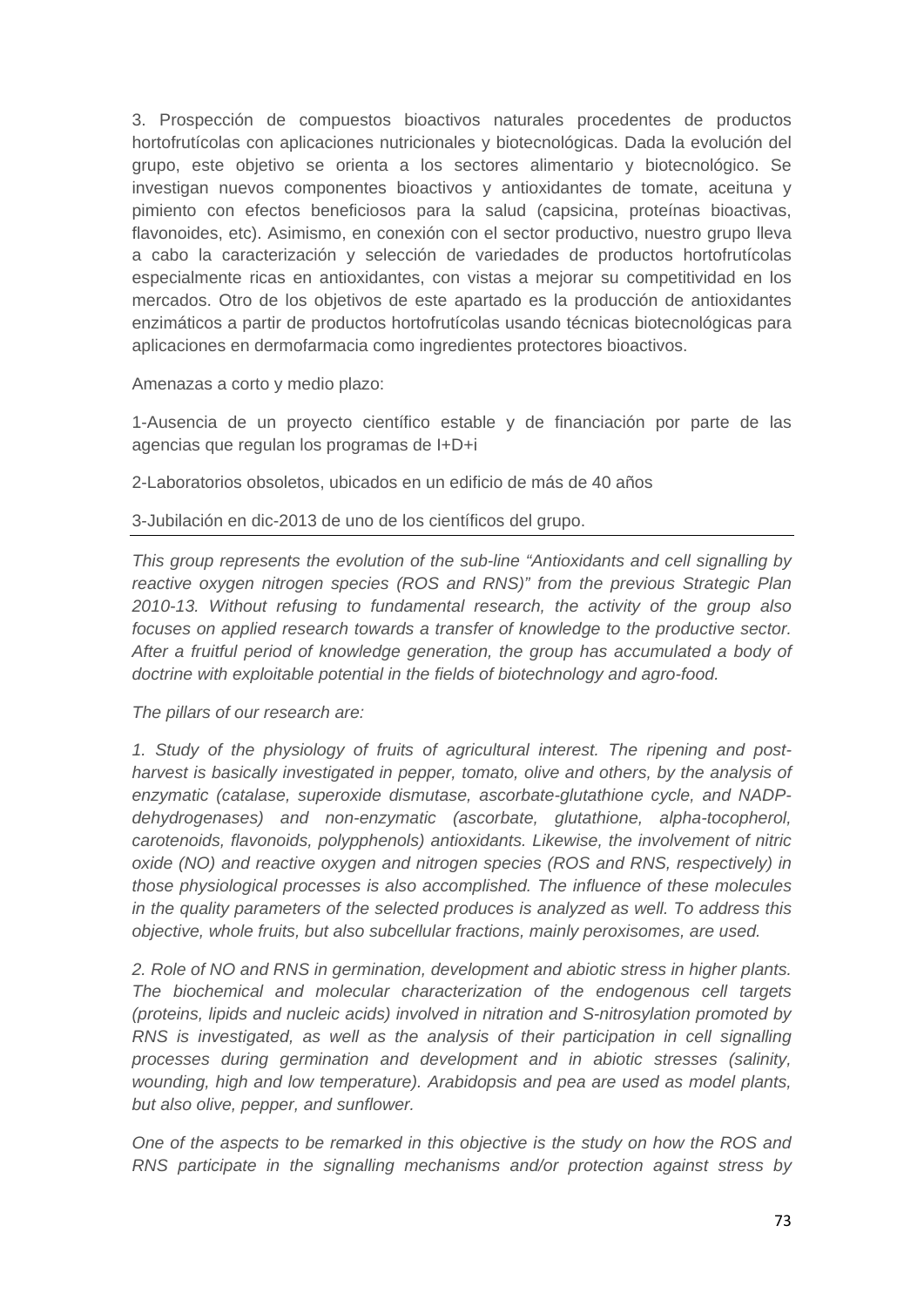3. Prospección de compuestos bioactivos naturales procedentes de productos hortofrutícolas con aplicaciones nutricionales y biotecnológicas. Dada la evolución del grupo, este objetivo se orienta a los sectores alimentario y biotecnológico. Se investigan nuevos componentes bioactivos y antioxidantes de tomate, aceituna y pimiento con efectos beneficiosos para la salud (capsicina, proteínas bioactivas, flavonoides, etc). Asimismo, en conexión con el sector productivo, nuestro grupo lleva a cabo la caracterización y selección de variedades de productos hortofrutícolas especialmente ricas en antioxidantes, con vistas a mejorar su competitividad en los mercados. Otro de los objetivos de este apartado es la producción de antioxidantes enzimáticos a partir de productos hortofrutícolas usando técnicas biotecnológicas para aplicaciones en dermofarmacia como ingredientes protectores bioactivos.

Amenazas a corto y medio plazo:

1-Ausencia de un proyecto científico estable y de financiación por parte de las agencias que regulan los programas de I+D+i

2-Laboratorios obsoletos, ubicados en un edificio de más de 40 años

3-Jubilación en dic-2013 de uno de los científicos del grupo.

---

*This group represents the evolution of the sub-line "Antioxidants and cell signalling by reactive oxygen nitrogen species (ROS and RNS)" from the previous Strategic Plan 2010-13. Without refusing to fundamental research, the activity of the group also focuses on applied research towards a transfer of knowledge to the productive sector. After a fruitful period of knowledge generation, the group has accumulated a body of doctrine with exploitable potential in the fields of biotechnology and agro-food.*

*The pillars of our research are:*

*1. Study of the physiology of fruits of agricultural interest. The ripening and post-harvest is basically investigated in pepper, tomato, olive and others, by the analysis of enzymatic (catalase, superoxide dismutase, ascorbate-glutathione cycle, and NADP-dehydrogenases) and non-enzymatic (ascorbate, glutathione, alpha-tocopherol, carotenoids, flavonoids, polypphenols) antioxidants. Likewise, the involvement of nitric oxide (NO) and reactive oxygen and nitrogen species (ROS and RNS, respectively) in those physiological processes is also accomplished. The influence of these molecules in the quality parameters of the selected produces is analyzed as well. To address this objective, whole fruits, but also subcellular fractions, mainly peroxisomes, are used.*

*2. Role of NO and RNS in germination, development and abiotic stress in higher plants. The biochemical and molecular characterization of the endogenous cell targets (proteins, lipids and nucleic acids) involved in nitration and S-nitrosylation promoted by RNS is investigated, as well as the analysis of their participation in cell signalling processes during germination and development and in abiotic stresses (salinity, wounding, high and low temperature). Arabidopsis and pea are used as model plants, but also olive, pepper, and sunflower.*

*One of the aspects to be remarked in this objective is the study on how the ROS and RNS participate in the signalling mechanisms and/or protection against stress by*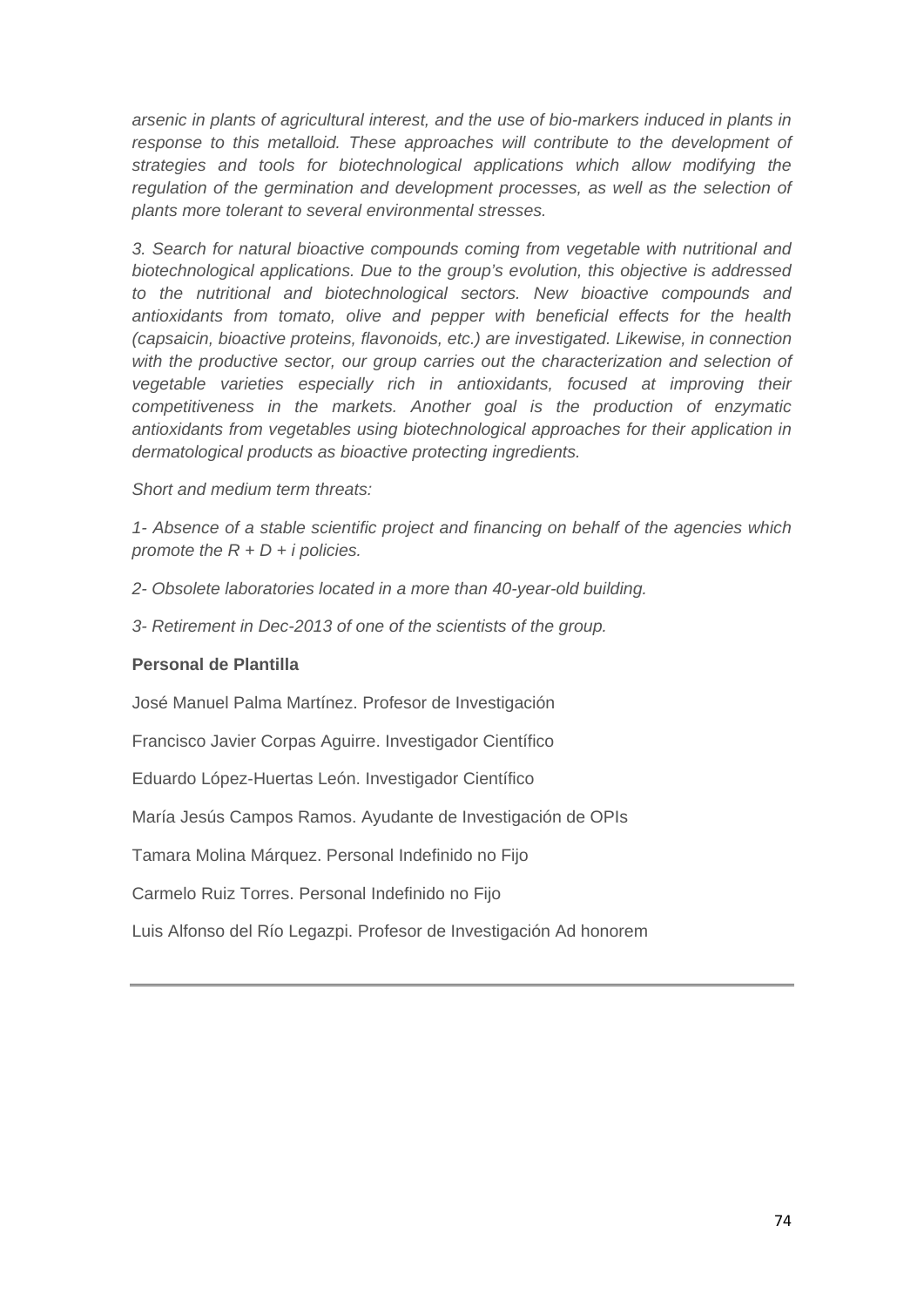*arsenic in plants of agricultural interest, and the use of bio-markers induced in plants in response to this metalloid. These approaches will contribute to the development of strategies and tools for biotechnological applications which allow modifying the regulation of the germination and development processes, as well as the selection of plants more tolerant to several environmental stresses.*

*3. Search for natural bioactive compounds coming from vegetable with nutritional and biotechnological applications. Due to the group's evolution, this objective is addressed to the nutritional and biotechnological sectors. New bioactive compounds and antioxidants from tomato, olive and pepper with beneficial effects for the health (capsaicin, bioactive proteins, flavonoids, etc.) are investigated. Likewise, in connection with the productive sector, our group carries out the characterization and selection of vegetable varieties especially rich in antioxidants, focused at improving their competitiveness in the markets. Another goal is the production of enzymatic antioxidants from vegetables using biotechnological approaches for their application in dermatological products as bioactive protecting ingredients.*

*Short and medium term threats:*

*1- Absence of a stable scientific project and financing on behalf of the agencies which promote the R + D + i policies.*

*2- Obsolete laboratories located in a more than 40-year-old building.*

*3- Retirement in Dec-2013 of one of the scientists of the group.*

**Personal de Plantilla**

José Manuel Palma Martínez. Profesor de Investigación

Francisco Javier Corpas Aguirre. Investigador Científico

Eduardo López-Huertas León. Investigador Científico

María Jesús Campos Ramos. Ayudante de Investigación de OPIs

Tamara Molina Márquez. Personal Indefinido no Fijo

Carmelo Ruiz Torres. Personal Indefinido no Fijo

Luis Alfonso del Río Legazpi. Profesor de Investigación Ad honorem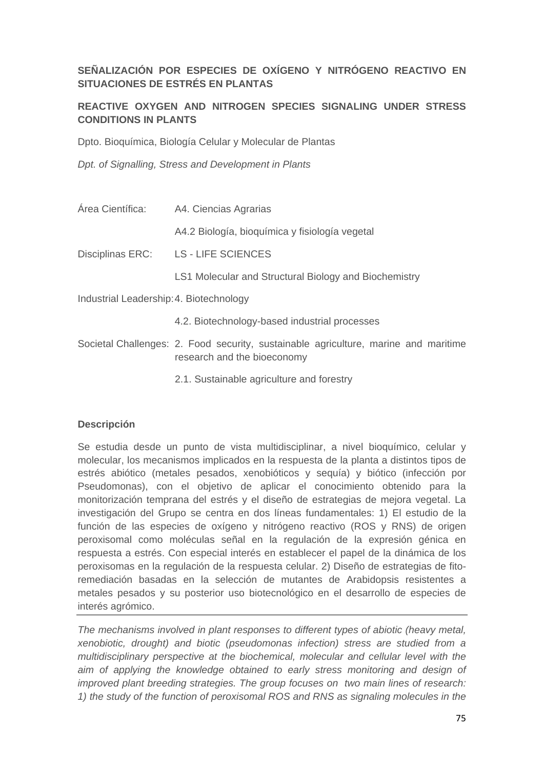**SEÑALIZACIÓN POR ESPECIES DE OXÍGENO Y NITRÓGENO REACTIVO EN SITUACIONES DE ESTRÉS EN PLANTAS**

**REACTIVE OXYGEN AND NITROGEN SPECIES SIGNALING UNDER STRESS CONDITIONS IN PLANTS**

Dpto. Bioquímica, Biología Celular y Molecular de Plantas

*Dpt. of Signalling, Stress and Development in Plants*

| | |
|---|---|
| Área Científica: | A4. Ciencias Agrarias |
| | A4.2 Biología, bioquímica y fisiología vegetal |
| Disciplinas ERC: | LS - LIFE SCIENCES |
| | LS1 Molecular and Structural Biology and Biochemistry |
| Industrial Leadership: | 4. Biotechnology |
| | 4.2. Biotechnology-based industrial processes |
| Societal Challenges: | 2. Food security, sustainable agriculture, marine and maritime research and the bioeconomy |
| | 2.1. Sustainable agriculture and forestry |

**Descripción**

Se estudia desde un punto de vista multidisciplinar, a nivel bioquímico, celular y molecular, los mecanismos implicados en la respuesta de la planta a distintos tipos de estrés abiótico (metales pesados, xenobióticos y sequía) y biótico (infección por Pseudomonas), con el objetivo de aplicar el conocimiento obtenido para la monitorización temprana del estrés y el diseño de estrategias de mejora vegetal. La investigación del Grupo se centra en dos líneas fundamentales: 1) El estudio de la función de las especies de oxígeno y nitrógeno reactivo (ROS y RNS) de origen peroxisomal como moléculas señal en la regulación de la expresión génica en respuesta a estrés. Con especial interés en establecer el papel de la dinámica de los peroxisomas en la regulación de la respuesta celular. 2) Diseño de estrategias de fito-remediación basadas en la selección de mutantes de Arabidopsis resistentes a metales pesados y su posterior uso biotecnológico en el desarrollo de especies de interés agrómico.

---

*The mechanisms involved in plant responses to different types of abiotic (heavy metal, xenobiotic, drought) and biotic (pseudomonas infection) stress are studied from a multidisciplinary perspective at the biochemical, molecular and cellular level with the aim of applying the knowledge obtained to early stress monitoring and design of improved plant breeding strategies. The group focuses on two main lines of research: 1) the study of the function of peroxisomal ROS and RNS as signaling molecules in the*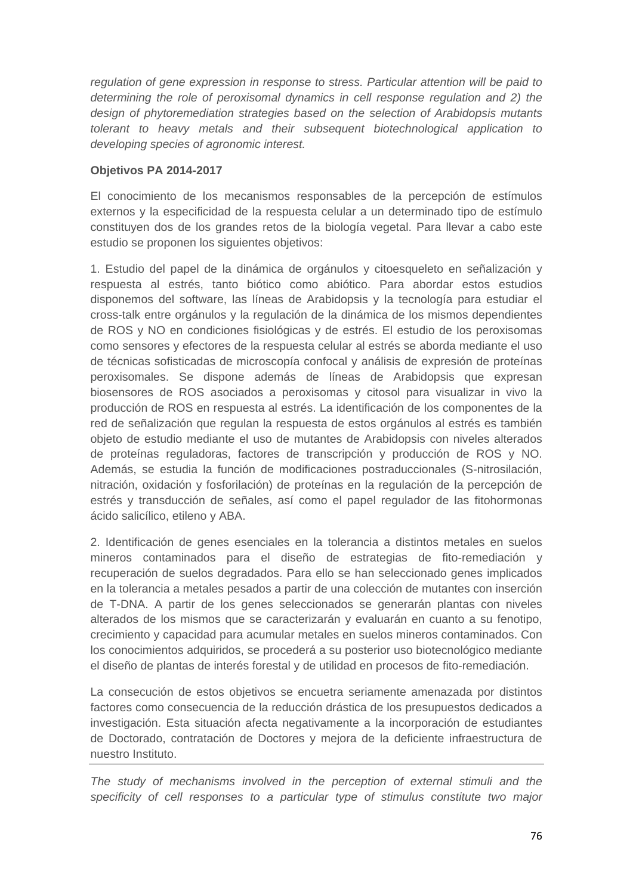*regulation of gene expression in response to stress. Particular attention will be paid to determining the role of peroxisomal dynamics in cell response regulation and 2) the design of phytoremediation strategies based on the selection of Arabidopsis mutants tolerant to heavy metals and their subsequent biotechnological application to developing species of agronomic interest.*

**Objetivos PA 2014-2017**

El conocimiento de los mecanismos responsables de la percepción de estímulos externos y la especificidad de la respuesta celular a un determinado tipo de estímulo constituyen dos de los grandes retos de la biología vegetal. Para llevar a cabo este estudio se proponen los siguientes objetivos:

1. Estudio del papel de la dinámica de orgánulos y citoesqueleto en señalización y respuesta al estrés, tanto biótico como abiótico. Para abordar estos estudios disponemos del software, las líneas de Arabidopsis y la tecnología para estudiar el cross-talk entre orgánulos y la regulación de la dinámica de los mismos dependientes de ROS y NO en condiciones fisiológicas y de estrés. El estudio de los peroxisomas como sensores y efectores de la respuesta celular al estrés se aborda mediante el uso de técnicas sofisticadas de microscopía confocal y análisis de expresión de proteínas peroxisomales. Se dispone además de líneas de Arabidopsis que expresan biosensores de ROS asociados a peroxisomas y citosol para visualizar in vivo la producción de ROS en respuesta al estrés. La identificación de los componentes de la red de señalización que regulan la respuesta de estos orgánulos al estrés es también objeto de estudio mediante el uso de mutantes de Arabidopsis con niveles alterados de proteínas reguladoras, factores de transcripción y producción de ROS y NO. Además, se estudia la función de modificaciones postraduccionales (S-nitrosilación, nitración, oxidación y fosforilación) de proteínas en la regulación de la percepción de estrés y transducción de señales, así como el papel regulador de las fitohormonas ácido salicílico, etileno y ABA.

2. Identificación de genes esenciales en la tolerancia a distintos metales en suelos mineros contaminados para el diseño de estrategias de fito-remediación y recuperación de suelos degradados. Para ello se han seleccionado genes implicados en la tolerancia a metales pesados a partir de una colección de mutantes con inserción de T-DNA. A partir de los genes seleccionados se generarán plantas con niveles alterados de los mismos que se caracterizarán y evaluarán en cuanto a su fenotipo, crecimiento y capacidad para acumular metales en suelos mineros contaminados. Con los conocimientos adquiridos, se procederá a su posterior uso biotecnológico mediante el diseño de plantas de interés forestal y de utilidad en procesos de fito-remediación.

La consecución de estos objetivos se encuetra seriamente amenazada por distintos factores como consecuencia de la reducción drástica de los presupuestos dedicados a investigación. Esta situación afecta negativamente a la incorporación de estudiantes de Doctorado, contratación de Doctores y mejora de la deficiente infraestructura de nuestro Instituto.

---

*The study of mechanisms involved in the perception of external stimuli and the specificity of cell responses to a particular type of stimulus constitute two major*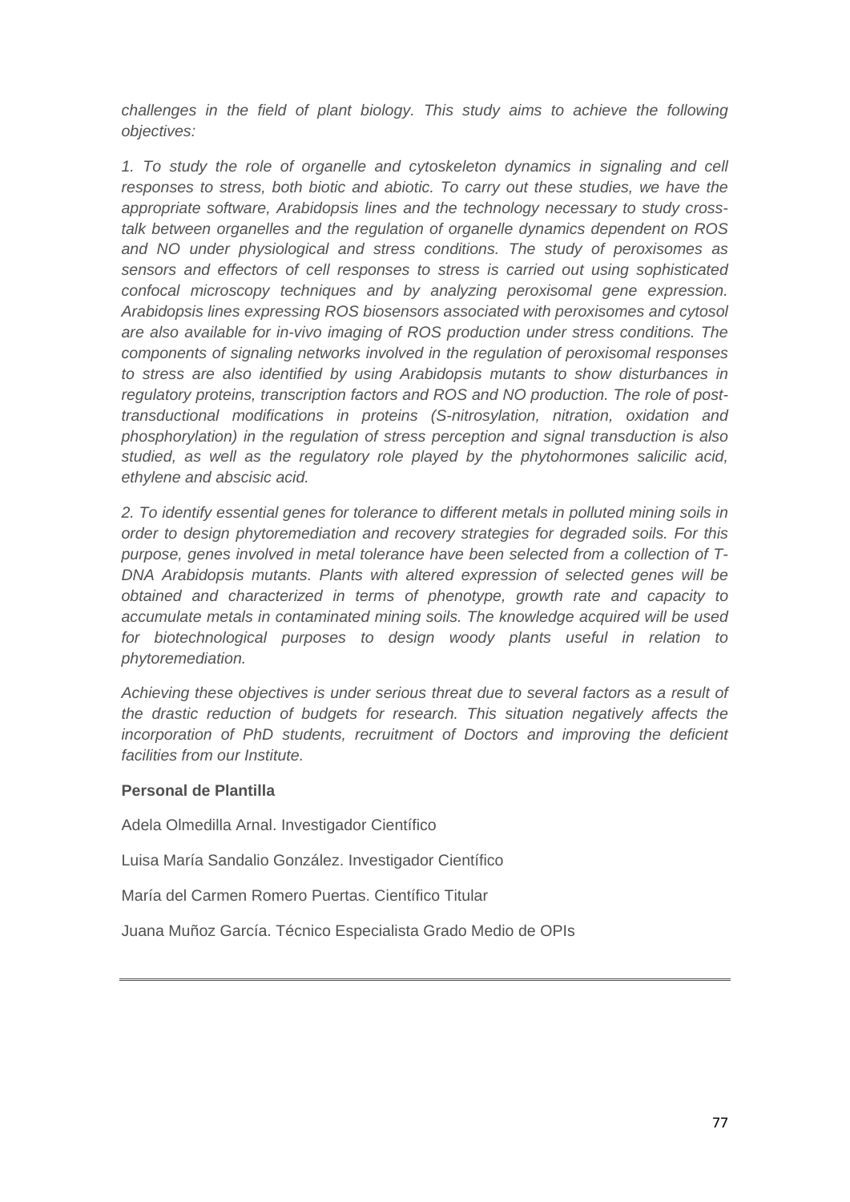*challenges in the field of plant biology. This study aims to achieve the following objectives:*

*1. To study the role of organelle and cytoskeleton dynamics in signaling and cell responses to stress, both biotic and abiotic. To carry out these studies, we have the appropriate software, Arabidopsis lines and the technology necessary to study cross-talk between organelles and the regulation of organelle dynamics dependent on ROS and NO under physiological and stress conditions. The study of peroxisomes as sensors and effectors of cell responses to stress is carried out using sophisticated confocal microscopy techniques and by analyzing peroxisomal gene expression. Arabidopsis lines expressing ROS biosensors associated with peroxisomes and cytosol are also available for in-vivo imaging of ROS production under stress conditions. The components of signaling networks involved in the regulation of peroxisomal responses to stress are also identified by using Arabidopsis mutants to show disturbances in regulatory proteins, transcription factors and ROS and NO production. The role of post-transductional modifications in proteins (S-nitrosylation, nitration, oxidation and phosphorylation) in the regulation of stress perception and signal transduction is also studied, as well as the regulatory role played by the phytohormones salicilic acid, ethylene and abscisic acid.*

*2. To identify essential genes for tolerance to different metals in polluted mining soils in order to design phytoremediation and recovery strategies for degraded soils. For this purpose, genes involved in metal tolerance have been selected from a collection of T-DNA Arabidopsis mutants. Plants with altered expression of selected genes will be obtained and characterized in terms of phenotype, growth rate and capacity to accumulate metals in contaminated mining soils. The knowledge acquired will be used for biotechnological purposes to design woody plants useful in relation to phytoremediation.*

*Achieving these objectives is under serious threat due to several factors as a result of the drastic reduction of budgets for research. This situation negatively affects the incorporation of PhD students, recruitment of Doctors and improving the deficient facilities from our Institute.*

**Personal de Plantilla**

Adela Olmedilla Arnal. Investigador Científico

Luisa María Sandalio González. Investigador Científico

María del Carmen Romero Puertas. Científico Titular

Juana Muñoz García. Técnico Especialista Grado Medio de OPIs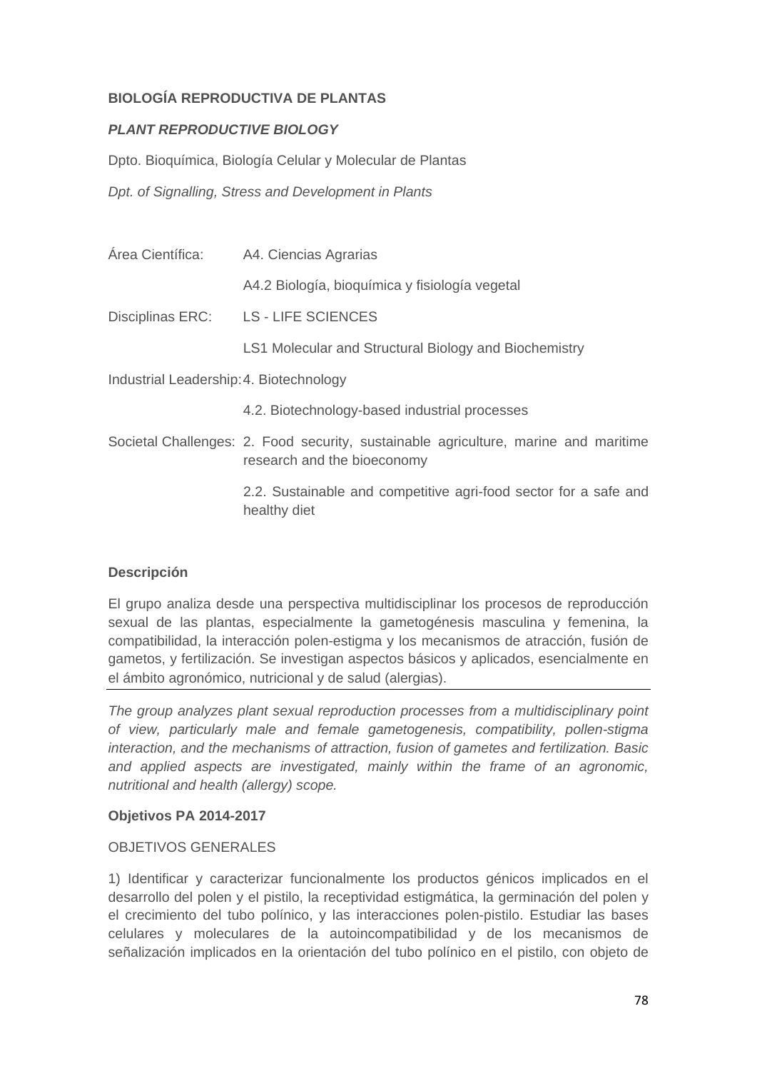**BIOLOGÍA REPRODUCTIVA DE PLANTAS**

***PLANT REPRODUCTIVE BIOLOGY***

Dpto. Bioquímica, Biología Celular y Molecular de Plantas

*Dpt. of Signalling, Stress and Development in Plants*

| | |
|---|---|
| Área Científica: | A4. Ciencias Agrarias |
| | A4.2 Biología, bioquímica y fisiología vegetal |
| Disciplinas ERC: | LS - LIFE SCIENCES |
| | LS1 Molecular and Structural Biology and Biochemistry |
| Industrial Leadership: | 4. Biotechnology |
| | 4.2. Biotechnology-based industrial processes |
| Societal Challenges: | 2. Food security, sustainable agriculture, marine and maritime research and the bioeconomy |
| | 2.2. Sustainable and competitive agri-food sector for a safe and healthy diet |

**Descripción**

El grupo analiza desde una perspectiva multidisciplinar los procesos de reproducción sexual de las plantas, especialmente la gametogénesis masculina y femenina, la compatibilidad, la interacción polen-estigma y los mecanismos de atracción, fusión de gametos, y fertilización. Se investigan aspectos básicos y aplicados, esencialmente en el ámbito agronómico, nutricional y de salud (alergias).

---

*The group analyzes plant sexual reproduction processes from a multidisciplinary point of view, particularly male and female gametogenesis, compatibility, pollen-stigma interaction, and the mechanisms of attraction, fusion of gametes and fertilization. Basic and applied aspects are investigated, mainly within the frame of an agronomic, nutritional and health (allergy) scope.*

**Objetivos PA 2014-2017**

OBJETIVOS GENERALES

1) Identificar y caracterizar funcionalmente los productos génicos implicados en el desarrollo del polen y el pistilo, la receptividad estigmática, la germinación del polen y el crecimiento del tubo polínico, y las interacciones polen-pistilo. Estudiar las bases celulares y moleculares de la autoincompatibilidad y de los mecanismos de señalización implicados en la orientación del tubo polínico en el pistilo, con objeto de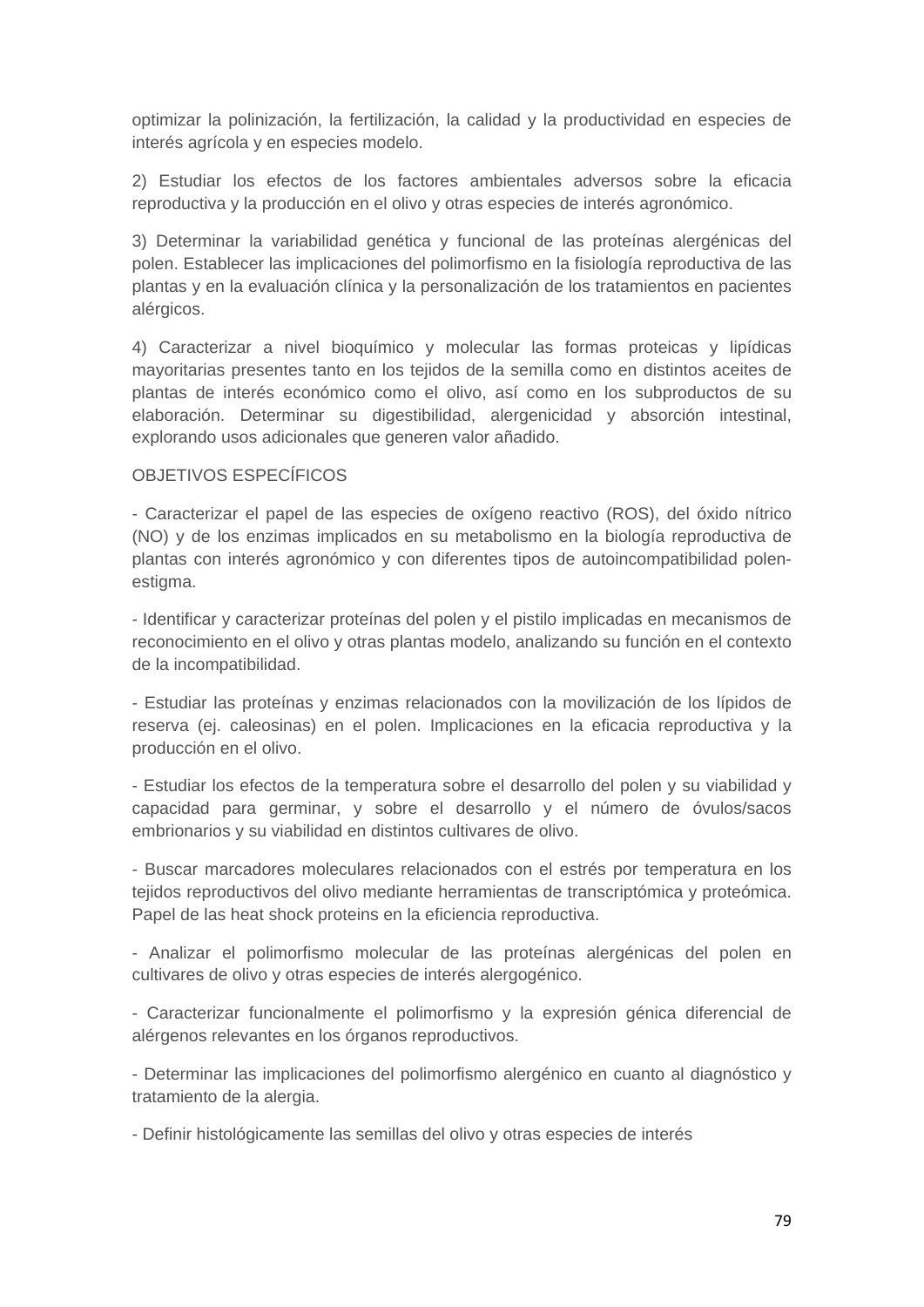optimizar la polinización, la fertilización, la calidad y la productividad en especies de interés agrícola y en especies modelo.

2) Estudiar los efectos de los factores ambientales adversos sobre la eficacia reproductiva y la producción en el olivo y otras especies de interés agronómico.

3) Determinar la variabilidad genética y funcional de las proteínas alergénicas del polen. Establecer las implicaciones del polimorfismo en la fisiología reproductiva de las plantas y en la evaluación clínica y la personalización de los tratamientos en pacientes alérgicos.

4) Caracterizar a nivel bioquímico y molecular las formas proteicas y lipídicas mayoritarias presentes tanto en los tejidos de la semilla como en distintos aceites de plantas de interés económico como el olivo, así como en los subproductos de su elaboración. Determinar su digestibilidad, alergenicidad y absorción intestinal, explorando usos adicionales que generen valor añadido.

OBJETIVOS ESPECÍFICOS

- Caracterizar el papel de las especies de oxígeno reactivo (ROS), del óxido nítrico (NO) y de los enzimas implicados en su metabolismo en la biología reproductiva de plantas con interés agronómico y con diferentes tipos de autoincompatibilidad polen-estigma.

- Identificar y caracterizar proteínas del polen y el pistilo implicadas en mecanismos de reconocimiento en el olivo y otras plantas modelo, analizando su función en el contexto de la incompatibilidad.

- Estudiar las proteínas y enzimas relacionados con la movilización de los lípidos de reserva (ej. caleosinas) en el polen. Implicaciones en la eficacia reproductiva y la producción en el olivo.

- Estudiar los efectos de la temperatura sobre el desarrollo del polen y su viabilidad y capacidad para germinar, y sobre el desarrollo y el número de óvulos/sacos embrionarios y su viabilidad en distintos cultivares de olivo.

- Buscar marcadores moleculares relacionados con el estrés por temperatura en los tejidos reproductivos del olivo mediante herramientas de transcriptómica y proteómica. Papel de las heat shock proteins en la eficiencia reproductiva.

- Analizar el polimorfismo molecular de las proteínas alergénicas del polen en cultivares de olivo y otras especies de interés alergogénico.

- Caracterizar funcionalmente el polimorfismo y la expresión génica diferencial de alérgenos relevantes en los órganos reproductivos.

- Determinar las implicaciones del polimorfismo alergénico en cuanto al diagnóstico y tratamiento de la alergia.

- Definir histológicamente las semillas del olivo y otras especies de interés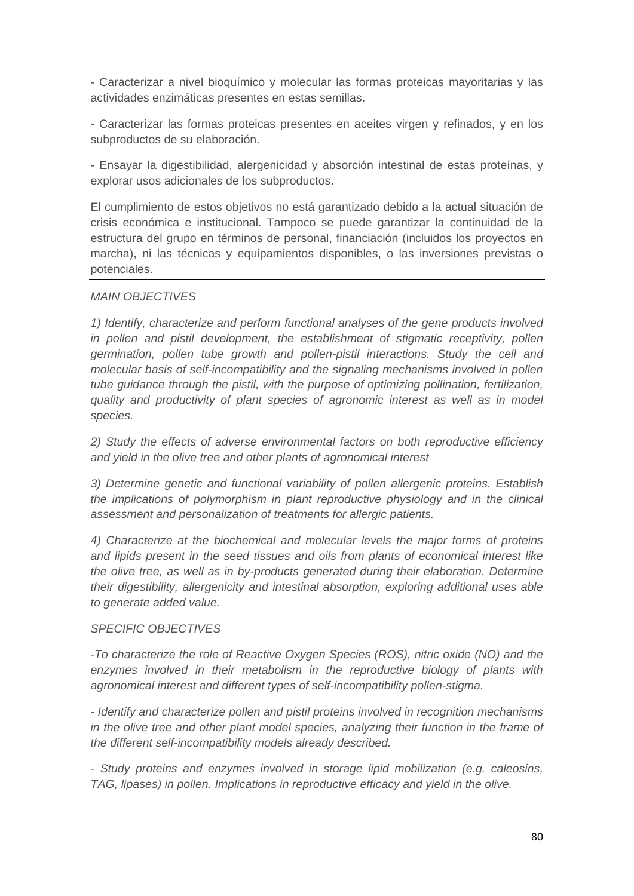- Caracterizar a nivel bioquímico y molecular las formas proteicas mayoritarias y las actividades enzimáticas presentes en estas semillas.

- Caracterizar las formas proteicas presentes en aceites virgen y refinados, y en los subproductos de su elaboración.

- Ensayar la digestibilidad, alergenicidad y absorción intestinal de estas proteínas, y explorar usos adicionales de los subproductos.

El cumplimiento de estos objetivos no está garantizado debido a la actual situación de crisis económica e institucional. Tampoco se puede garantizar la continuidad de la estructura del grupo en términos de personal, financiación (incluidos los proyectos en marcha), ni las técnicas y equipamientos disponibles, o las inversiones previstas o potenciales.

---

*MAIN OBJECTIVES*

*1) Identify, characterize and perform functional analyses of the gene products involved in pollen and pistil development, the establishment of stigmatic receptivity, pollen germination, pollen tube growth and pollen-pistil interactions. Study the cell and molecular basis of self-incompatibility and the signaling mechanisms involved in pollen tube guidance through the pistil, with the purpose of optimizing pollination, fertilization, quality and productivity of plant species of agronomic interest as well as in model species.*

*2) Study the effects of adverse environmental factors on both reproductive efficiency and yield in the olive tree and other plants of agronomical interest*

*3) Determine genetic and functional variability of pollen allergenic proteins. Establish the implications of polymorphism in plant reproductive physiology and in the clinical assessment and personalization of treatments for allergic patients.*

*4) Characterize at the biochemical and molecular levels the major forms of proteins and lipids present in the seed tissues and oils from plants of economical interest like the olive tree, as well as in by-products generated during their elaboration. Determine their digestibility, allergenicity and intestinal absorption, exploring additional uses able to generate added value.*

*SPECIFIC OBJECTIVES*

*-To characterize the role of Reactive Oxygen Species (ROS), nitric oxide (NO) and the enzymes involved in their metabolism in the reproductive biology of plants with agronomical interest and different types of self-incompatibility pollen-stigma.*

*- Identify and characterize pollen and pistil proteins involved in recognition mechanisms in the olive tree and other plant model species, analyzing their function in the frame of the different self-incompatibility models already described.*

*- Study proteins and enzymes involved in storage lipid mobilization (e.g. caleosins, TAG, lipases) in pollen. Implications in reproductive efficacy and yield in the olive.*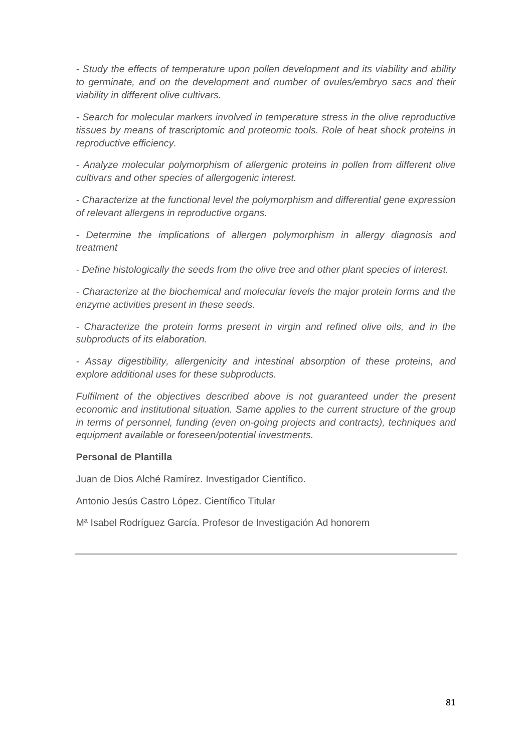*- Study the effects of temperature upon pollen development and its viability and ability to germinate, and on the development and number of ovules/embryo sacs and their viability in different olive cultivars.*

*- Search for molecular markers involved in temperature stress in the olive reproductive tissues by means of trascriptomic and proteomic tools. Role of heat shock proteins in reproductive efficiency.*

*- Analyze molecular polymorphism of allergenic proteins in pollen from different olive cultivars and other species of allergogenic interest.*

*- Characterize at the functional level the polymorphism and differential gene expression of relevant allergens in reproductive organs.*

*- Determine the implications of allergen polymorphism in allergy diagnosis and treatment*

*- Define histologically the seeds from the olive tree and other plant species of interest.*

*- Characterize at the biochemical and molecular levels the major protein forms and the enzyme activities present in these seeds.*

*- Characterize the protein forms present in virgin and refined olive oils, and in the subproducts of its elaboration.*

*- Assay digestibility, allergenicity and intestinal absorption of these proteins, and explore additional uses for these subproducts.*

*Fulfilment of the objectives described above is not guaranteed under the present economic and institutional situation. Same applies to the current structure of the group in terms of personnel, funding (even on-going projects and contracts), techniques and equipment available or foreseen/potential investments.*

**Personal de Plantilla**

Juan de Dios Alché Ramírez. Investigador Científico.

Antonio Jesús Castro López. Científico Titular

Mª Isabel Rodríguez García. Profesor de Investigación Ad honorem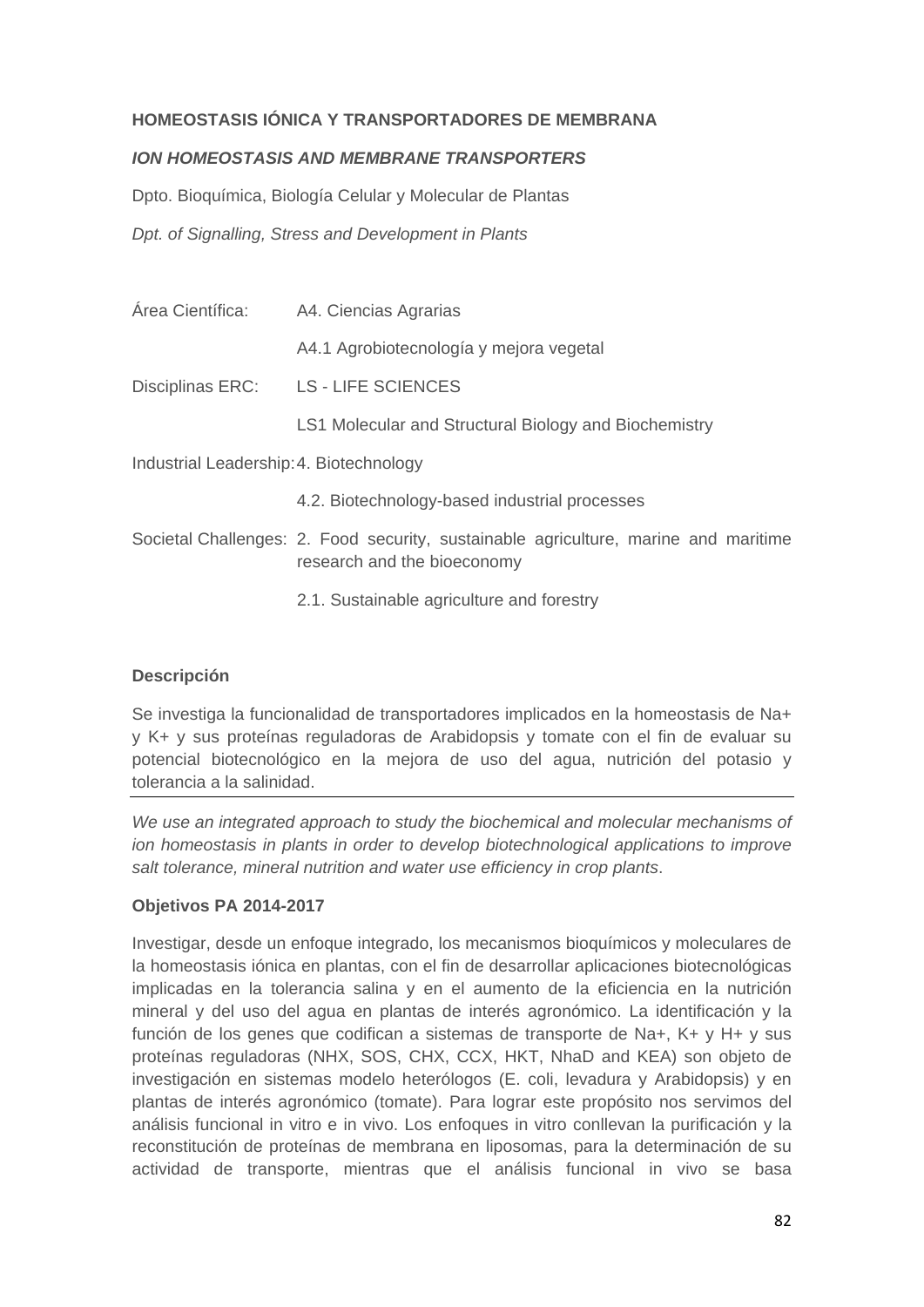**HOMEOSTASIS IÓNICA Y TRANSPORTADORES DE MEMBRANA**

***ION HOMEOSTASIS AND MEMBRANE TRANSPORTERS***

Dpto. Bioquímica, Biología Celular y Molecular de Plantas

*Dpt. of Signalling, Stress and Development in Plants*

| | |
|---|---|
| Área Científica: | A4. Ciencias Agrarias |
| | A4.1 Agrobiotecnología y mejora vegetal |
| Disciplinas ERC: | LS - LIFE SCIENCES |
| | LS1 Molecular and Structural Biology and Biochemistry |
| Industrial Leadership: | 4. Biotechnology |
| | 4.2. Biotechnology-based industrial processes |
| Societal Challenges: | 2. Food security, sustainable agriculture, marine and maritime research and the bioeconomy |
| | 2.1. Sustainable agriculture and forestry |

**Descripción**

Se investiga la funcionalidad de transportadores implicados en la homeostasis de Na+ y K+ y sus proteínas reguladoras de Arabidopsis y tomate con el fin de evaluar su potencial biotecnológico en la mejora de uso del agua, nutrición del potasio y tolerancia a la salinidad.

---

*We use an integrated approach to study the biochemical and molecular mechanisms of ion homeostasis in plants in order to develop biotechnological applications to improve salt tolerance, mineral nutrition and water use efficiency in crop plants.*

**Objetivos PA 2014-2017**

Investigar, desde un enfoque integrado, los mecanismos bioquímicos y moleculares de la homeostasis iónica en plantas, con el fin de desarrollar aplicaciones biotecnológicas implicadas en la tolerancia salina y en el aumento de la eficiencia en la nutrición mineral y del uso del agua en plantas de interés agronómico. La identificación y la función de los genes que codifican a sistemas de transporte de Na+, K+ y H+ y sus proteínas reguladoras (NHX, SOS, CHX, CCX, HKT, NhaD and KEA) son objeto de investigación en sistemas modelo heterólogos (E. coli, levadura y Arabidopsis) y en plantas de interés agronómico (tomate). Para lograr este propósito nos servimos del análisis funcional in vitro e in vivo. Los enfoques in vitro conllevan la purificación y la reconstitución de proteínas de membrana en liposomas, para la determinación de su actividad de transporte, mientras que el análisis funcional in vivo se basa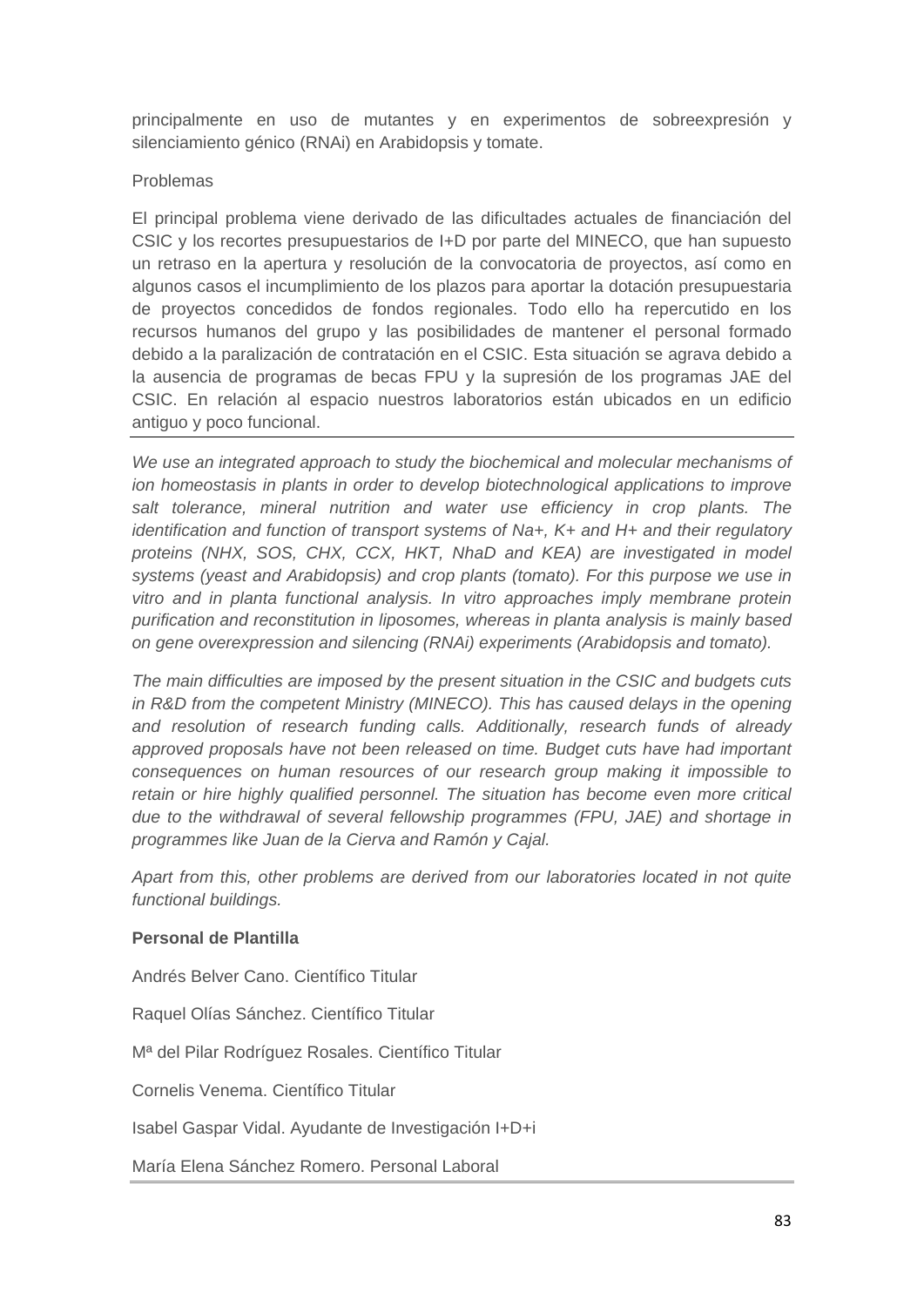principalmente en uso de mutantes y en experimentos de sobreexpresión y silenciamiento génico (RNAi) en Arabidopsis y tomate.

Problemas

El principal problema viene derivado de las dificultades actuales de financiación del CSIC y los recortes presupuestarios de I+D por parte del MINECO, que han supuesto un retraso en la apertura y resolución de la convocatoria de proyectos, así como en algunos casos el incumplimiento de los plazos para aportar la dotación presupuestaria de proyectos concedidos de fondos regionales. Todo ello ha repercutido en los recursos humanos del grupo y las posibilidades de mantener el personal formado debido a la paralización de contratación en el CSIC. Esta situación se agrava debido a la ausencia de programas de becas FPU y la supresión de los programas JAE del CSIC. En relación al espacio nuestros laboratorios están ubicados en un edificio antiguo y poco funcional.

---

*We use an integrated approach to study the biochemical and molecular mechanisms of ion homeostasis in plants in order to develop biotechnological applications to improve salt tolerance, mineral nutrition and water use efficiency in crop plants. The identification and function of transport systems of Na+, K+ and H+ and their regulatory proteins (NHX, SOS, CHX, CCX, HKT, NhaD and KEA) are investigated in model systems (yeast and Arabidopsis) and crop plants (tomato). For this purpose we use in vitro and in planta functional analysis. In vitro approaches imply membrane protein purification and reconstitution in liposomes, whereas in planta analysis is mainly based on gene overexpression and silencing (RNAi) experiments (Arabidopsis and tomato).*

*The main difficulties are imposed by the present situation in the CSIC and budgets cuts in R&D from the competent Ministry (MINECO). This has caused delays in the opening and resolution of research funding calls. Additionally, research funds of already approved proposals have not been released on time. Budget cuts have had important consequences on human resources of our research group making it impossible to retain or hire highly qualified personnel. The situation has become even more critical due to the withdrawal of several fellowship programmes (FPU, JAE) and shortage in programmes like Juan de la Cierva and Ramón y Cajal.*

*Apart from this, other problems are derived from our laboratories located in not quite functional buildings.*

**Personal de Plantilla**

Andrés Belver Cano. Científico Titular

Raquel Olías Sánchez. Científico Titular

Mª del Pilar Rodríguez Rosales. Científico Titular

Cornelis Venema. Científico Titular

Isabel Gaspar Vidal. Ayudante de Investigación I+D+i

María Elena Sánchez Romero. Personal Laboral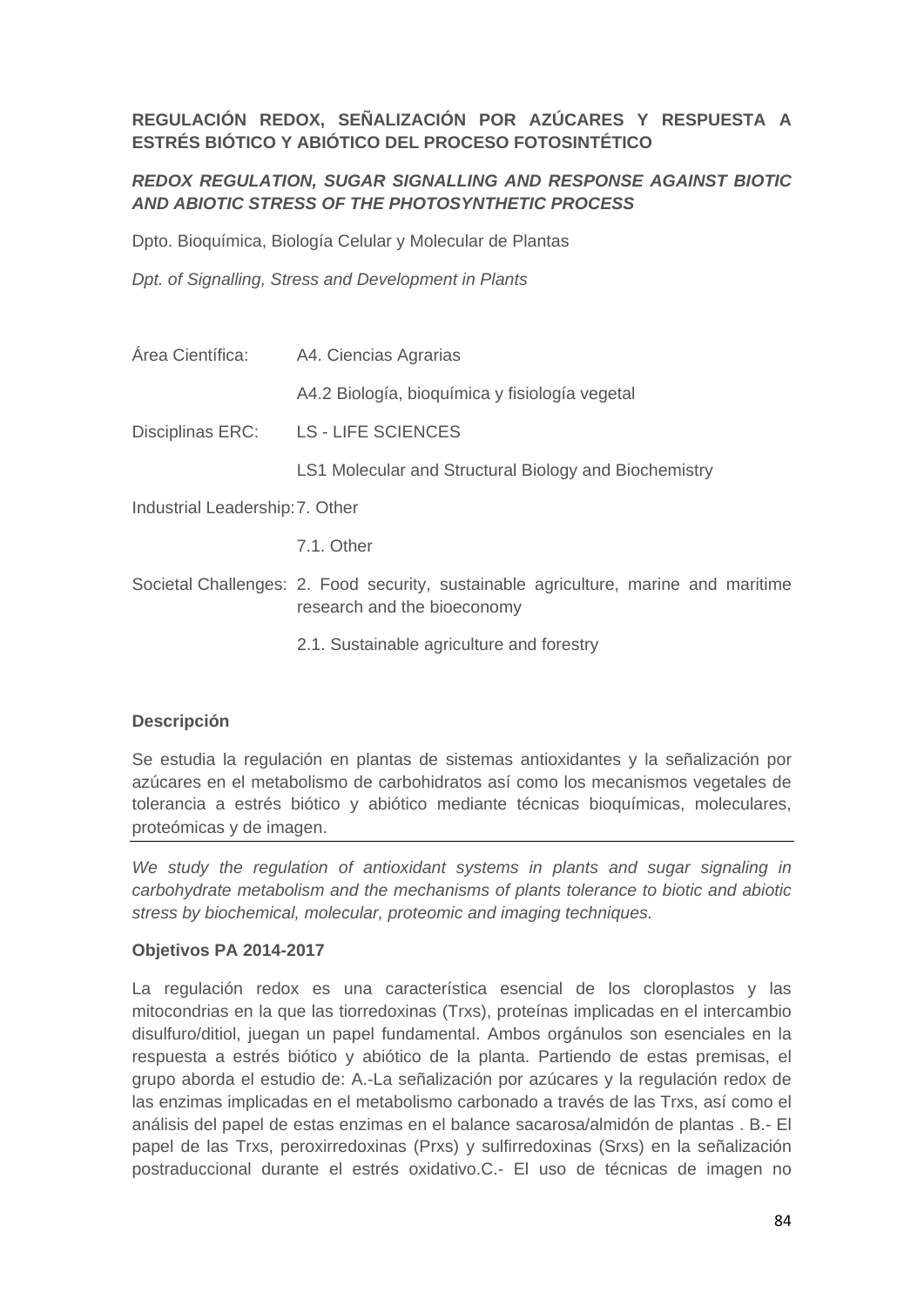**REGULACIÓN REDOX, SEÑALIZACIÓN POR AZÚCARES Y RESPUESTA A ESTRÉS BIÓTICO Y ABIÓTICO DEL PROCESO FOTOSINTÉTICO**

***REDOX REGULATION, SUGAR SIGNALLING AND RESPONSE AGAINST BIOTIC AND ABIOTIC STRESS OF THE PHOTOSYNTHETIC PROCESS***

Dpto. Bioquímica, Biología Celular y Molecular de Plantas

*Dpt. of Signalling, Stress and Development in Plants*

| | |
|---|---|
| Área Científica: | A4. Ciencias Agrarias |
| | A4.2 Biología, bioquímica y fisiología vegetal |
| Disciplinas ERC: | LS - LIFE SCIENCES |
| | LS1 Molecular and Structural Biology and Biochemistry |
| Industrial Leadership: | 7. Other |
| | 7.1. Other |
| Societal Challenges: | 2. Food security, sustainable agriculture, marine and maritime research and the bioeconomy |
| | 2.1. Sustainable agriculture and forestry |

**Descripción**

Se estudia la regulación en plantas de sistemas antioxidantes y la señalización por azúcares en el metabolismo de carbohidratos así como los mecanismos vegetales de tolerancia a estrés biótico y abiótico mediante técnicas bioquímicas, moleculares, proteómicas y de imagen.

---

*We study the regulation of antioxidant systems in plants and sugar signaling in carbohydrate metabolism and the mechanisms of plants tolerance to biotic and abiotic stress by biochemical, molecular, proteomic and imaging techniques.*

**Objetivos PA 2014-2017**

La regulación redox es una característica esencial de los cloroplastos y las mitocondrias en la que las tiorredoxinas (Trxs), proteínas implicadas en el intercambio disulfuro/ditiol, juegan un papel fundamental. Ambos orgánulos son esenciales en la respuesta a estrés biótico y abiótico de la planta. Partiendo de estas premisas, el grupo aborda el estudio de: A.-La señalización por azúcares y la regulación redox de las enzimas implicadas en el metabolismo carbonado a través de las Trxs, así como el análisis del papel de estas enzimas en el balance sacarosa/almidón de plantas . B.- El papel de las Trxs, peroxirredoxinas (Prxs) y sulfirredoxinas (Srxs) en la señalización postraduccional durante el estrés oxidativo.C.- El uso de técnicas de imagen no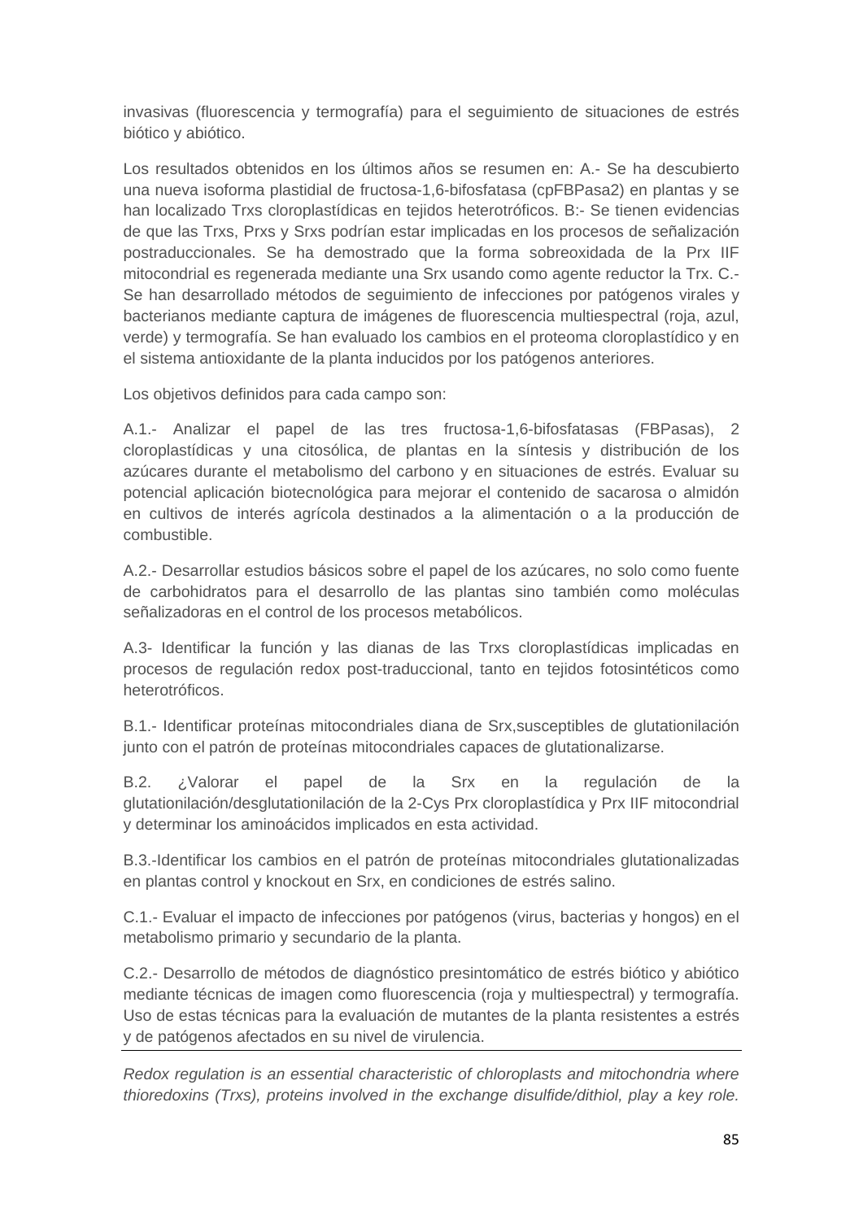invasivas (fluorescencia y termografía) para el seguimiento de situaciones de estrés biótico y abiótico.

Los resultados obtenidos en los últimos años se resumen en: A.- Se ha descubierto una nueva isoforma plastidial de fructosa-1,6-bifosfatasa (cpFBPasa2) en plantas y se han localizado Trxs cloroplastídicas en tejidos heterotróficos. B:- Se tienen evidencias de que las Trxs, Prxs y Srxs podrían estar implicadas en los procesos de señalización postraduccionales. Se ha demostrado que la forma sobreoxidada de la Prx IIF mitocondrial es regenerada mediante una Srx usando como agente reductor la Trx. C.- Se han desarrollado métodos de seguimiento de infecciones por patógenos virales y bacterianos mediante captura de imágenes de fluorescencia multiespectral (roja, azul, verde) y termografía. Se han evaluado los cambios en el proteoma cloroplastídico y en el sistema antioxidante de la planta inducidos por los patógenos anteriores.

Los objetivos definidos para cada campo son:

A.1.- Analizar el papel de las tres fructosa-1,6-bifosfatasas (FBPasas), 2 cloroplastídicas y una citosólica, de plantas en la síntesis y distribución de los azúcares durante el metabolismo del carbono y en situaciones de estrés. Evaluar su potencial aplicación biotecnológica para mejorar el contenido de sacarosa o almidón en cultivos de interés agrícola destinados a la alimentación o a la producción de combustible.

A.2.- Desarrollar estudios básicos sobre el papel de los azúcares, no solo como fuente de carbohidratos para el desarrollo de las plantas sino también como moléculas señalizadoras en el control de los procesos metabólicos.

A.3- Identificar la función y las dianas de las Trxs cloroplastídicas implicadas en procesos de regulación redox post-traduccional, tanto en tejidos fotosintéticos como heterotróficos.

B.1.- Identificar proteínas mitocondriales diana de Srx,susceptibles de glutationilación junto con el patrón de proteínas mitocondriales capaces de glutationalizarse.

B.2. ¿Valorar el papel de la Srx en la regulación de la glutationilación/desglutationilación de la 2-Cys Prx cloroplastídica y Prx IIF mitocondrial y determinar los aminoácidos implicados en esta actividad.

B.3.-Identificar los cambios en el patrón de proteínas mitocondriales glutationalizadas en plantas control y knockout en Srx, en condiciones de estrés salino.

C.1.- Evaluar el impacto de infecciones por patógenos (virus, bacterias y hongos) en el metabolismo primario y secundario de la planta.

C.2.- Desarrollo de métodos de diagnóstico presintomático de estrés biótico y abiótico mediante técnicas de imagen como fluorescencia (roja y multiespectral) y termografía. Uso de estas técnicas para la evaluación de mutantes de la planta resistentes a estrés y de patógenos afectados en su nivel de virulencia.

---

*Redox regulation is an essential characteristic of chloroplasts and mitochondria where thioredoxins (Trxs), proteins involved in the exchange disulfide/dithiol, play a key role.*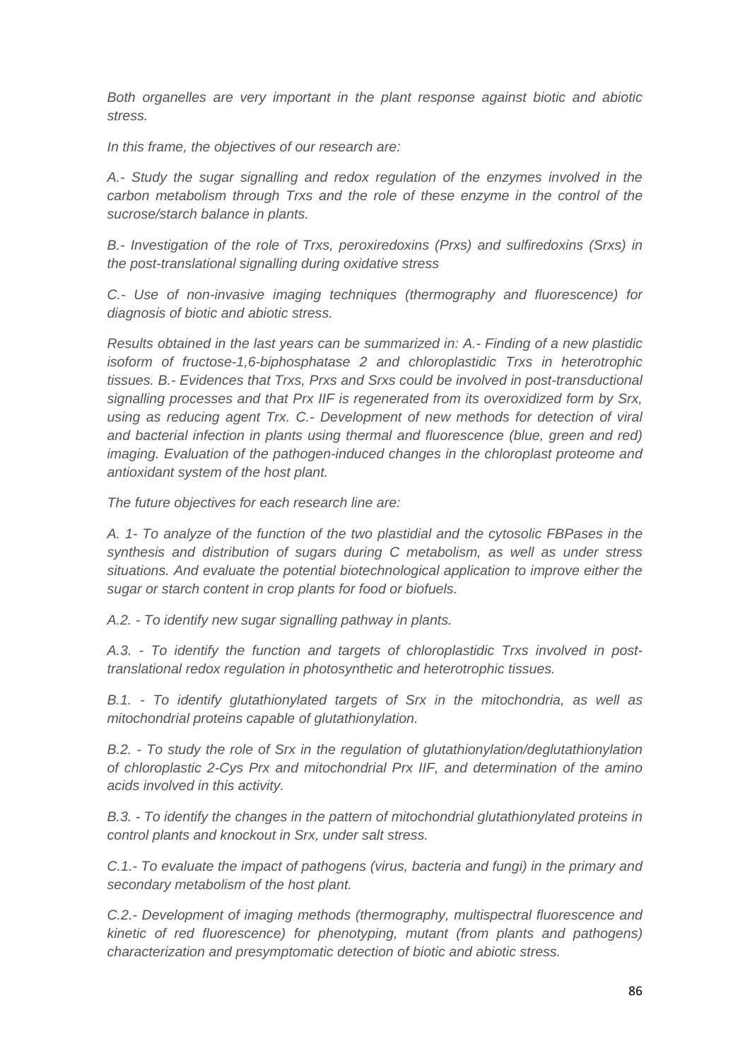*Both organelles are very important in the plant response against biotic and abiotic stress.*

*In this frame, the objectives of our research are:*

*A.- Study the sugar signalling and redox regulation of the enzymes involved in the carbon metabolism through Trxs and the role of these enzyme in the control of the sucrose/starch balance in plants.*

*B.- Investigation of the role of Trxs, peroxiredoxins (Prxs) and sulfiredoxins (Srxs) in the post-translational signalling during oxidative stress*

*C.- Use of non-invasive imaging techniques (thermography and fluorescence) for diagnosis of biotic and abiotic stress.*

*Results obtained in the last years can be summarized in: A.- Finding of a new plastidic isoform of fructose-1,6-biphosphatase 2 and chloroplastidic Trxs in heterotrophic tissues. B.- Evidences that Trxs, Prxs and Srxs could be involved in post-transductional signalling processes and that Prx IIF is regenerated from its overoxidized form by Srx, using as reducing agent Trx. C.- Development of new methods for detection of viral and bacterial infection in plants using thermal and fluorescence (blue, green and red) imaging. Evaluation of the pathogen-induced changes in the chloroplast proteome and antioxidant system of the host plant.*

*The future objectives for each research line are:*

*A. 1- To analyze of the function of the two plastidial and the cytosolic FBPases in the synthesis and distribution of sugars during C metabolism, as well as under stress situations. And evaluate the potential biotechnological application to improve either the sugar or starch content in crop plants for food or biofuels.*

*A.2. - To identify new sugar signalling pathway in plants.*

*A.3. - To identify the function and targets of chloroplastidic Trxs involved in post-translational redox regulation in photosynthetic and heterotrophic tissues.*

*B.1. - To identify glutathionylated targets of Srx in the mitochondria, as well as mitochondrial proteins capable of glutathionylation.*

*B.2. - To study the role of Srx in the regulation of glutathionylation/deglutathionylation of chloroplastic 2-Cys Prx and mitochondrial Prx IIF, and determination of the amino acids involved in this activity.*

*B.3. - To identify the changes in the pattern of mitochondrial glutathionylated proteins in control plants and knockout in Srx, under salt stress.*

*C.1.- To evaluate the impact of pathogens (virus, bacteria and fungi) in the primary and secondary metabolism of the host plant.*

*C.2.- Development of imaging methods (thermography, multispectral fluorescence and kinetic of red fluorescence) for phenotyping, mutant (from plants and pathogens) characterization and presymptomatic detection of biotic and abiotic stress.*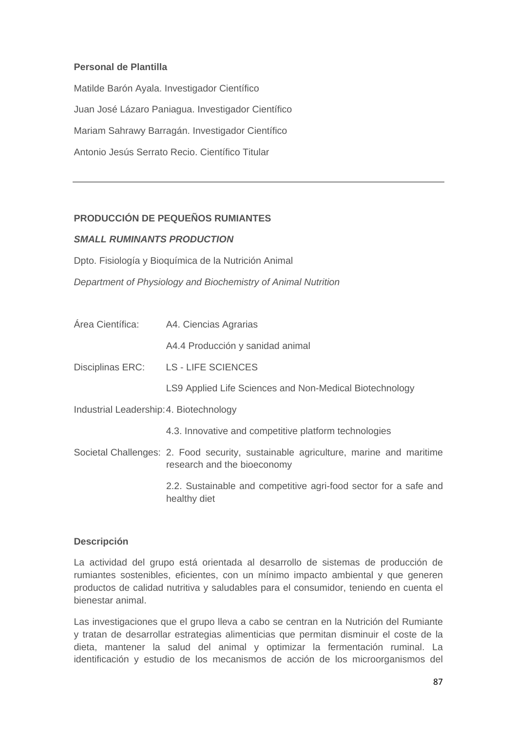**Personal de Plantilla**

Matilde Barón Ayala. Investigador Científico

Juan José Lázaro Paniagua. Investigador Científico

Mariam Sahrawy Barragán. Investigador Científico

Antonio Jesús Serrato Recio. Científico Titular

---

**PRODUCCIÓN DE PEQUEÑOS RUMIANTES**

***SMALL RUMINANTS PRODUCTION***

Dpto. Fisiología y Bioquímica de la Nutrición Animal

*Department of Physiology and Biochemistry of Animal Nutrition*

| | |
|---|---|
| Área Científica: | A4. Ciencias Agrarias |
| | A4.4 Producción y sanidad animal |
| Disciplinas ERC: | LS - LIFE SCIENCES |
| | LS9 Applied Life Sciences and Non-Medical Biotechnology |
| Industrial Leadership: | 4. Biotechnology |
| | 4.3. Innovative and competitive platform technologies |
| Societal Challenges: | 2. Food security, sustainable agriculture, marine and maritime research and the bioeconomy |
| | 2.2. Sustainable and competitive agri-food sector for a safe and healthy diet |

**Descripción**

La actividad del grupo está orientada al desarrollo de sistemas de producción de rumiantes sostenibles, eficientes, con un mínimo impacto ambiental y que generen productos de calidad nutritiva y saludables para el consumidor, teniendo en cuenta el bienestar animal.

Las investigaciones que el grupo lleva a cabo se centran en la Nutrición del Rumiante y tratan de desarrollar estrategias alimenticias que permitan disminuir el coste de la dieta, mantener la salud del animal y optimizar la fermentación ruminal. La identificación y estudio de los mecanismos de acción de los microorganismos del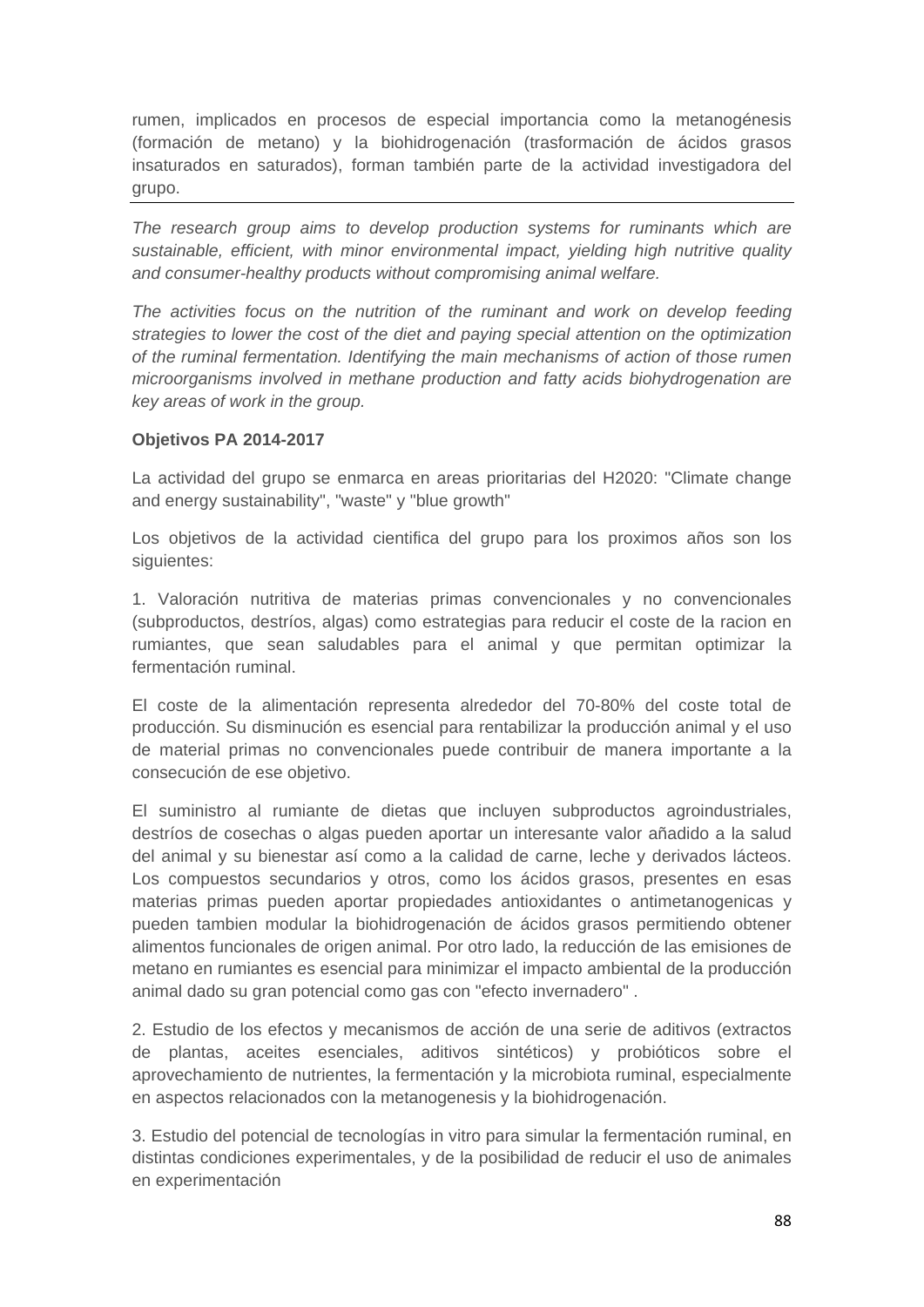rumen, implicados en procesos de especial importancia como la metanogénesis (formación de metano) y la biohidrogenación (trasformación de ácidos grasos insaturados en saturados), forman también parte de la actividad investigadora del grupo.

---

*The research group aims to develop production systems for ruminants which are sustainable, efficient, with minor environmental impact, yielding high nutritive quality and consumer-healthy products without compromising animal welfare.*

*The activities focus on the nutrition of the ruminant and work on develop feeding strategies to lower the cost of the diet and paying special attention on the optimization of the ruminal fermentation. Identifying the main mechanisms of action of those rumen microorganisms involved in methane production and fatty acids biohydrogenation are key areas of work in the group.*

**Objetivos PA 2014-2017**

La actividad del grupo se enmarca en areas prioritarias del H2020: "Climate change and energy sustainability", "waste" y "blue growth"

Los objetivos de la actividad cientifica del grupo para los proximos años son los siguientes:

1. Valoración nutritiva de materias primas convencionales y no convencionales (subproductos, destríos, algas) como estrategias para reducir el coste de la racion en rumiantes, que sean saludables para el animal y que permitan optimizar la fermentación ruminal.

El coste de la alimentación representa alrededor del 70-80% del coste total de producción. Su disminución es esencial para rentabilizar la producción animal y el uso de material primas no convencionales puede contribuir de manera importante a la consecución de ese objetivo.

El suministro al rumiante de dietas que incluyen subproductos agroindustriales, destríos de cosechas o algas pueden aportar un interesante valor añadido a la salud del animal y su bienestar así como a la calidad de carne, leche y derivados lácteos. Los compuestos secundarios y otros, como los ácidos grasos, presentes en esas materias primas pueden aportar propiedades antioxidantes o antimetanogenicas y pueden tambien modular la biohidrogenación de ácidos grasos permitiendo obtener alimentos funcionales de origen animal. Por otro lado, la reducción de las emisiones de metano en rumiantes es esencial para minimizar el impacto ambiental de la producción animal dado su gran potencial como gas con "efecto invernadero" .

2. Estudio de los efectos y mecanismos de acción de una serie de aditivos (extractos de plantas, aceites esenciales, aditivos sintéticos) y probióticos sobre el aprovechamiento de nutrientes, la fermentación y la microbiota ruminal, especialmente en aspectos relacionados con la metanogenesis y la biohidrogenación.

3. Estudio del potencial de tecnologías in vitro para simular la fermentación ruminal, en distintas condiciones experimentales, y de la posibilidad de reducir el uso de animales en experimentación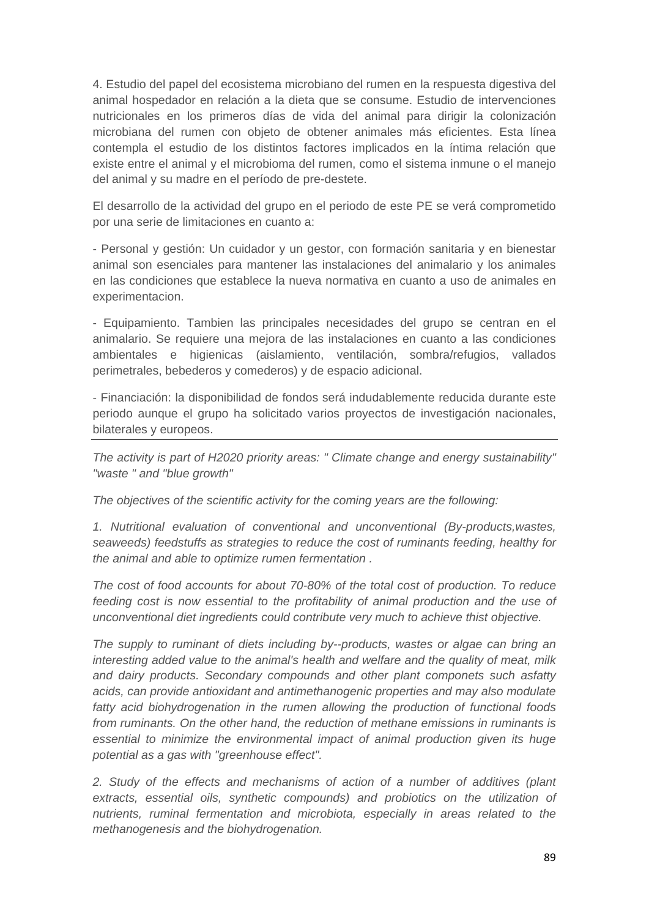4. Estudio del papel del ecosistema microbiano del rumen en la respuesta digestiva del animal hospedador en relación a la dieta que se consume. Estudio de intervenciones nutricionales en los primeros días de vida del animal para dirigir la colonización microbiana del rumen con objeto de obtener animales más eficientes. Esta línea contempla el estudio de los distintos factores implicados en la íntima relación que existe entre el animal y el microbioma del rumen, como el sistema inmune o el manejo del animal y su madre en el período de pre-destete.

El desarrollo de la actividad del grupo en el periodo de este PE se verá comprometido por una serie de limitaciones en cuanto a:

- Personal y gestión: Un cuidador y un gestor, con formación sanitaria y en bienestar animal son esenciales para mantener las instalaciones del animalario y los animales en las condiciones que establece la nueva normativa en cuanto a uso de animales en experimentacion.

- Equipamiento. Tambien las principales necesidades del grupo se centran en el animalario. Se requiere una mejora de las instalaciones en cuanto a las condiciones ambientales e higienicas (aislamiento, ventilación, sombra/refugios, vallados perimetrales, bebederos y comederos) y de espacio adicional.

- Financiación: la disponibilidad de fondos será indudablemente reducida durante este periodo aunque el grupo ha solicitado varios proyectos de investigación nacionales, bilaterales y europeos.

---

*The activity is part of H2020 priority areas: " Climate change and energy sustainability" "waste " and "blue growth"*

*The objectives of the scientific activity for the coming years are the following:*

*1. Nutritional evaluation of conventional and unconventional (By-products,wastes, seaweeds) feedstuffs as strategies to reduce the cost of ruminants feeding, healthy for the animal and able to optimize rumen fermentation .*

*The cost of food accounts for about 70-80% of the total cost of production. To reduce feeding cost is now essential to the profitability of animal production and the use of unconventional diet ingredients could contribute very much to achieve thist objective.*

*The supply to ruminant of diets including by--products, wastes or algae can bring an interesting added value to the animal's health and welfare and the quality of meat, milk and dairy products. Secondary compounds and other plant componets such asfatty acids, can provide antioxidant and antimethanogenic properties and may also modulate fatty acid biohydrogenation in the rumen allowing the production of functional foods from ruminants. On the other hand, the reduction of methane emissions in ruminants is essential to minimize the environmental impact of animal production given its huge potential as a gas with "greenhouse effect".*

*2. Study of the effects and mechanisms of action of a number of additives (plant extracts, essential oils, synthetic compounds) and probiotics on the utilization of nutrients, ruminal fermentation and microbiota, especially in areas related to the methanogenesis and the biohydrogenation.*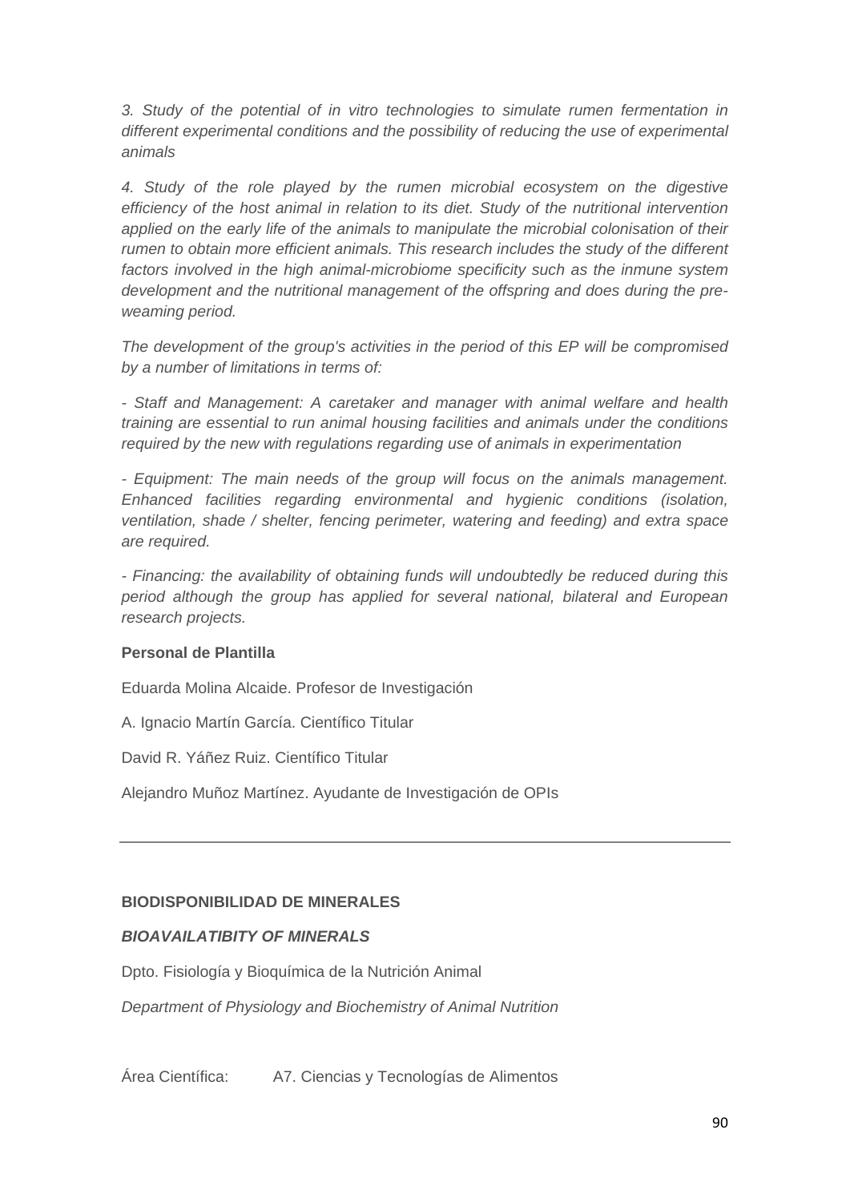*3. Study of the potential of in vitro technologies to simulate rumen fermentation in different experimental conditions and the possibility of reducing the use of experimental animals*

*4. Study of the role played by the rumen microbial ecosystem on the digestive efficiency of the host animal in relation to its diet. Study of the nutritional intervention applied on the early life of the animals to manipulate the microbial colonisation of their rumen to obtain more efficient animals. This research includes the study of the different factors involved in the high animal-microbiome specificity such as the inmune system development and the nutritional management of the offspring and does during the pre-weaming period.*

*The development of the group's activities in the period of this EP will be compromised by a number of limitations in terms of:*

*- Staff and Management: A caretaker and manager with animal welfare and health training are essential to run animal housing facilities and animals under the conditions required by the new with regulations regarding use of animals in experimentation*

*- Equipment: The main needs of the group will focus on the animals management. Enhanced facilities regarding environmental and hygienic conditions (isolation, ventilation, shade / shelter, fencing perimeter, watering and feeding) and extra space are required.*

*- Financing: the availability of obtaining funds will undoubtedly be reduced during this period although the group has applied for several national, bilateral and European research projects.*

**Personal de Plantilla**

Eduarda Molina Alcaide. Profesor de Investigación

A. Ignacio Martín García. Científico Titular

David R. Yáñez Ruiz. Científico Titular

Alejandro Muñoz Martínez. Ayudante de Investigación de OPIs

---

**BIODISPONIBILIDAD DE MINERALES**

***BIOAVAILATIBITY OF MINERALS***

Dpto. Fisiología y Bioquímica de la Nutrición Animal

*Department of Physiology and Biochemistry of Animal Nutrition*

Área Científica: A7. Ciencias y Tecnologías de Alimentos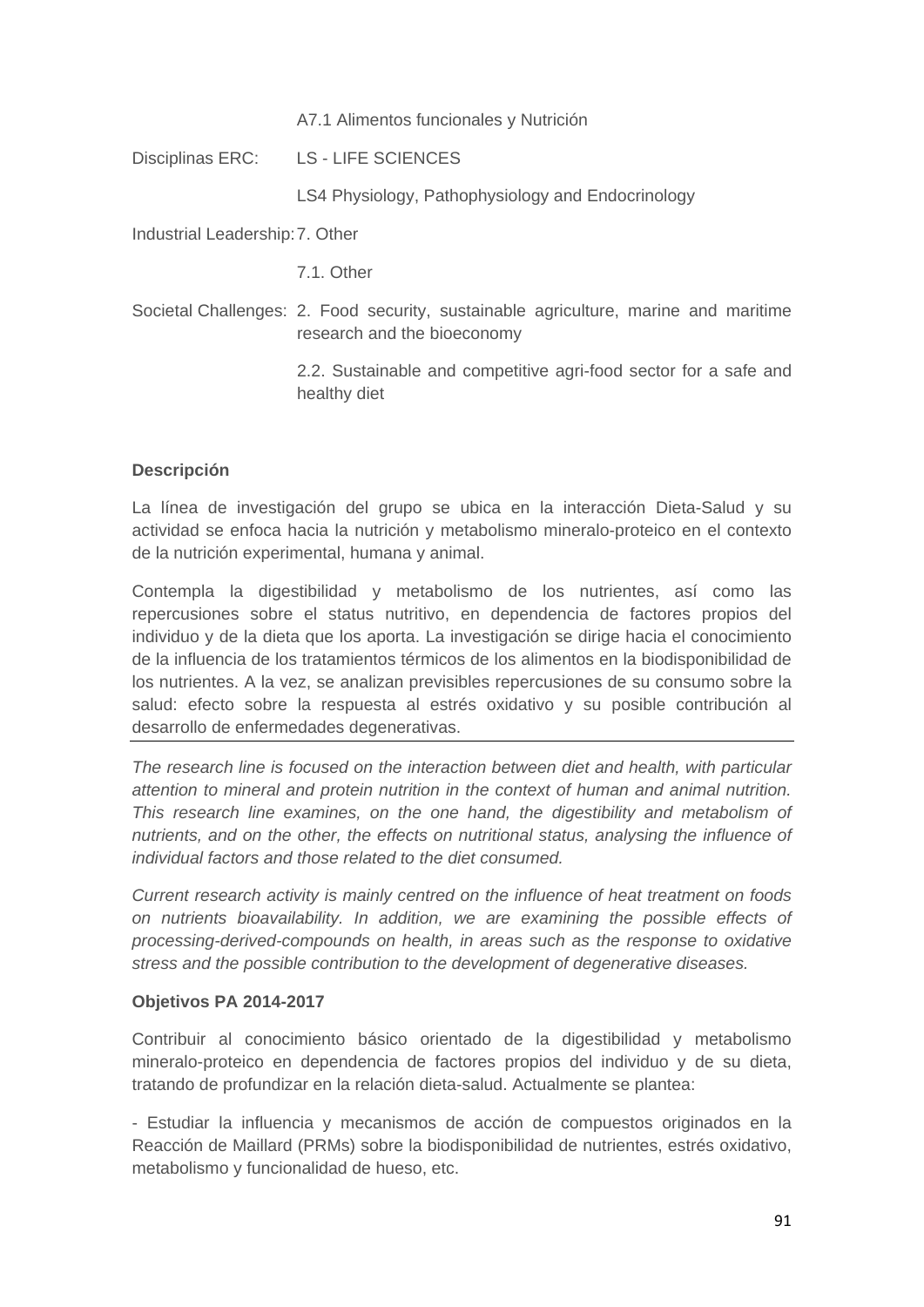| | |
|---|---|
| | A7.1 Alimentos funcionales y Nutrición |
| Disciplinas ERC: | LS - LIFE SCIENCES |
| | LS4 Physiology, Pathophysiology and Endocrinology |
| Industrial Leadership: | 7. Other |
| | 7.1. Other |
| Societal Challenges: | 2. Food security, sustainable agriculture, marine and maritime research and the bioeconomy |
| | 2.2. Sustainable and competitive agri-food sector for a safe and healthy diet |

**Descripción**

La línea de investigación del grupo se ubica en la interacción Dieta-Salud y su actividad se enfoca hacia la nutrición y metabolismo mineralo-proteico en el contexto de la nutrición experimental, humana y animal.

Contempla la digestibilidad y metabolismo de los nutrientes, así como las repercusiones sobre el status nutritivo, en dependencia de factores propios del individuo y de la dieta que los aporta. La investigación se dirige hacia el conocimiento de la influencia de los tratamientos térmicos de los alimentos en la biodisponibilidad de los nutrientes. A la vez, se analizan previsibles repercusiones de su consumo sobre la salud: efecto sobre la respuesta al estrés oxidativo y su posible contribución al desarrollo de enfermedades degenerativas.

---

*The research line is focused on the interaction between diet and health, with particular attention to mineral and protein nutrition in the context of human and animal nutrition. This research line examines, on the one hand, the digestibility and metabolism of nutrients, and on the other, the effects on nutritional status, analysing the influence of individual factors and those related to the diet consumed.*

*Current research activity is mainly centred on the influence of heat treatment on foods on nutrients bioavailability. In addition, we are examining the possible effects of processing-derived-compounds on health, in areas such as the response to oxidative stress and the possible contribution to the development of degenerative diseases.*

**Objetivos PA 2014-2017**

Contribuir al conocimiento básico orientado de la digestibilidad y metabolismo mineralo-proteico en dependencia de factores propios del individuo y de su dieta, tratando de profundizar en la relación dieta-salud. Actualmente se plantea:

- Estudiar la influencia y mecanismos de acción de compuestos originados en la Reacción de Maillard (PRMs) sobre la biodisponibilidad de nutrientes, estrés oxidativo, metabolismo y funcionalidad de hueso, etc.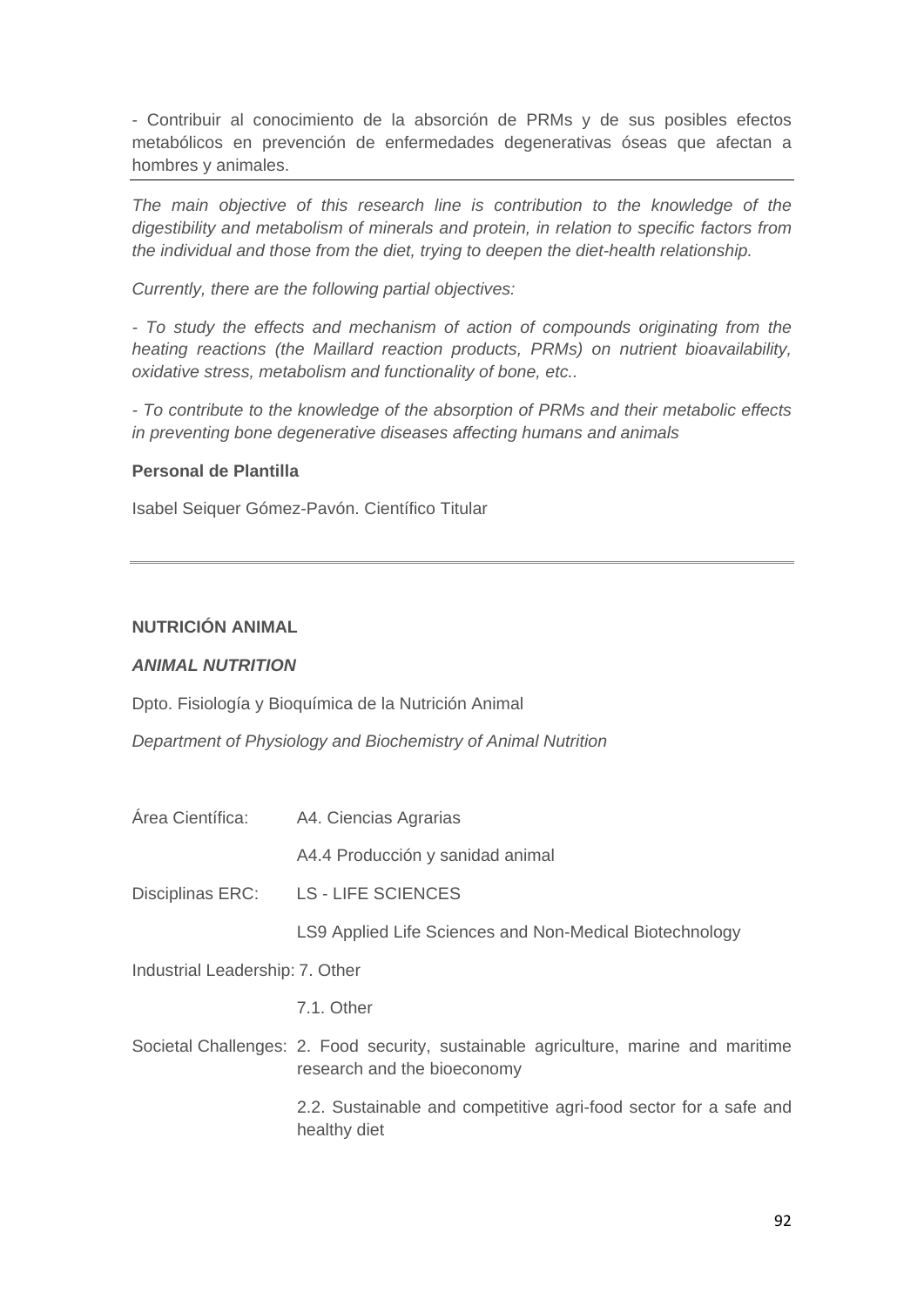- Contribuir al conocimiento de la absorción de PRMs y de sus posibles efectos metabólicos en prevención de enfermedades degenerativas óseas que afectan a hombres y animales.

---

*The main objective of this research line is contribution to the knowledge of the digestibility and metabolism of minerals and protein, in relation to specific factors from the individual and those from the diet, trying to deepen the diet-health relationship.*

*Currently, there are the following partial objectives:*

*- To study the effects and mechanism of action of compounds originating from the heating reactions (the Maillard reaction products, PRMs) on nutrient bioavailability, oxidative stress, metabolism and functionality of bone, etc..*

*- To contribute to the knowledge of the absorption of PRMs and their metabolic effects in preventing bone degenerative diseases affecting humans and animals*

**Personal de Plantilla**

Isabel Seiquer Gómez-Pavón. Científico Titular

---

**NUTRICIÓN ANIMAL**

***ANIMAL NUTRITION***

Dpto. Fisiología y Bioquímica de la Nutrición Animal

*Department of Physiology and Biochemistry of Animal Nutrition*

Área Científica: A4. Ciencias Agrarias

A4.4 Producción y sanidad animal

Disciplinas ERC: LS - LIFE SCIENCES

LS9 Applied Life Sciences and Non-Medical Biotechnology

Industrial Leadership: 7. Other

7.1. Other

Societal Challenges: 2. Food security, sustainable agriculture, marine and maritime research and the bioeconomy

2.2. Sustainable and competitive agri-food sector for a safe and healthy diet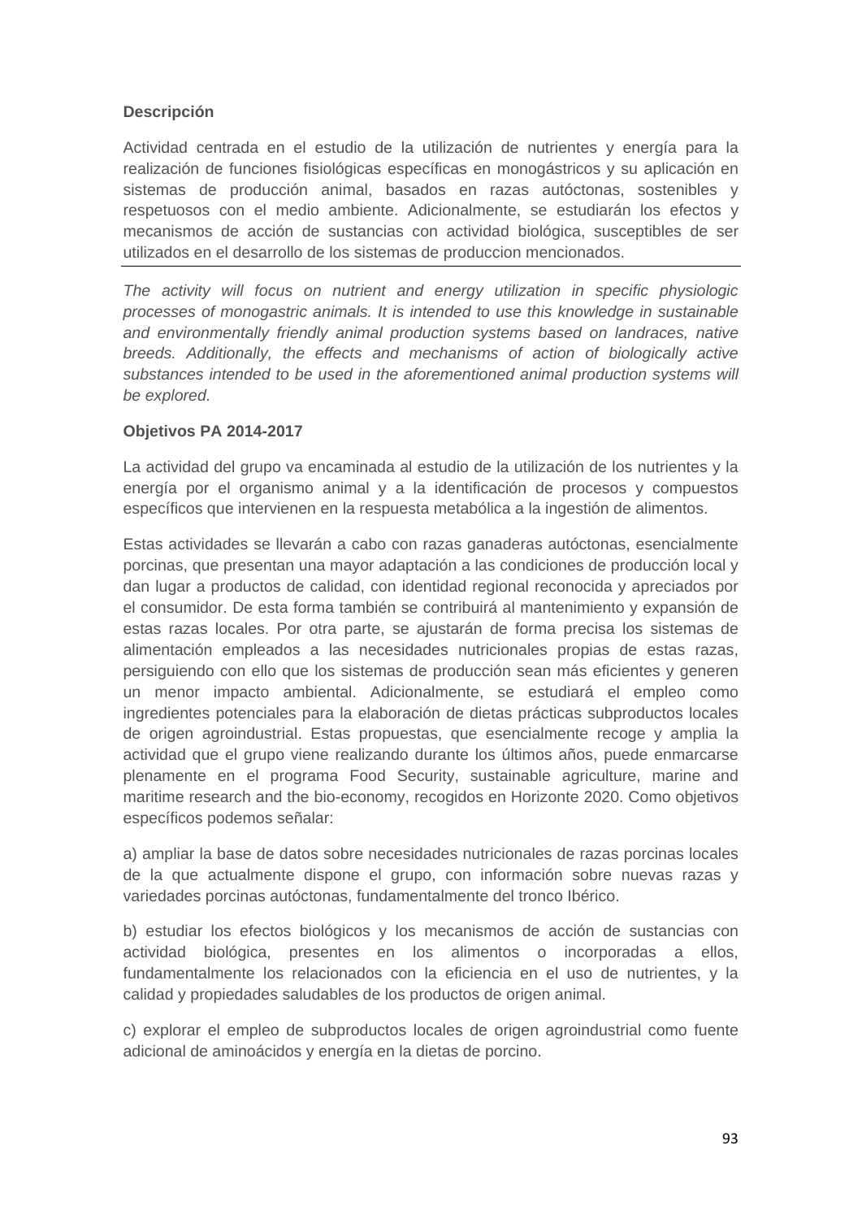**Descripción**

Actividad centrada en el estudio de la utilización de nutrientes y energía para la realización de funciones fisiológicas específicas en monogástricos y su aplicación en sistemas de producción animal, basados en razas autóctonas, sostenibles y respetuosos con el medio ambiente. Adicionalmente, se estudiarán los efectos y mecanismos de acción de sustancias con actividad biológica, susceptibles de ser utilizados en el desarrollo de los sistemas de produccion mencionados.

---

*The activity will focus on nutrient and energy utilization in specific physiologic processes of monogastric animals. It is intended to use this knowledge in sustainable and environmentally friendly animal production systems based on landraces, native breeds. Additionally, the effects and mechanisms of action of biologically active substances intended to be used in the aforementioned animal production systems will be explored.*

**Objetivos PA 2014-2017**

La actividad del grupo va encaminada al estudio de la utilización de los nutrientes y la energía por el organismo animal y a la identificación de procesos y compuestos específicos que intervienen en la respuesta metabólica a la ingestión de alimentos.

Estas actividades se llevarán a cabo con razas ganaderas autóctonas, esencialmente porcinas, que presentan una mayor adaptación a las condiciones de producción local y dan lugar a productos de calidad, con identidad regional reconocida y apreciados por el consumidor. De esta forma también se contribuirá al mantenimiento y expansión de estas razas locales. Por otra parte, se ajustarán de forma precisa los sistemas de alimentación empleados a las necesidades nutricionales propias de estas razas, persiguiendo con ello que los sistemas de producción sean más eficientes y generen un menor impacto ambiental. Adicionalmente, se estudiará el empleo como ingredientes potenciales para la elaboración de dietas prácticas subproductos locales de origen agroindustrial. Estas propuestas, que esencialmente recoge y amplia la actividad que el grupo viene realizando durante los últimos años, puede enmarcarse plenamente en el programa Food Security, sustainable agriculture, marine and maritime research and the bio-economy, recogidos en Horizonte 2020. Como objetivos específicos podemos señalar:

a) ampliar la base de datos sobre necesidades nutricionales de razas porcinas locales de la que actualmente dispone el grupo, con información sobre nuevas razas y variedades porcinas autóctonas, fundamentalmente del tronco Ibérico.

b) estudiar los efectos biológicos y los mecanismos de acción de sustancias con actividad biológica, presentes en los alimentos o incorporadas a ellos, fundamentalmente los relacionados con la eficiencia en el uso de nutrientes, y la calidad y propiedades saludables de los productos de origen animal.

c) explorar el empleo de subproductos locales de origen agroindustrial como fuente adicional de aminoácidos y energía en la dietas de porcino.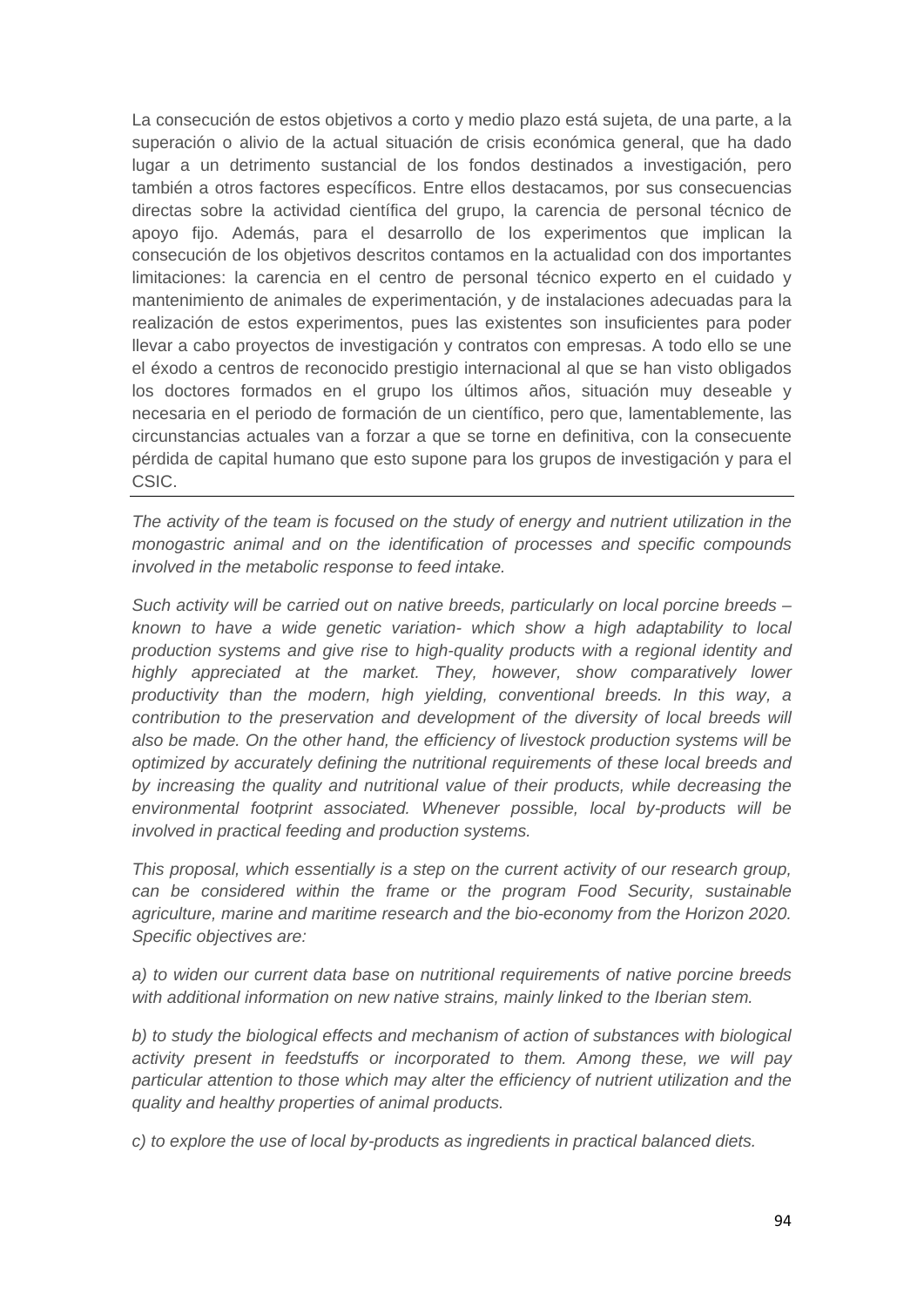La consecución de estos objetivos a corto y medio plazo está sujeta, de una parte, a la superación o alivio de la actual situación de crisis económica general, que ha dado lugar a un detrimento sustancial de los fondos destinados a investigación, pero también a otros factores específicos. Entre ellos destacamos, por sus consecuencias directas sobre la actividad científica del grupo, la carencia de personal técnico de apoyo fijo. Además, para el desarrollo de los experimentos que implican la consecución de los objetivos descritos contamos en la actualidad con dos importantes limitaciones: la carencia en el centro de personal técnico experto en el cuidado y mantenimiento de animales de experimentación, y de instalaciones adecuadas para la realización de estos experimentos, pues las existentes son insuficientes para poder llevar a cabo proyectos de investigación y contratos con empresas. A todo ello se une el éxodo a centros de reconocido prestigio internacional al que se han visto obligados los doctores formados en el grupo los últimos años, situación muy deseable y necesaria en el periodo de formación de un científico, pero que, lamentablemente, las circunstancias actuales van a forzar a que se torne en definitiva, con la consecuente pérdida de capital humano que esto supone para los grupos de investigación y para el CSIC.

---

*The activity of the team is focused on the study of energy and nutrient utilization in the monogastric animal and on the identification of processes and specific compounds involved in the metabolic response to feed intake.*

*Such activity will be carried out on native breeds, particularly on local porcine breeds – known to have a wide genetic variation- which show a high adaptability to local production systems and give rise to high-quality products with a regional identity and highly appreciated at the market. They, however, show comparatively lower productivity than the modern, high yielding, conventional breeds. In this way, a contribution to the preservation and development of the diversity of local breeds will also be made. On the other hand, the efficiency of livestock production systems will be optimized by accurately defining the nutritional requirements of these local breeds and by increasing the quality and nutritional value of their products, while decreasing the environmental footprint associated. Whenever possible, local by-products will be involved in practical feeding and production systems.*

*This proposal, which essentially is a step on the current activity of our research group, can be considered within the frame or the program Food Security, sustainable agriculture, marine and maritime research and the bio-economy from the Horizon 2020. Specific objectives are:*

*a) to widen our current data base on nutritional requirements of native porcine breeds with additional information on new native strains, mainly linked to the Iberian stem.*

*b) to study the biological effects and mechanism of action of substances with biological activity present in feedstuffs or incorporated to them. Among these, we will pay particular attention to those which may alter the efficiency of nutrient utilization and the quality and healthy properties of animal products.*

*c) to explore the use of local by-products as ingredients in practical balanced diets.*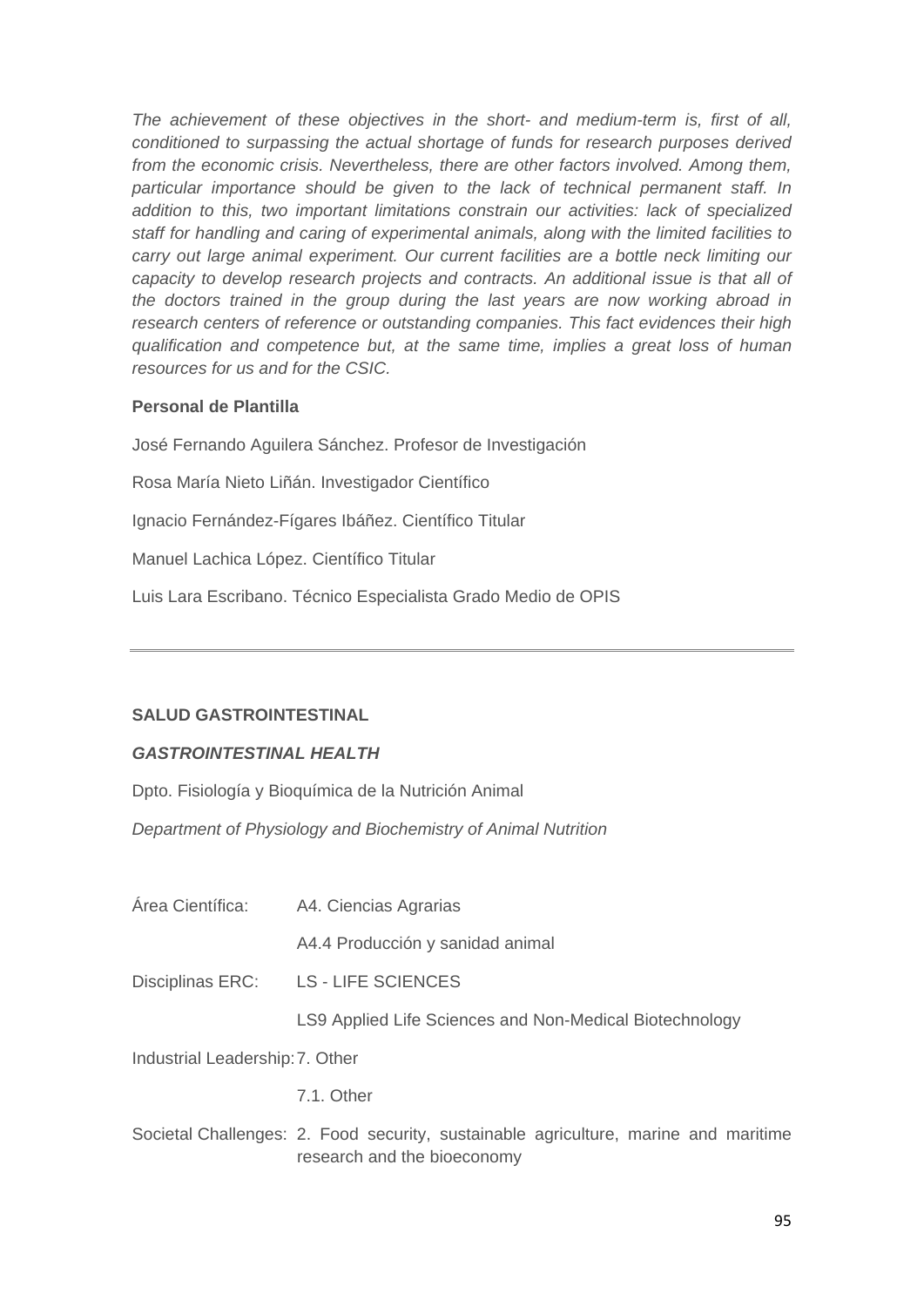*The achievement of these objectives in the short- and medium-term is, first of all, conditioned to surpassing the actual shortage of funds for research purposes derived from the economic crisis. Nevertheless, there are other factors involved. Among them, particular importance should be given to the lack of technical permanent staff. In addition to this, two important limitations constrain our activities: lack of specialized staff for handling and caring of experimental animals, along with the limited facilities to carry out large animal experiment. Our current facilities are a bottle neck limiting our capacity to develop research projects and contracts. An additional issue is that all of the doctors trained in the group during the last years are now working abroad in research centers of reference or outstanding companies. This fact evidences their high qualification and competence but, at the same time, implies a great loss of human resources for us and for the CSIC.*

**Personal de Plantilla**

José Fernando Aguilera Sánchez. Profesor de Investigación

Rosa María Nieto Liñán. Investigador Científico

Ignacio Fernández-Fígares Ibáñez. Científico Titular

Manuel Lachica López. Científico Titular

Luis Lara Escribano. Técnico Especialista Grado Medio de OPIS

---

**SALUD GASTROINTESTINAL**

***GASTROINTESTINAL HEALTH***

Dpto. Fisiología y Bioquímica de la Nutrición Animal

*Department of Physiology and Biochemistry of Animal Nutrition*

| | |
|---|---|
| Área Científica: | A4. Ciencias Agrarias |
| | A4.4 Producción y sanidad animal |
| Disciplinas ERC: | LS - LIFE SCIENCES |
| | LS9 Applied Life Sciences and Non-Medical Biotechnology |
| Industrial Leadership: | 7. Other |
| | 7.1. Other |
| Societal Challenges: | 2. Food security, sustainable agriculture, marine and maritime research and the bioeconomy |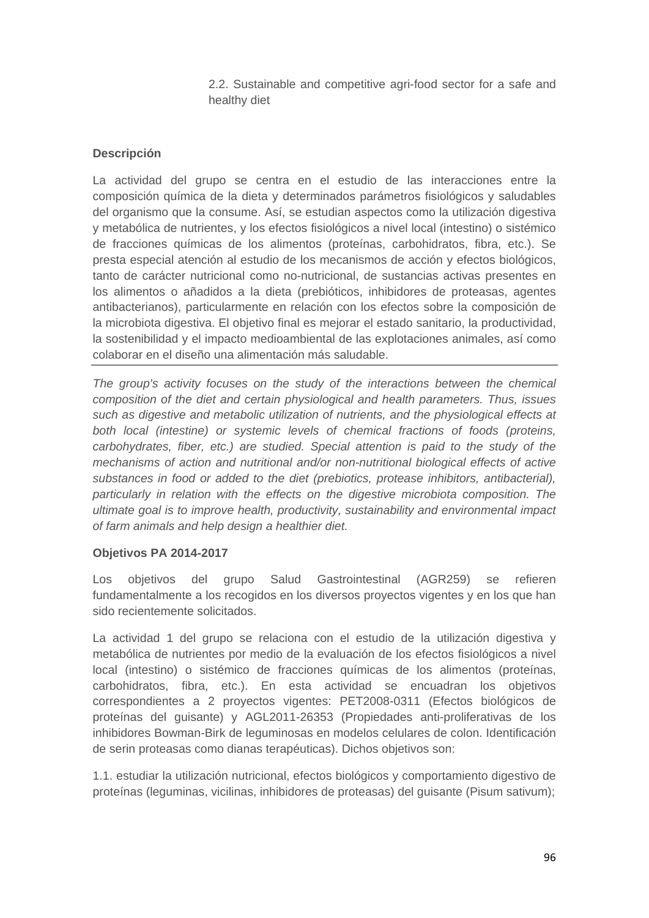2.2. Sustainable and competitive agri-food sector for a safe and healthy diet

**Descripción**

La actividad del grupo se centra en el estudio de las interacciones entre la composición química de la dieta y determinados parámetros fisiológicos y saludables del organismo que la consume. Así, se estudian aspectos como la utilización digestiva y metabólica de nutrientes, y los efectos fisiológicos a nivel local (intestino) o sistémico de fracciones químicas de los alimentos (proteínas, carbohidratos, fibra, etc.). Se presta especial atención al estudio de los mecanismos de acción y efectos biológicos, tanto de carácter nutricional como no-nutricional, de sustancias activas presentes en los alimentos o añadidos a la dieta (prebióticos, inhibidores de proteasas, agentes antibacterianos), particularmente en relación con los efectos sobre la composición de la microbiota digestiva. El objetivo final es mejorar el estado sanitario, la productividad, la sostenibilidad y el impacto medioambiental de las explotaciones animales, así como colaborar en el diseño una alimentación más saludable.

---

*The group's activity focuses on the study of the interactions between the chemical composition of the diet and certain physiological and health parameters. Thus, issues such as digestive and metabolic utilization of nutrients, and the physiological effects at both local (intestine) or systemic levels of chemical fractions of foods (proteins, carbohydrates, fiber, etc.) are studied. Special attention is paid to the study of the mechanisms of action and nutritional and/or non-nutritional biological effects of active substances in food or added to the diet (prebiotics, protease inhibitors, antibacterial), particularly in relation with the effects on the digestive microbiota composition. The ultimate goal is to improve health, productivity, sustainability and environmental impact of farm animals and help design a healthier diet.*

**Objetivos PA 2014-2017**

Los objetivos del grupo Salud Gastrointestinal (AGR259) se refieren fundamentalmente a los recogidos en los diversos proyectos vigentes y en los que han sido recientemente solicitados.

La actividad 1 del grupo se relaciona con el estudio de la utilización digestiva y metabólica de nutrientes por medio de la evaluación de los efectos fisiológicos a nivel local (intestino) o sistémico de fracciones químicas de los alimentos (proteínas, carbohidratos, fibra, etc.). En esta actividad se encuadran los objetivos correspondientes a 2 proyectos vigentes: PET2008-0311 (Efectos biológicos de proteínas del guisante) y AGL2011-26353 (Propiedades anti-proliferativas de los inhibidores Bowman-Birk de leguminosas en modelos celulares de colon. Identificación de serin proteasas como dianas terapéuticas). Dichos objetivos son:

1.1. estudiar la utilización nutricional, efectos biológicos y comportamiento digestivo de proteínas (leguminas, vicilinas, inhibidores de proteasas) del guisante (Pisum sativum);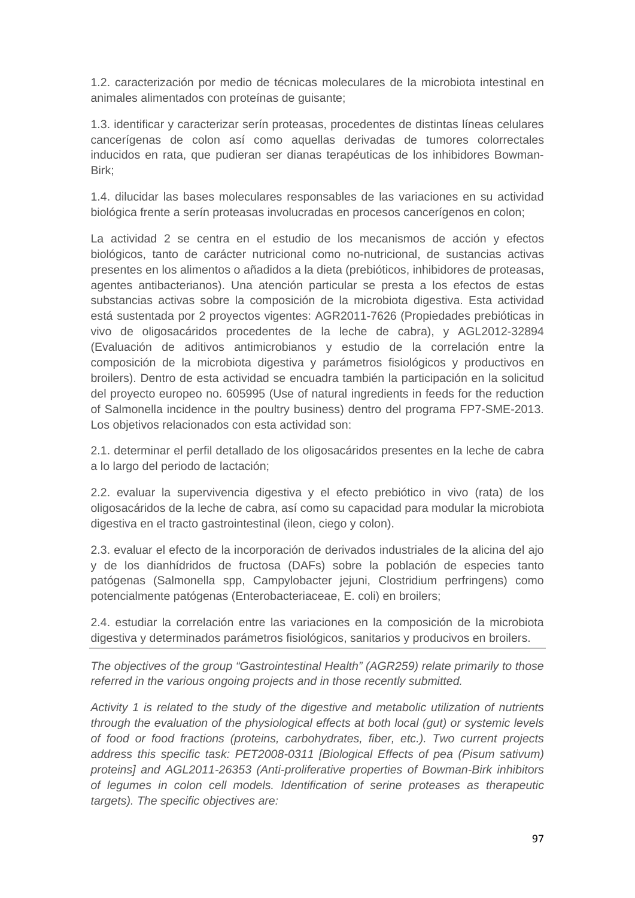1.2. caracterización por medio de técnicas moleculares de la microbiota intestinal en animales alimentados con proteínas de guisante;

1.3. identificar y caracterizar serín proteasas, procedentes de distintas líneas celulares cancerígenas de colon así como aquellas derivadas de tumores colorrectales inducidos en rata, que pudieran ser dianas terapéuticas de los inhibidores Bowman-Birk;

1.4. dilucidar las bases moleculares responsables de las variaciones en su actividad biológica frente a serín proteasas involucradas en procesos cancerígenos en colon;

La actividad 2 se centra en el estudio de los mecanismos de acción y efectos biológicos, tanto de carácter nutricional como no-nutricional, de sustancias activas presentes en los alimentos o añadidos a la dieta (prebióticos, inhibidores de proteasas, agentes antibacterianos). Una atención particular se presta a los efectos de estas substancias activas sobre la composición de la microbiota digestiva. Esta actividad está sustentada por 2 proyectos vigentes: AGR2011-7626 (Propiedades prebióticas in vivo de oligosacáridos procedentes de la leche de cabra), y AGL2012-32894 (Evaluación de aditivos antimicrobianos y estudio de la correlación entre la composición de la microbiota digestiva y parámetros fisiológicos y productivos en broilers). Dentro de esta actividad se encuadra también la participación en la solicitud del proyecto europeo no. 605995 (Use of natural ingredients in feeds for the reduction of Salmonella incidence in the poultry business) dentro del programa FP7-SME-2013. Los objetivos relacionados con esta actividad son:

2.1. determinar el perfil detallado de los oligosacáridos presentes en la leche de cabra a lo largo del periodo de lactación;

2.2. evaluar la supervivencia digestiva y el efecto prebiótico in vivo (rata) de los oligosacáridos de la leche de cabra, así como su capacidad para modular la microbiota digestiva en el tracto gastrointestinal (ileon, ciego y colon).

2.3. evaluar el efecto de la incorporación de derivados industriales de la alicina del ajo y de los dianhídridos de fructosa (DAFs) sobre la población de especies tanto patógenas (Salmonella spp, Campylobacter jejuni, Clostridium perfringens) como potencialmente patógenas (Enterobacteriaceae, E. coli) en broilers;

2.4. estudiar la correlación entre las variaciones en la composición de la microbiota digestiva y determinados parámetros fisiológicos, sanitarios y producivos en broilers.

---

*The objectives of the group “Gastrointestinal Health” (AGR259) relate primarily to those referred in the various ongoing projects and in those recently submitted.*

*Activity 1 is related to the study of the digestive and metabolic utilization of nutrients through the evaluation of the physiological effects at both local (gut) or systemic levels of food or food fractions (proteins, carbohydrates, fiber, etc.). Two current projects address this specific task: PET2008-0311 [Biological Effects of pea (Pisum sativum) proteins] and AGL2011-26353 (Anti-proliferative properties of Bowman-Birk inhibitors of legumes in colon cell models. Identification of serine proteases as therapeutic targets). The specific objectives are:*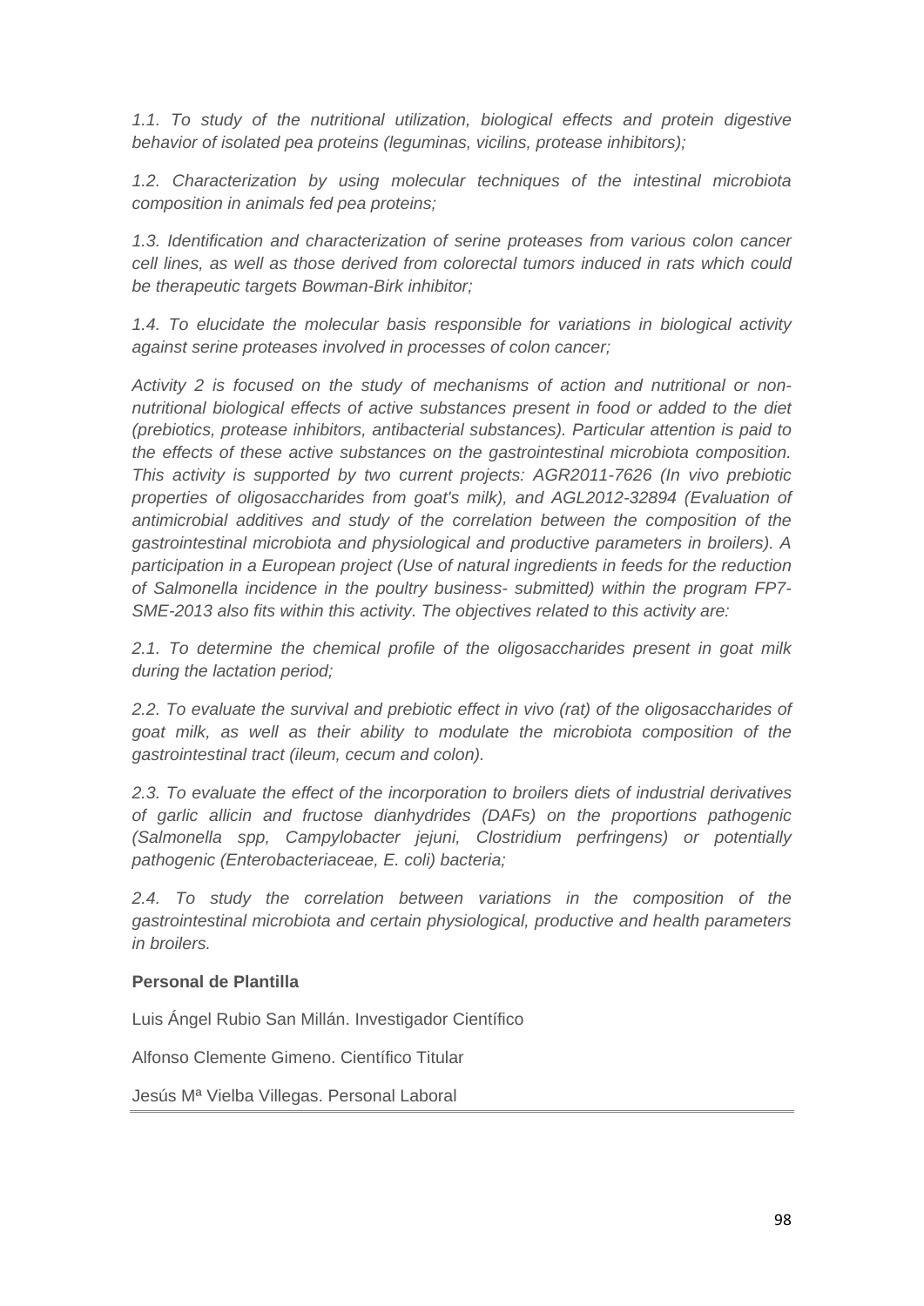*1.1. To study of the nutritional utilization, biological effects and protein digestive behavior of isolated pea proteins (leguminas, vicilins, protease inhibitors);*

*1.2. Characterization by using molecular techniques of the intestinal microbiota composition in animals fed pea proteins;*

*1.3. Identification and characterization of serine proteases from various colon cancer cell lines, as well as those derived from colorectal tumors induced in rats which could be therapeutic targets Bowman-Birk inhibitor;*

*1.4. To elucidate the molecular basis responsible for variations in biological activity against serine proteases involved in processes of colon cancer;*

*Activity 2 is focused on the study of mechanisms of action and nutritional or non-nutritional biological effects of active substances present in food or added to the diet (prebiotics, protease inhibitors, antibacterial substances). Particular attention is paid to the effects of these active substances on the gastrointestinal microbiota composition. This activity is supported by two current projects: AGR2011-7626 (In vivo prebiotic properties of oligosaccharides from goat's milk), and AGL2012-32894 (Evaluation of antimicrobial additives and study of the correlation between the composition of the gastrointestinal microbiota and physiological and productive parameters in broilers). A participation in a European project (Use of natural ingredients in feeds for the reduction of Salmonella incidence in the poultry business- submitted) within the program FP7-SME-2013 also fits within this activity. The objectives related to this activity are:*

*2.1. To determine the chemical profile of the oligosaccharides present in goat milk during the lactation period;*

*2.2. To evaluate the survival and prebiotic effect in vivo (rat) of the oligosaccharides of goat milk, as well as their ability to modulate the microbiota composition of the gastrointestinal tract (ileum, cecum and colon).*

*2.3. To evaluate the effect of the incorporation to broilers diets of industrial derivatives of garlic allicin and fructose dianhydrides (DAFs) on the proportions pathogenic (Salmonella spp, Campylobacter jejuni, Clostridium perfringens) or potentially pathogenic (Enterobacteriaceae, E. coli) bacteria;*

*2.4. To study the correlation between variations in the composition of the gastrointestinal microbiota and certain physiological, productive and health parameters in broilers.*

**Personal de Plantilla**

Luis Ángel Rubio San Millán. Investigador Científico

Alfonso Clemente Gimeno. Científico Titular

Jesús Mª Vielba Villegas. Personal Laboral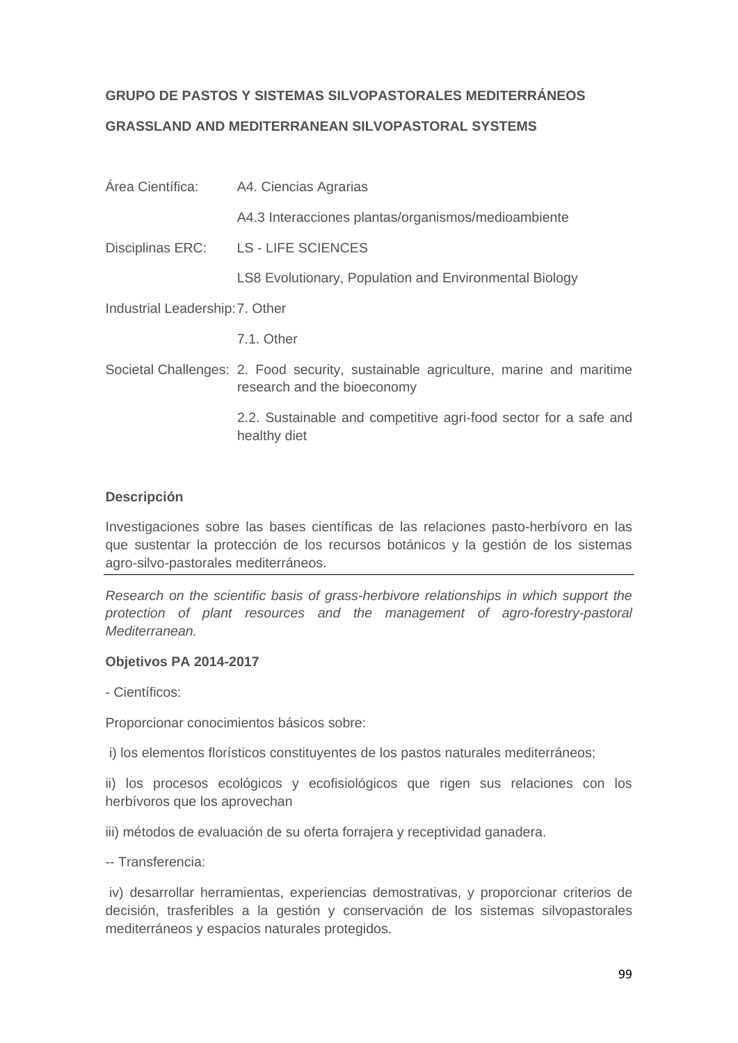**GRUPO DE PASTOS Y SISTEMAS SILVOPASTORALES MEDITERRÁNEOS**

**GRASSLAND AND MEDITERRANEAN SILVOPASTORAL SYSTEMS**

| | |
|---|---|
| Área Científica: | A4. Ciencias Agrarias |
| | A4.3 Interacciones plantas/organismos/medioambiente |
| Disciplinas ERC: | LS - LIFE SCIENCES |
| | LS8 Evolutionary, Population and Environmental Biology |
| Industrial Leadership: | 7. Other |
| | 7.1. Other |
| Societal Challenges: | 2. Food security, sustainable agriculture, marine and maritime research and the bioeconomy |
| | 2.2. Sustainable and competitive agri-food sector for a safe and healthy diet |

**Descripción**

Investigaciones sobre las bases científicas de las relaciones pasto-herbívoro en las que sustentar la protección de los recursos botánicos y la gestión de los sistemas agro-silvo-pastorales mediterráneos.

---

*Research on the scientific basis of grass-herbivore relationships in which support the protection of plant resources and the management of agro-forestry-pastoral Mediterranean.*

**Objetivos PA 2014-2017**

- Científicos:

Proporcionar conocimientos básicos sobre:

i) los elementos florísticos constituyentes de los pastos naturales mediterráneos;

ii) los procesos ecológicos y ecofisiológicos que rigen sus relaciones con los herbívoros que los aprovechan

iii) métodos de evaluación de su oferta forrajera y receptividad ganadera.

-- Transferencia:

iv) desarrollar herramientas, experiencias demostrativas, y proporcionar criterios de decisión, trasferibles a la gestión y conservación de los sistemas silvopastorales mediterráneos y espacios naturales protegidos.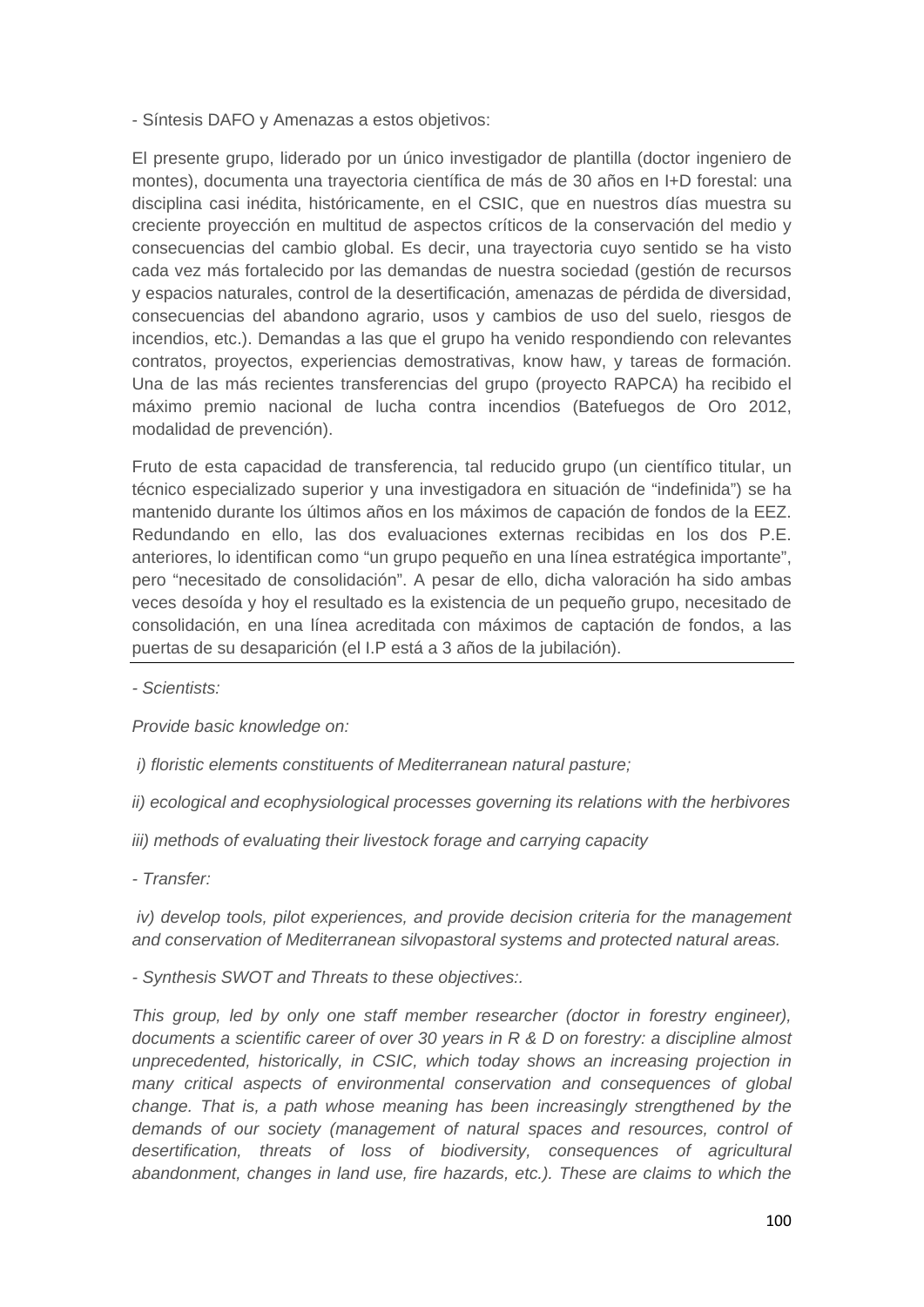- Síntesis DAFO y Amenazas a estos objetivos:

El presente grupo, liderado por un único investigador de plantilla (doctor ingeniero de montes), documenta una trayectoria científica de más de 30 años en I+D forestal: una disciplina casi inédita, históricamente, en el CSIC, que en nuestros días muestra su creciente proyección en multitud de aspectos críticos de la conservación del medio y consecuencias del cambio global. Es decir, una trayectoria cuyo sentido se ha visto cada vez más fortalecido por las demandas de nuestra sociedad (gestión de recursos y espacios naturales, control de la desertificación, amenazas de pérdida de diversidad, consecuencias del abandono agrario, usos y cambios de uso del suelo, riesgos de incendios, etc.). Demandas a las que el grupo ha venido respondiendo con relevantes contratos, proyectos, experiencias demostrativas, know haw, y tareas de formación. Una de las más recientes transferencias del grupo (proyecto RAPCA) ha recibido el máximo premio nacional de lucha contra incendios (Batefuegos de Oro 2012, modalidad de prevención).

Fruto de esta capacidad de transferencia, tal reducido grupo (un científico titular, un técnico especializado superior y una investigadora en situación de "indefinida") se ha mantenido durante los últimos años en los máximos de capación de fondos de la EEZ. Redundando en ello, las dos evaluaciones externas recibidas en los dos P.E. anteriores, lo identifican como "un grupo pequeño en una línea estratégica importante", pero "necesitado de consolidación". A pesar de ello, dicha valoración ha sido ambas veces desoída y hoy el resultado es la existencia de un pequeño grupo, necesitado de consolidación, en una línea acreditada con máximos de captación de fondos, a las puertas de su desaparición (el I.P está a 3 años de la jubilación).

---

*- Scientists:*

*Provide basic knowledge on:*

*i) floristic elements constituents of Mediterranean natural pasture;*

*ii) ecological and ecophysiological processes governing its relations with the herbivores*

*iii) methods of evaluating their livestock forage and carrying capacity*

*- Transfer:*

*iv) develop tools, pilot experiences, and provide decision criteria for the management and conservation of Mediterranean silvopastoral systems and protected natural areas.*

*- Synthesis SWOT and Threats to these objectives:.*

*This group, led by only one staff member researcher (doctor in forestry engineer), documents a scientific career of over 30 years in R & D on forestry: a discipline almost unprecedented, historically, in CSIC, which today shows an increasing projection in many critical aspects of environmental conservation and consequences of global change. That is, a path whose meaning has been increasingly strengthened by the demands of our society (management of natural spaces and resources, control of desertification, threats of loss of biodiversity, consequences of agricultural abandonment, changes in land use, fire hazards, etc.). These are claims to which the*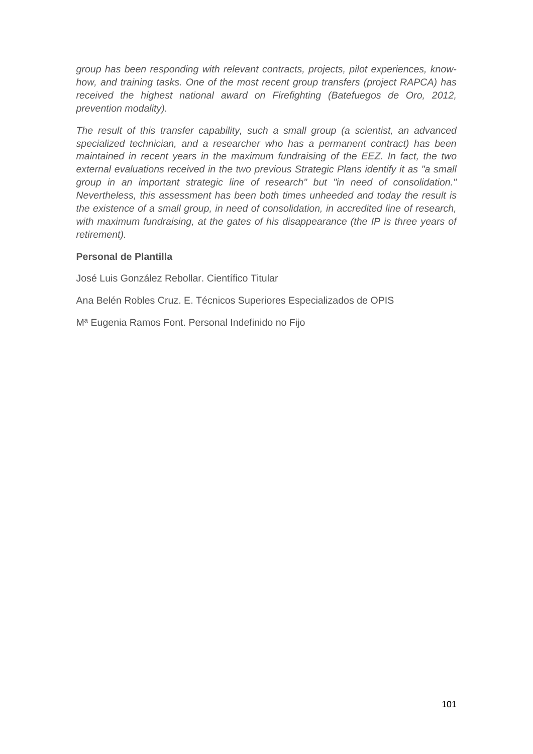*group has been responding with relevant contracts, projects, pilot experiences, know-how, and training tasks. One of the most recent group transfers (project RAPCA) has received the highest national award on Firefighting (Batefuegos de Oro, 2012, prevention modality).*

*The result of this transfer capability, such a small group (a scientist, an advanced specialized technician, and a researcher who has a permanent contract) has been maintained in recent years in the maximum fundraising of the EEZ. In fact, the two external evaluations received in the two previous Strategic Plans identify it as "a small group in an important strategic line of research" but "in need of consolidation." Nevertheless, this assessment has been both times unheeded and today the result is the existence of a small group, in need of consolidation, in accredited line of research, with maximum fundraising, at the gates of his disappearance (the IP is three years of retirement).*

**Personal de Plantilla**

José Luis González Rebollar. Científico Titular

Ana Belén Robles Cruz. E. Técnicos Superiores Especializados de OPIS

Mª Eugenia Ramos Font. Personal Indefinido no Fijo